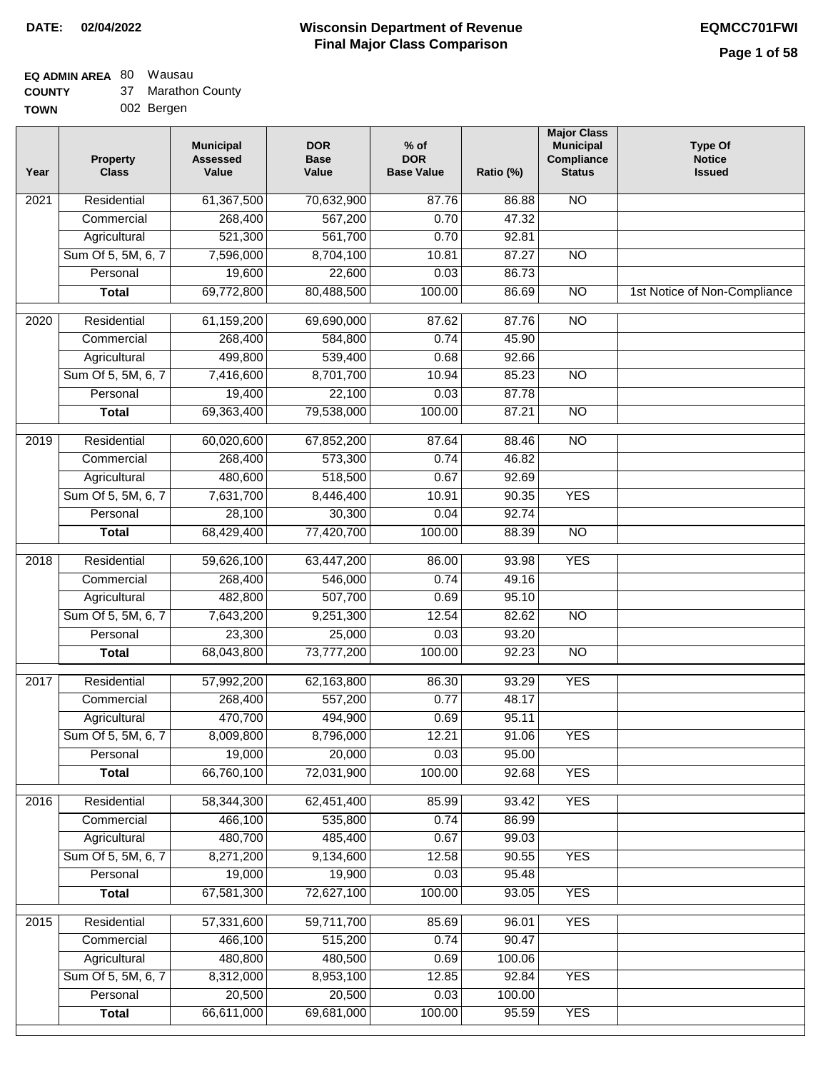**DATE: 02/04/2022**

# Wisconsin Department of Revenue
## Final Major Class Comparison

**EQMCC701FWI**

**EQ ADMIN AREA** 80 Wausau
**COUNTY** 37 Marathon County
**TOWN** 002 Bergen

| Year | Property Class | Municipal Assessed Value | DOR Base Value | % of DOR Base Value | Ratio (%) | Major Class Municipal Compliance Status | Type Of Notice Issued |
|---|---|---|---|---|---|---|---|
| 2021 | Residential | 61,367,500 | 70,632,900 | 87.76 | 86.88 | NO | |
| | Commercial | 268,400 | 567,200 | 0.70 | 47.32 | | |
| | Agricultural | 521,300 | 561,700 | 0.70 | 92.81 | | |
| | Sum Of 5, 5M, 6, 7 | 7,596,000 | 8,704,100 | 10.81 | 87.27 | NO | |
| | Personal | 19,600 | 22,600 | 0.03 | 86.73 | | |
| | **Total** | 69,772,800 | 80,488,500 | 100.00 | 86.69 | NO | 1st Notice of Non-Compliance |
| 2020 | Residential | 61,159,200 | 69,690,000 | 87.62 | 87.76 | NO | |
| | Commercial | 268,400 | 584,800 | 0.74 | 45.90 | | |
| | Agricultural | 499,800 | 539,400 | 0.68 | 92.66 | | |
| | Sum Of 5, 5M, 6, 7 | 7,416,600 | 8,701,700 | 10.94 | 85.23 | NO | |
| | Personal | 19,400 | 22,100 | 0.03 | 87.78 | | |
| | **Total** | 69,363,400 | 79,538,000 | 100.00 | 87.21 | NO | |
| 2019 | Residential | 60,020,600 | 67,852,200 | 87.64 | 88.46 | NO | |
| | Commercial | 268,400 | 573,300 | 0.74 | 46.82 | | |
| | Agricultural | 480,600 | 518,500 | 0.67 | 92.69 | | |
| | Sum Of 5, 5M, 6, 7 | 7,631,700 | 8,446,400 | 10.91 | 90.35 | YES | |
| | Personal | 28,100 | 30,300 | 0.04 | 92.74 | | |
| | **Total** | 68,429,400 | 77,420,700 | 100.00 | 88.39 | NO | |
| 2018 | Residential | 59,626,100 | 63,447,200 | 86.00 | 93.98 | YES | |
| | Commercial | 268,400 | 546,000 | 0.74 | 49.16 | | |
| | Agricultural | 482,800 | 507,700 | 0.69 | 95.10 | | |
| | Sum Of 5, 5M, 6, 7 | 7,643,200 | 9,251,300 | 12.54 | 82.62 | NO | |
| | Personal | 23,300 | 25,000 | 0.03 | 93.20 | | |
| | **Total** | 68,043,800 | 73,777,200 | 100.00 | 92.23 | NO | |
| 2017 | Residential | 57,992,200 | 62,163,800 | 86.30 | 93.29 | YES | |
| | Commercial | 268,400 | 557,200 | 0.77 | 48.17 | | |
| | Agricultural | 470,700 | 494,900 | 0.69 | 95.11 | | |
| | Sum Of 5, 5M, 6, 7 | 8,009,800 | 8,796,000 | 12.21 | 91.06 | YES | |
| | Personal | 19,000 | 20,000 | 0.03 | 95.00 | | |
| | **Total** | 66,760,100 | 72,031,900 | 100.00 | 92.68 | YES | |
| 2016 | Residential | 58,344,300 | 62,451,400 | 85.99 | 93.42 | YES | |
| | Commercial | 466,100 | 535,800 | 0.74 | 86.99 | | |
| | Agricultural | 480,700 | 485,400 | 0.67 | 99.03 | | |
| | Sum Of 5, 5M, 6, 7 | 8,271,200 | 9,134,600 | 12.58 | 90.55 | YES | |
| | Personal | 19,000 | 19,900 | 0.03 | 95.48 | | |
| | **Total** | 67,581,300 | 72,627,100 | 100.00 | 93.05 | YES | |
| 2015 | Residential | 57,331,600 | 59,711,700 | 85.69 | 96.01 | YES | |
| | Commercial | 466,100 | 515,200 | 0.74 | 90.47 | | |
| | Agricultural | 480,800 | 480,500 | 0.69 | 100.06 | | |
| | Sum Of 5, 5M, 6, 7 | 8,312,000 | 8,953,100 | 12.85 | 92.84 | YES | |
| | Personal | 20,500 | 20,500 | 0.03 | 100.00 | | |
| | **Total** | 66,611,000 | 69,681,000 | 100.00 | 95.59 | YES | |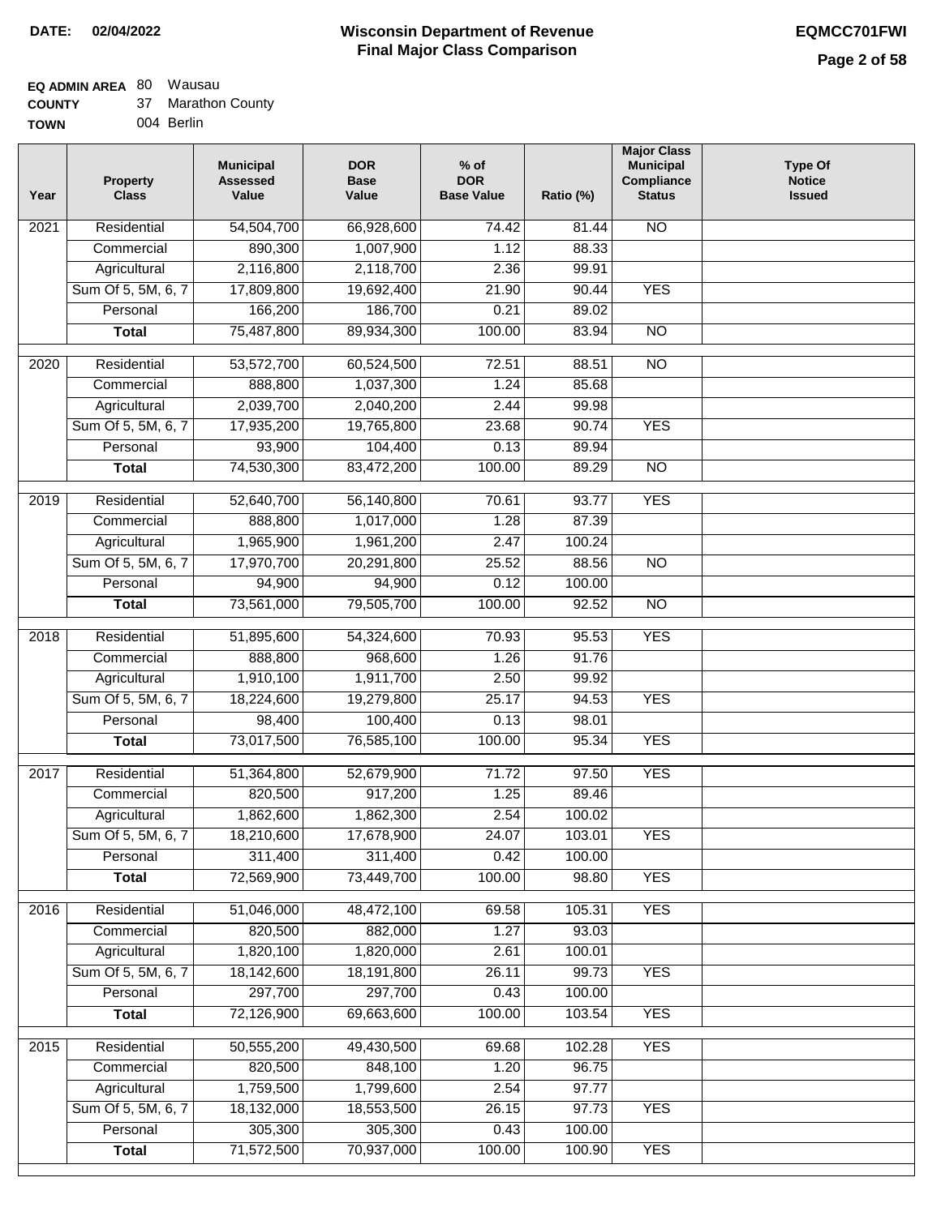**DATE: 02/04/2022**

# Wisconsin Department of Revenue
## Final Major Class Comparison

**EQMCC701FWI**

**EQ ADMIN AREA** 80 Wausau
**COUNTY** 37 Marathon County
**TOWN** 004 Berlin

| Year | Property Class | Municipal Assessed Value | DOR Base Value | % of DOR Base Value | Ratio (%) | Major Class Municipal Compliance Status | Type Of Notice Issued |
|---|---|---|---|---|---|---|---|
| 2021 | Residential | 54,504,700 | 66,928,600 | 74.42 | 81.44 | NO | |
| | Commercial | 890,300 | 1,007,900 | 1.12 | 88.33 | | |
| | Agricultural | 2,116,800 | 2,118,700 | 2.36 | 99.91 | | |
| | Sum Of 5, 5M, 6, 7 | 17,809,800 | 19,692,400 | 21.90 | 90.44 | YES | |
| | Personal | 166,200 | 186,700 | 0.21 | 89.02 | | |
| | **Total** | 75,487,800 | 89,934,300 | 100.00 | 83.94 | NO | |
| 2020 | Residential | 53,572,700 | 60,524,500 | 72.51 | 88.51 | NO | |
| | Commercial | 888,800 | 1,037,300 | 1.24 | 85.68 | | |
| | Agricultural | 2,039,700 | 2,040,200 | 2.44 | 99.98 | | |
| | Sum Of 5, 5M, 6, 7 | 17,935,200 | 19,765,800 | 23.68 | 90.74 | YES | |
| | Personal | 93,900 | 104,400 | 0.13 | 89.94 | | |
| | **Total** | 74,530,300 | 83,472,200 | 100.00 | 89.29 | NO | |
| 2019 | Residential | 52,640,700 | 56,140,800 | 70.61 | 93.77 | YES | |
| | Commercial | 888,800 | 1,017,000 | 1.28 | 87.39 | | |
| | Agricultural | 1,965,900 | 1,961,200 | 2.47 | 100.24 | | |
| | Sum Of 5, 5M, 6, 7 | 17,970,700 | 20,291,800 | 25.52 | 88.56 | NO | |
| | Personal | 94,900 | 94,900 | 0.12 | 100.00 | | |
| | **Total** | 73,561,000 | 79,505,700 | 100.00 | 92.52 | NO | |
| 2018 | Residential | 51,895,600 | 54,324,600 | 70.93 | 95.53 | YES | |
| | Commercial | 888,800 | 968,600 | 1.26 | 91.76 | | |
| | Agricultural | 1,910,100 | 1,911,700 | 2.50 | 99.92 | | |
| | Sum Of 5, 5M, 6, 7 | 18,224,600 | 19,279,800 | 25.17 | 94.53 | YES | |
| | Personal | 98,400 | 100,400 | 0.13 | 98.01 | | |
| | **Total** | 73,017,500 | 76,585,100 | 100.00 | 95.34 | YES | |
| 2017 | Residential | 51,364,800 | 52,679,900 | 71.72 | 97.50 | YES | |
| | Commercial | 820,500 | 917,200 | 1.25 | 89.46 | | |
| | Agricultural | 1,862,600 | 1,862,300 | 2.54 | 100.02 | | |
| | Sum Of 5, 5M, 6, 7 | 18,210,600 | 17,678,900 | 24.07 | 103.01 | YES | |
| | Personal | 311,400 | 311,400 | 0.42 | 100.00 | | |
| | **Total** | 72,569,900 | 73,449,700 | 100.00 | 98.80 | YES | |
| 2016 | Residential | 51,046,000 | 48,472,100 | 69.58 | 105.31 | YES | |
| | Commercial | 820,500 | 882,000 | 1.27 | 93.03 | | |
| | Agricultural | 1,820,100 | 1,820,000 | 2.61 | 100.01 | | |
| | Sum Of 5, 5M, 6, 7 | 18,142,600 | 18,191,800 | 26.11 | 99.73 | YES | |
| | Personal | 297,700 | 297,700 | 0.43 | 100.00 | | |
| | **Total** | 72,126,900 | 69,663,600 | 100.00 | 103.54 | YES | |
| 2015 | Residential | 50,555,200 | 49,430,500 | 69.68 | 102.28 | YES | |
| | Commercial | 820,500 | 848,100 | 1.20 | 96.75 | | |
| | Agricultural | 1,759,500 | 1,799,600 | 2.54 | 97.77 | | |
| | Sum Of 5, 5M, 6, 7 | 18,132,000 | 18,553,500 | 26.15 | 97.73 | YES | |
| | Personal | 305,300 | 305,300 | 0.43 | 100.00 | | |
| | **Total** | 71,572,500 | 70,937,000 | 100.00 | 100.90 | YES | |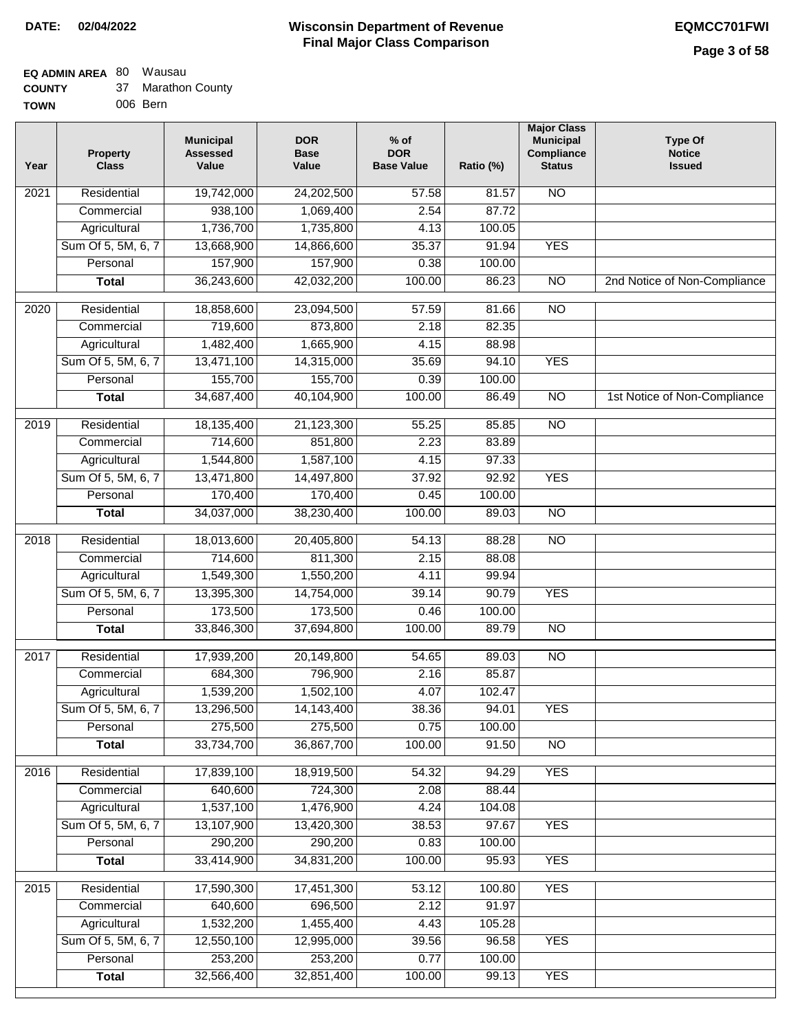# Wisconsin Department of Revenue
## Final Major Class Comparison

**DATE:** 02/04/2022

**EQMCC701FWI**

**EQ ADMIN AREA** 80 Wausau
**COUNTY** 37 Marathon County
**TOWN** 006 Bern

| Year | Property Class | Municipal Assessed Value | DOR Base Value | % of DOR Base Value | Ratio (%) | Major Class Municipal Compliance Status | Type Of Notice Issued |
|---|---|---|---|---|---|---|---|
| 2021 | Residential | 19,742,000 | 24,202,500 | 57.58 | 81.57 | NO | |
| | Commercial | 938,100 | 1,069,400 | 2.54 | 87.72 | | |
| | Agricultural | 1,736,700 | 1,735,800 | 4.13 | 100.05 | | |
| | Sum Of 5, 5M, 6, 7 | 13,668,900 | 14,866,600 | 35.37 | 91.94 | YES | |
| | Personal | 157,900 | 157,900 | 0.38 | 100.00 | | |
| | **Total** | 36,243,600 | 42,032,200 | 100.00 | 86.23 | NO | 2nd Notice of Non-Compliance |
| 2020 | Residential | 18,858,600 | 23,094,500 | 57.59 | 81.66 | NO | |
| | Commercial | 719,600 | 873,800 | 2.18 | 82.35 | | |
| | Agricultural | 1,482,400 | 1,665,900 | 4.15 | 88.98 | | |
| | Sum Of 5, 5M, 6, 7 | 13,471,100 | 14,315,000 | 35.69 | 94.10 | YES | |
| | Personal | 155,700 | 155,700 | 0.39 | 100.00 | | |
| | **Total** | 34,687,400 | 40,104,900 | 100.00 | 86.49 | NO | 1st Notice of Non-Compliance |
| 2019 | Residential | 18,135,400 | 21,123,300 | 55.25 | 85.85 | NO | |
| | Commercial | 714,600 | 851,800 | 2.23 | 83.89 | | |
| | Agricultural | 1,544,800 | 1,587,100 | 4.15 | 97.33 | | |
| | Sum Of 5, 5M, 6, 7 | 13,471,800 | 14,497,800 | 37.92 | 92.92 | YES | |
| | Personal | 170,400 | 170,400 | 0.45 | 100.00 | | |
| | **Total** | 34,037,000 | 38,230,400 | 100.00 | 89.03 | NO | |
| 2018 | Residential | 18,013,600 | 20,405,800 | 54.13 | 88.28 | NO | |
| | Commercial | 714,600 | 811,300 | 2.15 | 88.08 | | |
| | Agricultural | 1,549,300 | 1,550,200 | 4.11 | 99.94 | | |
| | Sum Of 5, 5M, 6, 7 | 13,395,300 | 14,754,000 | 39.14 | 90.79 | YES | |
| | Personal | 173,500 | 173,500 | 0.46 | 100.00 | | |
| | **Total** | 33,846,300 | 37,694,800 | 100.00 | 89.79 | NO | |
| 2017 | Residential | 17,939,200 | 20,149,800 | 54.65 | 89.03 | NO | |
| | Commercial | 684,300 | 796,900 | 2.16 | 85.87 | | |
| | Agricultural | 1,539,200 | 1,502,100 | 4.07 | 102.47 | | |
| | Sum Of 5, 5M, 6, 7 | 13,296,500 | 14,143,400 | 38.36 | 94.01 | YES | |
| | Personal | 275,500 | 275,500 | 0.75 | 100.00 | | |
| | **Total** | 33,734,700 | 36,867,700 | 100.00 | 91.50 | NO | |
| 2016 | Residential | 17,839,100 | 18,919,500 | 54.32 | 94.29 | YES | |
| | Commercial | 640,600 | 724,300 | 2.08 | 88.44 | | |
| | Agricultural | 1,537,100 | 1,476,900 | 4.24 | 104.08 | | |
| | Sum Of 5, 5M, 6, 7 | 13,107,900 | 13,420,300 | 38.53 | 97.67 | YES | |
| | Personal | 290,200 | 290,200 | 0.83 | 100.00 | | |
| | **Total** | 33,414,900 | 34,831,200 | 100.00 | 95.93 | YES | |
| 2015 | Residential | 17,590,300 | 17,451,300 | 53.12 | 100.80 | YES | |
| | Commercial | 640,600 | 696,500 | 2.12 | 91.97 | | |
| | Agricultural | 1,532,200 | 1,455,400 | 4.43 | 105.28 | | |
| | Sum Of 5, 5M, 6, 7 | 12,550,100 | 12,995,000 | 39.56 | 96.58 | YES | |
| | Personal | 253,200 | 253,200 | 0.77 | 100.00 | | |
| | **Total** | 32,566,400 | 32,851,400 | 100.00 | 99.13 | YES | |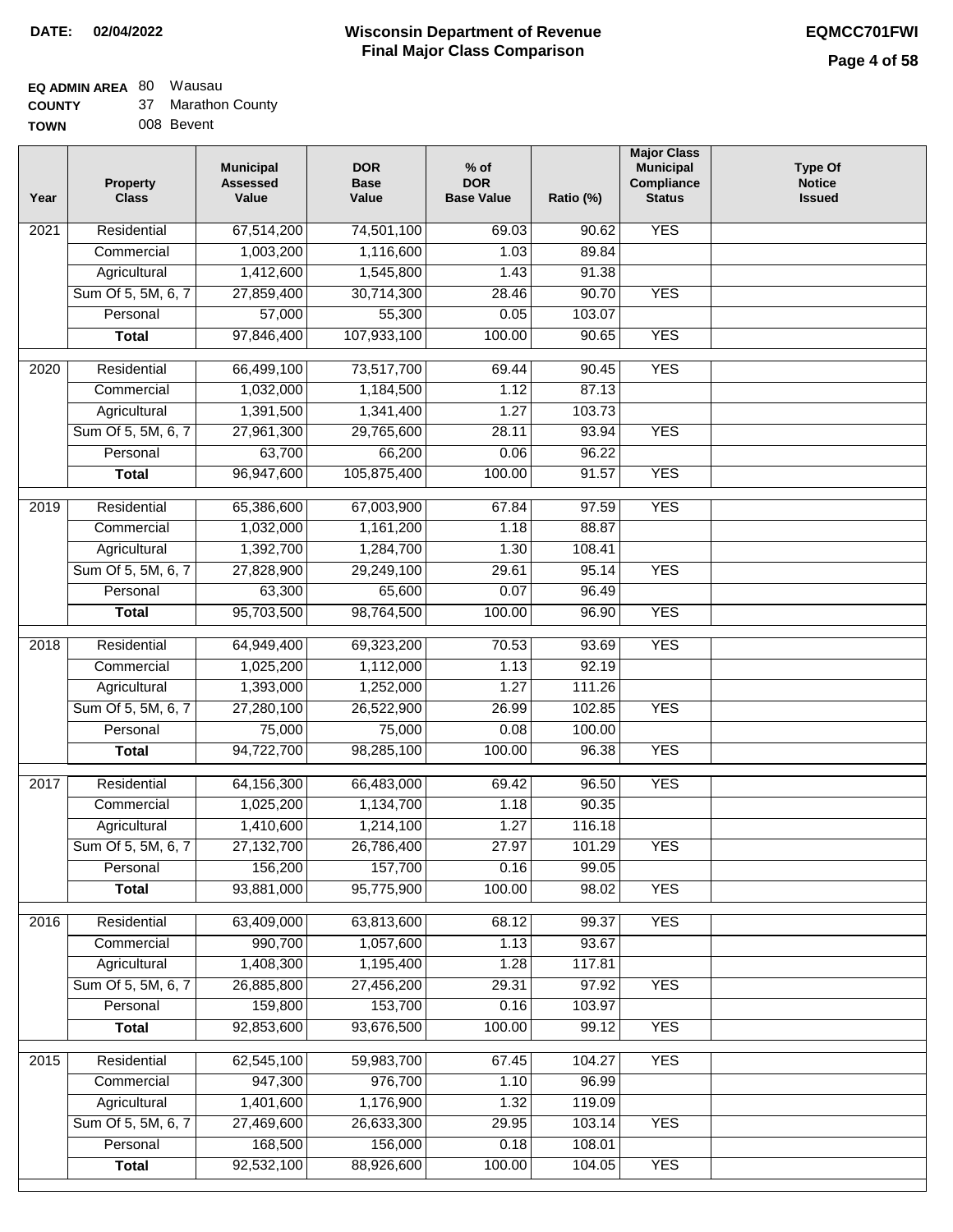**DATE:** 02/04/2022

# Wisconsin Department of Revenue
## Final Major Class Comparison

**EQMCC701FWI**

**EQ ADMIN AREA** 80 Wausau
**COUNTY** 37 Marathon County
**TOWN** 008 Bevent

| Year | Property Class | Municipal Assessed Value | DOR Base Value | % of DOR Base Value | Ratio (%) | Major Class Municipal Compliance Status | Type Of Notice Issued |
|---|---|---|---|---|---|---|---|
| 2021 | Residential | 67,514,200 | 74,501,100 | 69.03 | 90.62 | YES | |
| | Commercial | 1,003,200 | 1,116,600 | 1.03 | 89.84 | | |
| | Agricultural | 1,412,600 | 1,545,800 | 1.43 | 91.38 | | |
| | Sum Of 5, 5M, 6, 7 | 27,859,400 | 30,714,300 | 28.46 | 90.70 | YES | |
| | Personal | 57,000 | 55,300 | 0.05 | 103.07 | | |
| | **Total** | 97,846,400 | 107,933,100 | 100.00 | 90.65 | YES | |
| 2020 | Residential | 66,499,100 | 73,517,700 | 69.44 | 90.45 | YES | |
| | Commercial | 1,032,000 | 1,184,500 | 1.12 | 87.13 | | |
| | Agricultural | 1,391,500 | 1,341,400 | 1.27 | 103.73 | | |
| | Sum Of 5, 5M, 6, 7 | 27,961,300 | 29,765,600 | 28.11 | 93.94 | YES | |
| | Personal | 63,700 | 66,200 | 0.06 | 96.22 | | |
| | **Total** | 96,947,600 | 105,875,400 | 100.00 | 91.57 | YES | |
| 2019 | Residential | 65,386,600 | 67,003,900 | 67.84 | 97.59 | YES | |
| | Commercial | 1,032,000 | 1,161,200 | 1.18 | 88.87 | | |
| | Agricultural | 1,392,700 | 1,284,700 | 1.30 | 108.41 | | |
| | Sum Of 5, 5M, 6, 7 | 27,828,900 | 29,249,100 | 29.61 | 95.14 | YES | |
| | Personal | 63,300 | 65,600 | 0.07 | 96.49 | | |
| | **Total** | 95,703,500 | 98,764,500 | 100.00 | 96.90 | YES | |
| 2018 | Residential | 64,949,400 | 69,323,200 | 70.53 | 93.69 | YES | |
| | Commercial | 1,025,200 | 1,112,000 | 1.13 | 92.19 | | |
| | Agricultural | 1,393,000 | 1,252,000 | 1.27 | 111.26 | | |
| | Sum Of 5, 5M, 6, 7 | 27,280,100 | 26,522,900 | 26.99 | 102.85 | YES | |
| | Personal | 75,000 | 75,000 | 0.08 | 100.00 | | |
| | **Total** | 94,722,700 | 98,285,100 | 100.00 | 96.38 | YES | |
| 2017 | Residential | 64,156,300 | 66,483,000 | 69.42 | 96.50 | YES | |
| | Commercial | 1,025,200 | 1,134,700 | 1.18 | 90.35 | | |
| | Agricultural | 1,410,600 | 1,214,100 | 1.27 | 116.18 | | |
| | Sum Of 5, 5M, 6, 7 | 27,132,700 | 26,786,400 | 27.97 | 101.29 | YES | |
| | Personal | 156,200 | 157,700 | 0.16 | 99.05 | | |
| | **Total** | 93,881,000 | 95,775,900 | 100.00 | 98.02 | YES | |
| 2016 | Residential | 63,409,000 | 63,813,600 | 68.12 | 99.37 | YES | |
| | Commercial | 990,700 | 1,057,600 | 1.13 | 93.67 | | |
| | Agricultural | 1,408,300 | 1,195,400 | 1.28 | 117.81 | | |
| | Sum Of 5, 5M, 6, 7 | 26,885,800 | 27,456,200 | 29.31 | 97.92 | YES | |
| | Personal | 159,800 | 153,700 | 0.16 | 103.97 | | |
| | **Total** | 92,853,600 | 93,676,500 | 100.00 | 99.12 | YES | |
| 2015 | Residential | 62,545,100 | 59,983,700 | 67.45 | 104.27 | YES | |
| | Commercial | 947,300 | 976,700 | 1.10 | 96.99 | | |
| | Agricultural | 1,401,600 | 1,176,900 | 1.32 | 119.09 | | |
| | Sum Of 5, 5M, 6, 7 | 27,469,600 | 26,633,300 | 29.95 | 103.14 | YES | |
| | Personal | 168,500 | 156,000 | 0.18 | 108.01 | | |
| | **Total** | 92,532,100 | 88,926,600 | 100.00 | 104.05 | YES | |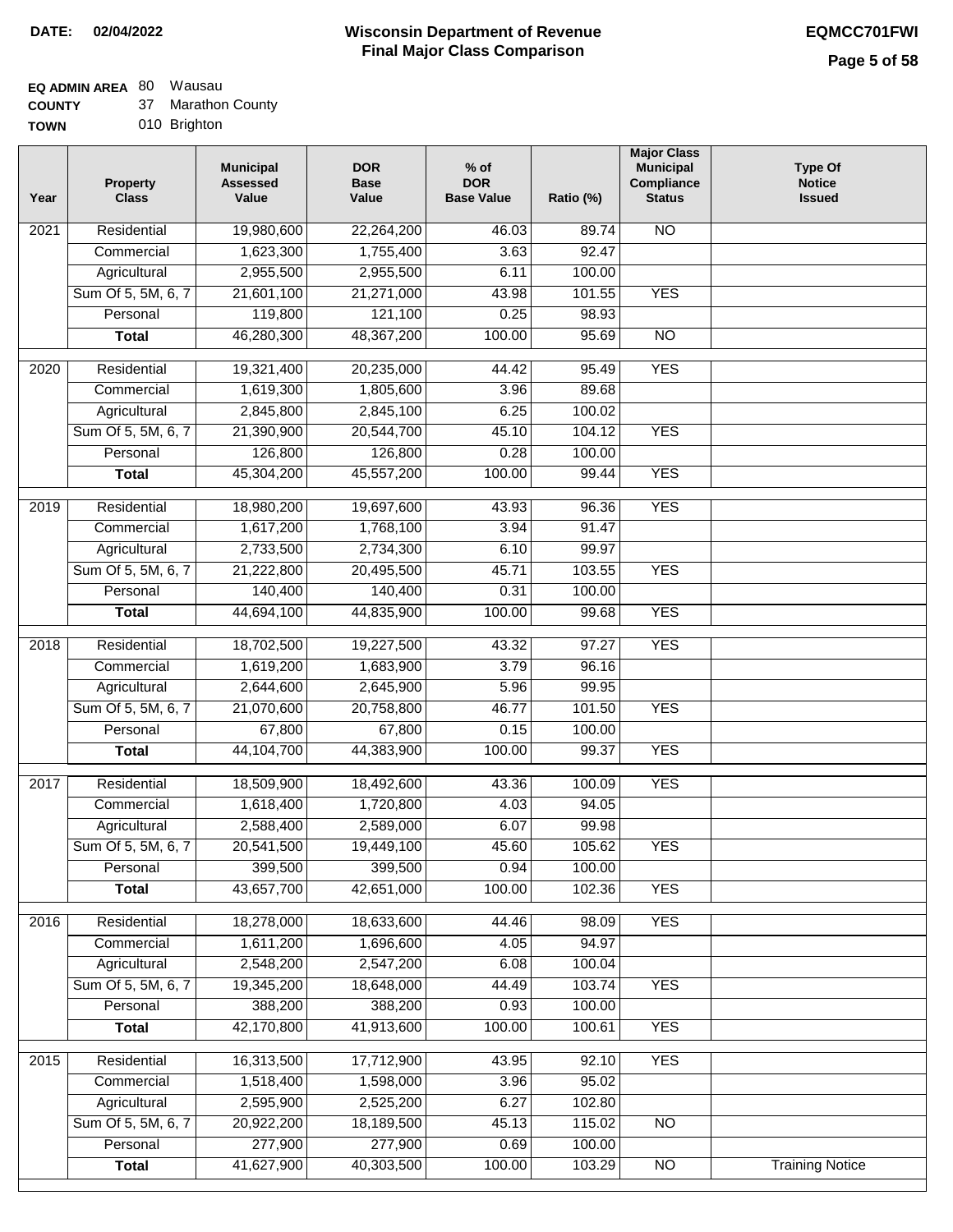**DATE:** 02/04/2022

# Wisconsin Department of Revenue
## Final Major Class Comparison

**EQMCC701FWI**

**EQ ADMIN AREA** 80 Wausau
**COUNTY** 37 Marathon County
**TOWN** 010 Brighton

| Year | Property Class | Municipal Assessed Value | DOR Base Value | % of DOR Base Value | Ratio (%) | Major Class Municipal Compliance Status | Type Of Notice Issued |
|---|---|---|---|---|---|---|---|
| 2021 | Residential | 19,980,600 | 22,264,200 | 46.03 | 89.74 | NO | |
| | Commercial | 1,623,300 | 1,755,400 | 3.63 | 92.47 | | |
| | Agricultural | 2,955,500 | 2,955,500 | 6.11 | 100.00 | | |
| | Sum Of 5, 5M, 6, 7 | 21,601,100 | 21,271,000 | 43.98 | 101.55 | YES | |
| | Personal | 119,800 | 121,100 | 0.25 | 98.93 | | |
| | **Total** | 46,280,300 | 48,367,200 | 100.00 | 95.69 | NO | |
| 2020 | Residential | 19,321,400 | 20,235,000 | 44.42 | 95.49 | YES | |
| | Commercial | 1,619,300 | 1,805,600 | 3.96 | 89.68 | | |
| | Agricultural | 2,845,800 | 2,845,100 | 6.25 | 100.02 | | |
| | Sum Of 5, 5M, 6, 7 | 21,390,900 | 20,544,700 | 45.10 | 104.12 | YES | |
| | Personal | 126,800 | 126,800 | 0.28 | 100.00 | | |
| | **Total** | 45,304,200 | 45,557,200 | 100.00 | 99.44 | YES | |
| 2019 | Residential | 18,980,200 | 19,697,600 | 43.93 | 96.36 | YES | |
| | Commercial | 1,617,200 | 1,768,100 | 3.94 | 91.47 | | |
| | Agricultural | 2,733,500 | 2,734,300 | 6.10 | 99.97 | | |
| | Sum Of 5, 5M, 6, 7 | 21,222,800 | 20,495,500 | 45.71 | 103.55 | YES | |
| | Personal | 140,400 | 140,400 | 0.31 | 100.00 | | |
| | **Total** | 44,694,100 | 44,835,900 | 100.00 | 99.68 | YES | |
| 2018 | Residential | 18,702,500 | 19,227,500 | 43.32 | 97.27 | YES | |
| | Commercial | 1,619,200 | 1,683,900 | 3.79 | 96.16 | | |
| | Agricultural | 2,644,600 | 2,645,900 | 5.96 | 99.95 | | |
| | Sum Of 5, 5M, 6, 7 | 21,070,600 | 20,758,800 | 46.77 | 101.50 | YES | |
| | Personal | 67,800 | 67,800 | 0.15 | 100.00 | | |
| | **Total** | 44,104,700 | 44,383,900 | 100.00 | 99.37 | YES | |
| 2017 | Residential | 18,509,900 | 18,492,600 | 43.36 | 100.09 | YES | |
| | Commercial | 1,618,400 | 1,720,800 | 4.03 | 94.05 | | |
| | Agricultural | 2,588,400 | 2,589,000 | 6.07 | 99.98 | | |
| | Sum Of 5, 5M, 6, 7 | 20,541,500 | 19,449,100 | 45.60 | 105.62 | YES | |
| | Personal | 399,500 | 399,500 | 0.94 | 100.00 | | |
| | **Total** | 43,657,700 | 42,651,000 | 100.00 | 102.36 | YES | |
| 2016 | Residential | 18,278,000 | 18,633,600 | 44.46 | 98.09 | YES | |
| | Commercial | 1,611,200 | 1,696,600 | 4.05 | 94.97 | | |
| | Agricultural | 2,548,200 | 2,547,200 | 6.08 | 100.04 | | |
| | Sum Of 5, 5M, 6, 7 | 19,345,200 | 18,648,000 | 44.49 | 103.74 | YES | |
| | Personal | 388,200 | 388,200 | 0.93 | 100.00 | | |
| | **Total** | 42,170,800 | 41,913,600 | 100.00 | 100.61 | YES | |
| 2015 | Residential | 16,313,500 | 17,712,900 | 43.95 | 92.10 | YES | |
| | Commercial | 1,518,400 | 1,598,000 | 3.96 | 95.02 | | |
| | Agricultural | 2,595,900 | 2,525,200 | 6.27 | 102.80 | | |
| | Sum Of 5, 5M, 6, 7 | 20,922,200 | 18,189,500 | 45.13 | 115.02 | NO | |
| | Personal | 277,900 | 277,900 | 0.69 | 100.00 | | |
| | **Total** | 41,627,900 | 40,303,500 | 100.00 | 103.29 | NO | Training Notice |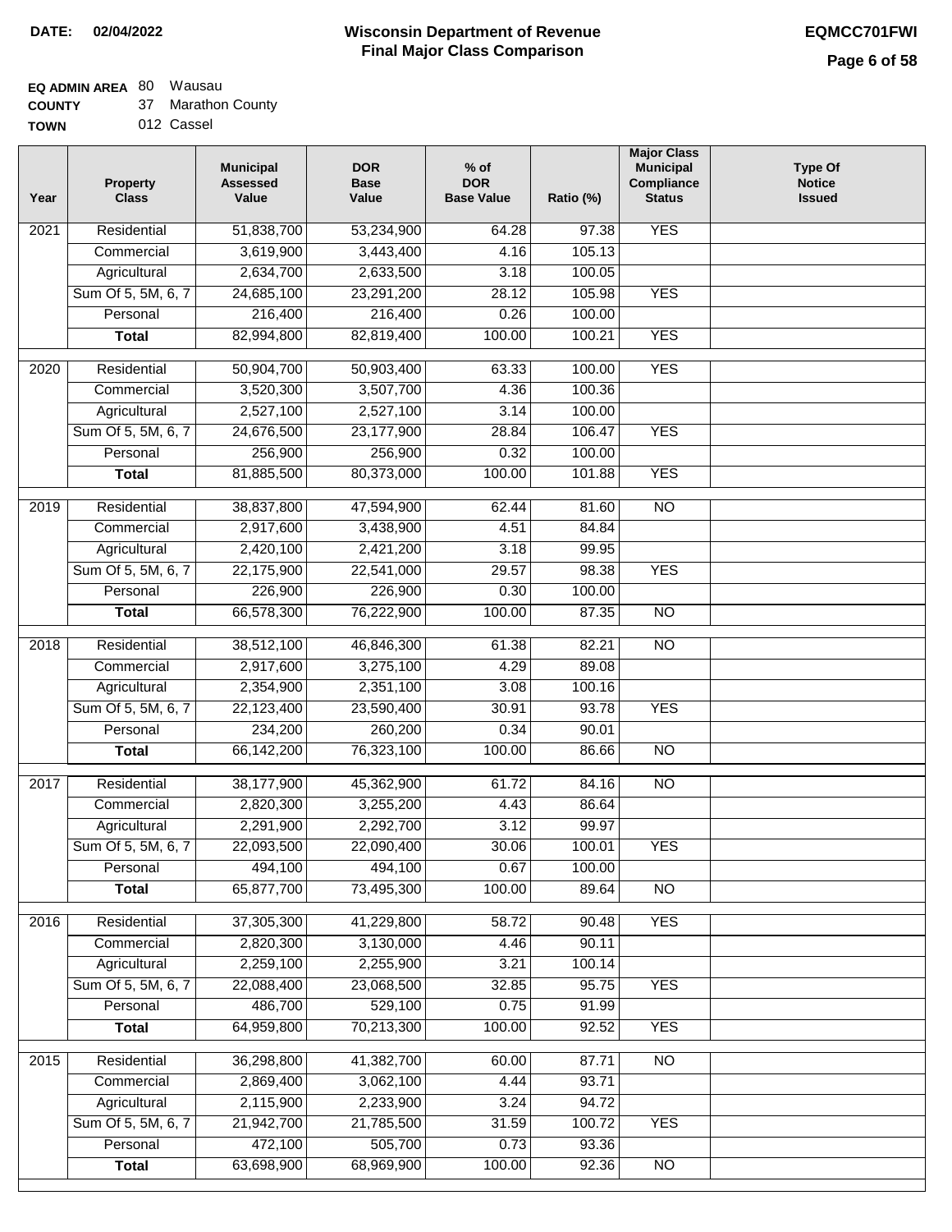**DATE: 02/04/2022**

# Wisconsin Department of Revenue
## Final Major Class Comparison

**EQMCC701FWI**

**EQ ADMIN AREA** 80 Wausau
**COUNTY** 37 Marathon County
**TOWN** 012 Cassel

| Year | Property Class | Municipal Assessed Value | DOR Base Value | % of DOR Base Value | Ratio (%) | Major Class Municipal Compliance Status | Type Of Notice Issued |
|---|---|---|---|---|---|---|---|
| 2021 | Residential | 51,838,700 | 53,234,900 | 64.28 | 97.38 | YES | |
| | Commercial | 3,619,900 | 3,443,400 | 4.16 | 105.13 | | |
| | Agricultural | 2,634,700 | 2,633,500 | 3.18 | 100.05 | | |
| | Sum Of 5, 5M, 6, 7 | 24,685,100 | 23,291,200 | 28.12 | 105.98 | YES | |
| | Personal | 216,400 | 216,400 | 0.26 | 100.00 | | |
| | **Total** | 82,994,800 | 82,819,400 | 100.00 | 100.21 | YES | |
| 2020 | Residential | 50,904,700 | 50,903,400 | 63.33 | 100.00 | YES | |
| | Commercial | 3,520,300 | 3,507,700 | 4.36 | 100.36 | | |
| | Agricultural | 2,527,100 | 2,527,100 | 3.14 | 100.00 | | |
| | Sum Of 5, 5M, 6, 7 | 24,676,500 | 23,177,900 | 28.84 | 106.47 | YES | |
| | Personal | 256,900 | 256,900 | 0.32 | 100.00 | | |
| | **Total** | 81,885,500 | 80,373,000 | 100.00 | 101.88 | YES | |
| 2019 | Residential | 38,837,800 | 47,594,900 | 62.44 | 81.60 | NO | |
| | Commercial | 2,917,600 | 3,438,900 | 4.51 | 84.84 | | |
| | Agricultural | 2,420,100 | 2,421,200 | 3.18 | 99.95 | | |
| | Sum Of 5, 5M, 6, 7 | 22,175,900 | 22,541,000 | 29.57 | 98.38 | YES | |
| | Personal | 226,900 | 226,900 | 0.30 | 100.00 | | |
| | **Total** | 66,578,300 | 76,222,900 | 100.00 | 87.35 | NO | |
| 2018 | Residential | 38,512,100 | 46,846,300 | 61.38 | 82.21 | NO | |
| | Commercial | 2,917,600 | 3,275,100 | 4.29 | 89.08 | | |
| | Agricultural | 2,354,900 | 2,351,100 | 3.08 | 100.16 | | |
| | Sum Of 5, 5M, 6, 7 | 22,123,400 | 23,590,400 | 30.91 | 93.78 | YES | |
| | Personal | 234,200 | 260,200 | 0.34 | 90.01 | | |
| | **Total** | 66,142,200 | 76,323,100 | 100.00 | 86.66 | NO | |
| 2017 | Residential | 38,177,900 | 45,362,900 | 61.72 | 84.16 | NO | |
| | Commercial | 2,820,300 | 3,255,200 | 4.43 | 86.64 | | |
| | Agricultural | 2,291,900 | 2,292,700 | 3.12 | 99.97 | | |
| | Sum Of 5, 5M, 6, 7 | 22,093,500 | 22,090,400 | 30.06 | 100.01 | YES | |
| | Personal | 494,100 | 494,100 | 0.67 | 100.00 | | |
| | **Total** | 65,877,700 | 73,495,300 | 100.00 | 89.64 | NO | |
| 2016 | Residential | 37,305,300 | 41,229,800 | 58.72 | 90.48 | YES | |
| | Commercial | 2,820,300 | 3,130,000 | 4.46 | 90.11 | | |
| | Agricultural | 2,259,100 | 2,255,900 | 3.21 | 100.14 | | |
| | Sum Of 5, 5M, 6, 7 | 22,088,400 | 23,068,500 | 32.85 | 95.75 | YES | |
| | Personal | 486,700 | 529,100 | 0.75 | 91.99 | | |
| | **Total** | 64,959,800 | 70,213,300 | 100.00 | 92.52 | YES | |
| 2015 | Residential | 36,298,800 | 41,382,700 | 60.00 | 87.71 | NO | |
| | Commercial | 2,869,400 | 3,062,100 | 4.44 | 93.71 | | |
| | Agricultural | 2,115,900 | 2,233,900 | 3.24 | 94.72 | | |
| | Sum Of 5, 5M, 6, 7 | 21,942,700 | 21,785,500 | 31.59 | 100.72 | YES | |
| | Personal | 472,100 | 505,700 | 0.73 | 93.36 | | |
| | **Total** | 63,698,900 | 68,969,900 | 100.00 | 92.36 | NO | |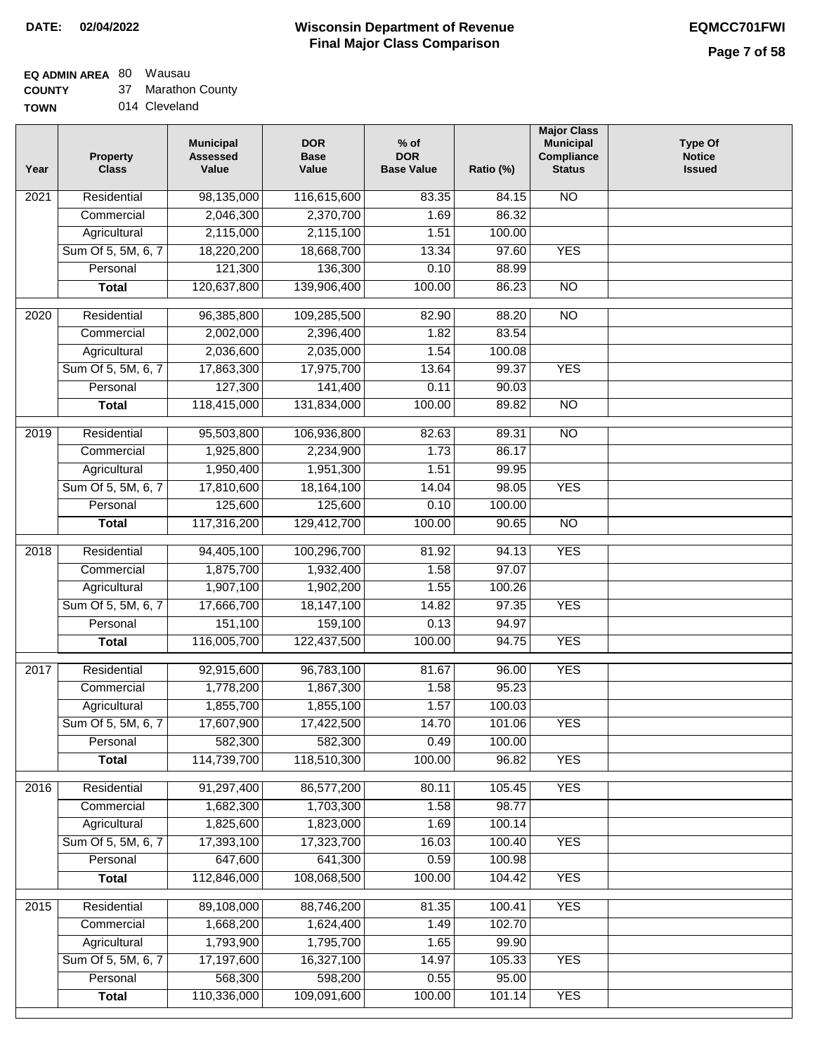**DATE: 02/04/2022**

# Wisconsin Department of Revenue
## Final Major Class Comparison

**EQMCC701FWI**

**EQ ADMIN AREA** 80 Wausau
**COUNTY** 37 Marathon County
**TOWN** 014 Cleveland

| Year | Property Class | Municipal Assessed Value | DOR Base Value | % of DOR Base Value | Ratio (%) | Major Class Municipal Compliance Status | Type Of Notice Issued |
|---|---|---|---|---|---|---|---|
| 2021 | Residential | 98,135,000 | 116,615,600 | 83.35 | 84.15 | NO | |
| | Commercial | 2,046,300 | 2,370,700 | 1.69 | 86.32 | | |
| | Agricultural | 2,115,000 | 2,115,100 | 1.51 | 100.00 | | |
| | Sum Of 5, 5M, 6, 7 | 18,220,200 | 18,668,700 | 13.34 | 97.60 | YES | |
| | Personal | 121,300 | 136,300 | 0.10 | 88.99 | | |
| | **Total** | 120,637,800 | 139,906,400 | 100.00 | 86.23 | NO | |
| 2020 | Residential | 96,385,800 | 109,285,500 | 82.90 | 88.20 | NO | |
| | Commercial | 2,002,000 | 2,396,400 | 1.82 | 83.54 | | |
| | Agricultural | 2,036,600 | 2,035,000 | 1.54 | 100.08 | | |
| | Sum Of 5, 5M, 6, 7 | 17,863,300 | 17,975,700 | 13.64 | 99.37 | YES | |
| | Personal | 127,300 | 141,400 | 0.11 | 90.03 | | |
| | **Total** | 118,415,000 | 131,834,000 | 100.00 | 89.82 | NO | |
| 2019 | Residential | 95,503,800 | 106,936,800 | 82.63 | 89.31 | NO | |
| | Commercial | 1,925,800 | 2,234,900 | 1.73 | 86.17 | | |
| | Agricultural | 1,950,400 | 1,951,300 | 1.51 | 99.95 | | |
| | Sum Of 5, 5M, 6, 7 | 17,810,600 | 18,164,100 | 14.04 | 98.05 | YES | |
| | Personal | 125,600 | 125,600 | 0.10 | 100.00 | | |
| | **Total** | 117,316,200 | 129,412,700 | 100.00 | 90.65 | NO | |
| 2018 | Residential | 94,405,100 | 100,296,700 | 81.92 | 94.13 | YES | |
| | Commercial | 1,875,700 | 1,932,400 | 1.58 | 97.07 | | |
| | Agricultural | 1,907,100 | 1,902,200 | 1.55 | 100.26 | | |
| | Sum Of 5, 5M, 6, 7 | 17,666,700 | 18,147,100 | 14.82 | 97.35 | YES | |
| | Personal | 151,100 | 159,100 | 0.13 | 94.97 | | |
| | **Total** | 116,005,700 | 122,437,500 | 100.00 | 94.75 | YES | |
| 2017 | Residential | 92,915,600 | 96,783,100 | 81.67 | 96.00 | YES | |
| | Commercial | 1,778,200 | 1,867,300 | 1.58 | 95.23 | | |
| | Agricultural | 1,855,700 | 1,855,100 | 1.57 | 100.03 | | |
| | Sum Of 5, 5M, 6, 7 | 17,607,900 | 17,422,500 | 14.70 | 101.06 | YES | |
| | Personal | 582,300 | 582,300 | 0.49 | 100.00 | | |
| | **Total** | 114,739,700 | 118,510,300 | 100.00 | 96.82 | YES | |
| 2016 | Residential | 91,297,400 | 86,577,200 | 80.11 | 105.45 | YES | |
| | Commercial | 1,682,300 | 1,703,300 | 1.58 | 98.77 | | |
| | Agricultural | 1,825,600 | 1,823,000 | 1.69 | 100.14 | | |
| | Sum Of 5, 5M, 6, 7 | 17,393,100 | 17,323,700 | 16.03 | 100.40 | YES | |
| | Personal | 647,600 | 641,300 | 0.59 | 100.98 | | |
| | **Total** | 112,846,000 | 108,068,500 | 100.00 | 104.42 | YES | |
| 2015 | Residential | 89,108,000 | 88,746,200 | 81.35 | 100.41 | YES | |
| | Commercial | 1,668,200 | 1,624,400 | 1.49 | 102.70 | | |
| | Agricultural | 1,793,900 | 1,795,700 | 1.65 | 99.90 | | |
| | Sum Of 5, 5M, 6, 7 | 17,197,600 | 16,327,100 | 14.97 | 105.33 | YES | |
| | Personal | 568,300 | 598,200 | 0.55 | 95.00 | | |
| | **Total** | 110,336,000 | 109,091,600 | 100.00 | 101.14 | YES | |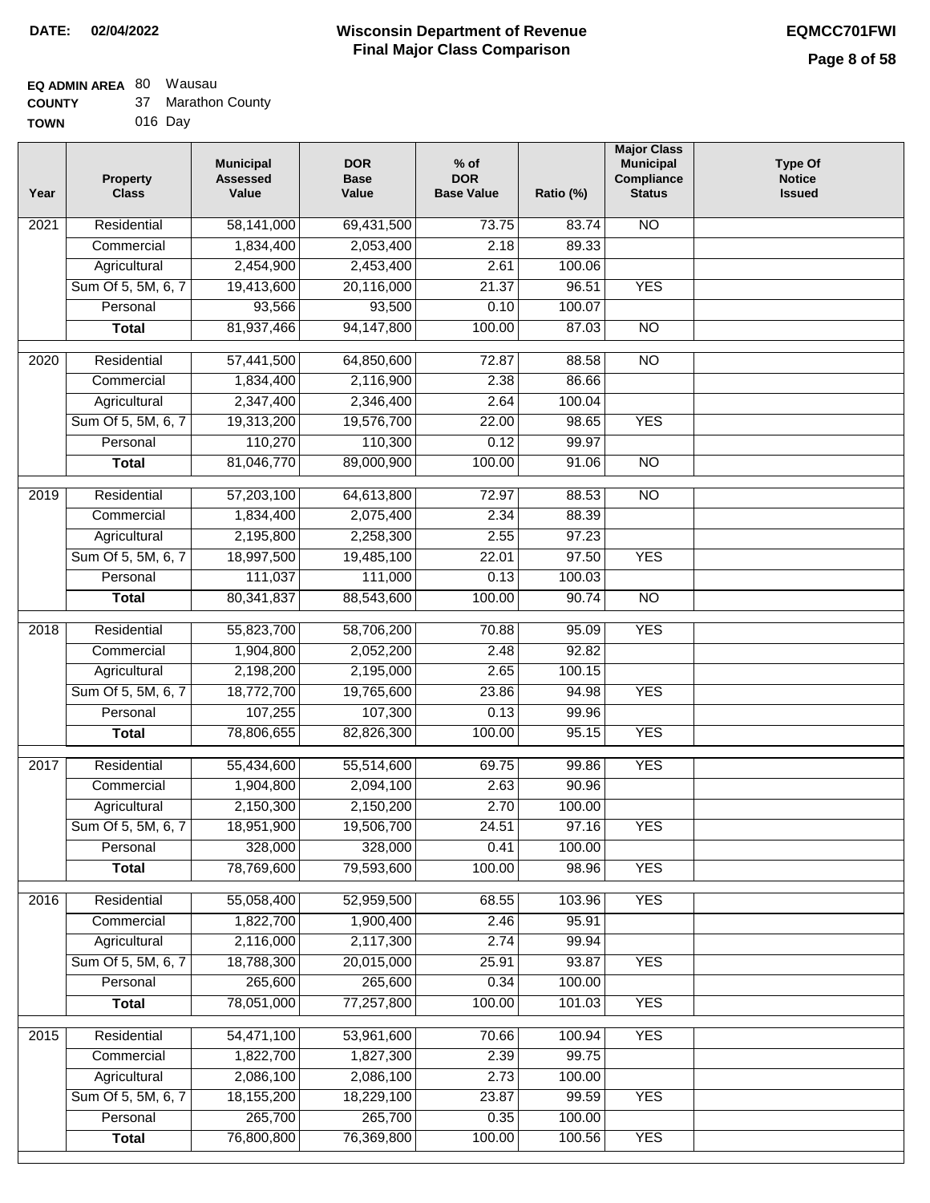**DATE:** 02/04/2022

# Wisconsin Department of Revenue
## Final Major Class Comparison

**EQMCC701FWI**

**EQ ADMIN AREA** 80 Wausau
**COUNTY** 37 Marathon County
**TOWN** 016 Day

| Year | Property Class | Municipal Assessed Value | DOR Base Value | % of DOR Base Value | Ratio (%) | Major Class Municipal Compliance Status | Type Of Notice Issued |
|---|---|---|---|---|---|---|---|
| 2021 | Residential | 58,141,000 | 69,431,500 | 73.75 | 83.74 | NO | |
| | Commercial | 1,834,400 | 2,053,400 | 2.18 | 89.33 | | |
| | Agricultural | 2,454,900 | 2,453,400 | 2.61 | 100.06 | | |
| | Sum Of 5, 5M, 6, 7 | 19,413,600 | 20,116,000 | 21.37 | 96.51 | YES | |
| | Personal | 93,566 | 93,500 | 0.10 | 100.07 | | |
| | **Total** | 81,937,466 | 94,147,800 | 100.00 | 87.03 | NO | |
| 2020 | Residential | 57,441,500 | 64,850,600 | 72.87 | 88.58 | NO | |
| | Commercial | 1,834,400 | 2,116,900 | 2.38 | 86.66 | | |
| | Agricultural | 2,347,400 | 2,346,400 | 2.64 | 100.04 | | |
| | Sum Of 5, 5M, 6, 7 | 19,313,200 | 19,576,700 | 22.00 | 98.65 | YES | |
| | Personal | 110,270 | 110,300 | 0.12 | 99.97 | | |
| | **Total** | 81,046,770 | 89,000,900 | 100.00 | 91.06 | NO | |
| 2019 | Residential | 57,203,100 | 64,613,800 | 72.97 | 88.53 | NO | |
| | Commercial | 1,834,400 | 2,075,400 | 2.34 | 88.39 | | |
| | Agricultural | 2,195,800 | 2,258,300 | 2.55 | 97.23 | | |
| | Sum Of 5, 5M, 6, 7 | 18,997,500 | 19,485,100 | 22.01 | 97.50 | YES | |
| | Personal | 111,037 | 111,000 | 0.13 | 100.03 | | |
| | **Total** | 80,341,837 | 88,543,600 | 100.00 | 90.74 | NO | |
| 2018 | Residential | 55,823,700 | 58,706,200 | 70.88 | 95.09 | YES | |
| | Commercial | 1,904,800 | 2,052,200 | 2.48 | 92.82 | | |
| | Agricultural | 2,198,200 | 2,195,000 | 2.65 | 100.15 | | |
| | Sum Of 5, 5M, 6, 7 | 18,772,700 | 19,765,600 | 23.86 | 94.98 | YES | |
| | Personal | 107,255 | 107,300 | 0.13 | 99.96 | | |
| | **Total** | 78,806,655 | 82,826,300 | 100.00 | 95.15 | YES | |
| 2017 | Residential | 55,434,600 | 55,514,600 | 69.75 | 99.86 | YES | |
| | Commercial | 1,904,800 | 2,094,100 | 2.63 | 90.96 | | |
| | Agricultural | 2,150,300 | 2,150,200 | 2.70 | 100.00 | | |
| | Sum Of 5, 5M, 6, 7 | 18,951,900 | 19,506,700 | 24.51 | 97.16 | YES | |
| | Personal | 328,000 | 328,000 | 0.41 | 100.00 | | |
| | **Total** | 78,769,600 | 79,593,600 | 100.00 | 98.96 | YES | |
| 2016 | Residential | 55,058,400 | 52,959,500 | 68.55 | 103.96 | YES | |
| | Commercial | 1,822,700 | 1,900,400 | 2.46 | 95.91 | | |
| | Agricultural | 2,116,000 | 2,117,300 | 2.74 | 99.94 | | |
| | Sum Of 5, 5M, 6, 7 | 18,788,300 | 20,015,000 | 25.91 | 93.87 | YES | |
| | Personal | 265,600 | 265,600 | 0.34 | 100.00 | | |
| | **Total** | 78,051,000 | 77,257,800 | 100.00 | 101.03 | YES | |
| 2015 | Residential | 54,471,100 | 53,961,600 | 70.66 | 100.94 | YES | |
| | Commercial | 1,822,700 | 1,827,300 | 2.39 | 99.75 | | |
| | Agricultural | 2,086,100 | 2,086,100 | 2.73 | 100.00 | | |
| | Sum Of 5, 5M, 6, 7 | 18,155,200 | 18,229,100 | 23.87 | 99.59 | YES | |
| | Personal | 265,700 | 265,700 | 0.35 | 100.00 | | |
| | **Total** | 76,800,800 | 76,369,800 | 100.00 | 100.56 | YES | |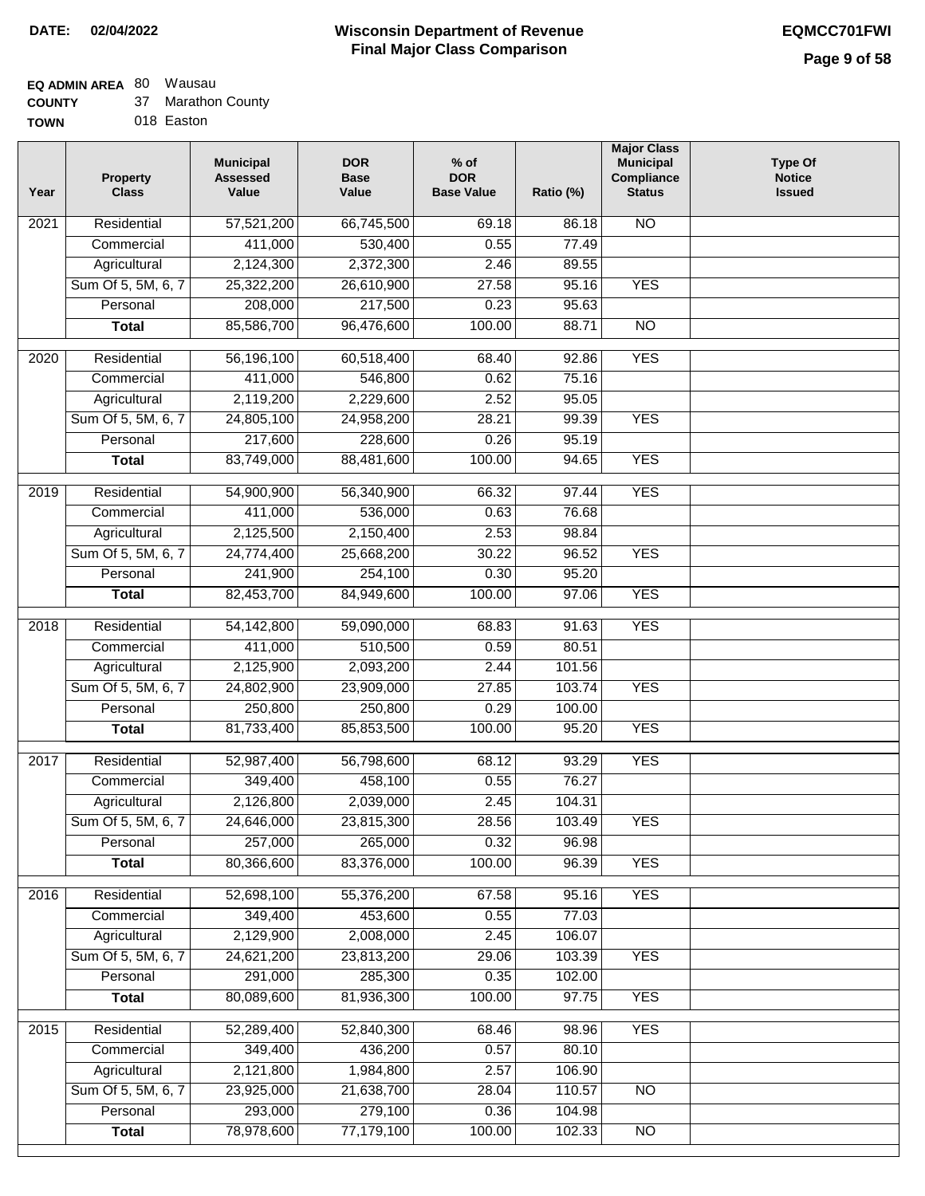**DATE: 02/04/2022**

# Wisconsin Department of Revenue
## Final Major Class Comparison

**EQMCC701FWI**

**EQ ADMIN AREA** 80 Wausau
**COUNTY** 37 Marathon County
**TOWN** 018 Easton

| Year | Property Class | Municipal Assessed Value | DOR Base Value | % of DOR Base Value | Ratio (%) | Major Class Municipal Compliance Status | Type Of Notice Issued |
|---|---|---|---|---|---|---|---|
| 2021 | Residential | 57,521,200 | 66,745,500 | 69.18 | 86.18 | NO | |
| | Commercial | 411,000 | 530,400 | 0.55 | 77.49 | | |
| | Agricultural | 2,124,300 | 2,372,300 | 2.46 | 89.55 | | |
| | Sum Of 5, 5M, 6, 7 | 25,322,200 | 26,610,900 | 27.58 | 95.16 | YES | |
| | Personal | 208,000 | 217,500 | 0.23 | 95.63 | | |
| | **Total** | 85,586,700 | 96,476,600 | 100.00 | 88.71 | NO | |
| 2020 | Residential | 56,196,100 | 60,518,400 | 68.40 | 92.86 | YES | |
| | Commercial | 411,000 | 546,800 | 0.62 | 75.16 | | |
| | Agricultural | 2,119,200 | 2,229,600 | 2.52 | 95.05 | | |
| | Sum Of 5, 5M, 6, 7 | 24,805,100 | 24,958,200 | 28.21 | 99.39 | YES | |
| | Personal | 217,600 | 228,600 | 0.26 | 95.19 | | |
| | **Total** | 83,749,000 | 88,481,600 | 100.00 | 94.65 | YES | |
| 2019 | Residential | 54,900,900 | 56,340,900 | 66.32 | 97.44 | YES | |
| | Commercial | 411,000 | 536,000 | 0.63 | 76.68 | | |
| | Agricultural | 2,125,500 | 2,150,400 | 2.53 | 98.84 | | |
| | Sum Of 5, 5M, 6, 7 | 24,774,400 | 25,668,200 | 30.22 | 96.52 | YES | |
| | Personal | 241,900 | 254,100 | 0.30 | 95.20 | | |
| | **Total** | 82,453,700 | 84,949,600 | 100.00 | 97.06 | YES | |
| 2018 | Residential | 54,142,800 | 59,090,000 | 68.83 | 91.63 | YES | |
| | Commercial | 411,000 | 510,500 | 0.59 | 80.51 | | |
| | Agricultural | 2,125,900 | 2,093,200 | 2.44 | 101.56 | | |
| | Sum Of 5, 5M, 6, 7 | 24,802,900 | 23,909,000 | 27.85 | 103.74 | YES | |
| | Personal | 250,800 | 250,800 | 0.29 | 100.00 | | |
| | **Total** | 81,733,400 | 85,853,500 | 100.00 | 95.20 | YES | |
| 2017 | Residential | 52,987,400 | 56,798,600 | 68.12 | 93.29 | YES | |
| | Commercial | 349,400 | 458,100 | 0.55 | 76.27 | | |
| | Agricultural | 2,126,800 | 2,039,000 | 2.45 | 104.31 | | |
| | Sum Of 5, 5M, 6, 7 | 24,646,000 | 23,815,300 | 28.56 | 103.49 | YES | |
| | Personal | 257,000 | 265,000 | 0.32 | 96.98 | | |
| | **Total** | 80,366,600 | 83,376,000 | 100.00 | 96.39 | YES | |
| 2016 | Residential | 52,698,100 | 55,376,200 | 67.58 | 95.16 | YES | |
| | Commercial | 349,400 | 453,600 | 0.55 | 77.03 | | |
| | Agricultural | 2,129,900 | 2,008,000 | 2.45 | 106.07 | | |
| | Sum Of 5, 5M, 6, 7 | 24,621,200 | 23,813,200 | 29.06 | 103.39 | YES | |
| | Personal | 291,000 | 285,300 | 0.35 | 102.00 | | |
| | **Total** | 80,089,600 | 81,936,300 | 100.00 | 97.75 | YES | |
| 2015 | Residential | 52,289,400 | 52,840,300 | 68.46 | 98.96 | YES | |
| | Commercial | 349,400 | 436,200 | 0.57 | 80.10 | | |
| | Agricultural | 2,121,800 | 1,984,800 | 2.57 | 106.90 | | |
| | Sum Of 5, 5M, 6, 7 | 23,925,000 | 21,638,700 | 28.04 | 110.57 | NO | |
| | Personal | 293,000 | 279,100 | 0.36 | 104.98 | | |
| | **Total** | 78,978,600 | 77,179,100 | 100.00 | 102.33 | NO | |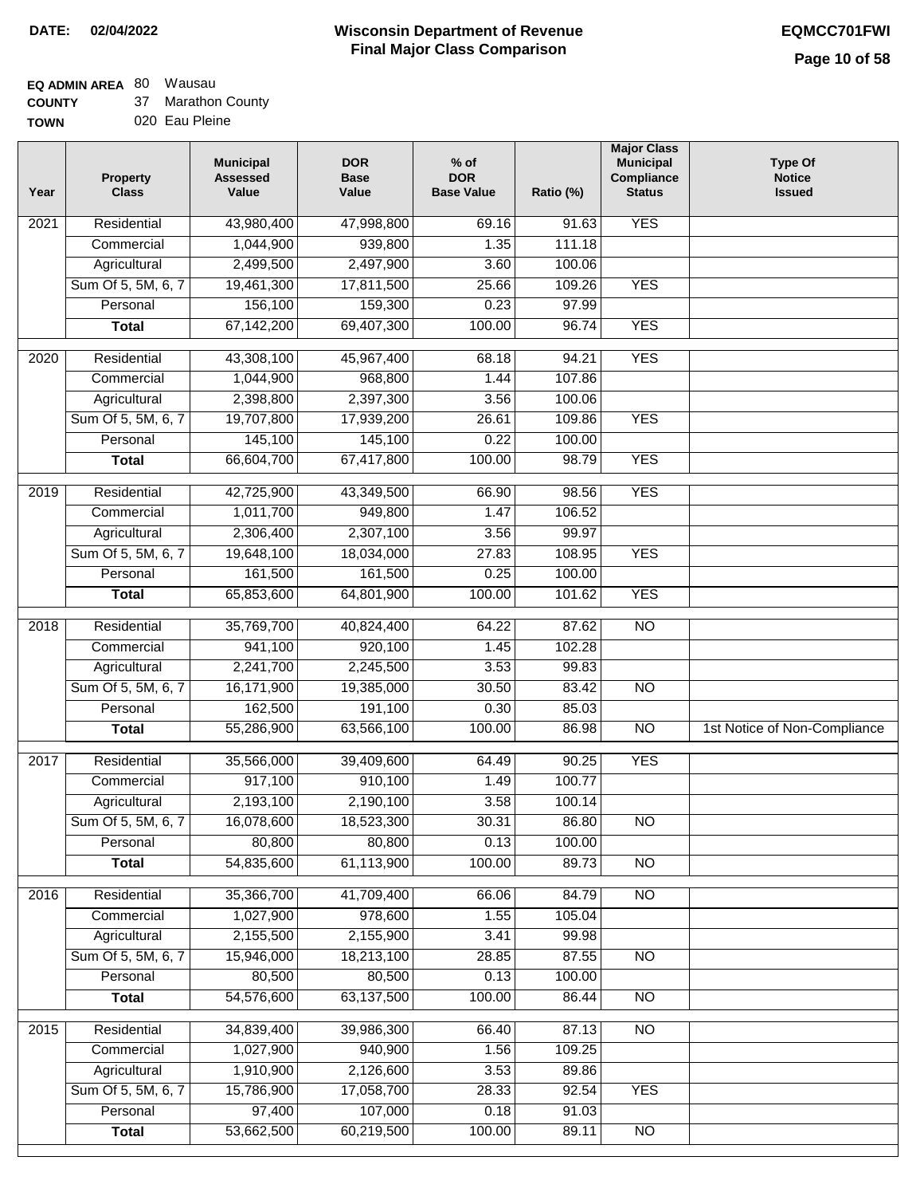**DATE: 02/04/2022**

# Wisconsin Department of Revenue
## Final Major Class Comparison

**EQMCC701FWI**

**EQ ADMIN AREA** 80 Wausau
**COUNTY** 37 Marathon County
**TOWN** 020 Eau Pleine

| Year | Property Class | Municipal Assessed Value | DOR Base Value | % of DOR Base Value | Ratio (%) | Major Class Municipal Compliance Status | Type Of Notice Issued |
|---|---|---|---|---|---|---|---|
| 2021 | Residential | 43,980,400 | 47,998,800 | 69.16 | 91.63 | YES | |
| | Commercial | 1,044,900 | 939,800 | 1.35 | 111.18 | | |
| | Agricultural | 2,499,500 | 2,497,900 | 3.60 | 100.06 | | |
| | Sum Of 5, 5M, 6, 7 | 19,461,300 | 17,811,500 | 25.66 | 109.26 | YES | |
| | Personal | 156,100 | 159,300 | 0.23 | 97.99 | | |
| | **Total** | 67,142,200 | 69,407,300 | 100.00 | 96.74 | YES | |
| 2020 | Residential | 43,308,100 | 45,967,400 | 68.18 | 94.21 | YES | |
| | Commercial | 1,044,900 | 968,800 | 1.44 | 107.86 | | |
| | Agricultural | 2,398,800 | 2,397,300 | 3.56 | 100.06 | | |
| | Sum Of 5, 5M, 6, 7 | 19,707,800 | 17,939,200 | 26.61 | 109.86 | YES | |
| | Personal | 145,100 | 145,100 | 0.22 | 100.00 | | |
| | **Total** | 66,604,700 | 67,417,800 | 100.00 | 98.79 | YES | |
| 2019 | Residential | 42,725,900 | 43,349,500 | 66.90 | 98.56 | YES | |
| | Commercial | 1,011,700 | 949,800 | 1.47 | 106.52 | | |
| | Agricultural | 2,306,400 | 2,307,100 | 3.56 | 99.97 | | |
| | Sum Of 5, 5M, 6, 7 | 19,648,100 | 18,034,000 | 27.83 | 108.95 | YES | |
| | Personal | 161,500 | 161,500 | 0.25 | 100.00 | | |
| | **Total** | 65,853,600 | 64,801,900 | 100.00 | 101.62 | YES | |
| 2018 | Residential | 35,769,700 | 40,824,400 | 64.22 | 87.62 | NO | |
| | Commercial | 941,100 | 920,100 | 1.45 | 102.28 | | |
| | Agricultural | 2,241,700 | 2,245,500 | 3.53 | 99.83 | | |
| | Sum Of 5, 5M, 6, 7 | 16,171,900 | 19,385,000 | 30.50 | 83.42 | NO | |
| | Personal | 162,500 | 191,100 | 0.30 | 85.03 | | |
| | **Total** | 55,286,900 | 63,566,100 | 100.00 | 86.98 | NO | 1st Notice of Non-Compliance |
| 2017 | Residential | 35,566,000 | 39,409,600 | 64.49 | 90.25 | YES | |
| | Commercial | 917,100 | 910,100 | 1.49 | 100.77 | | |
| | Agricultural | 2,193,100 | 2,190,100 | 3.58 | 100.14 | | |
| | Sum Of 5, 5M, 6, 7 | 16,078,600 | 18,523,300 | 30.31 | 86.80 | NO | |
| | Personal | 80,800 | 80,800 | 0.13 | 100.00 | | |
| | **Total** | 54,835,600 | 61,113,900 | 100.00 | 89.73 | NO | |
| 2016 | Residential | 35,366,700 | 41,709,400 | 66.06 | 84.79 | NO | |
| | Commercial | 1,027,900 | 978,600 | 1.55 | 105.04 | | |
| | Agricultural | 2,155,500 | 2,155,900 | 3.41 | 99.98 | | |
| | Sum Of 5, 5M, 6, 7 | 15,946,000 | 18,213,100 | 28.85 | 87.55 | NO | |
| | Personal | 80,500 | 80,500 | 0.13 | 100.00 | | |
| | **Total** | 54,576,600 | 63,137,500 | 100.00 | 86.44 | NO | |
| 2015 | Residential | 34,839,400 | 39,986,300 | 66.40 | 87.13 | NO | |
| | Commercial | 1,027,900 | 940,900 | 1.56 | 109.25 | | |
| | Agricultural | 1,910,900 | 2,126,600 | 3.53 | 89.86 | | |
| | Sum Of 5, 5M, 6, 7 | 15,786,900 | 17,058,700 | 28.33 | 92.54 | YES | |
| | Personal | 97,400 | 107,000 | 0.18 | 91.03 | | |
| | **Total** | 53,662,500 | 60,219,500 | 100.00 | 89.11 | NO | |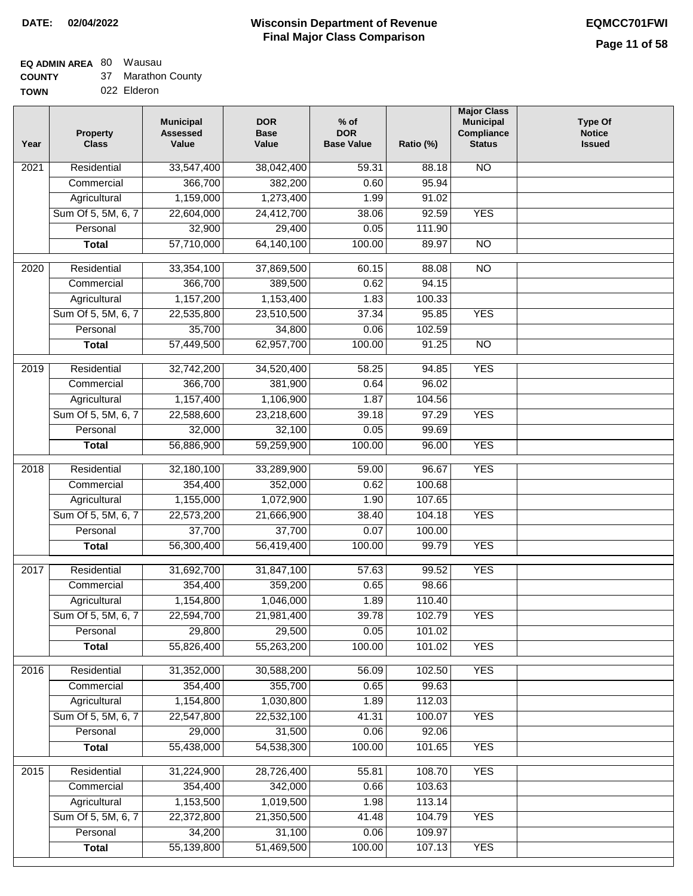**DATE: 02/04/2022**

# Wisconsin Department of Revenue
## Final Major Class Comparison

**EQMCC701FWI**

**EQ ADMIN AREA** 80 Wausau
**COUNTY** 37 Marathon County
**TOWN** 022 Elderon

| Year | Property Class | Municipal Assessed Value | DOR Base Value | % of DOR Base Value | Ratio (%) | Major Class Municipal Compliance Status | Type Of Notice Issued |
|---|---|---|---|---|---|---|---|
| 2021 | Residential | 33,547,400 | 38,042,400 | 59.31 | 88.18 | NO | |
| | Commercial | 366,700 | 382,200 | 0.60 | 95.94 | | |
| | Agricultural | 1,159,000 | 1,273,400 | 1.99 | 91.02 | | |
| | Sum Of 5, 5M, 6, 7 | 22,604,000 | 24,412,700 | 38.06 | 92.59 | YES | |
| | Personal | 32,900 | 29,400 | 0.05 | 111.90 | | |
| | **Total** | 57,710,000 | 64,140,100 | 100.00 | 89.97 | NO | |
| 2020 | Residential | 33,354,100 | 37,869,500 | 60.15 | 88.08 | NO | |
| | Commercial | 366,700 | 389,500 | 0.62 | 94.15 | | |
| | Agricultural | 1,157,200 | 1,153,400 | 1.83 | 100.33 | | |
| | Sum Of 5, 5M, 6, 7 | 22,535,800 | 23,510,500 | 37.34 | 95.85 | YES | |
| | Personal | 35,700 | 34,800 | 0.06 | 102.59 | | |
| | **Total** | 57,449,500 | 62,957,700 | 100.00 | 91.25 | NO | |
| 2019 | Residential | 32,742,200 | 34,520,400 | 58.25 | 94.85 | YES | |
| | Commercial | 366,700 | 381,900 | 0.64 | 96.02 | | |
| | Agricultural | 1,157,400 | 1,106,900 | 1.87 | 104.56 | | |
| | Sum Of 5, 5M, 6, 7 | 22,588,600 | 23,218,600 | 39.18 | 97.29 | YES | |
| | Personal | 32,000 | 32,100 | 0.05 | 99.69 | | |
| | **Total** | 56,886,900 | 59,259,900 | 100.00 | 96.00 | YES | |
| 2018 | Residential | 32,180,100 | 33,289,900 | 59.00 | 96.67 | YES | |
| | Commercial | 354,400 | 352,000 | 0.62 | 100.68 | | |
| | Agricultural | 1,155,000 | 1,072,900 | 1.90 | 107.65 | | |
| | Sum Of 5, 5M, 6, 7 | 22,573,200 | 21,666,900 | 38.40 | 104.18 | YES | |
| | Personal | 37,700 | 37,700 | 0.07 | 100.00 | | |
| | **Total** | 56,300,400 | 56,419,400 | 100.00 | 99.79 | YES | |
| 2017 | Residential | 31,692,700 | 31,847,100 | 57.63 | 99.52 | YES | |
| | Commercial | 354,400 | 359,200 | 0.65 | 98.66 | | |
| | Agricultural | 1,154,800 | 1,046,000 | 1.89 | 110.40 | | |
| | Sum Of 5, 5M, 6, 7 | 22,594,700 | 21,981,400 | 39.78 | 102.79 | YES | |
| | Personal | 29,800 | 29,500 | 0.05 | 101.02 | | |
| | **Total** | 55,826,400 | 55,263,200 | 100.00 | 101.02 | YES | |
| 2016 | Residential | 31,352,000 | 30,588,200 | 56.09 | 102.50 | YES | |
| | Commercial | 354,400 | 355,700 | 0.65 | 99.63 | | |
| | Agricultural | 1,154,800 | 1,030,800 | 1.89 | 112.03 | | |
| | Sum Of 5, 5M, 6, 7 | 22,547,800 | 22,532,100 | 41.31 | 100.07 | YES | |
| | Personal | 29,000 | 31,500 | 0.06 | 92.06 | | |
| | **Total** | 55,438,000 | 54,538,300 | 100.00 | 101.65 | YES | |
| 2015 | Residential | 31,224,900 | 28,726,400 | 55.81 | 108.70 | YES | |
| | Commercial | 354,400 | 342,000 | 0.66 | 103.63 | | |
| | Agricultural | 1,153,500 | 1,019,500 | 1.98 | 113.14 | | |
| | Sum Of 5, 5M, 6, 7 | 22,372,800 | 21,350,500 | 41.48 | 104.79 | YES | |
| | Personal | 34,200 | 31,100 | 0.06 | 109.97 | | |
| | **Total** | 55,139,800 | 51,469,500 | 100.00 | 107.13 | YES | |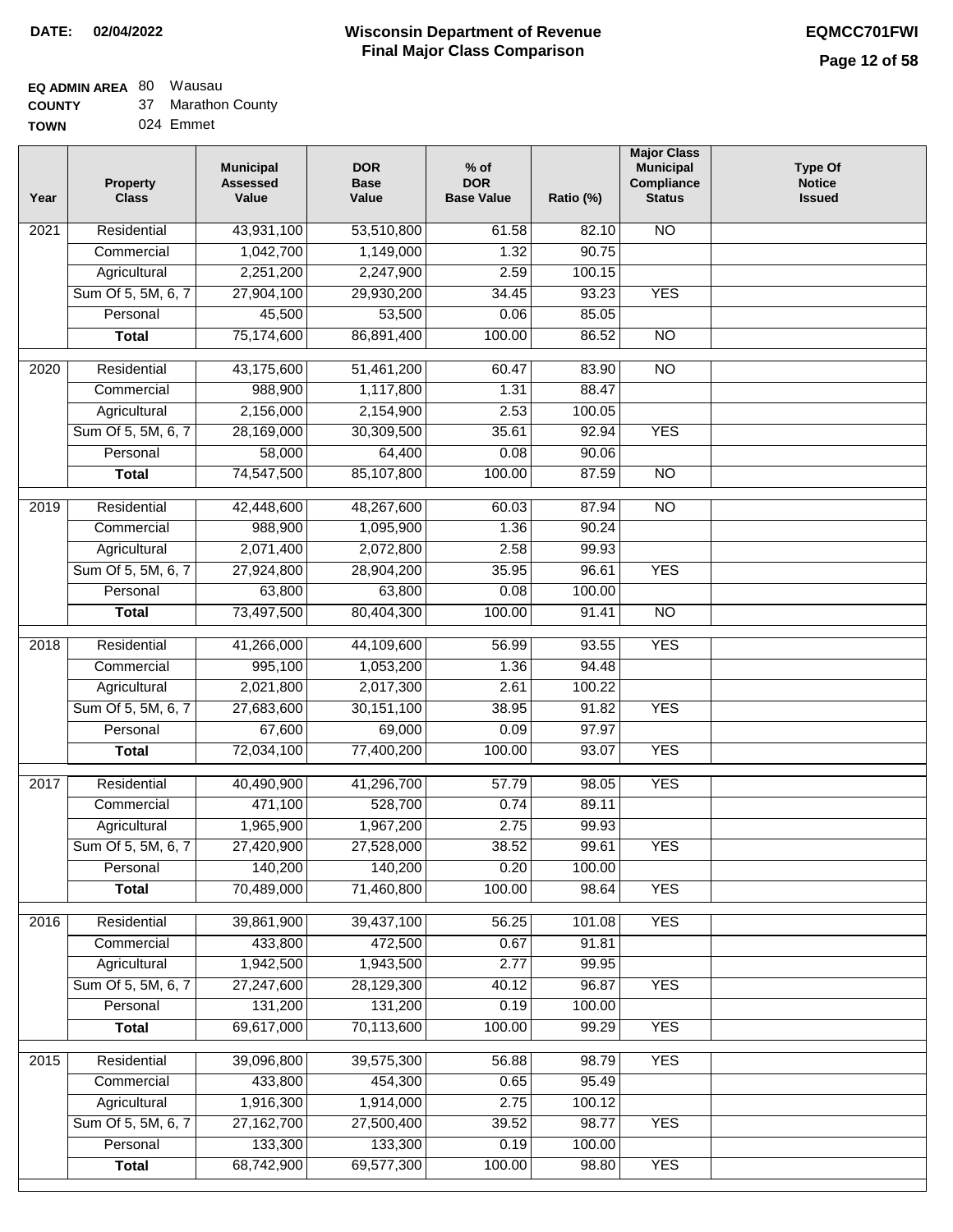**DATE: 02/04/2022**

# Wisconsin Department of Revenue
## Final Major Class Comparison

**EQMCC701FWI**

**EQ ADMIN AREA** 80 Wausau
**COUNTY** 37 Marathon County
**TOWN** 024 Emmet

| Year | Property Class | Municipal Assessed Value | DOR Base Value | % of DOR Base Value | Ratio (%) | Major Class Municipal Compliance Status | Type Of Notice Issued |
|---|---|---|---|---|---|---|---|
| 2021 | Residential | 43,931,100 | 53,510,800 | 61.58 | 82.10 | NO | |
| | Commercial | 1,042,700 | 1,149,000 | 1.32 | 90.75 | | |
| | Agricultural | 2,251,200 | 2,247,900 | 2.59 | 100.15 | | |
| | Sum Of 5, 5M, 6, 7 | 27,904,100 | 29,930,200 | 34.45 | 93.23 | YES | |
| | Personal | 45,500 | 53,500 | 0.06 | 85.05 | | |
| | **Total** | 75,174,600 | 86,891,400 | 100.00 | 86.52 | NO | |
| 2020 | Residential | 43,175,600 | 51,461,200 | 60.47 | 83.90 | NO | |
| | Commercial | 988,900 | 1,117,800 | 1.31 | 88.47 | | |
| | Agricultural | 2,156,000 | 2,154,900 | 2.53 | 100.05 | | |
| | Sum Of 5, 5M, 6, 7 | 28,169,000 | 30,309,500 | 35.61 | 92.94 | YES | |
| | Personal | 58,000 | 64,400 | 0.08 | 90.06 | | |
| | **Total** | 74,547,500 | 85,107,800 | 100.00 | 87.59 | NO | |
| 2019 | Residential | 42,448,600 | 48,267,600 | 60.03 | 87.94 | NO | |
| | Commercial | 988,900 | 1,095,900 | 1.36 | 90.24 | | |
| | Agricultural | 2,071,400 | 2,072,800 | 2.58 | 99.93 | | |
| | Sum Of 5, 5M, 6, 7 | 27,924,800 | 28,904,200 | 35.95 | 96.61 | YES | |
| | Personal | 63,800 | 63,800 | 0.08 | 100.00 | | |
| | **Total** | 73,497,500 | 80,404,300 | 100.00 | 91.41 | NO | |
| 2018 | Residential | 41,266,000 | 44,109,600 | 56.99 | 93.55 | YES | |
| | Commercial | 995,100 | 1,053,200 | 1.36 | 94.48 | | |
| | Agricultural | 2,021,800 | 2,017,300 | 2.61 | 100.22 | | |
| | Sum Of 5, 5M, 6, 7 | 27,683,600 | 30,151,100 | 38.95 | 91.82 | YES | |
| | Personal | 67,600 | 69,000 | 0.09 | 97.97 | | |
| | **Total** | 72,034,100 | 77,400,200 | 100.00 | 93.07 | YES | |
| 2017 | Residential | 40,490,900 | 41,296,700 | 57.79 | 98.05 | YES | |
| | Commercial | 471,100 | 528,700 | 0.74 | 89.11 | | |
| | Agricultural | 1,965,900 | 1,967,200 | 2.75 | 99.93 | | |
| | Sum Of 5, 5M, 6, 7 | 27,420,900 | 27,528,000 | 38.52 | 99.61 | YES | |
| | Personal | 140,200 | 140,200 | 0.20 | 100.00 | | |
| | **Total** | 70,489,000 | 71,460,800 | 100.00 | 98.64 | YES | |
| 2016 | Residential | 39,861,900 | 39,437,100 | 56.25 | 101.08 | YES | |
| | Commercial | 433,800 | 472,500 | 0.67 | 91.81 | | |
| | Agricultural | 1,942,500 | 1,943,500 | 2.77 | 99.95 | | |
| | Sum Of 5, 5M, 6, 7 | 27,247,600 | 28,129,300 | 40.12 | 96.87 | YES | |
| | Personal | 131,200 | 131,200 | 0.19 | 100.00 | | |
| | **Total** | 69,617,000 | 70,113,600 | 100.00 | 99.29 | YES | |
| 2015 | Residential | 39,096,800 | 39,575,300 | 56.88 | 98.79 | YES | |
| | Commercial | 433,800 | 454,300 | 0.65 | 95.49 | | |
| | Agricultural | 1,916,300 | 1,914,000 | 2.75 | 100.12 | | |
| | Sum Of 5, 5M, 6, 7 | 27,162,700 | 27,500,400 | 39.52 | 98.77 | YES | |
| | Personal | 133,300 | 133,300 | 0.19 | 100.00 | | |
| | **Total** | 68,742,900 | 69,577,300 | 100.00 | 98.80 | YES | |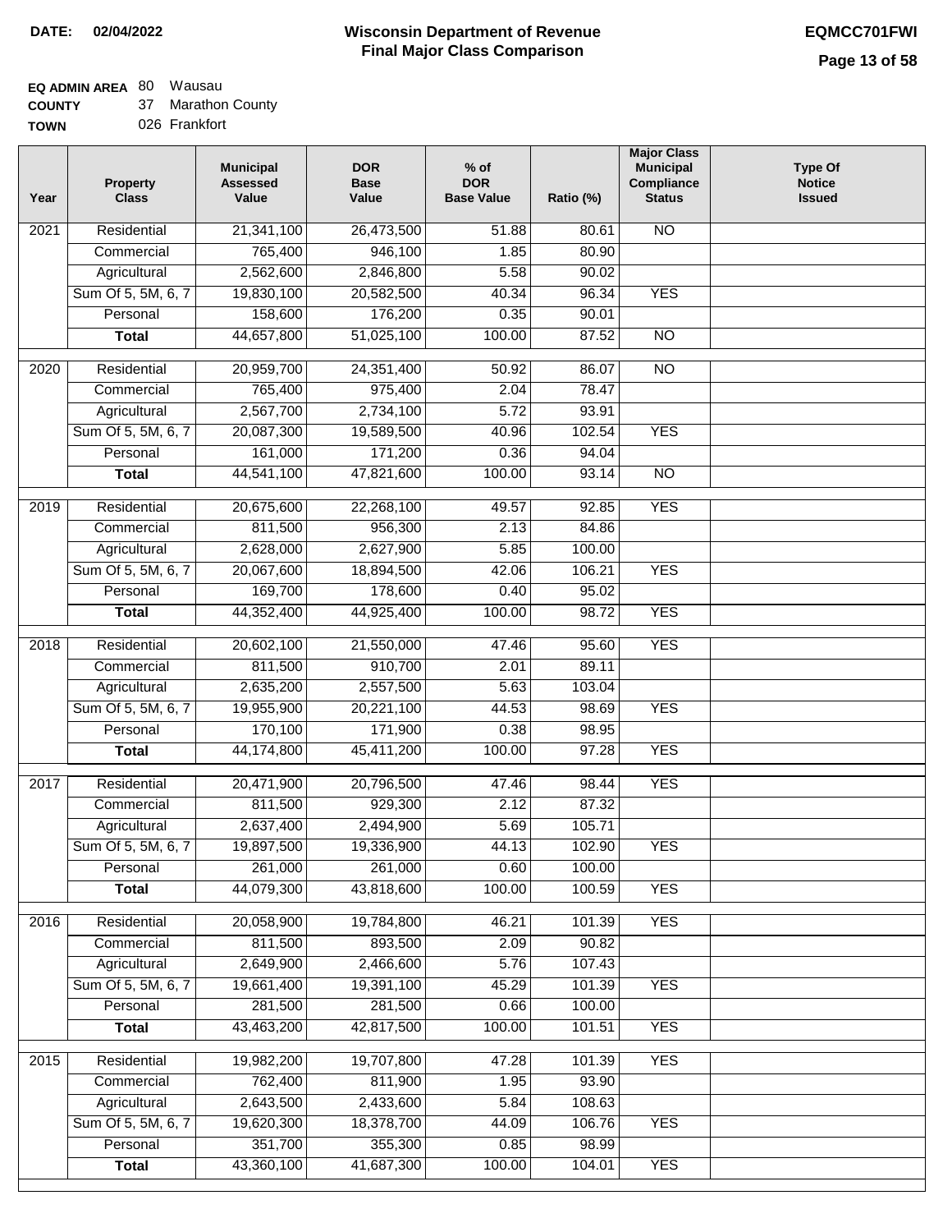**DATE: 02/04/2022**

# Wisconsin Department of Revenue
## Final Major Class Comparison

**EQMCC701FWI**

**EQ ADMIN AREA** 80 Wausau
**COUNTY** 37 Marathon County
**TOWN** 026 Frankfort

| Year | Property Class | Municipal Assessed Value | DOR Base Value | % of DOR Base Value | Ratio (%) | Major Class Municipal Compliance Status | Type Of Notice Issued |
|---|---|---|---|---|---|---|---|
| 2021 | Residential | 21,341,100 | 26,473,500 | 51.88 | 80.61 | NO | |
| | Commercial | 765,400 | 946,100 | 1.85 | 80.90 | | |
| | Agricultural | 2,562,600 | 2,846,800 | 5.58 | 90.02 | | |
| | Sum Of 5, 5M, 6, 7 | 19,830,100 | 20,582,500 | 40.34 | 96.34 | YES | |
| | Personal | 158,600 | 176,200 | 0.35 | 90.01 | | |
| | **Total** | 44,657,800 | 51,025,100 | 100.00 | 87.52 | NO | |
| 2020 | Residential | 20,959,700 | 24,351,400 | 50.92 | 86.07 | NO | |
| | Commercial | 765,400 | 975,400 | 2.04 | 78.47 | | |
| | Agricultural | 2,567,700 | 2,734,100 | 5.72 | 93.91 | | |
| | Sum Of 5, 5M, 6, 7 | 20,087,300 | 19,589,500 | 40.96 | 102.54 | YES | |
| | Personal | 161,000 | 171,200 | 0.36 | 94.04 | | |
| | **Total** | 44,541,100 | 47,821,600 | 100.00 | 93.14 | NO | |
| 2019 | Residential | 20,675,600 | 22,268,100 | 49.57 | 92.85 | YES | |
| | Commercial | 811,500 | 956,300 | 2.13 | 84.86 | | |
| | Agricultural | 2,628,000 | 2,627,900 | 5.85 | 100.00 | | |
| | Sum Of 5, 5M, 6, 7 | 20,067,600 | 18,894,500 | 42.06 | 106.21 | YES | |
| | Personal | 169,700 | 178,600 | 0.40 | 95.02 | | |
| | **Total** | 44,352,400 | 44,925,400 | 100.00 | 98.72 | YES | |
| 2018 | Residential | 20,602,100 | 21,550,000 | 47.46 | 95.60 | YES | |
| | Commercial | 811,500 | 910,700 | 2.01 | 89.11 | | |
| | Agricultural | 2,635,200 | 2,557,500 | 5.63 | 103.04 | | |
| | Sum Of 5, 5M, 6, 7 | 19,955,900 | 20,221,100 | 44.53 | 98.69 | YES | |
| | Personal | 170,100 | 171,900 | 0.38 | 98.95 | | |
| | **Total** | 44,174,800 | 45,411,200 | 100.00 | 97.28 | YES | |
| 2017 | Residential | 20,471,900 | 20,796,500 | 47.46 | 98.44 | YES | |
| | Commercial | 811,500 | 929,300 | 2.12 | 87.32 | | |
| | Agricultural | 2,637,400 | 2,494,900 | 5.69 | 105.71 | | |
| | Sum Of 5, 5M, 6, 7 | 19,897,500 | 19,336,900 | 44.13 | 102.90 | YES | |
| | Personal | 261,000 | 261,000 | 0.60 | 100.00 | | |
| | **Total** | 44,079,300 | 43,818,600 | 100.00 | 100.59 | YES | |
| 2016 | Residential | 20,058,900 | 19,784,800 | 46.21 | 101.39 | YES | |
| | Commercial | 811,500 | 893,500 | 2.09 | 90.82 | | |
| | Agricultural | 2,649,900 | 2,466,600 | 5.76 | 107.43 | | |
| | Sum Of 5, 5M, 6, 7 | 19,661,400 | 19,391,100 | 45.29 | 101.39 | YES | |
| | Personal | 281,500 | 281,500 | 0.66 | 100.00 | | |
| | **Total** | 43,463,200 | 42,817,500 | 100.00 | 101.51 | YES | |
| 2015 | Residential | 19,982,200 | 19,707,800 | 47.28 | 101.39 | YES | |
| | Commercial | 762,400 | 811,900 | 1.95 | 93.90 | | |
| | Agricultural | 2,643,500 | 2,433,600 | 5.84 | 108.63 | | |
| | Sum Of 5, 5M, 6, 7 | 19,620,300 | 18,378,700 | 44.09 | 106.76 | YES | |
| | Personal | 351,700 | 355,300 | 0.85 | 98.99 | | |
| | **Total** | 43,360,100 | 41,687,300 | 100.00 | 104.01 | YES | |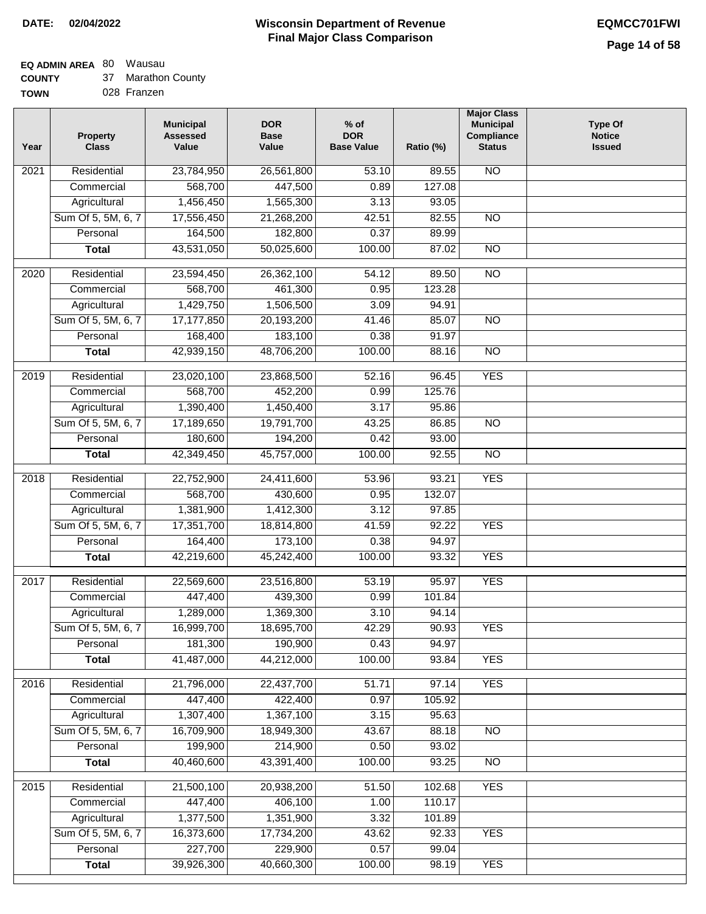**DATE: 02/04/2022**

# Wisconsin Department of Revenue
## Final Major Class Comparison

**EQMCC701FWI**

**EQ ADMIN AREA** 80 Wausau
**COUNTY** 37 Marathon County
**TOWN** 028 Franzen

| Year | Property Class | Municipal Assessed Value | DOR Base Value | % of DOR Base Value | Ratio (%) | Major Class Municipal Compliance Status | Type Of Notice Issued |
|---|---|---|---|---|---|---|---|
| 2021 | Residential | 23,784,950 | 26,561,800 | 53.10 | 89.55 | NO | |
| | Commercial | 568,700 | 447,500 | 0.89 | 127.08 | | |
| | Agricultural | 1,456,450 | 1,565,300 | 3.13 | 93.05 | | |
| | Sum Of 5, 5M, 6, 7 | 17,556,450 | 21,268,200 | 42.51 | 82.55 | NO | |
| | Personal | 164,500 | 182,800 | 0.37 | 89.99 | | |
| | **Total** | 43,531,050 | 50,025,600 | 100.00 | 87.02 | NO | |
| 2020 | Residential | 23,594,450 | 26,362,100 | 54.12 | 89.50 | NO | |
| | Commercial | 568,700 | 461,300 | 0.95 | 123.28 | | |
| | Agricultural | 1,429,750 | 1,506,500 | 3.09 | 94.91 | | |
| | Sum Of 5, 5M, 6, 7 | 17,177,850 | 20,193,200 | 41.46 | 85.07 | NO | |
| | Personal | 168,400 | 183,100 | 0.38 | 91.97 | | |
| | **Total** | 42,939,150 | 48,706,200 | 100.00 | 88.16 | NO | |
| 2019 | Residential | 23,020,100 | 23,868,500 | 52.16 | 96.45 | YES | |
| | Commercial | 568,700 | 452,200 | 0.99 | 125.76 | | |
| | Agricultural | 1,390,400 | 1,450,400 | 3.17 | 95.86 | | |
| | Sum Of 5, 5M, 6, 7 | 17,189,650 | 19,791,700 | 43.25 | 86.85 | NO | |
| | Personal | 180,600 | 194,200 | 0.42 | 93.00 | | |
| | **Total** | 42,349,450 | 45,757,000 | 100.00 | 92.55 | NO | |
| 2018 | Residential | 22,752,900 | 24,411,600 | 53.96 | 93.21 | YES | |
| | Commercial | 568,700 | 430,600 | 0.95 | 132.07 | | |
| | Agricultural | 1,381,900 | 1,412,300 | 3.12 | 97.85 | | |
| | Sum Of 5, 5M, 6, 7 | 17,351,700 | 18,814,800 | 41.59 | 92.22 | YES | |
| | Personal | 164,400 | 173,100 | 0.38 | 94.97 | | |
| | **Total** | 42,219,600 | 45,242,400 | 100.00 | 93.32 | YES | |
| 2017 | Residential | 22,569,600 | 23,516,800 | 53.19 | 95.97 | YES | |
| | Commercial | 447,400 | 439,300 | 0.99 | 101.84 | | |
| | Agricultural | 1,289,000 | 1,369,300 | 3.10 | 94.14 | | |
| | Sum Of 5, 5M, 6, 7 | 16,999,700 | 18,695,700 | 42.29 | 90.93 | YES | |
| | Personal | 181,300 | 190,900 | 0.43 | 94.97 | | |
| | **Total** | 41,487,000 | 44,212,000 | 100.00 | 93.84 | YES | |
| 2016 | Residential | 21,796,000 | 22,437,700 | 51.71 | 97.14 | YES | |
| | Commercial | 447,400 | 422,400 | 0.97 | 105.92 | | |
| | Agricultural | 1,307,400 | 1,367,100 | 3.15 | 95.63 | | |
| | Sum Of 5, 5M, 6, 7 | 16,709,900 | 18,949,300 | 43.67 | 88.18 | NO | |
| | Personal | 199,900 | 214,900 | 0.50 | 93.02 | | |
| | **Total** | 40,460,600 | 43,391,400 | 100.00 | 93.25 | NO | |
| 2015 | Residential | 21,500,100 | 20,938,200 | 51.50 | 102.68 | YES | |
| | Commercial | 447,400 | 406,100 | 1.00 | 110.17 | | |
| | Agricultural | 1,377,500 | 1,351,900 | 3.32 | 101.89 | | |
| | Sum Of 5, 5M, 6, 7 | 16,373,600 | 17,734,200 | 43.62 | 92.33 | YES | |
| | Personal | 227,700 | 229,900 | 0.57 | 99.04 | | |
| | **Total** | 39,926,300 | 40,660,300 | 100.00 | 98.19 | YES | |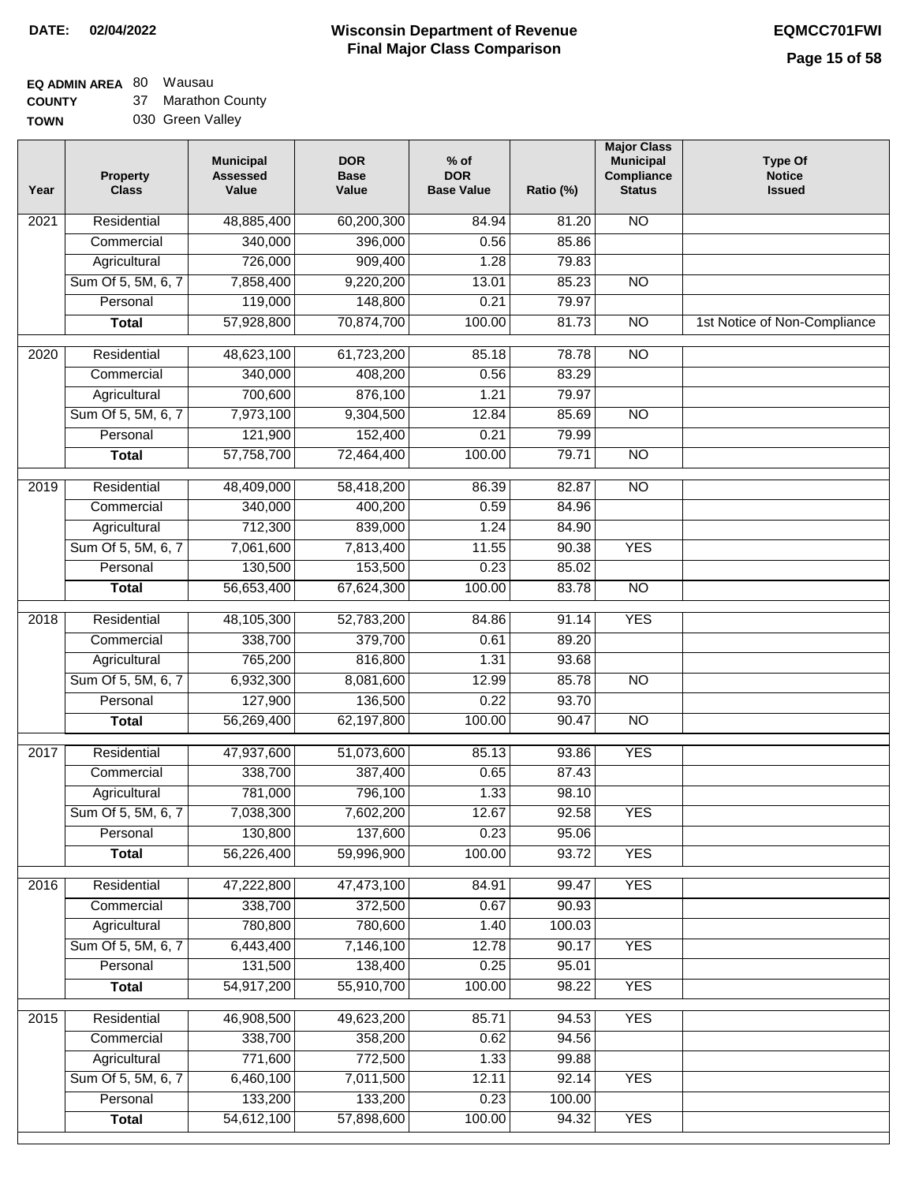**DATE:** 02/04/2022

# Wisconsin Department of Revenue
## Final Major Class Comparison

**EQMCC701FWI**

**EQ ADMIN AREA** 80 Wausau
**COUNTY** 37 Marathon County
**TOWN** 030 Green Valley

| Year | Property Class | Municipal Assessed Value | DOR Base Value | % of DOR Base Value | Ratio (%) | Major Class Municipal Compliance Status | Type Of Notice Issued |
|---|---|---|---|---|---|---|---|
| 2021 | Residential | 48,885,400 | 60,200,300 | 84.94 | 81.20 | NO | |
| | Commercial | 340,000 | 396,000 | 0.56 | 85.86 | | |
| | Agricultural | 726,000 | 909,400 | 1.28 | 79.83 | | |
| | Sum Of 5, 5M, 6, 7 | 7,858,400 | 9,220,200 | 13.01 | 85.23 | NO | |
| | Personal | 119,000 | 148,800 | 0.21 | 79.97 | | |
| | **Total** | 57,928,800 | 70,874,700 | 100.00 | 81.73 | NO | 1st Notice of Non-Compliance |
| 2020 | Residential | 48,623,100 | 61,723,200 | 85.18 | 78.78 | NO | |
| | Commercial | 340,000 | 408,200 | 0.56 | 83.29 | | |
| | Agricultural | 700,600 | 876,100 | 1.21 | 79.97 | | |
| | Sum Of 5, 5M, 6, 7 | 7,973,100 | 9,304,500 | 12.84 | 85.69 | NO | |
| | Personal | 121,900 | 152,400 | 0.21 | 79.99 | | |
| | **Total** | 57,758,700 | 72,464,400 | 100.00 | 79.71 | NO | |
| 2019 | Residential | 48,409,000 | 58,418,200 | 86.39 | 82.87 | NO | |
| | Commercial | 340,000 | 400,200 | 0.59 | 84.96 | | |
| | Agricultural | 712,300 | 839,000 | 1.24 | 84.90 | | |
| | Sum Of 5, 5M, 6, 7 | 7,061,600 | 7,813,400 | 11.55 | 90.38 | YES | |
| | Personal | 130,500 | 153,500 | 0.23 | 85.02 | | |
| | **Total** | 56,653,400 | 67,624,300 | 100.00 | 83.78 | NO | |
| 2018 | Residential | 48,105,300 | 52,783,200 | 84.86 | 91.14 | YES | |
| | Commercial | 338,700 | 379,700 | 0.61 | 89.20 | | |
| | Agricultural | 765,200 | 816,800 | 1.31 | 93.68 | | |
| | Sum Of 5, 5M, 6, 7 | 6,932,300 | 8,081,600 | 12.99 | 85.78 | NO | |
| | Personal | 127,900 | 136,500 | 0.22 | 93.70 | | |
| | **Total** | 56,269,400 | 62,197,800 | 100.00 | 90.47 | NO | |
| 2017 | Residential | 47,937,600 | 51,073,600 | 85.13 | 93.86 | YES | |
| | Commercial | 338,700 | 387,400 | 0.65 | 87.43 | | |
| | Agricultural | 781,000 | 796,100 | 1.33 | 98.10 | | |
| | Sum Of 5, 5M, 6, 7 | 7,038,300 | 7,602,200 | 12.67 | 92.58 | YES | |
| | Personal | 130,800 | 137,600 | 0.23 | 95.06 | | |
| | **Total** | 56,226,400 | 59,996,900 | 100.00 | 93.72 | YES | |
| 2016 | Residential | 47,222,800 | 47,473,100 | 84.91 | 99.47 | YES | |
| | Commercial | 338,700 | 372,500 | 0.67 | 90.93 | | |
| | Agricultural | 780,800 | 780,600 | 1.40 | 100.03 | | |
| | Sum Of 5, 5M, 6, 7 | 6,443,400 | 7,146,100 | 12.78 | 90.17 | YES | |
| | Personal | 131,500 | 138,400 | 0.25 | 95.01 | | |
| | **Total** | 54,917,200 | 55,910,700 | 100.00 | 98.22 | YES | |
| 2015 | Residential | 46,908,500 | 49,623,200 | 85.71 | 94.53 | YES | |
| | Commercial | 338,700 | 358,200 | 0.62 | 94.56 | | |
| | Agricultural | 771,600 | 772,500 | 1.33 | 99.88 | | |
| | Sum Of 5, 5M, 6, 7 | 6,460,100 | 7,011,500 | 12.11 | 92.14 | YES | |
| | Personal | 133,200 | 133,200 | 0.23 | 100.00 | | |
| | **Total** | 54,612,100 | 57,898,600 | 100.00 | 94.32 | YES | |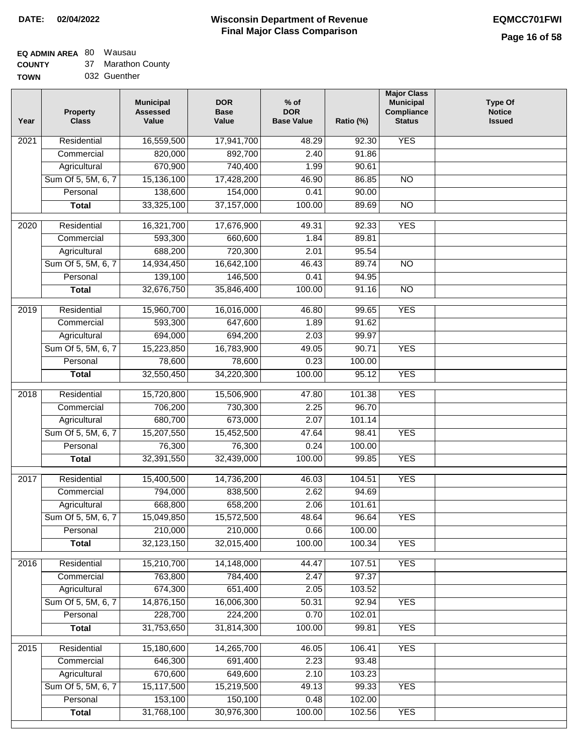**DATE: 02/04/2022**

# Wisconsin Department of Revenue
## Final Major Class Comparison

**EQMCC701FWI**

**EQ ADMIN AREA** 80 Wausau
**COUNTY** 37 Marathon County
**TOWN** 032 Guenther

| Year | Property Class | Municipal Assessed Value | DOR Base Value | % of DOR Base Value | Ratio (%) | Major Class Municipal Compliance Status | Type Of Notice Issued |
|---|---|---|---|---|---|---|---|
| 2021 | Residential | 16,559,500 | 17,941,700 | 48.29 | 92.30 | YES | |
| | Commercial | 820,000 | 892,700 | 2.40 | 91.86 | | |
| | Agricultural | 670,900 | 740,400 | 1.99 | 90.61 | | |
| | Sum Of 5, 5M, 6, 7 | 15,136,100 | 17,428,200 | 46.90 | 86.85 | NO | |
| | Personal | 138,600 | 154,000 | 0.41 | 90.00 | | |
| | **Total** | 33,325,100 | 37,157,000 | 100.00 | 89.69 | NO | |
| 2020 | Residential | 16,321,700 | 17,676,900 | 49.31 | 92.33 | YES | |
| | Commercial | 593,300 | 660,600 | 1.84 | 89.81 | | |
| | Agricultural | 688,200 | 720,300 | 2.01 | 95.54 | | |
| | Sum Of 5, 5M, 6, 7 | 14,934,450 | 16,642,100 | 46.43 | 89.74 | NO | |
| | Personal | 139,100 | 146,500 | 0.41 | 94.95 | | |
| | **Total** | 32,676,750 | 35,846,400 | 100.00 | 91.16 | NO | |
| 2019 | Residential | 15,960,700 | 16,016,000 | 46.80 | 99.65 | YES | |
| | Commercial | 593,300 | 647,600 | 1.89 | 91.62 | | |
| | Agricultural | 694,000 | 694,200 | 2.03 | 99.97 | | |
| | Sum Of 5, 5M, 6, 7 | 15,223,850 | 16,783,900 | 49.05 | 90.71 | YES | |
| | Personal | 78,600 | 78,600 | 0.23 | 100.00 | | |
| | **Total** | 32,550,450 | 34,220,300 | 100.00 | 95.12 | YES | |
| 2018 | Residential | 15,720,800 | 15,506,900 | 47.80 | 101.38 | YES | |
| | Commercial | 706,200 | 730,300 | 2.25 | 96.70 | | |
| | Agricultural | 680,700 | 673,000 | 2.07 | 101.14 | | |
| | Sum Of 5, 5M, 6, 7 | 15,207,550 | 15,452,500 | 47.64 | 98.41 | YES | |
| | Personal | 76,300 | 76,300 | 0.24 | 100.00 | | |
| | **Total** | 32,391,550 | 32,439,000 | 100.00 | 99.85 | YES | |
| 2017 | Residential | 15,400,500 | 14,736,200 | 46.03 | 104.51 | YES | |
| | Commercial | 794,000 | 838,500 | 2.62 | 94.69 | | |
| | Agricultural | 668,800 | 658,200 | 2.06 | 101.61 | | |
| | Sum Of 5, 5M, 6, 7 | 15,049,850 | 15,572,500 | 48.64 | 96.64 | YES | |
| | Personal | 210,000 | 210,000 | 0.66 | 100.00 | | |
| | **Total** | 32,123,150 | 32,015,400 | 100.00 | 100.34 | YES | |
| 2016 | Residential | 15,210,700 | 14,148,000 | 44.47 | 107.51 | YES | |
| | Commercial | 763,800 | 784,400 | 2.47 | 97.37 | | |
| | Agricultural | 674,300 | 651,400 | 2.05 | 103.52 | | |
| | Sum Of 5, 5M, 6, 7 | 14,876,150 | 16,006,300 | 50.31 | 92.94 | YES | |
| | Personal | 228,700 | 224,200 | 0.70 | 102.01 | | |
| | **Total** | 31,753,650 | 31,814,300 | 100.00 | 99.81 | YES | |
| 2015 | Residential | 15,180,600 | 14,265,700 | 46.05 | 106.41 | YES | |
| | Commercial | 646,300 | 691,400 | 2.23 | 93.48 | | |
| | Agricultural | 670,600 | 649,600 | 2.10 | 103.23 | | |
| | Sum Of 5, 5M, 6, 7 | 15,117,500 | 15,219,500 | 49.13 | 99.33 | YES | |
| | Personal | 153,100 | 150,100 | 0.48 | 102.00 | | |
| | **Total** | 31,768,100 | 30,976,300 | 100.00 | 102.56 | YES | |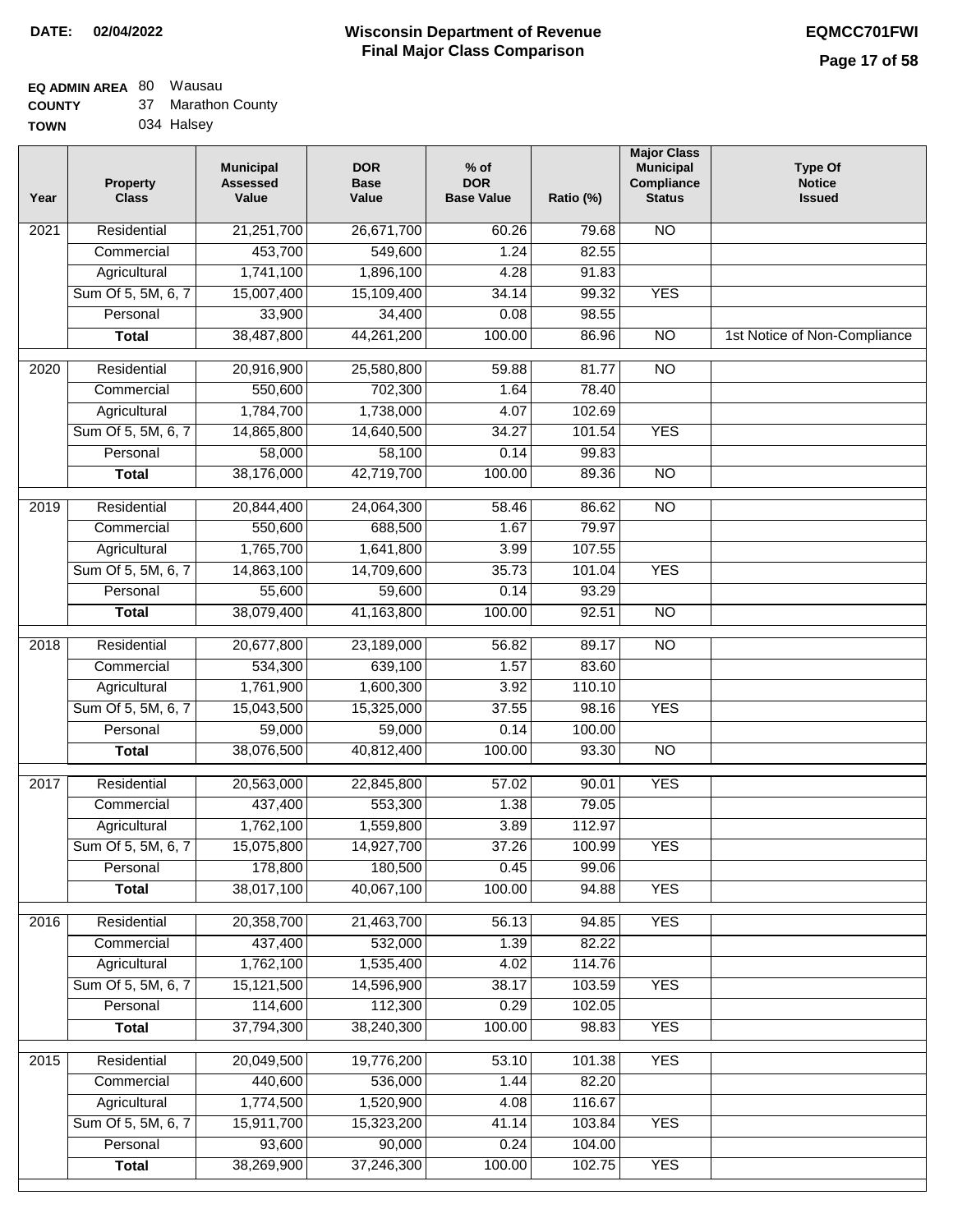**DATE: 02/04/2022**

# Wisconsin Department of Revenue
## Final Major Class Comparison

**EQMCC701FWI**

**EQ ADMIN AREA** 80 Wausau
**COUNTY** 37 Marathon County
**TOWN** 034 Halsey

| Year | Property Class | Municipal Assessed Value | DOR Base Value | % of DOR Base Value | Ratio (%) | Major Class Municipal Compliance Status | Type Of Notice Issued |
|---|---|---|---|---|---|---|---|
| 2021 | Residential | 21,251,700 | 26,671,700 | 60.26 | 79.68 | NO | |
| | Commercial | 453,700 | 549,600 | 1.24 | 82.55 | | |
| | Agricultural | 1,741,100 | 1,896,100 | 4.28 | 91.83 | | |
| | Sum Of 5, 5M, 6, 7 | 15,007,400 | 15,109,400 | 34.14 | 99.32 | YES | |
| | Personal | 33,900 | 34,400 | 0.08 | 98.55 | | |
| | **Total** | 38,487,800 | 44,261,200 | 100.00 | 86.96 | NO | 1st Notice of Non-Compliance |
| 2020 | Residential | 20,916,900 | 25,580,800 | 59.88 | 81.77 | NO | |
| | Commercial | 550,600 | 702,300 | 1.64 | 78.40 | | |
| | Agricultural | 1,784,700 | 1,738,000 | 4.07 | 102.69 | | |
| | Sum Of 5, 5M, 6, 7 | 14,865,800 | 14,640,500 | 34.27 | 101.54 | YES | |
| | Personal | 58,000 | 58,100 | 0.14 | 99.83 | | |
| | **Total** | 38,176,000 | 42,719,700 | 100.00 | 89.36 | NO | |
| 2019 | Residential | 20,844,400 | 24,064,300 | 58.46 | 86.62 | NO | |
| | Commercial | 550,600 | 688,500 | 1.67 | 79.97 | | |
| | Agricultural | 1,765,700 | 1,641,800 | 3.99 | 107.55 | | |
| | Sum Of 5, 5M, 6, 7 | 14,863,100 | 14,709,600 | 35.73 | 101.04 | YES | |
| | Personal | 55,600 | 59,600 | 0.14 | 93.29 | | |
| | **Total** | 38,079,400 | 41,163,800 | 100.00 | 92.51 | NO | |
| 2018 | Residential | 20,677,800 | 23,189,000 | 56.82 | 89.17 | NO | |
| | Commercial | 534,300 | 639,100 | 1.57 | 83.60 | | |
| | Agricultural | 1,761,900 | 1,600,300 | 3.92 | 110.10 | | |
| | Sum Of 5, 5M, 6, 7 | 15,043,500 | 15,325,000 | 37.55 | 98.16 | YES | |
| | Personal | 59,000 | 59,000 | 0.14 | 100.00 | | |
| | **Total** | 38,076,500 | 40,812,400 | 100.00 | 93.30 | NO | |
| 2017 | Residential | 20,563,000 | 22,845,800 | 57.02 | 90.01 | YES | |
| | Commercial | 437,400 | 553,300 | 1.38 | 79.05 | | |
| | Agricultural | 1,762,100 | 1,559,800 | 3.89 | 112.97 | | |
| | Sum Of 5, 5M, 6, 7 | 15,075,800 | 14,927,700 | 37.26 | 100.99 | YES | |
| | Personal | 178,800 | 180,500 | 0.45 | 99.06 | | |
| | **Total** | 38,017,100 | 40,067,100 | 100.00 | 94.88 | YES | |
| 2016 | Residential | 20,358,700 | 21,463,700 | 56.13 | 94.85 | YES | |
| | Commercial | 437,400 | 532,000 | 1.39 | 82.22 | | |
| | Agricultural | 1,762,100 | 1,535,400 | 4.02 | 114.76 | | |
| | Sum Of 5, 5M, 6, 7 | 15,121,500 | 14,596,900 | 38.17 | 103.59 | YES | |
| | Personal | 114,600 | 112,300 | 0.29 | 102.05 | | |
| | **Total** | 37,794,300 | 38,240,300 | 100.00 | 98.83 | YES | |
| 2015 | Residential | 20,049,500 | 19,776,200 | 53.10 | 101.38 | YES | |
| | Commercial | 440,600 | 536,000 | 1.44 | 82.20 | | |
| | Agricultural | 1,774,500 | 1,520,900 | 4.08 | 116.67 | | |
| | Sum Of 5, 5M, 6, 7 | 15,911,700 | 15,323,200 | 41.14 | 103.84 | YES | |
| | Personal | 93,600 | 90,000 | 0.24 | 104.00 | | |
| | **Total** | 38,269,900 | 37,246,300 | 100.00 | 102.75 | YES | |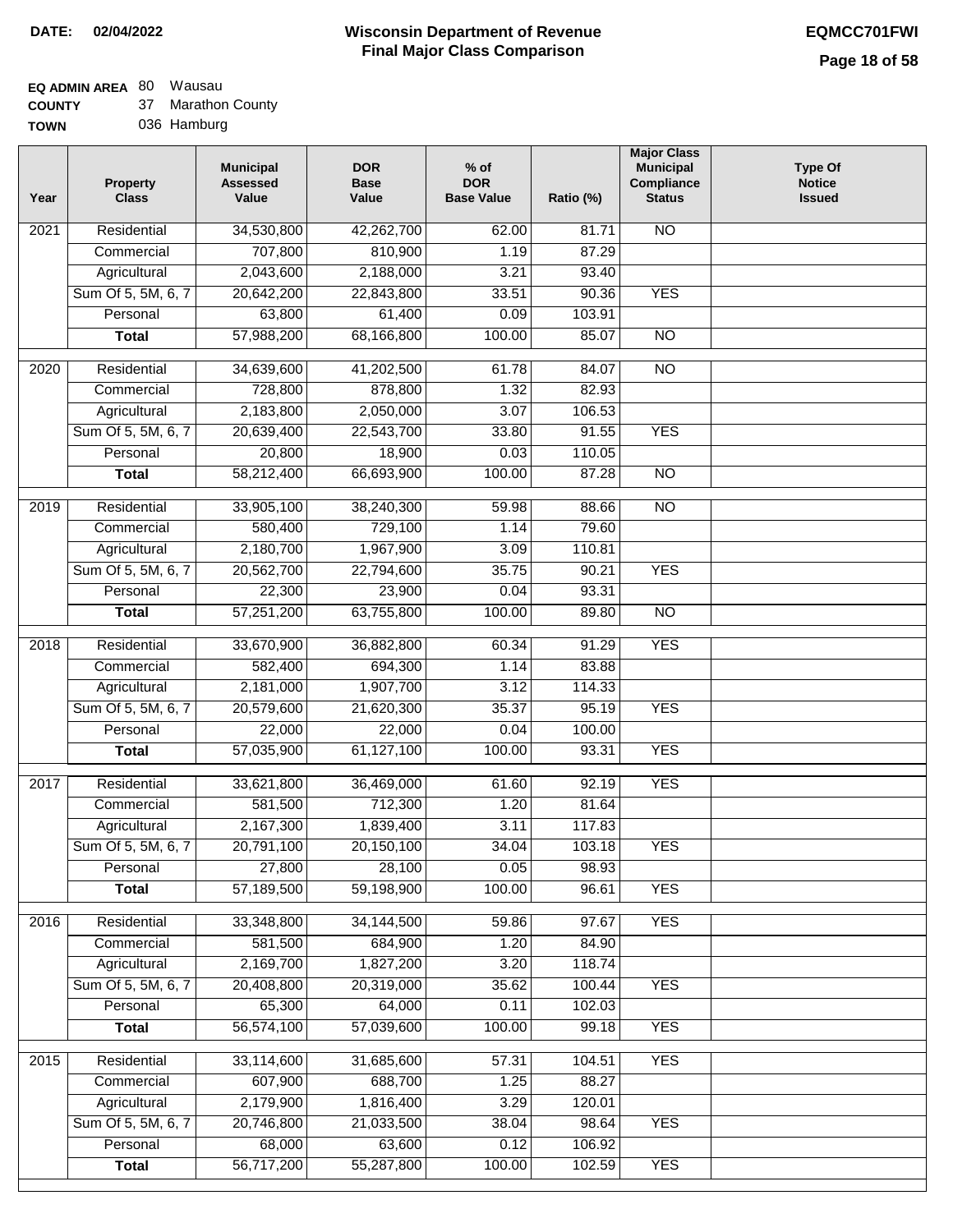**DATE: 02/04/2022**

# Wisconsin Department of Revenue
## Final Major Class Comparison

**EQMCC701FWI**

**EQ ADMIN AREA** 80 Wausau
**COUNTY** 37 Marathon County
**TOWN** 036 Hamburg

| Year | Property Class | Municipal Assessed Value | DOR Base Value | % of DOR Base Value | Ratio (%) | Major Class Municipal Compliance Status | Type Of Notice Issued |
|---|---|---|---|---|---|---|---|
| 2021 | Residential | 34,530,800 | 42,262,700 | 62.00 | 81.71 | NO | |
| | Commercial | 707,800 | 810,900 | 1.19 | 87.29 | | |
| | Agricultural | 2,043,600 | 2,188,000 | 3.21 | 93.40 | | |
| | Sum Of 5, 5M, 6, 7 | 20,642,200 | 22,843,800 | 33.51 | 90.36 | YES | |
| | Personal | 63,800 | 61,400 | 0.09 | 103.91 | | |
| | **Total** | 57,988,200 | 68,166,800 | 100.00 | 85.07 | NO | |
| 2020 | Residential | 34,639,600 | 41,202,500 | 61.78 | 84.07 | NO | |
| | Commercial | 728,800 | 878,800 | 1.32 | 82.93 | | |
| | Agricultural | 2,183,800 | 2,050,000 | 3.07 | 106.53 | | |
| | Sum Of 5, 5M, 6, 7 | 20,639,400 | 22,543,700 | 33.80 | 91.55 | YES | |
| | Personal | 20,800 | 18,900 | 0.03 | 110.05 | | |
| | **Total** | 58,212,400 | 66,693,900 | 100.00 | 87.28 | NO | |
| 2019 | Residential | 33,905,100 | 38,240,300 | 59.98 | 88.66 | NO | |
| | Commercial | 580,400 | 729,100 | 1.14 | 79.60 | | |
| | Agricultural | 2,180,700 | 1,967,900 | 3.09 | 110.81 | | |
| | Sum Of 5, 5M, 6, 7 | 20,562,700 | 22,794,600 | 35.75 | 90.21 | YES | |
| | Personal | 22,300 | 23,900 | 0.04 | 93.31 | | |
| | **Total** | 57,251,200 | 63,755,800 | 100.00 | 89.80 | NO | |
| 2018 | Residential | 33,670,900 | 36,882,800 | 60.34 | 91.29 | YES | |
| | Commercial | 582,400 | 694,300 | 1.14 | 83.88 | | |
| | Agricultural | 2,181,000 | 1,907,700 | 3.12 | 114.33 | | |
| | Sum Of 5, 5M, 6, 7 | 20,579,600 | 21,620,300 | 35.37 | 95.19 | YES | |
| | Personal | 22,000 | 22,000 | 0.04 | 100.00 | | |
| | **Total** | 57,035,900 | 61,127,100 | 100.00 | 93.31 | YES | |
| 2017 | Residential | 33,621,800 | 36,469,000 | 61.60 | 92.19 | YES | |
| | Commercial | 581,500 | 712,300 | 1.20 | 81.64 | | |
| | Agricultural | 2,167,300 | 1,839,400 | 3.11 | 117.83 | | |
| | Sum Of 5, 5M, 6, 7 | 20,791,100 | 20,150,100 | 34.04 | 103.18 | YES | |
| | Personal | 27,800 | 28,100 | 0.05 | 98.93 | | |
| | **Total** | 57,189,500 | 59,198,900 | 100.00 | 96.61 | YES | |
| 2016 | Residential | 33,348,800 | 34,144,500 | 59.86 | 97.67 | YES | |
| | Commercial | 581,500 | 684,900 | 1.20 | 84.90 | | |
| | Agricultural | 2,169,700 | 1,827,200 | 3.20 | 118.74 | | |
| | Sum Of 5, 5M, 6, 7 | 20,408,800 | 20,319,000 | 35.62 | 100.44 | YES | |
| | Personal | 65,300 | 64,000 | 0.11 | 102.03 | | |
| | **Total** | 56,574,100 | 57,039,600 | 100.00 | 99.18 | YES | |
| 2015 | Residential | 33,114,600 | 31,685,600 | 57.31 | 104.51 | YES | |
| | Commercial | 607,900 | 688,700 | 1.25 | 88.27 | | |
| | Agricultural | 2,179,900 | 1,816,400 | 3.29 | 120.01 | | |
| | Sum Of 5, 5M, 6, 7 | 20,746,800 | 21,033,500 | 38.04 | 98.64 | YES | |
| | Personal | 68,000 | 63,600 | 0.12 | 106.92 | | |
| | **Total** | 56,717,200 | 55,287,800 | 100.00 | 102.59 | YES | |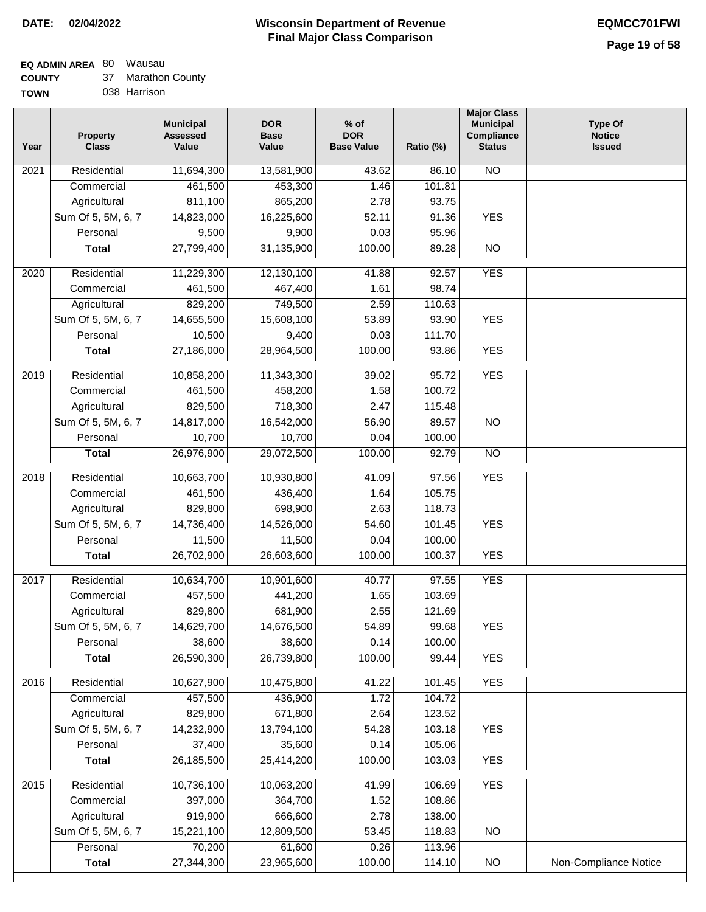**DATE: 02/04/2022**

# Wisconsin Department of Revenue
## Final Major Class Comparison

**EQMCC701FWI**

**EQ ADMIN AREA** 80 Wausau
**COUNTY** 37 Marathon County
**TOWN** 038 Harrison

| Year | Property Class | Municipal Assessed Value | DOR Base Value | % of DOR Base Value | Ratio (%) | Major Class Municipal Compliance Status | Type Of Notice Issued |
|---|---|---|---|---|---|---|---|
| 2021 | Residential | 11,694,300 | 13,581,900 | 43.62 | 86.10 | NO | |
| | Commercial | 461,500 | 453,300 | 1.46 | 101.81 | | |
| | Agricultural | 811,100 | 865,200 | 2.78 | 93.75 | | |
| | Sum Of 5, 5M, 6, 7 | 14,823,000 | 16,225,600 | 52.11 | 91.36 | YES | |
| | Personal | 9,500 | 9,900 | 0.03 | 95.96 | | |
| | **Total** | 27,799,400 | 31,135,900 | 100.00 | 89.28 | NO | |
| 2020 | Residential | 11,229,300 | 12,130,100 | 41.88 | 92.57 | YES | |
| | Commercial | 461,500 | 467,400 | 1.61 | 98.74 | | |
| | Agricultural | 829,200 | 749,500 | 2.59 | 110.63 | | |
| | Sum Of 5, 5M, 6, 7 | 14,655,500 | 15,608,100 | 53.89 | 93.90 | YES | |
| | Personal | 10,500 | 9,400 | 0.03 | 111.70 | | |
| | **Total** | 27,186,000 | 28,964,500 | 100.00 | 93.86 | YES | |
| 2019 | Residential | 10,858,200 | 11,343,300 | 39.02 | 95.72 | YES | |
| | Commercial | 461,500 | 458,200 | 1.58 | 100.72 | | |
| | Agricultural | 829,500 | 718,300 | 2.47 | 115.48 | | |
| | Sum Of 5, 5M, 6, 7 | 14,817,000 | 16,542,000 | 56.90 | 89.57 | NO | |
| | Personal | 10,700 | 10,700 | 0.04 | 100.00 | | |
| | **Total** | 26,976,900 | 29,072,500 | 100.00 | 92.79 | NO | |
| 2018 | Residential | 10,663,700 | 10,930,800 | 41.09 | 97.56 | YES | |
| | Commercial | 461,500 | 436,400 | 1.64 | 105.75 | | |
| | Agricultural | 829,800 | 698,900 | 2.63 | 118.73 | | |
| | Sum Of 5, 5M, 6, 7 | 14,736,400 | 14,526,000 | 54.60 | 101.45 | YES | |
| | Personal | 11,500 | 11,500 | 0.04 | 100.00 | | |
| | **Total** | 26,702,900 | 26,603,600 | 100.00 | 100.37 | YES | |
| 2017 | Residential | 10,634,700 | 10,901,600 | 40.77 | 97.55 | YES | |
| | Commercial | 457,500 | 441,200 | 1.65 | 103.69 | | |
| | Agricultural | 829,800 | 681,900 | 2.55 | 121.69 | | |
| | Sum Of 5, 5M, 6, 7 | 14,629,700 | 14,676,500 | 54.89 | 99.68 | YES | |
| | Personal | 38,600 | 38,600 | 0.14 | 100.00 | | |
| | **Total** | 26,590,300 | 26,739,800 | 100.00 | 99.44 | YES | |
| 2016 | Residential | 10,627,900 | 10,475,800 | 41.22 | 101.45 | YES | |
| | Commercial | 457,500 | 436,900 | 1.72 | 104.72 | | |
| | Agricultural | 829,800 | 671,800 | 2.64 | 123.52 | | |
| | Sum Of 5, 5M, 6, 7 | 14,232,900 | 13,794,100 | 54.28 | 103.18 | YES | |
| | Personal | 37,400 | 35,600 | 0.14 | 105.06 | | |
| | **Total** | 26,185,500 | 25,414,200 | 100.00 | 103.03 | YES | |
| 2015 | Residential | 10,736,100 | 10,063,200 | 41.99 | 106.69 | YES | |
| | Commercial | 397,000 | 364,700 | 1.52 | 108.86 | | |
| | Agricultural | 919,900 | 666,600 | 2.78 | 138.00 | | |
| | Sum Of 5, 5M, 6, 7 | 15,221,100 | 12,809,500 | 53.45 | 118.83 | NO | |
| | Personal | 70,200 | 61,600 | 0.26 | 113.96 | | |
| | **Total** | 27,344,300 | 23,965,600 | 100.00 | 114.10 | NO | Non-Compliance Notice |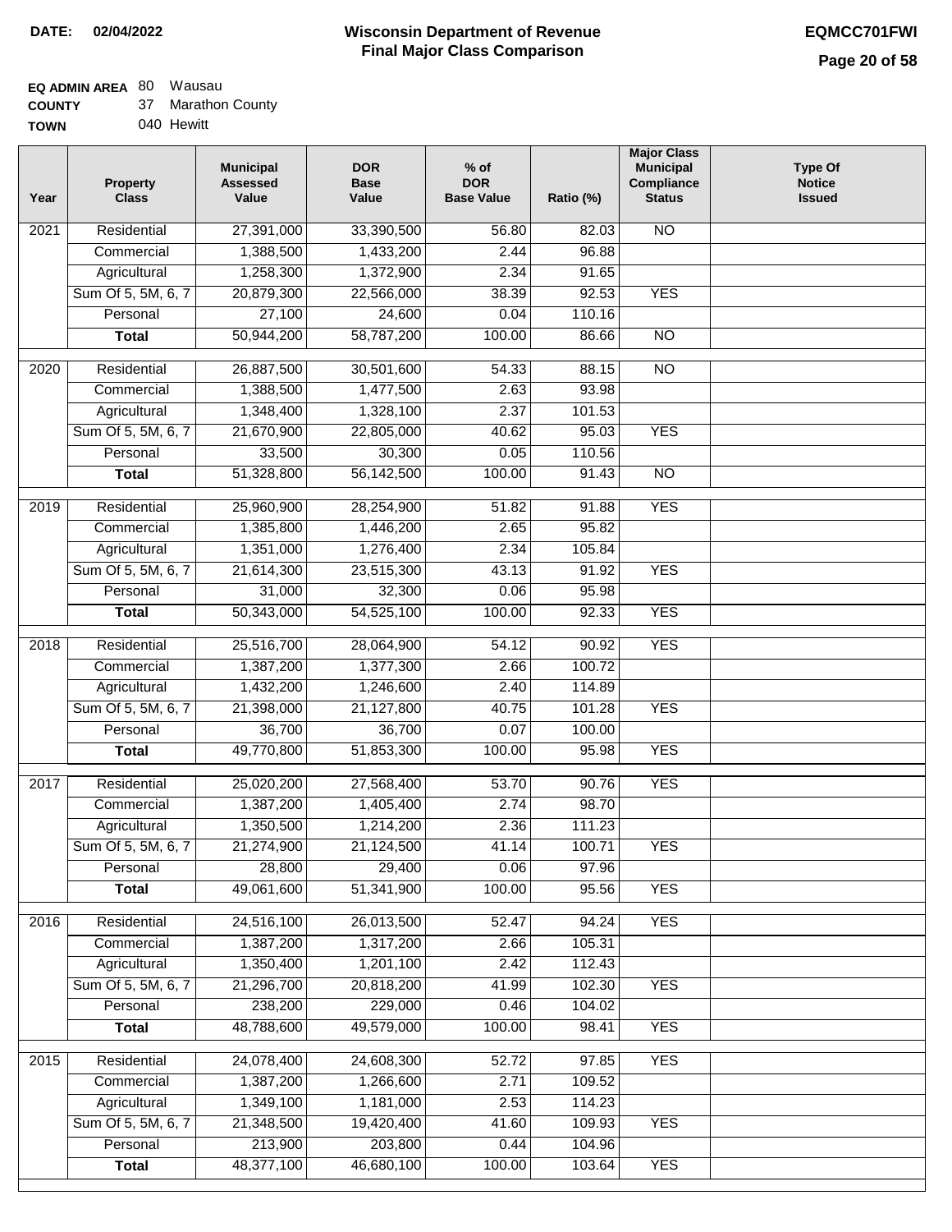**DATE:** 02/04/2022

# Wisconsin Department of Revenue
## Final Major Class Comparison

**EQMCC701FWI**

**EQ ADMIN AREA** 80 Wausau
**COUNTY** 37 Marathon County
**TOWN** 040 Hewitt

| Year | Property Class | Municipal Assessed Value | DOR Base Value | % of DOR Base Value | Ratio (%) | Major Class Municipal Compliance Status | Type Of Notice Issued |
|---|---|---|---|---|---|---|---|
| 2021 | Residential | 27,391,000 | 33,390,500 | 56.80 | 82.03 | NO | |
| | Commercial | 1,388,500 | 1,433,200 | 2.44 | 96.88 | | |
| | Agricultural | 1,258,300 | 1,372,900 | 2.34 | 91.65 | | |
| | Sum Of 5, 5M, 6, 7 | 20,879,300 | 22,566,000 | 38.39 | 92.53 | YES | |
| | Personal | 27,100 | 24,600 | 0.04 | 110.16 | | |
| | **Total** | 50,944,200 | 58,787,200 | 100.00 | 86.66 | NO | |
| 2020 | Residential | 26,887,500 | 30,501,600 | 54.33 | 88.15 | NO | |
| | Commercial | 1,388,500 | 1,477,500 | 2.63 | 93.98 | | |
| | Agricultural | 1,348,400 | 1,328,100 | 2.37 | 101.53 | | |
| | Sum Of 5, 5M, 6, 7 | 21,670,900 | 22,805,000 | 40.62 | 95.03 | YES | |
| | Personal | 33,500 | 30,300 | 0.05 | 110.56 | | |
| | **Total** | 51,328,800 | 56,142,500 | 100.00 | 91.43 | NO | |
| 2019 | Residential | 25,960,900 | 28,254,900 | 51.82 | 91.88 | YES | |
| | Commercial | 1,385,800 | 1,446,200 | 2.65 | 95.82 | | |
| | Agricultural | 1,351,000 | 1,276,400 | 2.34 | 105.84 | | |
| | Sum Of 5, 5M, 6, 7 | 21,614,300 | 23,515,300 | 43.13 | 91.92 | YES | |
| | Personal | 31,000 | 32,300 | 0.06 | 95.98 | | |
| | **Total** | 50,343,000 | 54,525,100 | 100.00 | 92.33 | YES | |
| 2018 | Residential | 25,516,700 | 28,064,900 | 54.12 | 90.92 | YES | |
| | Commercial | 1,387,200 | 1,377,300 | 2.66 | 100.72 | | |
| | Agricultural | 1,432,200 | 1,246,600 | 2.40 | 114.89 | | |
| | Sum Of 5, 5M, 6, 7 | 21,398,000 | 21,127,800 | 40.75 | 101.28 | YES | |
| | Personal | 36,700 | 36,700 | 0.07 | 100.00 | | |
| | **Total** | 49,770,800 | 51,853,300 | 100.00 | 95.98 | YES | |
| 2017 | Residential | 25,020,200 | 27,568,400 | 53.70 | 90.76 | YES | |
| | Commercial | 1,387,200 | 1,405,400 | 2.74 | 98.70 | | |
| | Agricultural | 1,350,500 | 1,214,200 | 2.36 | 111.23 | | |
| | Sum Of 5, 5M, 6, 7 | 21,274,900 | 21,124,500 | 41.14 | 100.71 | YES | |
| | Personal | 28,800 | 29,400 | 0.06 | 97.96 | | |
| | **Total** | 49,061,600 | 51,341,900 | 100.00 | 95.56 | YES | |
| 2016 | Residential | 24,516,100 | 26,013,500 | 52.47 | 94.24 | YES | |
| | Commercial | 1,387,200 | 1,317,200 | 2.66 | 105.31 | | |
| | Agricultural | 1,350,400 | 1,201,100 | 2.42 | 112.43 | | |
| | Sum Of 5, 5M, 6, 7 | 21,296,700 | 20,818,200 | 41.99 | 102.30 | YES | |
| | Personal | 238,200 | 229,000 | 0.46 | 104.02 | | |
| | **Total** | 48,788,600 | 49,579,000 | 100.00 | 98.41 | YES | |
| 2015 | Residential | 24,078,400 | 24,608,300 | 52.72 | 97.85 | YES | |
| | Commercial | 1,387,200 | 1,266,600 | 2.71 | 109.52 | | |
| | Agricultural | 1,349,100 | 1,181,000 | 2.53 | 114.23 | | |
| | Sum Of 5, 5M, 6, 7 | 21,348,500 | 19,420,400 | 41.60 | 109.93 | YES | |
| | Personal | 213,900 | 203,800 | 0.44 | 104.96 | | |
| | **Total** | 48,377,100 | 46,680,100 | 100.00 | 103.64 | YES | |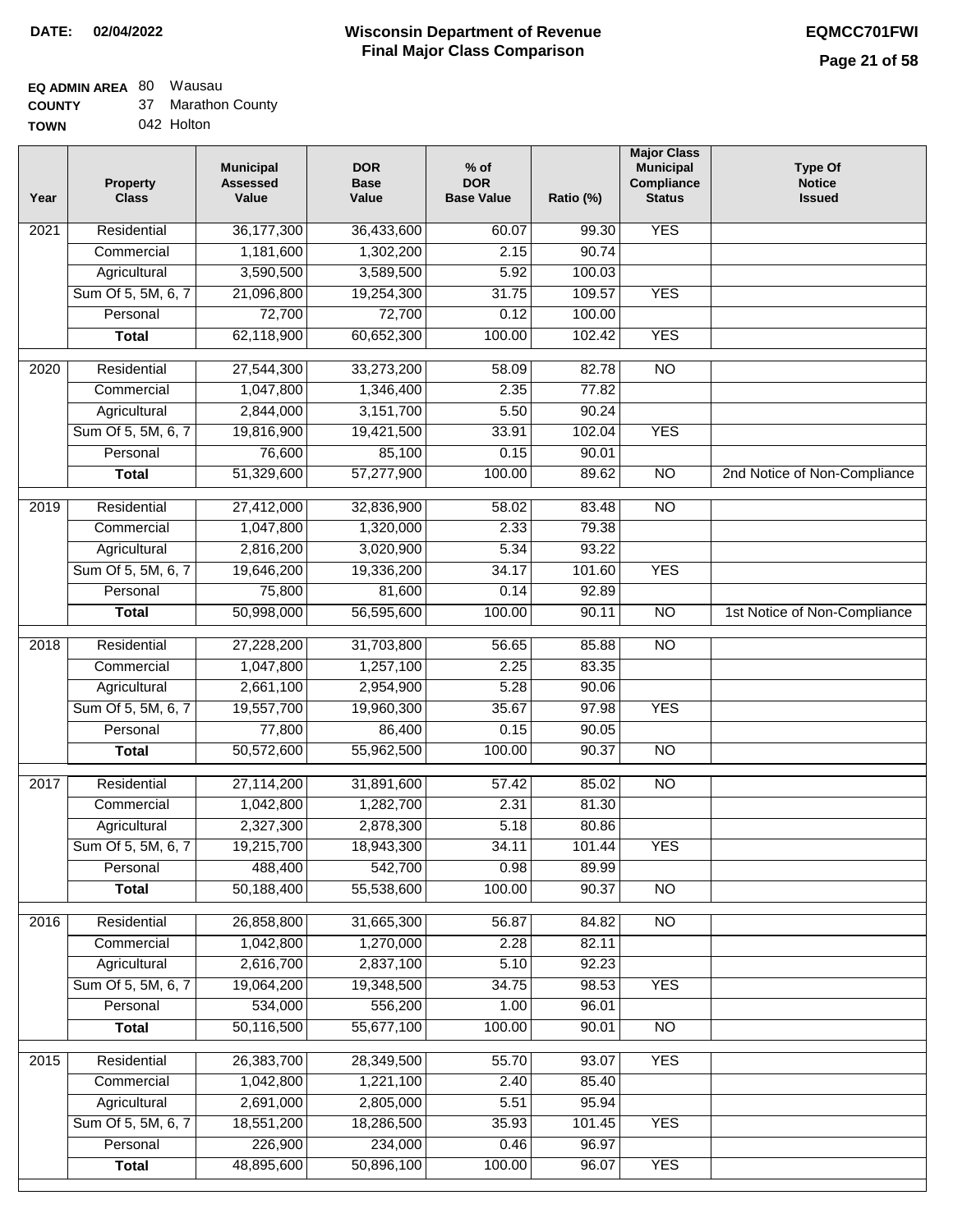**DATE:** 02/04/2022

# Wisconsin Department of Revenue
## Final Major Class Comparison

**EQMCC701FWI**

**EQ ADMIN AREA** 80 Wausau
**COUNTY** 37 Marathon County
**TOWN** 042 Holton

| Year | Property Class | Municipal Assessed Value | DOR Base Value | % of DOR Base Value | Ratio (%) | Major Class Municipal Compliance Status | Type Of Notice Issued |
|---|---|---|---|---|---|---|---|
| 2021 | Residential | 36,177,300 | 36,433,600 | 60.07 | 99.30 | YES | |
| | Commercial | 1,181,600 | 1,302,200 | 2.15 | 90.74 | | |
| | Agricultural | 3,590,500 | 3,589,500 | 5.92 | 100.03 | | |
| | Sum Of 5, 5M, 6, 7 | 21,096,800 | 19,254,300 | 31.75 | 109.57 | YES | |
| | Personal | 72,700 | 72,700 | 0.12 | 100.00 | | |
| | **Total** | 62,118,900 | 60,652,300 | 100.00 | 102.42 | YES | |
| 2020 | Residential | 27,544,300 | 33,273,200 | 58.09 | 82.78 | NO | |
| | Commercial | 1,047,800 | 1,346,400 | 2.35 | 77.82 | | |
| | Agricultural | 2,844,000 | 3,151,700 | 5.50 | 90.24 | | |
| | Sum Of 5, 5M, 6, 7 | 19,816,900 | 19,421,500 | 33.91 | 102.04 | YES | |
| | Personal | 76,600 | 85,100 | 0.15 | 90.01 | | |
| | **Total** | 51,329,600 | 57,277,900 | 100.00 | 89.62 | NO | 2nd Notice of Non-Compliance |
| 2019 | Residential | 27,412,000 | 32,836,900 | 58.02 | 83.48 | NO | |
| | Commercial | 1,047,800 | 1,320,000 | 2.33 | 79.38 | | |
| | Agricultural | 2,816,200 | 3,020,900 | 5.34 | 93.22 | | |
| | Sum Of 5, 5M, 6, 7 | 19,646,200 | 19,336,200 | 34.17 | 101.60 | YES | |
| | Personal | 75,800 | 81,600 | 0.14 | 92.89 | | |
| | **Total** | 50,998,000 | 56,595,600 | 100.00 | 90.11 | NO | 1st Notice of Non-Compliance |
| 2018 | Residential | 27,228,200 | 31,703,800 | 56.65 | 85.88 | NO | |
| | Commercial | 1,047,800 | 1,257,100 | 2.25 | 83.35 | | |
| | Agricultural | 2,661,100 | 2,954,900 | 5.28 | 90.06 | | |
| | Sum Of 5, 5M, 6, 7 | 19,557,700 | 19,960,300 | 35.67 | 97.98 | YES | |
| | Personal | 77,800 | 86,400 | 0.15 | 90.05 | | |
| | **Total** | 50,572,600 | 55,962,500 | 100.00 | 90.37 | NO | |
| 2017 | Residential | 27,114,200 | 31,891,600 | 57.42 | 85.02 | NO | |
| | Commercial | 1,042,800 | 1,282,700 | 2.31 | 81.30 | | |
| | Agricultural | 2,327,300 | 2,878,300 | 5.18 | 80.86 | | |
| | Sum Of 5, 5M, 6, 7 | 19,215,700 | 18,943,300 | 34.11 | 101.44 | YES | |
| | Personal | 488,400 | 542,700 | 0.98 | 89.99 | | |
| | **Total** | 50,188,400 | 55,538,600 | 100.00 | 90.37 | NO | |
| 2016 | Residential | 26,858,800 | 31,665,300 | 56.87 | 84.82 | NO | |
| | Commercial | 1,042,800 | 1,270,000 | 2.28 | 82.11 | | |
| | Agricultural | 2,616,700 | 2,837,100 | 5.10 | 92.23 | | |
| | Sum Of 5, 5M, 6, 7 | 19,064,200 | 19,348,500 | 34.75 | 98.53 | YES | |
| | Personal | 534,000 | 556,200 | 1.00 | 96.01 | | |
| | **Total** | 50,116,500 | 55,677,100 | 100.00 | 90.01 | NO | |
| 2015 | Residential | 26,383,700 | 28,349,500 | 55.70 | 93.07 | YES | |
| | Commercial | 1,042,800 | 1,221,100 | 2.40 | 85.40 | | |
| | Agricultural | 2,691,000 | 2,805,000 | 5.51 | 95.94 | | |
| | Sum Of 5, 5M, 6, 7 | 18,551,200 | 18,286,500 | 35.93 | 101.45 | YES | |
| | Personal | 226,900 | 234,000 | 0.46 | 96.97 | | |
| | **Total** | 48,895,600 | 50,896,100 | 100.00 | 96.07 | YES | |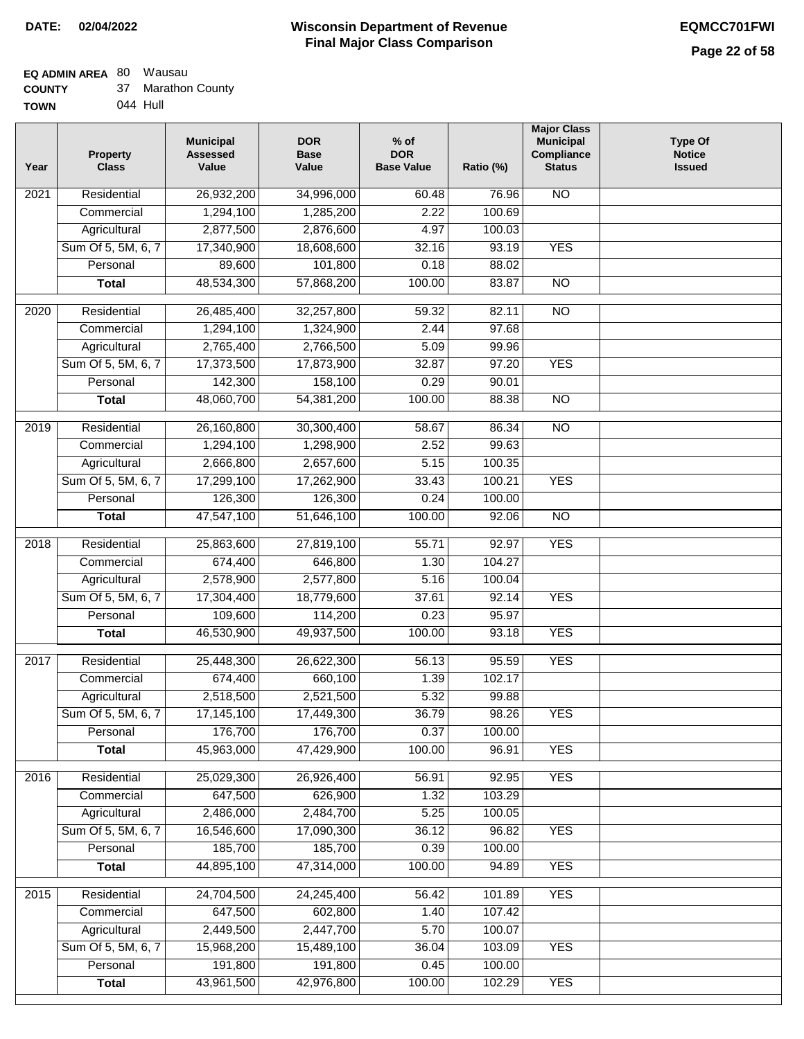**DATE: 02/04/2022**

# Wisconsin Department of Revenue
## Final Major Class Comparison

**EQMCC701FWI**

**EQ ADMIN AREA** 80 Wausau
**COUNTY** 37 Marathon County
**TOWN** 044 Hull

| Year | Property Class | Municipal Assessed Value | DOR Base Value | % of DOR Base Value | Ratio (%) | Major Class Municipal Compliance Status | Type Of Notice Issued |
|---|---|---|---|---|---|---|---|
| 2021 | Residential | 26,932,200 | 34,996,000 | 60.48 | 76.96 | NO | |
| | Commercial | 1,294,100 | 1,285,200 | 2.22 | 100.69 | | |
| | Agricultural | 2,877,500 | 2,876,600 | 4.97 | 100.03 | | |
| | Sum Of 5, 5M, 6, 7 | 17,340,900 | 18,608,600 | 32.16 | 93.19 | YES | |
| | Personal | 89,600 | 101,800 | 0.18 | 88.02 | | |
| | **Total** | 48,534,300 | 57,868,200 | 100.00 | 83.87 | NO | |
| 2020 | Residential | 26,485,400 | 32,257,800 | 59.32 | 82.11 | NO | |
| | Commercial | 1,294,100 | 1,324,900 | 2.44 | 97.68 | | |
| | Agricultural | 2,765,400 | 2,766,500 | 5.09 | 99.96 | | |
| | Sum Of 5, 5M, 6, 7 | 17,373,500 | 17,873,900 | 32.87 | 97.20 | YES | |
| | Personal | 142,300 | 158,100 | 0.29 | 90.01 | | |
| | **Total** | 48,060,700 | 54,381,200 | 100.00 | 88.38 | NO | |
| 2019 | Residential | 26,160,800 | 30,300,400 | 58.67 | 86.34 | NO | |
| | Commercial | 1,294,100 | 1,298,900 | 2.52 | 99.63 | | |
| | Agricultural | 2,666,800 | 2,657,600 | 5.15 | 100.35 | | |
| | Sum Of 5, 5M, 6, 7 | 17,299,100 | 17,262,900 | 33.43 | 100.21 | YES | |
| | Personal | 126,300 | 126,300 | 0.24 | 100.00 | | |
| | **Total** | 47,547,100 | 51,646,100 | 100.00 | 92.06 | NO | |
| 2018 | Residential | 25,863,600 | 27,819,100 | 55.71 | 92.97 | YES | |
| | Commercial | 674,400 | 646,800 | 1.30 | 104.27 | | |
| | Agricultural | 2,578,900 | 2,577,800 | 5.16 | 100.04 | | |
| | Sum Of 5, 5M, 6, 7 | 17,304,400 | 18,779,600 | 37.61 | 92.14 | YES | |
| | Personal | 109,600 | 114,200 | 0.23 | 95.97 | | |
| | **Total** | 46,530,900 | 49,937,500 | 100.00 | 93.18 | YES | |
| 2017 | Residential | 25,448,300 | 26,622,300 | 56.13 | 95.59 | YES | |
| | Commercial | 674,400 | 660,100 | 1.39 | 102.17 | | |
| | Agricultural | 2,518,500 | 2,521,500 | 5.32 | 99.88 | | |
| | Sum Of 5, 5M, 6, 7 | 17,145,100 | 17,449,300 | 36.79 | 98.26 | YES | |
| | Personal | 176,700 | 176,700 | 0.37 | 100.00 | | |
| | **Total** | 45,963,000 | 47,429,900 | 100.00 | 96.91 | YES | |
| 2016 | Residential | 25,029,300 | 26,926,400 | 56.91 | 92.95 | YES | |
| | Commercial | 647,500 | 626,900 | 1.32 | 103.29 | | |
| | Agricultural | 2,486,000 | 2,484,700 | 5.25 | 100.05 | | |
| | Sum Of 5, 5M, 6, 7 | 16,546,600 | 17,090,300 | 36.12 | 96.82 | YES | |
| | Personal | 185,700 | 185,700 | 0.39 | 100.00 | | |
| | **Total** | 44,895,100 | 47,314,000 | 100.00 | 94.89 | YES | |
| 2015 | Residential | 24,704,500 | 24,245,400 | 56.42 | 101.89 | YES | |
| | Commercial | 647,500 | 602,800 | 1.40 | 107.42 | | |
| | Agricultural | 2,449,500 | 2,447,700 | 5.70 | 100.07 | | |
| | Sum Of 5, 5M, 6, 7 | 15,968,200 | 15,489,100 | 36.04 | 103.09 | YES | |
| | Personal | 191,800 | 191,800 | 0.45 | 100.00 | | |
| | **Total** | 43,961,500 | 42,976,800 | 100.00 | 102.29 | YES | |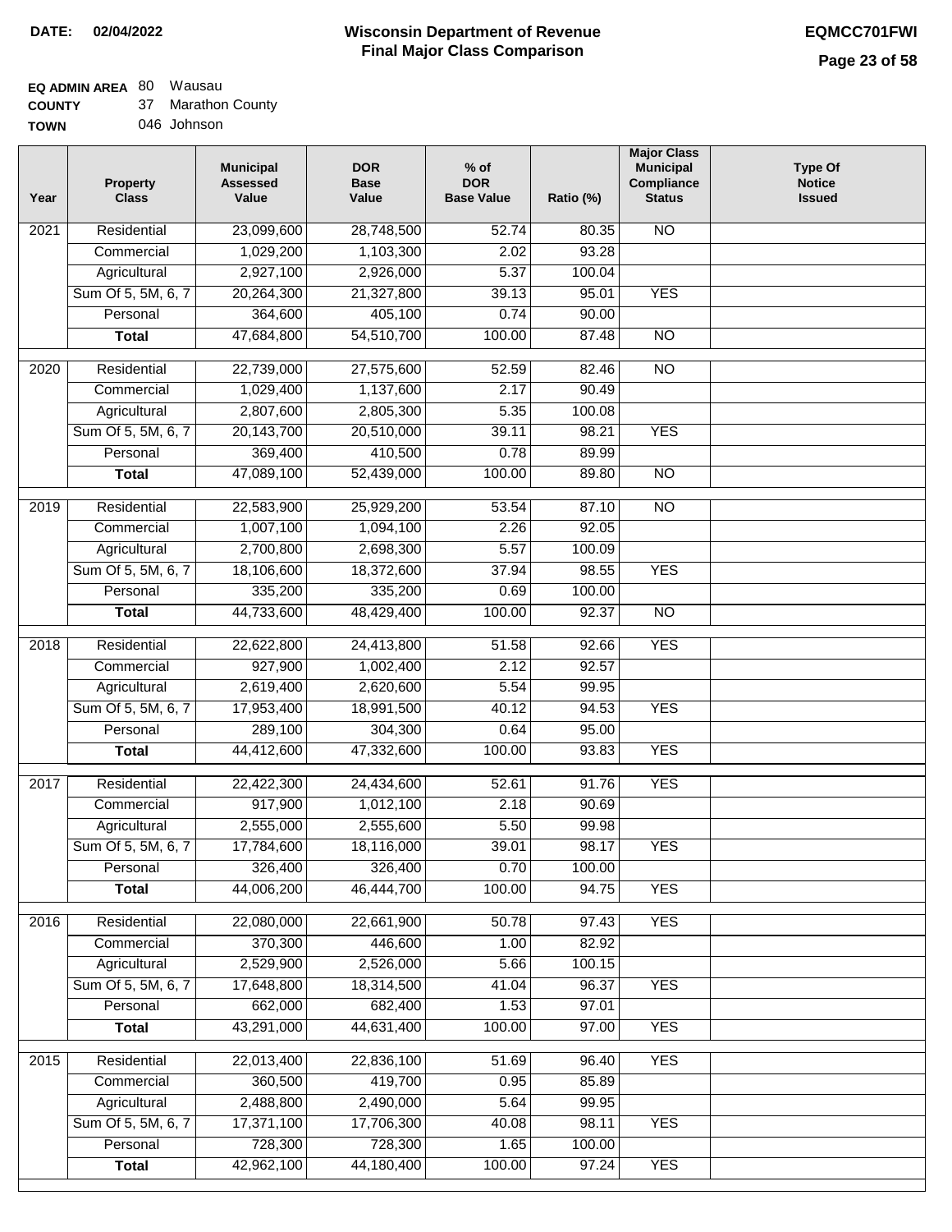**DATE:** 02/04/2022

# Wisconsin Department of Revenue
## Final Major Class Comparison

**EQMCC701FWI**

**EQ ADMIN AREA** 80 Wausau
**COUNTY** 37 Marathon County
**TOWN** 046 Johnson

| Year | Property Class | Municipal Assessed Value | DOR Base Value | % of DOR Base Value | Ratio (%) | Major Class Municipal Compliance Status | Type Of Notice Issued |
|---|---|---|---|---|---|---|---|
| 2021 | Residential | 23,099,600 | 28,748,500 | 52.74 | 80.35 | NO | |
| | Commercial | 1,029,200 | 1,103,300 | 2.02 | 93.28 | | |
| | Agricultural | 2,927,100 | 2,926,000 | 5.37 | 100.04 | | |
| | Sum Of 5, 5M, 6, 7 | 20,264,300 | 21,327,800 | 39.13 | 95.01 | YES | |
| | Personal | 364,600 | 405,100 | 0.74 | 90.00 | | |
| | **Total** | 47,684,800 | 54,510,700 | 100.00 | 87.48 | NO | |
| 2020 | Residential | 22,739,000 | 27,575,600 | 52.59 | 82.46 | NO | |
| | Commercial | 1,029,400 | 1,137,600 | 2.17 | 90.49 | | |
| | Agricultural | 2,807,600 | 2,805,300 | 5.35 | 100.08 | | |
| | Sum Of 5, 5M, 6, 7 | 20,143,700 | 20,510,000 | 39.11 | 98.21 | YES | |
| | Personal | 369,400 | 410,500 | 0.78 | 89.99 | | |
| | **Total** | 47,089,100 | 52,439,000 | 100.00 | 89.80 | NO | |
| 2019 | Residential | 22,583,900 | 25,929,200 | 53.54 | 87.10 | NO | |
| | Commercial | 1,007,100 | 1,094,100 | 2.26 | 92.05 | | |
| | Agricultural | 2,700,800 | 2,698,300 | 5.57 | 100.09 | | |
| | Sum Of 5, 5M, 6, 7 | 18,106,600 | 18,372,600 | 37.94 | 98.55 | YES | |
| | Personal | 335,200 | 335,200 | 0.69 | 100.00 | | |
| | **Total** | 44,733,600 | 48,429,400 | 100.00 | 92.37 | NO | |
| 2018 | Residential | 22,622,800 | 24,413,800 | 51.58 | 92.66 | YES | |
| | Commercial | 927,900 | 1,002,400 | 2.12 | 92.57 | | |
| | Agricultural | 2,619,400 | 2,620,600 | 5.54 | 99.95 | | |
| | Sum Of 5, 5M, 6, 7 | 17,953,400 | 18,991,500 | 40.12 | 94.53 | YES | |
| | Personal | 289,100 | 304,300 | 0.64 | 95.00 | | |
| | **Total** | 44,412,600 | 47,332,600 | 100.00 | 93.83 | YES | |
| 2017 | Residential | 22,422,300 | 24,434,600 | 52.61 | 91.76 | YES | |
| | Commercial | 917,900 | 1,012,100 | 2.18 | 90.69 | | |
| | Agricultural | 2,555,000 | 2,555,600 | 5.50 | 99.98 | | |
| | Sum Of 5, 5M, 6, 7 | 17,784,600 | 18,116,000 | 39.01 | 98.17 | YES | |
| | Personal | 326,400 | 326,400 | 0.70 | 100.00 | | |
| | **Total** | 44,006,200 | 46,444,700 | 100.00 | 94.75 | YES | |
| 2016 | Residential | 22,080,000 | 22,661,900 | 50.78 | 97.43 | YES | |
| | Commercial | 370,300 | 446,600 | 1.00 | 82.92 | | |
| | Agricultural | 2,529,900 | 2,526,000 | 5.66 | 100.15 | | |
| | Sum Of 5, 5M, 6, 7 | 17,648,800 | 18,314,500 | 41.04 | 96.37 | YES | |
| | Personal | 662,000 | 682,400 | 1.53 | 97.01 | | |
| | **Total** | 43,291,000 | 44,631,400 | 100.00 | 97.00 | YES | |
| 2015 | Residential | 22,013,400 | 22,836,100 | 51.69 | 96.40 | YES | |
| | Commercial | 360,500 | 419,700 | 0.95 | 85.89 | | |
| | Agricultural | 2,488,800 | 2,490,000 | 5.64 | 99.95 | | |
| | Sum Of 5, 5M, 6, 7 | 17,371,100 | 17,706,300 | 40.08 | 98.11 | YES | |
| | Personal | 728,300 | 728,300 | 1.65 | 100.00 | | |
| | **Total** | 42,962,100 | 44,180,400 | 100.00 | 97.24 | YES | |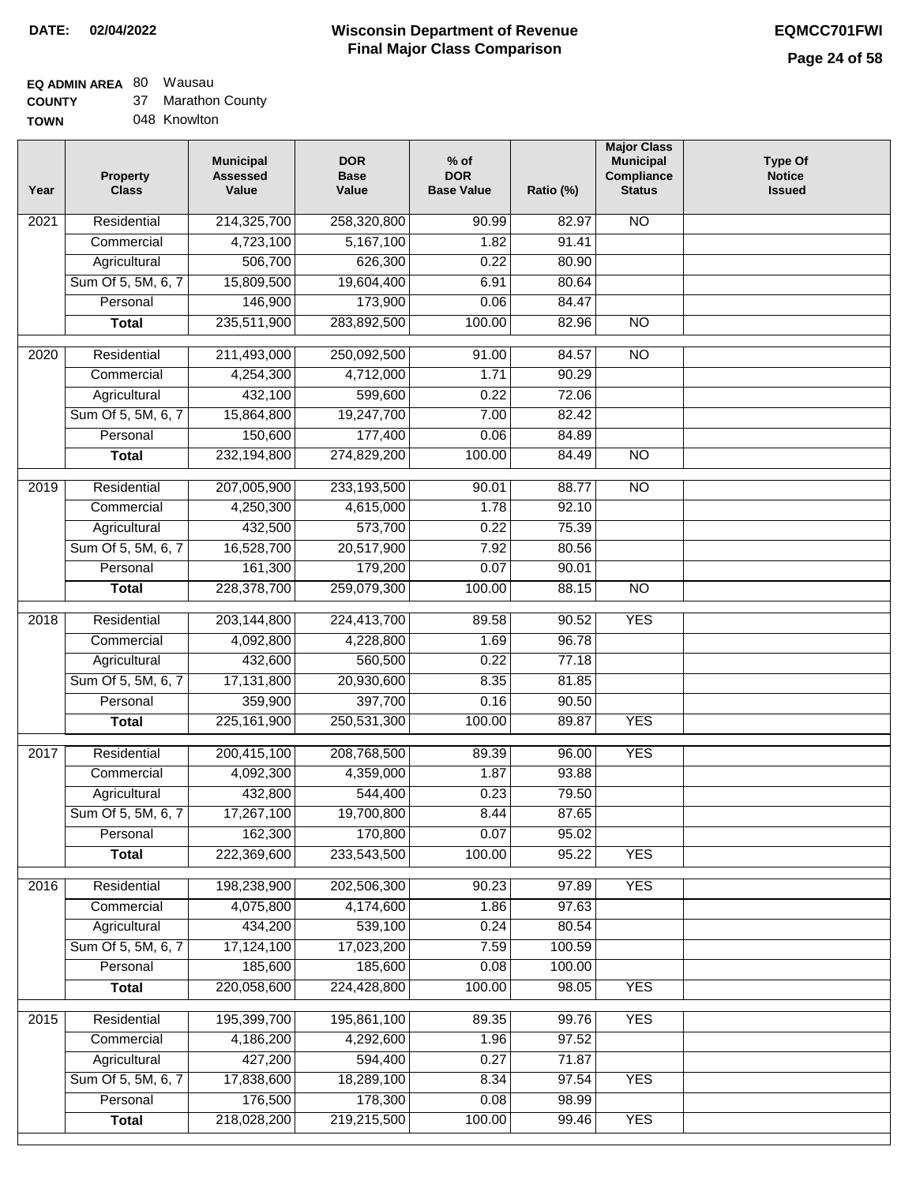**DATE: 02/04/2022**

# Wisconsin Department of Revenue
## Final Major Class Comparison

**EQMCC701FWI**

**EQ ADMIN AREA** 80 Wausau
**COUNTY** 37 Marathon County
**TOWN** 048 Knowlton

| Year | Property Class | Municipal Assessed Value | DOR Base Value | % of DOR Base Value | Ratio (%) | Major Class Municipal Compliance Status | Type Of Notice Issued |
|---|---|---|---|---|---|---|---|
| 2021 | Residential | 214,325,700 | 258,320,800 | 90.99 | 82.97 | NO | |
| | Commercial | 4,723,100 | 5,167,100 | 1.82 | 91.41 | | |
| | Agricultural | 506,700 | 626,300 | 0.22 | 80.90 | | |
| | Sum Of 5, 5M, 6, 7 | 15,809,500 | 19,604,400 | 6.91 | 80.64 | | |
| | Personal | 146,900 | 173,900 | 0.06 | 84.47 | | |
| | **Total** | 235,511,900 | 283,892,500 | 100.00 | 82.96 | NO | |
| 2020 | Residential | 211,493,000 | 250,092,500 | 91.00 | 84.57 | NO | |
| | Commercial | 4,254,300 | 4,712,000 | 1.71 | 90.29 | | |
| | Agricultural | 432,100 | 599,600 | 0.22 | 72.06 | | |
| | Sum Of 5, 5M, 6, 7 | 15,864,800 | 19,247,700 | 7.00 | 82.42 | | |
| | Personal | 150,600 | 177,400 | 0.06 | 84.89 | | |
| | **Total** | 232,194,800 | 274,829,200 | 100.00 | 84.49 | NO | |
| 2019 | Residential | 207,005,900 | 233,193,500 | 90.01 | 88.77 | NO | |
| | Commercial | 4,250,300 | 4,615,000 | 1.78 | 92.10 | | |
| | Agricultural | 432,500 | 573,700 | 0.22 | 75.39 | | |
| | Sum Of 5, 5M, 6, 7 | 16,528,700 | 20,517,900 | 7.92 | 80.56 | | |
| | Personal | 161,300 | 179,200 | 0.07 | 90.01 | | |
| | **Total** | 228,378,700 | 259,079,300 | 100.00 | 88.15 | NO | |
| 2018 | Residential | 203,144,800 | 224,413,700 | 89.58 | 90.52 | YES | |
| | Commercial | 4,092,800 | 4,228,800 | 1.69 | 96.78 | | |
| | Agricultural | 432,600 | 560,500 | 0.22 | 77.18 | | |
| | Sum Of 5, 5M, 6, 7 | 17,131,800 | 20,930,600 | 8.35 | 81.85 | | |
| | Personal | 359,900 | 397,700 | 0.16 | 90.50 | | |
| | **Total** | 225,161,900 | 250,531,300 | 100.00 | 89.87 | YES | |
| 2017 | Residential | 200,415,100 | 208,768,500 | 89.39 | 96.00 | YES | |
| | Commercial | 4,092,300 | 4,359,000 | 1.87 | 93.88 | | |
| | Agricultural | 432,800 | 544,400 | 0.23 | 79.50 | | |
| | Sum Of 5, 5M, 6, 7 | 17,267,100 | 19,700,800 | 8.44 | 87.65 | | |
| | Personal | 162,300 | 170,800 | 0.07 | 95.02 | | |
| | **Total** | 222,369,600 | 233,543,500 | 100.00 | 95.22 | YES | |
| 2016 | Residential | 198,238,900 | 202,506,300 | 90.23 | 97.89 | YES | |
| | Commercial | 4,075,800 | 4,174,600 | 1.86 | 97.63 | | |
| | Agricultural | 434,200 | 539,100 | 0.24 | 80.54 | | |
| | Sum Of 5, 5M, 6, 7 | 17,124,100 | 17,023,200 | 7.59 | 100.59 | | |
| | Personal | 185,600 | 185,600 | 0.08 | 100.00 | | |
| | **Total** | 220,058,600 | 224,428,800 | 100.00 | 98.05 | YES | |
| 2015 | Residential | 195,399,700 | 195,861,100 | 89.35 | 99.76 | YES | |
| | Commercial | 4,186,200 | 4,292,600 | 1.96 | 97.52 | | |
| | Agricultural | 427,200 | 594,400 | 0.27 | 71.87 | | |
| | Sum Of 5, 5M, 6, 7 | 17,838,600 | 18,289,100 | 8.34 | 97.54 | YES | |
| | Personal | 176,500 | 178,300 | 0.08 | 98.99 | | |
| | **Total** | 218,028,200 | 219,215,500 | 100.00 | 99.46 | YES | |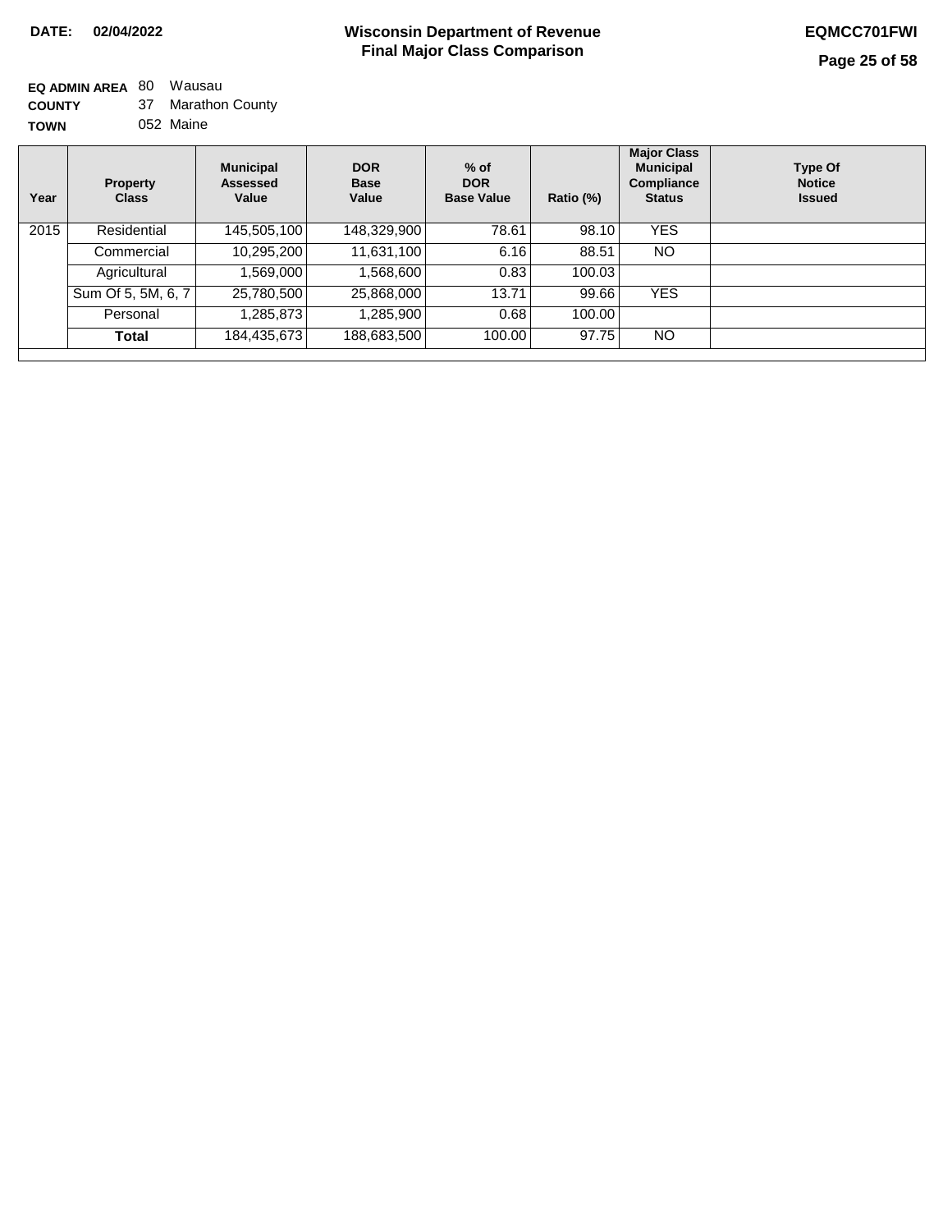**DATE: 02/04/2022**

# Wisconsin Department of Revenue
## Final Major Class Comparison

**EQMCC701FWI**

**EQ ADMIN AREA** 80 Wausau
**COUNTY** 37 Marathon County
**TOWN** 052 Maine

| Year | Property Class | Municipal Assessed Value | DOR Base Value | % of DOR Base Value | Ratio (%) | Major Class Municipal Compliance Status | Type Of Notice Issued |
|---|---|---|---|---|---|---|---|
| 2015 | Residential | 145,505,100 | 148,329,900 | 78.61 | 98.10 | YES | |
| | Commercial | 10,295,200 | 11,631,100 | 6.16 | 88.51 | NO | |
| | Agricultural | 1,569,000 | 1,568,600 | 0.83 | 100.03 | | |
| | Sum Of 5, 5M, 6, 7 | 25,780,500 | 25,868,000 | 13.71 | 99.66 | YES | |
| | Personal | 1,285,873 | 1,285,900 | 0.68 | 100.00 | | |
| | **Total** | 184,435,673 | 188,683,500 | 100.00 | 97.75 | NO | |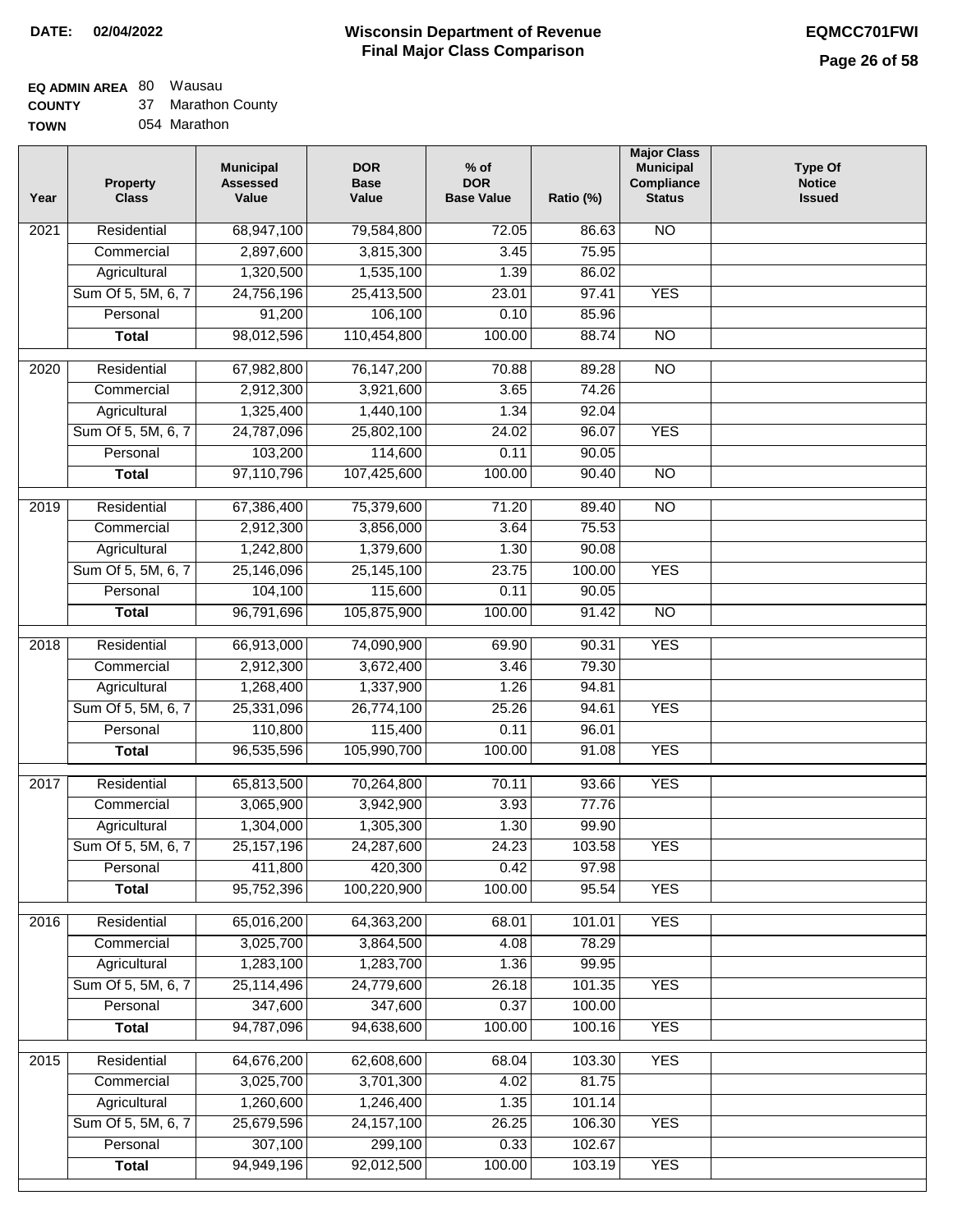**DATE:** 02/04/2022

# Wisconsin Department of Revenue
## Final Major Class Comparison

**EQMCC701FWI**

**EQ ADMIN AREA** 80 Wausau
**COUNTY** 37 Marathon County
**TOWN** 054 Marathon

| Year | Property Class | Municipal Assessed Value | DOR Base Value | % of DOR Base Value | Ratio (%) | Major Class Municipal Compliance Status | Type Of Notice Issued |
|---|---|---|---|---|---|---|---|
| 2021 | Residential | 68,947,100 | 79,584,800 | 72.05 | 86.63 | NO | |
| | Commercial | 2,897,600 | 3,815,300 | 3.45 | 75.95 | | |
| | Agricultural | 1,320,500 | 1,535,100 | 1.39 | 86.02 | | |
| | Sum Of 5, 5M, 6, 7 | 24,756,196 | 25,413,500 | 23.01 | 97.41 | YES | |
| | Personal | 91,200 | 106,100 | 0.10 | 85.96 | | |
| | **Total** | 98,012,596 | 110,454,800 | 100.00 | 88.74 | NO | |
| 2020 | Residential | 67,982,800 | 76,147,200 | 70.88 | 89.28 | NO | |
| | Commercial | 2,912,300 | 3,921,600 | 3.65 | 74.26 | | |
| | Agricultural | 1,325,400 | 1,440,100 | 1.34 | 92.04 | | |
| | Sum Of 5, 5M, 6, 7 | 24,787,096 | 25,802,100 | 24.02 | 96.07 | YES | |
| | Personal | 103,200 | 114,600 | 0.11 | 90.05 | | |
| | **Total** | 97,110,796 | 107,425,600 | 100.00 | 90.40 | NO | |
| 2019 | Residential | 67,386,400 | 75,379,600 | 71.20 | 89.40 | NO | |
| | Commercial | 2,912,300 | 3,856,000 | 3.64 | 75.53 | | |
| | Agricultural | 1,242,800 | 1,379,600 | 1.30 | 90.08 | | |
| | Sum Of 5, 5M, 6, 7 | 25,146,096 | 25,145,100 | 23.75 | 100.00 | YES | |
| | Personal | 104,100 | 115,600 | 0.11 | 90.05 | | |
| | **Total** | 96,791,696 | 105,875,900 | 100.00 | 91.42 | NO | |
| 2018 | Residential | 66,913,000 | 74,090,900 | 69.90 | 90.31 | YES | |
| | Commercial | 2,912,300 | 3,672,400 | 3.46 | 79.30 | | |
| | Agricultural | 1,268,400 | 1,337,900 | 1.26 | 94.81 | | |
| | Sum Of 5, 5M, 6, 7 | 25,331,096 | 26,774,100 | 25.26 | 94.61 | YES | |
| | Personal | 110,800 | 115,400 | 0.11 | 96.01 | | |
| | **Total** | 96,535,596 | 105,990,700 | 100.00 | 91.08 | YES | |
| 2017 | Residential | 65,813,500 | 70,264,800 | 70.11 | 93.66 | YES | |
| | Commercial | 3,065,900 | 3,942,900 | 3.93 | 77.76 | | |
| | Agricultural | 1,304,000 | 1,305,300 | 1.30 | 99.90 | | |
| | Sum Of 5, 5M, 6, 7 | 25,157,196 | 24,287,600 | 24.23 | 103.58 | YES | |
| | Personal | 411,800 | 420,300 | 0.42 | 97.98 | | |
| | **Total** | 95,752,396 | 100,220,900 | 100.00 | 95.54 | YES | |
| 2016 | Residential | 65,016,200 | 64,363,200 | 68.01 | 101.01 | YES | |
| | Commercial | 3,025,700 | 3,864,500 | 4.08 | 78.29 | | |
| | Agricultural | 1,283,100 | 1,283,700 | 1.36 | 99.95 | | |
| | Sum Of 5, 5M, 6, 7 | 25,114,496 | 24,779,600 | 26.18 | 101.35 | YES | |
| | Personal | 347,600 | 347,600 | 0.37 | 100.00 | | |
| | **Total** | 94,787,096 | 94,638,600 | 100.00 | 100.16 | YES | |
| 2015 | Residential | 64,676,200 | 62,608,600 | 68.04 | 103.30 | YES | |
| | Commercial | 3,025,700 | 3,701,300 | 4.02 | 81.75 | | |
| | Agricultural | 1,260,600 | 1,246,400 | 1.35 | 101.14 | | |
| | Sum Of 5, 5M, 6, 7 | 25,679,596 | 24,157,100 | 26.25 | 106.30 | YES | |
| | Personal | 307,100 | 299,100 | 0.33 | 102.67 | | |
| | **Total** | 94,949,196 | 92,012,500 | 100.00 | 103.19 | YES | |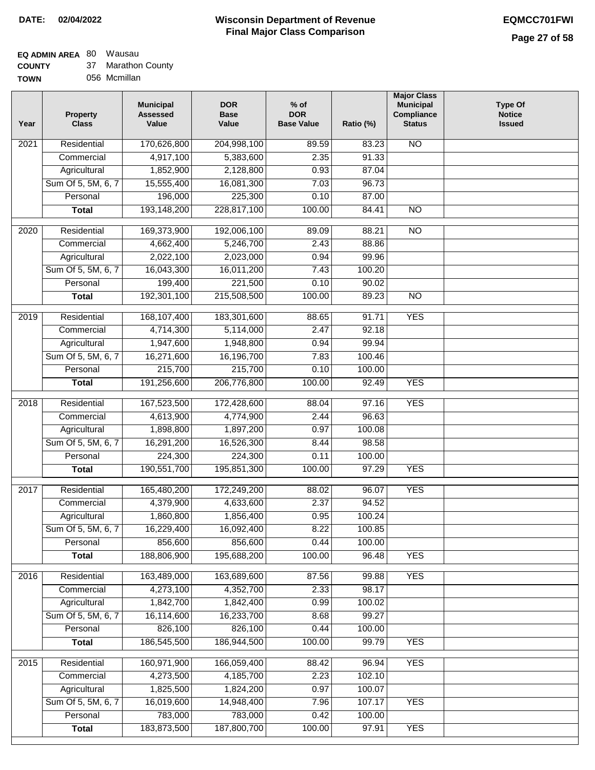**DATE: 02/04/2022**

# Wisconsin Department of Revenue
## Final Major Class Comparison

**EQMCC701FWI**

**EQ ADMIN AREA** 80 Wausau
**COUNTY** 37 Marathon County
**TOWN** 056 Mcmillan

| Year | Property Class | Municipal Assessed Value | DOR Base Value | % of DOR Base Value | Ratio (%) | Major Class Municipal Compliance Status | Type Of Notice Issued |
|---|---|---|---|---|---|---|---|
| 2021 | Residential | 170,626,800 | 204,998,100 | 89.59 | 83.23 | NO | |
| | Commercial | 4,917,100 | 5,383,600 | 2.35 | 91.33 | | |
| | Agricultural | 1,852,900 | 2,128,800 | 0.93 | 87.04 | | |
| | Sum Of 5, 5M, 6, 7 | 15,555,400 | 16,081,300 | 7.03 | 96.73 | | |
| | Personal | 196,000 | 225,300 | 0.10 | 87.00 | | |
| | **Total** | 193,148,200 | 228,817,100 | 100.00 | 84.41 | NO | |
| 2020 | Residential | 169,373,900 | 192,006,100 | 89.09 | 88.21 | NO | |
| | Commercial | 4,662,400 | 5,246,700 | 2.43 | 88.86 | | |
| | Agricultural | 2,022,100 | 2,023,000 | 0.94 | 99.96 | | |
| | Sum Of 5, 5M, 6, 7 | 16,043,300 | 16,011,200 | 7.43 | 100.20 | | |
| | Personal | 199,400 | 221,500 | 0.10 | 90.02 | | |
| | **Total** | 192,301,100 | 215,508,500 | 100.00 | 89.23 | NO | |
| 2019 | Residential | 168,107,400 | 183,301,600 | 88.65 | 91.71 | YES | |
| | Commercial | 4,714,300 | 5,114,000 | 2.47 | 92.18 | | |
| | Agricultural | 1,947,600 | 1,948,800 | 0.94 | 99.94 | | |
| | Sum Of 5, 5M, 6, 7 | 16,271,600 | 16,196,700 | 7.83 | 100.46 | | |
| | Personal | 215,700 | 215,700 | 0.10 | 100.00 | | |
| | **Total** | 191,256,600 | 206,776,800 | 100.00 | 92.49 | YES | |
| 2018 | Residential | 167,523,500 | 172,428,600 | 88.04 | 97.16 | YES | |
| | Commercial | 4,613,900 | 4,774,900 | 2.44 | 96.63 | | |
| | Agricultural | 1,898,800 | 1,897,200 | 0.97 | 100.08 | | |
| | Sum Of 5, 5M, 6, 7 | 16,291,200 | 16,526,300 | 8.44 | 98.58 | | |
| | Personal | 224,300 | 224,300 | 0.11 | 100.00 | | |
| | **Total** | 190,551,700 | 195,851,300 | 100.00 | 97.29 | YES | |
| 2017 | Residential | 165,480,200 | 172,249,200 | 88.02 | 96.07 | YES | |
| | Commercial | 4,379,900 | 4,633,600 | 2.37 | 94.52 | | |
| | Agricultural | 1,860,800 | 1,856,400 | 0.95 | 100.24 | | |
| | Sum Of 5, 5M, 6, 7 | 16,229,400 | 16,092,400 | 8.22 | 100.85 | | |
| | Personal | 856,600 | 856,600 | 0.44 | 100.00 | | |
| | **Total** | 188,806,900 | 195,688,200 | 100.00 | 96.48 | YES | |
| 2016 | Residential | 163,489,000 | 163,689,600 | 87.56 | 99.88 | YES | |
| | Commercial | 4,273,100 | 4,352,700 | 2.33 | 98.17 | | |
| | Agricultural | 1,842,700 | 1,842,400 | 0.99 | 100.02 | | |
| | Sum Of 5, 5M, 6, 7 | 16,114,600 | 16,233,700 | 8.68 | 99.27 | | |
| | Personal | 826,100 | 826,100 | 0.44 | 100.00 | | |
| | **Total** | 186,545,500 | 186,944,500 | 100.00 | 99.79 | YES | |
| 2015 | Residential | 160,971,900 | 166,059,400 | 88.42 | 96.94 | YES | |
| | Commercial | 4,273,500 | 4,185,700 | 2.23 | 102.10 | | |
| | Agricultural | 1,825,500 | 1,824,200 | 0.97 | 100.07 | | |
| | Sum Of 5, 5M, 6, 7 | 16,019,600 | 14,948,400 | 7.96 | 107.17 | YES | |
| | Personal | 783,000 | 783,000 | 0.42 | 100.00 | | |
| | **Total** | 183,873,500 | 187,800,700 | 100.00 | 97.91 | YES | |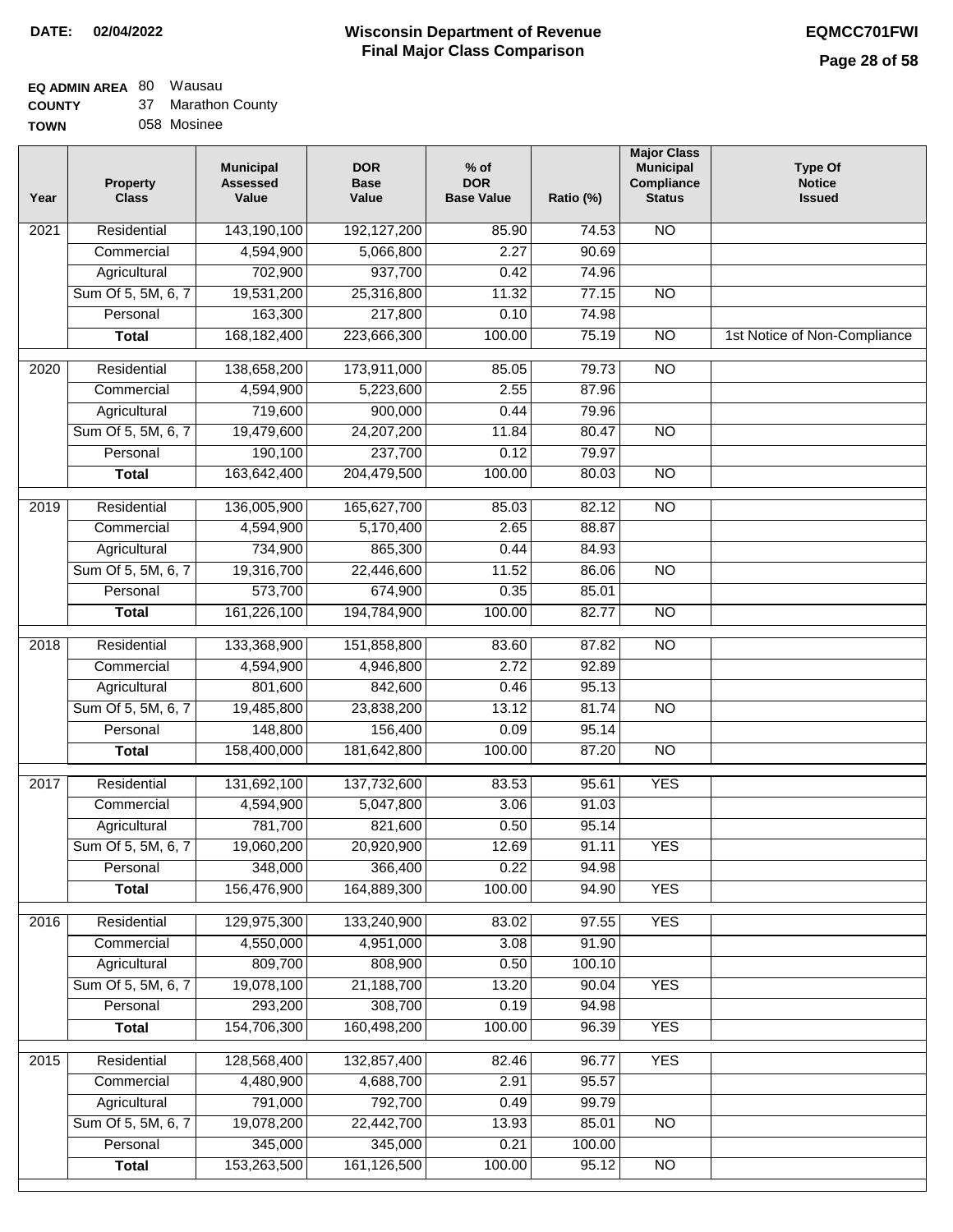# Wisconsin Department of Revenue
## Final Major Class Comparison

**DATE:** 02/04/2022

**EQMCC701FWI**

**EQ ADMIN AREA** 80 Wausau
**COUNTY** 37 Marathon County
**TOWN** 058 Mosinee

| Year | Property Class | Municipal Assessed Value | DOR Base Value | % of DOR Base Value | Ratio (%) | Major Class Municipal Compliance Status | Type Of Notice Issued |
|---|---|---|---|---|---|---|---|
| 2021 | Residential | 143,190,100 | 192,127,200 | 85.90 | 74.53 | NO | |
| | Commercial | 4,594,900 | 5,066,800 | 2.27 | 90.69 | | |
| | Agricultural | 702,900 | 937,700 | 0.42 | 74.96 | | |
| | Sum Of 5, 5M, 6, 7 | 19,531,200 | 25,316,800 | 11.32 | 77.15 | NO | |
| | Personal | 163,300 | 217,800 | 0.10 | 74.98 | | |
| | **Total** | 168,182,400 | 223,666,300 | 100.00 | 75.19 | NO | 1st Notice of Non-Compliance |
| 2020 | Residential | 138,658,200 | 173,911,000 | 85.05 | 79.73 | NO | |
| | Commercial | 4,594,900 | 5,223,600 | 2.55 | 87.96 | | |
| | Agricultural | 719,600 | 900,000 | 0.44 | 79.96 | | |
| | Sum Of 5, 5M, 6, 7 | 19,479,600 | 24,207,200 | 11.84 | 80.47 | NO | |
| | Personal | 190,100 | 237,700 | 0.12 | 79.97 | | |
| | **Total** | 163,642,400 | 204,479,500 | 100.00 | 80.03 | NO | |
| 2019 | Residential | 136,005,900 | 165,627,700 | 85.03 | 82.12 | NO | |
| | Commercial | 4,594,900 | 5,170,400 | 2.65 | 88.87 | | |
| | Agricultural | 734,900 | 865,300 | 0.44 | 84.93 | | |
| | Sum Of 5, 5M, 6, 7 | 19,316,700 | 22,446,600 | 11.52 | 86.06 | NO | |
| | Personal | 573,700 | 674,900 | 0.35 | 85.01 | | |
| | **Total** | 161,226,100 | 194,784,900 | 100.00 | 82.77 | NO | |
| 2018 | Residential | 133,368,900 | 151,858,800 | 83.60 | 87.82 | NO | |
| | Commercial | 4,594,900 | 4,946,800 | 2.72 | 92.89 | | |
| | Agricultural | 801,600 | 842,600 | 0.46 | 95.13 | | |
| | Sum Of 5, 5M, 6, 7 | 19,485,800 | 23,838,200 | 13.12 | 81.74 | NO | |
| | Personal | 148,800 | 156,400 | 0.09 | 95.14 | | |
| | **Total** | 158,400,000 | 181,642,800 | 100.00 | 87.20 | NO | |
| 2017 | Residential | 131,692,100 | 137,732,600 | 83.53 | 95.61 | YES | |
| | Commercial | 4,594,900 | 5,047,800 | 3.06 | 91.03 | | |
| | Agricultural | 781,700 | 821,600 | 0.50 | 95.14 | | |
| | Sum Of 5, 5M, 6, 7 | 19,060,200 | 20,920,900 | 12.69 | 91.11 | YES | |
| | Personal | 348,000 | 366,400 | 0.22 | 94.98 | | |
| | **Total** | 156,476,900 | 164,889,300 | 100.00 | 94.90 | YES | |
| 2016 | Residential | 129,975,300 | 133,240,900 | 83.02 | 97.55 | YES | |
| | Commercial | 4,550,000 | 4,951,000 | 3.08 | 91.90 | | |
| | Agricultural | 809,700 | 808,900 | 0.50 | 100.10 | | |
| | Sum Of 5, 5M, 6, 7 | 19,078,100 | 21,188,700 | 13.20 | 90.04 | YES | |
| | Personal | 293,200 | 308,700 | 0.19 | 94.98 | | |
| | **Total** | 154,706,300 | 160,498,200 | 100.00 | 96.39 | YES | |
| 2015 | Residential | 128,568,400 | 132,857,400 | 82.46 | 96.77 | YES | |
| | Commercial | 4,480,900 | 4,688,700 | 2.91 | 95.57 | | |
| | Agricultural | 791,000 | 792,700 | 0.49 | 99.79 | | |
| | Sum Of 5, 5M, 6, 7 | 19,078,200 | 22,442,700 | 13.93 | 85.01 | NO | |
| | Personal | 345,000 | 345,000 | 0.21 | 100.00 | | |
| | **Total** | 153,263,500 | 161,126,500 | 100.00 | 95.12 | NO | |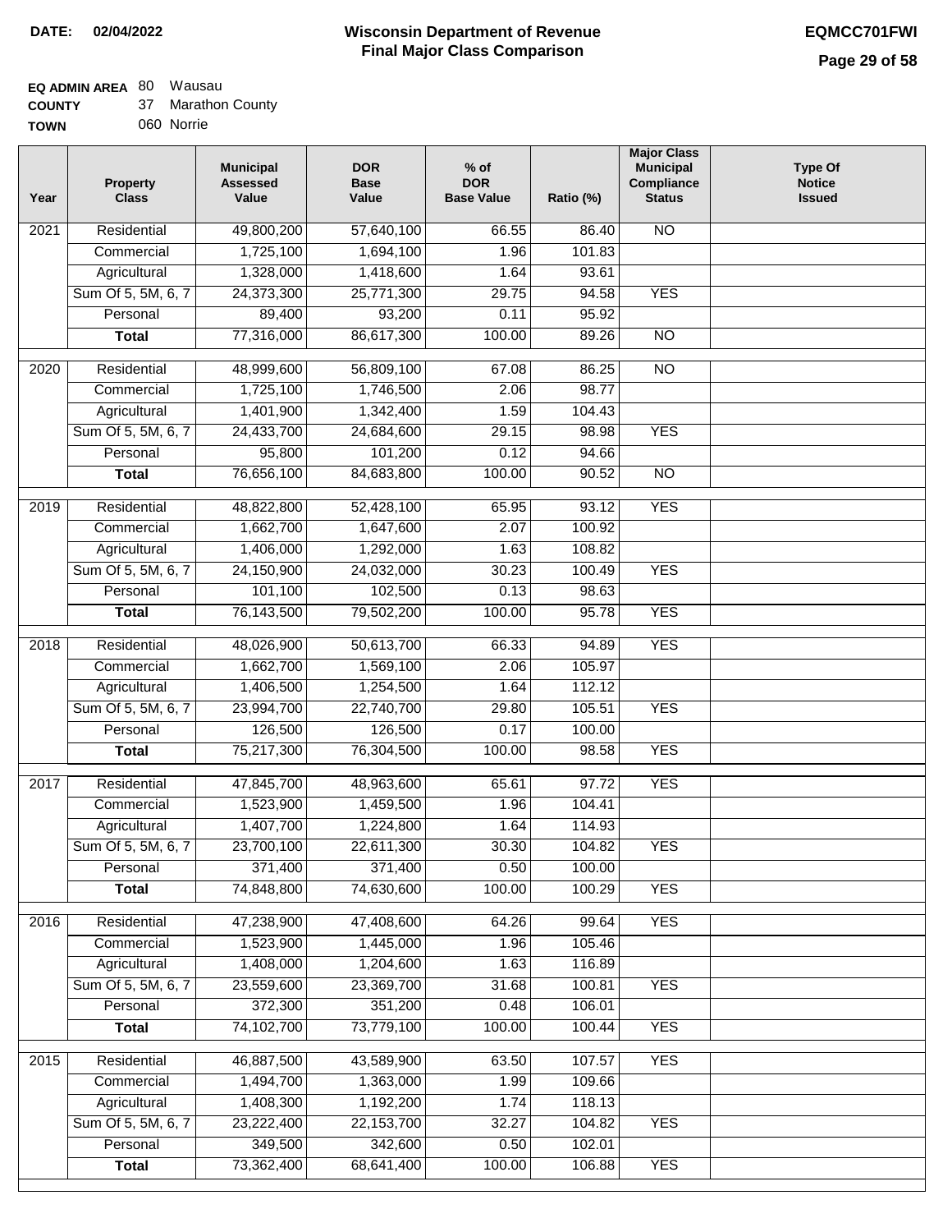**DATE:** 02/04/2022

# Wisconsin Department of Revenue
## Final Major Class Comparison

**EQMCC701FWI**

**EQ ADMIN AREA** 80 Wausau
**COUNTY** 37 Marathon County
**TOWN** 060 Norrie

| Year | Property Class | Municipal Assessed Value | DOR Base Value | % of DOR Base Value | Ratio (%) | Major Class Municipal Compliance Status | Type Of Notice Issued |
|---|---|---|---|---|---|---|---|
| 2021 | Residential | 49,800,200 | 57,640,100 | 66.55 | 86.40 | NO | |
| | Commercial | 1,725,100 | 1,694,100 | 1.96 | 101.83 | | |
| | Agricultural | 1,328,000 | 1,418,600 | 1.64 | 93.61 | | |
| | Sum Of 5, 5M, 6, 7 | 24,373,300 | 25,771,300 | 29.75 | 94.58 | YES | |
| | Personal | 89,400 | 93,200 | 0.11 | 95.92 | | |
| | **Total** | 77,316,000 | 86,617,300 | 100.00 | 89.26 | NO | |
| 2020 | Residential | 48,999,600 | 56,809,100 | 67.08 | 86.25 | NO | |
| | Commercial | 1,725,100 | 1,746,500 | 2.06 | 98.77 | | |
| | Agricultural | 1,401,900 | 1,342,400 | 1.59 | 104.43 | | |
| | Sum Of 5, 5M, 6, 7 | 24,433,700 | 24,684,600 | 29.15 | 98.98 | YES | |
| | Personal | 95,800 | 101,200 | 0.12 | 94.66 | | |
| | **Total** | 76,656,100 | 84,683,800 | 100.00 | 90.52 | NO | |
| 2019 | Residential | 48,822,800 | 52,428,100 | 65.95 | 93.12 | YES | |
| | Commercial | 1,662,700 | 1,647,600 | 2.07 | 100.92 | | |
| | Agricultural | 1,406,000 | 1,292,000 | 1.63 | 108.82 | | |
| | Sum Of 5, 5M, 6, 7 | 24,150,900 | 24,032,000 | 30.23 | 100.49 | YES | |
| | Personal | 101,100 | 102,500 | 0.13 | 98.63 | | |
| | **Total** | 76,143,500 | 79,502,200 | 100.00 | 95.78 | YES | |
| 2018 | Residential | 48,026,900 | 50,613,700 | 66.33 | 94.89 | YES | |
| | Commercial | 1,662,700 | 1,569,100 | 2.06 | 105.97 | | |
| | Agricultural | 1,406,500 | 1,254,500 | 1.64 | 112.12 | | |
| | Sum Of 5, 5M, 6, 7 | 23,994,700 | 22,740,700 | 29.80 | 105.51 | YES | |
| | Personal | 126,500 | 126,500 | 0.17 | 100.00 | | |
| | **Total** | 75,217,300 | 76,304,500 | 100.00 | 98.58 | YES | |
| 2017 | Residential | 47,845,700 | 48,963,600 | 65.61 | 97.72 | YES | |
| | Commercial | 1,523,900 | 1,459,500 | 1.96 | 104.41 | | |
| | Agricultural | 1,407,700 | 1,224,800 | 1.64 | 114.93 | | |
| | Sum Of 5, 5M, 6, 7 | 23,700,100 | 22,611,300 | 30.30 | 104.82 | YES | |
| | Personal | 371,400 | 371,400 | 0.50 | 100.00 | | |
| | **Total** | 74,848,800 | 74,630,600 | 100.00 | 100.29 | YES | |
| 2016 | Residential | 47,238,900 | 47,408,600 | 64.26 | 99.64 | YES | |
| | Commercial | 1,523,900 | 1,445,000 | 1.96 | 105.46 | | |
| | Agricultural | 1,408,000 | 1,204,600 | 1.63 | 116.89 | | |
| | Sum Of 5, 5M, 6, 7 | 23,559,600 | 23,369,700 | 31.68 | 100.81 | YES | |
| | Personal | 372,300 | 351,200 | 0.48 | 106.01 | | |
| | **Total** | 74,102,700 | 73,779,100 | 100.00 | 100.44 | YES | |
| 2015 | Residential | 46,887,500 | 43,589,900 | 63.50 | 107.57 | YES | |
| | Commercial | 1,494,700 | 1,363,000 | 1.99 | 109.66 | | |
| | Agricultural | 1,408,300 | 1,192,200 | 1.74 | 118.13 | | |
| | Sum Of 5, 5M, 6, 7 | 23,222,400 | 22,153,700 | 32.27 | 104.82 | YES | |
| | Personal | 349,500 | 342,600 | 0.50 | 102.01 | | |
| | **Total** | 73,362,400 | 68,641,400 | 100.00 | 106.88 | YES | |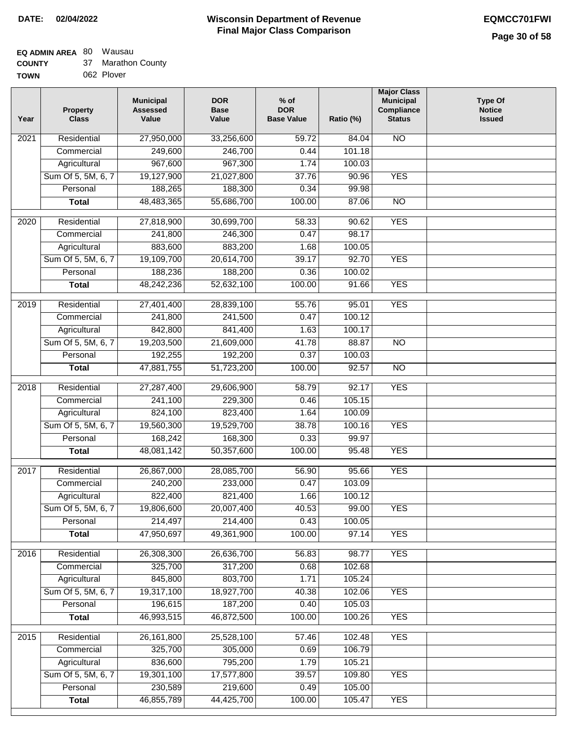**DATE: 02/04/2022**

# Wisconsin Department of Revenue
## Final Major Class Comparison

**EQMCC701FWI**

**EQ ADMIN AREA** 80 Wausau
**COUNTY** 37 Marathon County
**TOWN** 062 Plover

| Year | Property Class | Municipal Assessed Value | DOR Base Value | % of DOR Base Value | Ratio (%) | Major Class Municipal Compliance Status | Type Of Notice Issued |
|---|---|---|---|---|---|---|---|
| 2021 | Residential | 27,950,000 | 33,256,600 | 59.72 | 84.04 | NO | |
| | Commercial | 249,600 | 246,700 | 0.44 | 101.18 | | |
| | Agricultural | 967,600 | 967,300 | 1.74 | 100.03 | | |
| | Sum Of 5, 5M, 6, 7 | 19,127,900 | 21,027,800 | 37.76 | 90.96 | YES | |
| | Personal | 188,265 | 188,300 | 0.34 | 99.98 | | |
| | **Total** | 48,483,365 | 55,686,700 | 100.00 | 87.06 | NO | |
| 2020 | Residential | 27,818,900 | 30,699,700 | 58.33 | 90.62 | YES | |
| | Commercial | 241,800 | 246,300 | 0.47 | 98.17 | | |
| | Agricultural | 883,600 | 883,200 | 1.68 | 100.05 | | |
| | Sum Of 5, 5M, 6, 7 | 19,109,700 | 20,614,700 | 39.17 | 92.70 | YES | |
| | Personal | 188,236 | 188,200 | 0.36 | 100.02 | | |
| | **Total** | 48,242,236 | 52,632,100 | 100.00 | 91.66 | YES | |
| 2019 | Residential | 27,401,400 | 28,839,100 | 55.76 | 95.01 | YES | |
| | Commercial | 241,800 | 241,500 | 0.47 | 100.12 | | |
| | Agricultural | 842,800 | 841,400 | 1.63 | 100.17 | | |
| | Sum Of 5, 5M, 6, 7 | 19,203,500 | 21,609,000 | 41.78 | 88.87 | NO | |
| | Personal | 192,255 | 192,200 | 0.37 | 100.03 | | |
| | **Total** | 47,881,755 | 51,723,200 | 100.00 | 92.57 | NO | |
| 2018 | Residential | 27,287,400 | 29,606,900 | 58.79 | 92.17 | YES | |
| | Commercial | 241,100 | 229,300 | 0.46 | 105.15 | | |
| | Agricultural | 824,100 | 823,400 | 1.64 | 100.09 | | |
| | Sum Of 5, 5M, 6, 7 | 19,560,300 | 19,529,700 | 38.78 | 100.16 | YES | |
| | Personal | 168,242 | 168,300 | 0.33 | 99.97 | | |
| | **Total** | 48,081,142 | 50,357,600 | 100.00 | 95.48 | YES | |
| 2017 | Residential | 26,867,000 | 28,085,700 | 56.90 | 95.66 | YES | |
| | Commercial | 240,200 | 233,000 | 0.47 | 103.09 | | |
| | Agricultural | 822,400 | 821,400 | 1.66 | 100.12 | | |
| | Sum Of 5, 5M, 6, 7 | 19,806,600 | 20,007,400 | 40.53 | 99.00 | YES | |
| | Personal | 214,497 | 214,400 | 0.43 | 100.05 | | |
| | **Total** | 47,950,697 | 49,361,900 | 100.00 | 97.14 | YES | |
| 2016 | Residential | 26,308,300 | 26,636,700 | 56.83 | 98.77 | YES | |
| | Commercial | 325,700 | 317,200 | 0.68 | 102.68 | | |
| | Agricultural | 845,800 | 803,700 | 1.71 | 105.24 | | |
| | Sum Of 5, 5M, 6, 7 | 19,317,100 | 18,927,700 | 40.38 | 102.06 | YES | |
| | Personal | 196,615 | 187,200 | 0.40 | 105.03 | | |
| | **Total** | 46,993,515 | 46,872,500 | 100.00 | 100.26 | YES | |
| 2015 | Residential | 26,161,800 | 25,528,100 | 57.46 | 102.48 | YES | |
| | Commercial | 325,700 | 305,000 | 0.69 | 106.79 | | |
| | Agricultural | 836,600 | 795,200 | 1.79 | 105.21 | | |
| | Sum Of 5, 5M, 6, 7 | 19,301,100 | 17,577,800 | 39.57 | 109.80 | YES | |
| | Personal | 230,589 | 219,600 | 0.49 | 105.00 | | |
| | **Total** | 46,855,789 | 44,425,700 | 100.00 | 105.47 | YES | |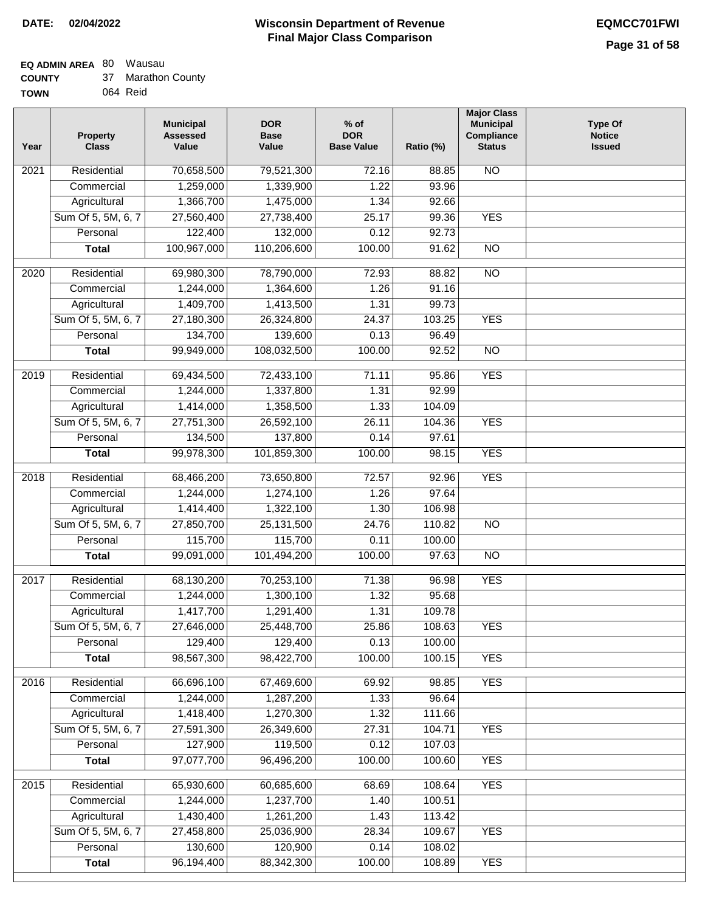**DATE: 02/04/2022**

# Wisconsin Department of Revenue
## Final Major Class Comparison

**EQMCC701FWI**

**EQ ADMIN AREA** 80 Wausau
**COUNTY** 37 Marathon County
**TOWN** 064 Reid

| Year | Property Class | Municipal Assessed Value | DOR Base Value | % of DOR Base Value | Ratio (%) | Major Class Municipal Compliance Status | Type Of Notice Issued |
|---|---|---|---|---|---|---|---|
| 2021 | Residential | 70,658,500 | 79,521,300 | 72.16 | 88.85 | NO | |
| | Commercial | 1,259,000 | 1,339,900 | 1.22 | 93.96 | | |
| | Agricultural | 1,366,700 | 1,475,000 | 1.34 | 92.66 | | |
| | Sum Of 5, 5M, 6, 7 | 27,560,400 | 27,738,400 | 25.17 | 99.36 | YES | |
| | Personal | 122,400 | 132,000 | 0.12 | 92.73 | | |
| | **Total** | 100,967,000 | 110,206,600 | 100.00 | 91.62 | NO | |
| 2020 | Residential | 69,980,300 | 78,790,000 | 72.93 | 88.82 | NO | |
| | Commercial | 1,244,000 | 1,364,600 | 1.26 | 91.16 | | |
| | Agricultural | 1,409,700 | 1,413,500 | 1.31 | 99.73 | | |
| | Sum Of 5, 5M, 6, 7 | 27,180,300 | 26,324,800 | 24.37 | 103.25 | YES | |
| | Personal | 134,700 | 139,600 | 0.13 | 96.49 | | |
| | **Total** | 99,949,000 | 108,032,500 | 100.00 | 92.52 | NO | |
| 2019 | Residential | 69,434,500 | 72,433,100 | 71.11 | 95.86 | YES | |
| | Commercial | 1,244,000 | 1,337,800 | 1.31 | 92.99 | | |
| | Agricultural | 1,414,000 | 1,358,500 | 1.33 | 104.09 | | |
| | Sum Of 5, 5M, 6, 7 | 27,751,300 | 26,592,100 | 26.11 | 104.36 | YES | |
| | Personal | 134,500 | 137,800 | 0.14 | 97.61 | | |
| | **Total** | 99,978,300 | 101,859,300 | 100.00 | 98.15 | YES | |
| 2018 | Residential | 68,466,200 | 73,650,800 | 72.57 | 92.96 | YES | |
| | Commercial | 1,244,000 | 1,274,100 | 1.26 | 97.64 | | |
| | Agricultural | 1,414,400 | 1,322,100 | 1.30 | 106.98 | | |
| | Sum Of 5, 5M, 6, 7 | 27,850,700 | 25,131,500 | 24.76 | 110.82 | NO | |
| | Personal | 115,700 | 115,700 | 0.11 | 100.00 | | |
| | **Total** | 99,091,000 | 101,494,200 | 100.00 | 97.63 | NO | |
| 2017 | Residential | 68,130,200 | 70,253,100 | 71.38 | 96.98 | YES | |
| | Commercial | 1,244,000 | 1,300,100 | 1.32 | 95.68 | | |
| | Agricultural | 1,417,700 | 1,291,400 | 1.31 | 109.78 | | |
| | Sum Of 5, 5M, 6, 7 | 27,646,000 | 25,448,700 | 25.86 | 108.63 | YES | |
| | Personal | 129,400 | 129,400 | 0.13 | 100.00 | | |
| | **Total** | 98,567,300 | 98,422,700 | 100.00 | 100.15 | YES | |
| 2016 | Residential | 66,696,100 | 67,469,600 | 69.92 | 98.85 | YES | |
| | Commercial | 1,244,000 | 1,287,200 | 1.33 | 96.64 | | |
| | Agricultural | 1,418,400 | 1,270,300 | 1.32 | 111.66 | | |
| | Sum Of 5, 5M, 6, 7 | 27,591,300 | 26,349,600 | 27.31 | 104.71 | YES | |
| | Personal | 127,900 | 119,500 | 0.12 | 107.03 | | |
| | **Total** | 97,077,700 | 96,496,200 | 100.00 | 100.60 | YES | |
| 2015 | Residential | 65,930,600 | 60,685,600 | 68.69 | 108.64 | YES | |
| | Commercial | 1,244,000 | 1,237,700 | 1.40 | 100.51 | | |
| | Agricultural | 1,430,400 | 1,261,200 | 1.43 | 113.42 | | |
| | Sum Of 5, 5M, 6, 7 | 27,458,800 | 25,036,900 | 28.34 | 109.67 | YES | |
| | Personal | 130,600 | 120,900 | 0.14 | 108.02 | | |
| | **Total** | 96,194,400 | 88,342,300 | 100.00 | 108.89 | YES | |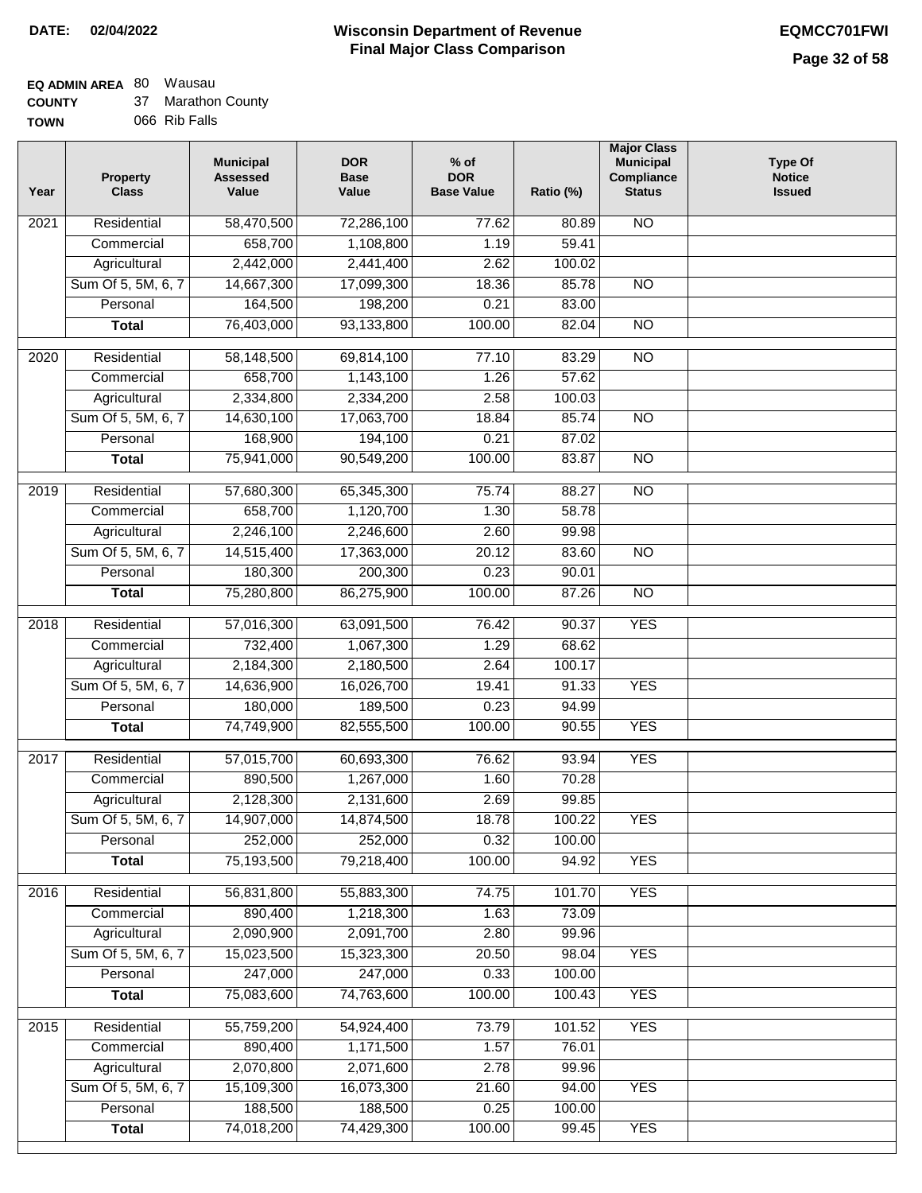**DATE: 02/04/2022**

# Wisconsin Department of Revenue
## Final Major Class Comparison

**EQMCC701FWI**

**EQ ADMIN AREA** 80 Wausau
**COUNTY** 37 Marathon County
**TOWN** 066 Rib Falls

| Year | Property Class | Municipal Assessed Value | DOR Base Value | % of DOR Base Value | Ratio (%) | Major Class Municipal Compliance Status | Type Of Notice Issued |
|---|---|---|---|---|---|---|---|
| 2021 | Residential | 58,470,500 | 72,286,100 | 77.62 | 80.89 | NO | |
| | Commercial | 658,700 | 1,108,800 | 1.19 | 59.41 | | |
| | Agricultural | 2,442,000 | 2,441,400 | 2.62 | 100.02 | | |
| | Sum Of 5, 5M, 6, 7 | 14,667,300 | 17,099,300 | 18.36 | 85.78 | NO | |
| | Personal | 164,500 | 198,200 | 0.21 | 83.00 | | |
| | **Total** | 76,403,000 | 93,133,800 | 100.00 | 82.04 | NO | |
| 2020 | Residential | 58,148,500 | 69,814,100 | 77.10 | 83.29 | NO | |
| | Commercial | 658,700 | 1,143,100 | 1.26 | 57.62 | | |
| | Agricultural | 2,334,800 | 2,334,200 | 2.58 | 100.03 | | |
| | Sum Of 5, 5M, 6, 7 | 14,630,100 | 17,063,700 | 18.84 | 85.74 | NO | |
| | Personal | 168,900 | 194,100 | 0.21 | 87.02 | | |
| | **Total** | 75,941,000 | 90,549,200 | 100.00 | 83.87 | NO | |
| 2019 | Residential | 57,680,300 | 65,345,300 | 75.74 | 88.27 | NO | |
| | Commercial | 658,700 | 1,120,700 | 1.30 | 58.78 | | |
| | Agricultural | 2,246,100 | 2,246,600 | 2.60 | 99.98 | | |
| | Sum Of 5, 5M, 6, 7 | 14,515,400 | 17,363,000 | 20.12 | 83.60 | NO | |
| | Personal | 180,300 | 200,300 | 0.23 | 90.01 | | |
| | **Total** | 75,280,800 | 86,275,900 | 100.00 | 87.26 | NO | |
| 2018 | Residential | 57,016,300 | 63,091,500 | 76.42 | 90.37 | YES | |
| | Commercial | 732,400 | 1,067,300 | 1.29 | 68.62 | | |
| | Agricultural | 2,184,300 | 2,180,500 | 2.64 | 100.17 | | |
| | Sum Of 5, 5M, 6, 7 | 14,636,900 | 16,026,700 | 19.41 | 91.33 | YES | |
| | Personal | 180,000 | 189,500 | 0.23 | 94.99 | | |
| | **Total** | 74,749,900 | 82,555,500 | 100.00 | 90.55 | YES | |
| 2017 | Residential | 57,015,700 | 60,693,300 | 76.62 | 93.94 | YES | |
| | Commercial | 890,500 | 1,267,000 | 1.60 | 70.28 | | |
| | Agricultural | 2,128,300 | 2,131,600 | 2.69 | 99.85 | | |
| | Sum Of 5, 5M, 6, 7 | 14,907,000 | 14,874,500 | 18.78 | 100.22 | YES | |
| | Personal | 252,000 | 252,000 | 0.32 | 100.00 | | |
| | **Total** | 75,193,500 | 79,218,400 | 100.00 | 94.92 | YES | |
| 2016 | Residential | 56,831,800 | 55,883,300 | 74.75 | 101.70 | YES | |
| | Commercial | 890,400 | 1,218,300 | 1.63 | 73.09 | | |
| | Agricultural | 2,090,900 | 2,091,700 | 2.80 | 99.96 | | |
| | Sum Of 5, 5M, 6, 7 | 15,023,500 | 15,323,300 | 20.50 | 98.04 | YES | |
| | Personal | 247,000 | 247,000 | 0.33 | 100.00 | | |
| | **Total** | 75,083,600 | 74,763,600 | 100.00 | 100.43 | YES | |
| 2015 | Residential | 55,759,200 | 54,924,400 | 73.79 | 101.52 | YES | |
| | Commercial | 890,400 | 1,171,500 | 1.57 | 76.01 | | |
| | Agricultural | 2,070,800 | 2,071,600 | 2.78 | 99.96 | | |
| | Sum Of 5, 5M, 6, 7 | 15,109,300 | 16,073,300 | 21.60 | 94.00 | YES | |
| | Personal | 188,500 | 188,500 | 0.25 | 100.00 | | |
| | **Total** | 74,018,200 | 74,429,300 | 100.00 | 99.45 | YES | |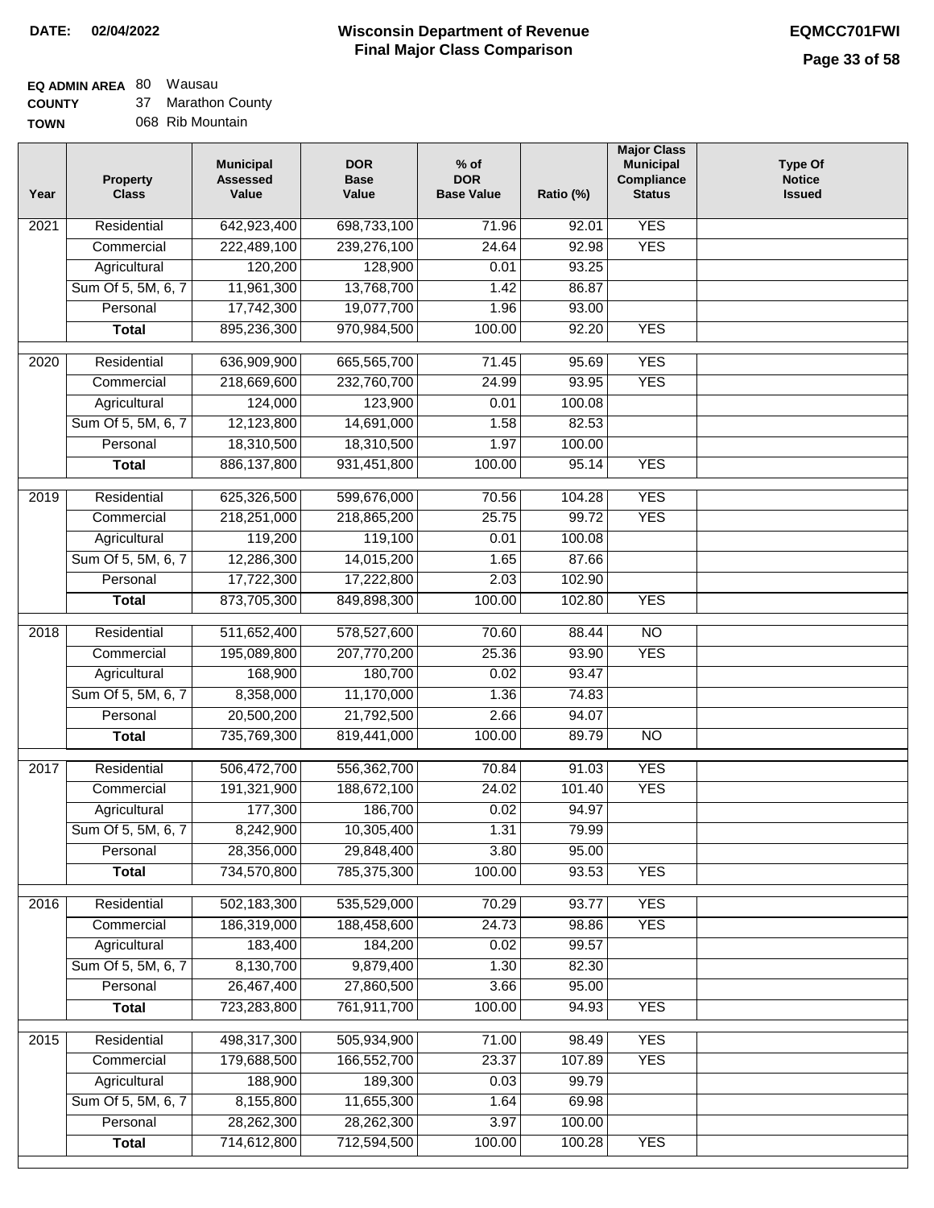**DATE: 02/04/2022**

# Wisconsin Department of Revenue
## Final Major Class Comparison

**EQMCC701FWI**

**EQ ADMIN AREA** 80 Wausau
**COUNTY** 37 Marathon County
**TOWN** 068 Rib Mountain

| Year | Property Class | Municipal Assessed Value | DOR Base Value | % of DOR Base Value | Ratio (%) | Major Class Municipal Compliance Status | Type Of Notice Issued |
|---|---|---|---|---|---|---|---|
| 2021 | Residential | 642,923,400 | 698,733,100 | 71.96 | 92.01 | YES | |
| | Commercial | 222,489,100 | 239,276,100 | 24.64 | 92.98 | YES | |
| | Agricultural | 120,200 | 128,900 | 0.01 | 93.25 | | |
| | Sum Of 5, 5M, 6, 7 | 11,961,300 | 13,768,700 | 1.42 | 86.87 | | |
| | Personal | 17,742,300 | 19,077,700 | 1.96 | 93.00 | | |
| | **Total** | 895,236,300 | 970,984,500 | 100.00 | 92.20 | YES | |
| 2020 | Residential | 636,909,900 | 665,565,700 | 71.45 | 95.69 | YES | |
| | Commercial | 218,669,600 | 232,760,700 | 24.99 | 93.95 | YES | |
| | Agricultural | 124,000 | 123,900 | 0.01 | 100.08 | | |
| | Sum Of 5, 5M, 6, 7 | 12,123,800 | 14,691,000 | 1.58 | 82.53 | | |
| | Personal | 18,310,500 | 18,310,500 | 1.97 | 100.00 | | |
| | **Total** | 886,137,800 | 931,451,800 | 100.00 | 95.14 | YES | |
| 2019 | Residential | 625,326,500 | 599,676,000 | 70.56 | 104.28 | YES | |
| | Commercial | 218,251,000 | 218,865,200 | 25.75 | 99.72 | YES | |
| | Agricultural | 119,200 | 119,100 | 0.01 | 100.08 | | |
| | Sum Of 5, 5M, 6, 7 | 12,286,300 | 14,015,200 | 1.65 | 87.66 | | |
| | Personal | 17,722,300 | 17,222,800 | 2.03 | 102.90 | | |
| | **Total** | 873,705,300 | 849,898,300 | 100.00 | 102.80 | YES | |
| 2018 | Residential | 511,652,400 | 578,527,600 | 70.60 | 88.44 | NO | |
| | Commercial | 195,089,800 | 207,770,200 | 25.36 | 93.90 | YES | |
| | Agricultural | 168,900 | 180,700 | 0.02 | 93.47 | | |
| | Sum Of 5, 5M, 6, 7 | 8,358,000 | 11,170,000 | 1.36 | 74.83 | | |
| | Personal | 20,500,200 | 21,792,500 | 2.66 | 94.07 | | |
| | **Total** | 735,769,300 | 819,441,000 | 100.00 | 89.79 | NO | |
| 2017 | Residential | 506,472,700 | 556,362,700 | 70.84 | 91.03 | YES | |
| | Commercial | 191,321,900 | 188,672,100 | 24.02 | 101.40 | YES | |
| | Agricultural | 177,300 | 186,700 | 0.02 | 94.97 | | |
| | Sum Of 5, 5M, 6, 7 | 8,242,900 | 10,305,400 | 1.31 | 79.99 | | |
| | Personal | 28,356,000 | 29,848,400 | 3.80 | 95.00 | | |
| | **Total** | 734,570,800 | 785,375,300 | 100.00 | 93.53 | YES | |
| 2016 | Residential | 502,183,300 | 535,529,000 | 70.29 | 93.77 | YES | |
| | Commercial | 186,319,000 | 188,458,600 | 24.73 | 98.86 | YES | |
| | Agricultural | 183,400 | 184,200 | 0.02 | 99.57 | | |
| | Sum Of 5, 5M, 6, 7 | 8,130,700 | 9,879,400 | 1.30 | 82.30 | | |
| | Personal | 26,467,400 | 27,860,500 | 3.66 | 95.00 | | |
| | **Total** | 723,283,800 | 761,911,700 | 100.00 | 94.93 | YES | |
| 2015 | Residential | 498,317,300 | 505,934,900 | 71.00 | 98.49 | YES | |
| | Commercial | 179,688,500 | 166,552,700 | 23.37 | 107.89 | YES | |
| | Agricultural | 188,900 | 189,300 | 0.03 | 99.79 | | |
| | Sum Of 5, 5M, 6, 7 | 8,155,800 | 11,655,300 | 1.64 | 69.98 | | |
| | Personal | 28,262,300 | 28,262,300 | 3.97 | 100.00 | | |
| | **Total** | 714,612,800 | 712,594,500 | 100.00 | 100.28 | YES | |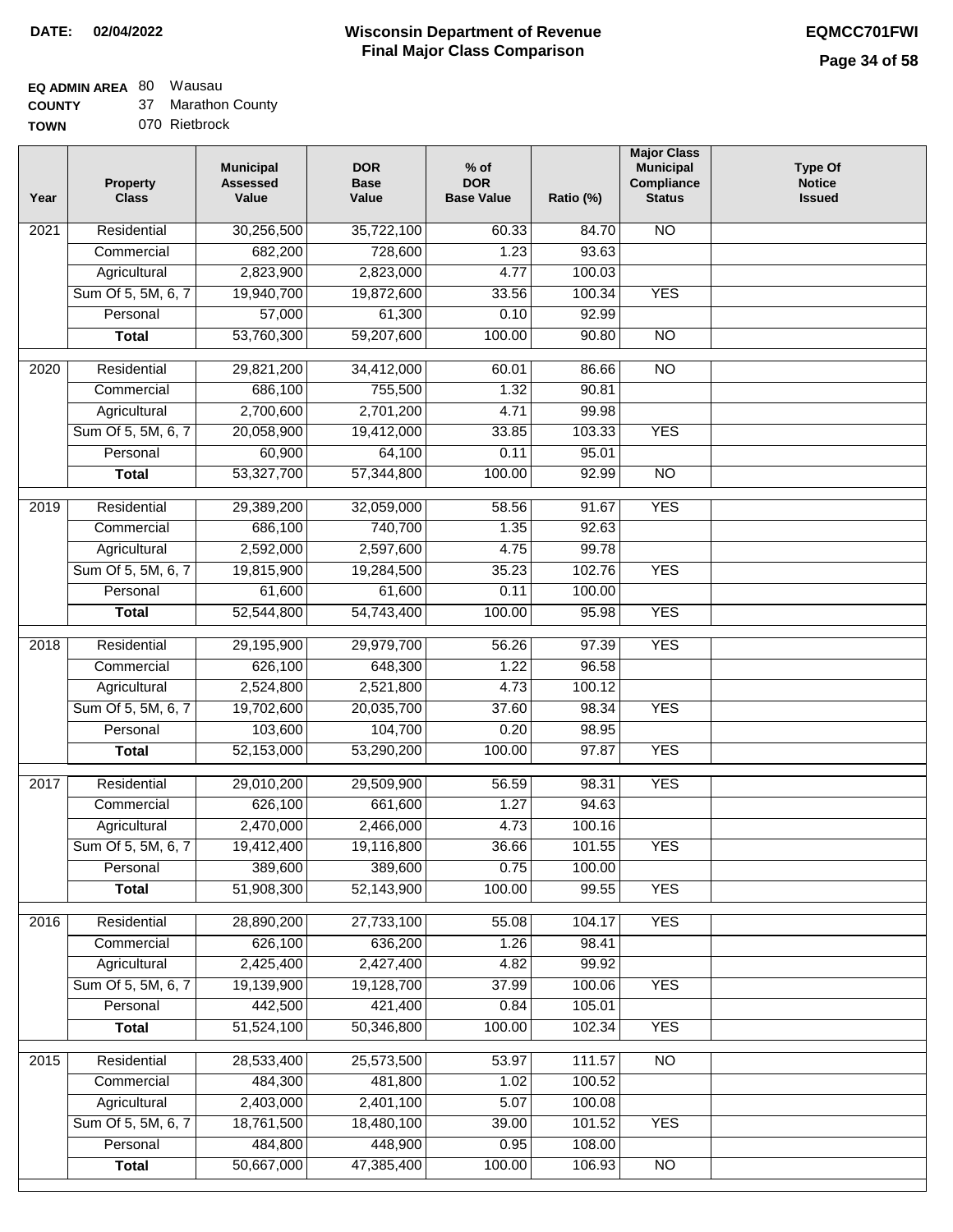**DATE: 02/04/2022**

# Wisconsin Department of Revenue
## Final Major Class Comparison

**EQMCC701FWI**

**EQ ADMIN AREA** 80 Wausau
**COUNTY** 37 Marathon County
**TOWN** 070 Rietbrock

| Year | Property Class | Municipal Assessed Value | DOR Base Value | % of DOR Base Value | Ratio (%) | Major Class Municipal Compliance Status | Type Of Notice Issued |
|---|---|---|---|---|---|---|---|
| 2021 | Residential | 30,256,500 | 35,722,100 | 60.33 | 84.70 | NO | |
| | Commercial | 682,200 | 728,600 | 1.23 | 93.63 | | |
| | Agricultural | 2,823,900 | 2,823,000 | 4.77 | 100.03 | | |
| | Sum Of 5, 5M, 6, 7 | 19,940,700 | 19,872,600 | 33.56 | 100.34 | YES | |
| | Personal | 57,000 | 61,300 | 0.10 | 92.99 | | |
| | **Total** | 53,760,300 | 59,207,600 | 100.00 | 90.80 | NO | |
| 2020 | Residential | 29,821,200 | 34,412,000 | 60.01 | 86.66 | NO | |
| | Commercial | 686,100 | 755,500 | 1.32 | 90.81 | | |
| | Agricultural | 2,700,600 | 2,701,200 | 4.71 | 99.98 | | |
| | Sum Of 5, 5M, 6, 7 | 20,058,900 | 19,412,000 | 33.85 | 103.33 | YES | |
| | Personal | 60,900 | 64,100 | 0.11 | 95.01 | | |
| | **Total** | 53,327,700 | 57,344,800 | 100.00 | 92.99 | NO | |
| 2019 | Residential | 29,389,200 | 32,059,000 | 58.56 | 91.67 | YES | |
| | Commercial | 686,100 | 740,700 | 1.35 | 92.63 | | |
| | Agricultural | 2,592,000 | 2,597,600 | 4.75 | 99.78 | | |
| | Sum Of 5, 5M, 6, 7 | 19,815,900 | 19,284,500 | 35.23 | 102.76 | YES | |
| | Personal | 61,600 | 61,600 | 0.11 | 100.00 | | |
| | **Total** | 52,544,800 | 54,743,400 | 100.00 | 95.98 | YES | |
| 2018 | Residential | 29,195,900 | 29,979,700 | 56.26 | 97.39 | YES | |
| | Commercial | 626,100 | 648,300 | 1.22 | 96.58 | | |
| | Agricultural | 2,524,800 | 2,521,800 | 4.73 | 100.12 | | |
| | Sum Of 5, 5M, 6, 7 | 19,702,600 | 20,035,700 | 37.60 | 98.34 | YES | |
| | Personal | 103,600 | 104,700 | 0.20 | 98.95 | | |
| | **Total** | 52,153,000 | 53,290,200 | 100.00 | 97.87 | YES | |
| 2017 | Residential | 29,010,200 | 29,509,900 | 56.59 | 98.31 | YES | |
| | Commercial | 626,100 | 661,600 | 1.27 | 94.63 | | |
| | Agricultural | 2,470,000 | 2,466,000 | 4.73 | 100.16 | | |
| | Sum Of 5, 5M, 6, 7 | 19,412,400 | 19,116,800 | 36.66 | 101.55 | YES | |
| | Personal | 389,600 | 389,600 | 0.75 | 100.00 | | |
| | **Total** | 51,908,300 | 52,143,900 | 100.00 | 99.55 | YES | |
| 2016 | Residential | 28,890,200 | 27,733,100 | 55.08 | 104.17 | YES | |
| | Commercial | 626,100 | 636,200 | 1.26 | 98.41 | | |
| | Agricultural | 2,425,400 | 2,427,400 | 4.82 | 99.92 | | |
| | Sum Of 5, 5M, 6, 7 | 19,139,900 | 19,128,700 | 37.99 | 100.06 | YES | |
| | Personal | 442,500 | 421,400 | 0.84 | 105.01 | | |
| | **Total** | 51,524,100 | 50,346,800 | 100.00 | 102.34 | YES | |
| 2015 | Residential | 28,533,400 | 25,573,500 | 53.97 | 111.57 | NO | |
| | Commercial | 484,300 | 481,800 | 1.02 | 100.52 | | |
| | Agricultural | 2,403,000 | 2,401,100 | 5.07 | 100.08 | | |
| | Sum Of 5, 5M, 6, 7 | 18,761,500 | 18,480,100 | 39.00 | 101.52 | YES | |
| | Personal | 484,800 | 448,900 | 0.95 | 108.00 | | |
| | **Total** | 50,667,000 | 47,385,400 | 100.00 | 106.93 | NO | |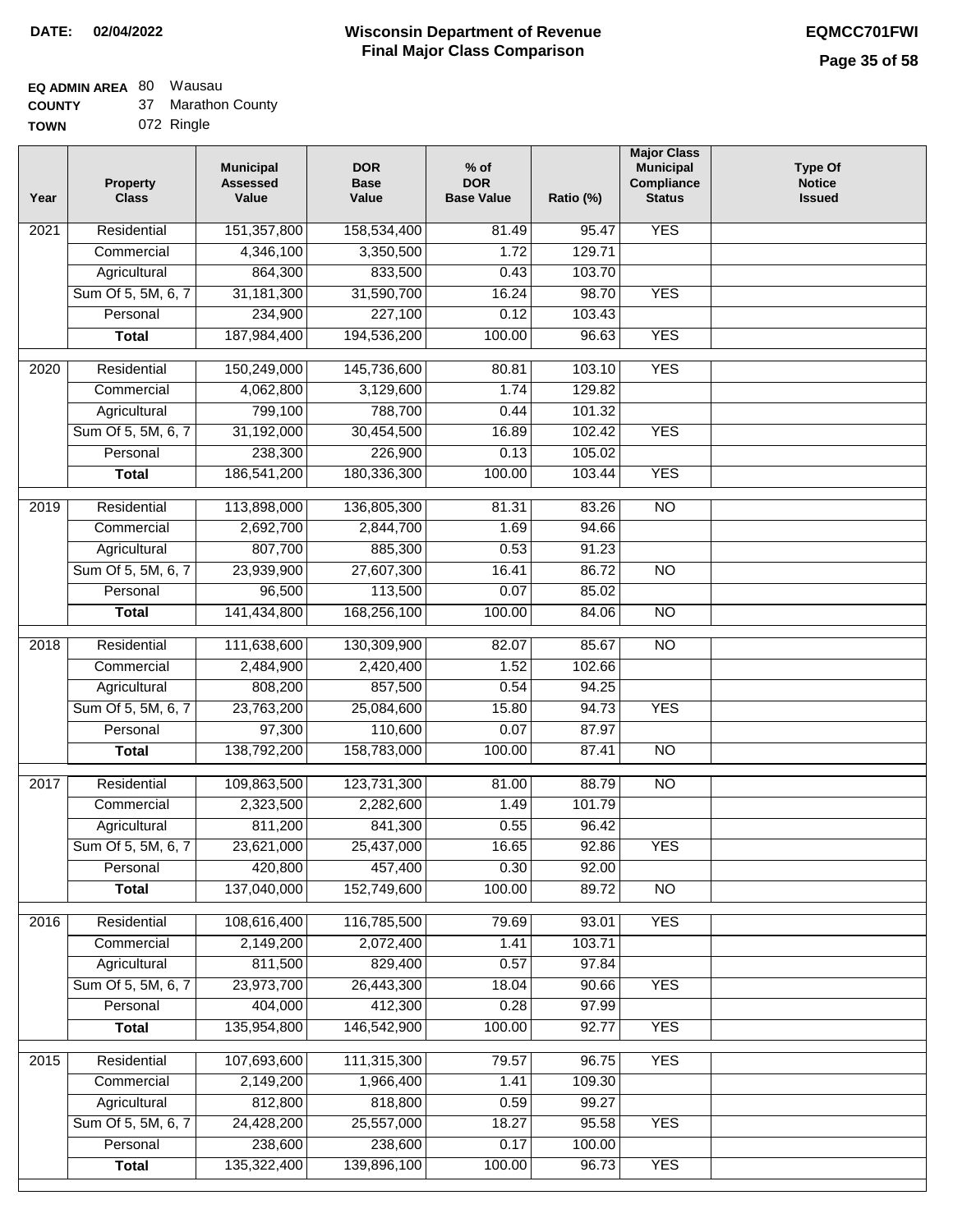**DATE: 02/04/2022**

# Wisconsin Department of Revenue
## Final Major Class Comparison

**EQMCC701FWI**

**EQ ADMIN AREA** 80 Wausau
**COUNTY** 37 Marathon County
**TOWN** 072 Ringle

| Year | Property Class | Municipal Assessed Value | DOR Base Value | % of DOR Base Value | Ratio (%) | Major Class Municipal Compliance Status | Type Of Notice Issued |
|---|---|---|---|---|---|---|---|
| 2021 | Residential | 151,357,800 | 158,534,400 | 81.49 | 95.47 | YES | |
| | Commercial | 4,346,100 | 3,350,500 | 1.72 | 129.71 | | |
| | Agricultural | 864,300 | 833,500 | 0.43 | 103.70 | | |
| | Sum Of 5, 5M, 6, 7 | 31,181,300 | 31,590,700 | 16.24 | 98.70 | YES | |
| | Personal | 234,900 | 227,100 | 0.12 | 103.43 | | |
| | **Total** | 187,984,400 | 194,536,200 | 100.00 | 96.63 | YES | |
| 2020 | Residential | 150,249,000 | 145,736,600 | 80.81 | 103.10 | YES | |
| | Commercial | 4,062,800 | 3,129,600 | 1.74 | 129.82 | | |
| | Agricultural | 799,100 | 788,700 | 0.44 | 101.32 | | |
| | Sum Of 5, 5M, 6, 7 | 31,192,000 | 30,454,500 | 16.89 | 102.42 | YES | |
| | Personal | 238,300 | 226,900 | 0.13 | 105.02 | | |
| | **Total** | 186,541,200 | 180,336,300 | 100.00 | 103.44 | YES | |
| 2019 | Residential | 113,898,000 | 136,805,300 | 81.31 | 83.26 | NO | |
| | Commercial | 2,692,700 | 2,844,700 | 1.69 | 94.66 | | |
| | Agricultural | 807,700 | 885,300 | 0.53 | 91.23 | | |
| | Sum Of 5, 5M, 6, 7 | 23,939,900 | 27,607,300 | 16.41 | 86.72 | NO | |
| | Personal | 96,500 | 113,500 | 0.07 | 85.02 | | |
| | **Total** | 141,434,800 | 168,256,100 | 100.00 | 84.06 | NO | |
| 2018 | Residential | 111,638,600 | 130,309,900 | 82.07 | 85.67 | NO | |
| | Commercial | 2,484,900 | 2,420,400 | 1.52 | 102.66 | | |
| | Agricultural | 808,200 | 857,500 | 0.54 | 94.25 | | |
| | Sum Of 5, 5M, 6, 7 | 23,763,200 | 25,084,600 | 15.80 | 94.73 | YES | |
| | Personal | 97,300 | 110,600 | 0.07 | 87.97 | | |
| | **Total** | 138,792,200 | 158,783,000 | 100.00 | 87.41 | NO | |
| 2017 | Residential | 109,863,500 | 123,731,300 | 81.00 | 88.79 | NO | |
| | Commercial | 2,323,500 | 2,282,600 | 1.49 | 101.79 | | |
| | Agricultural | 811,200 | 841,300 | 0.55 | 96.42 | | |
| | Sum Of 5, 5M, 6, 7 | 23,621,000 | 25,437,000 | 16.65 | 92.86 | YES | |
| | Personal | 420,800 | 457,400 | 0.30 | 92.00 | | |
| | **Total** | 137,040,000 | 152,749,600 | 100.00 | 89.72 | NO | |
| 2016 | Residential | 108,616,400 | 116,785,500 | 79.69 | 93.01 | YES | |
| | Commercial | 2,149,200 | 2,072,400 | 1.41 | 103.71 | | |
| | Agricultural | 811,500 | 829,400 | 0.57 | 97.84 | | |
| | Sum Of 5, 5M, 6, 7 | 23,973,700 | 26,443,300 | 18.04 | 90.66 | YES | |
| | Personal | 404,000 | 412,300 | 0.28 | 97.99 | | |
| | **Total** | 135,954,800 | 146,542,900 | 100.00 | 92.77 | YES | |
| 2015 | Residential | 107,693,600 | 111,315,300 | 79.57 | 96.75 | YES | |
| | Commercial | 2,149,200 | 1,966,400 | 1.41 | 109.30 | | |
| | Agricultural | 812,800 | 818,800 | 0.59 | 99.27 | | |
| | Sum Of 5, 5M, 6, 7 | 24,428,200 | 25,557,000 | 18.27 | 95.58 | YES | |
| | Personal | 238,600 | 238,600 | 0.17 | 100.00 | | |
| | **Total** | 135,322,400 | 139,896,100 | 100.00 | 96.73 | YES | |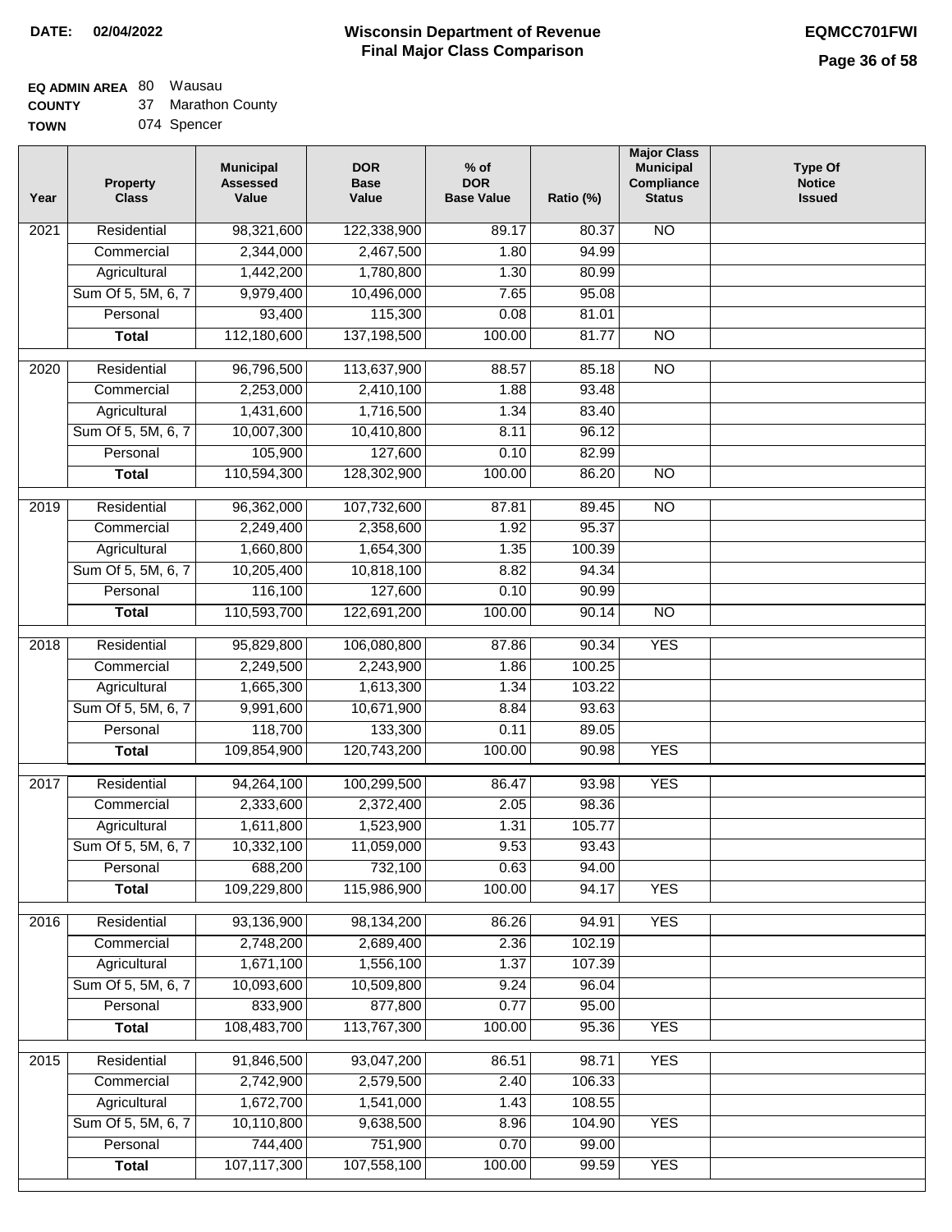**DATE:** 02/04/2022

# Wisconsin Department of Revenue
## Final Major Class Comparison

**EQMCC701FWI**

**EQ ADMIN AREA** 80 Wausau
**COUNTY** 37 Marathon County
**TOWN** 074 Spencer

| Year | Property Class | Municipal Assessed Value | DOR Base Value | % of DOR Base Value | Ratio (%) | Major Class Municipal Compliance Status | Type Of Notice Issued |
|---|---|---|---|---|---|---|---|
| 2021 | Residential | 98,321,600 | 122,338,900 | 89.17 | 80.37 | NO | |
| | Commercial | 2,344,000 | 2,467,500 | 1.80 | 94.99 | | |
| | Agricultural | 1,442,200 | 1,780,800 | 1.30 | 80.99 | | |
| | Sum Of 5, 5M, 6, 7 | 9,979,400 | 10,496,000 | 7.65 | 95.08 | | |
| | Personal | 93,400 | 115,300 | 0.08 | 81.01 | | |
| | **Total** | 112,180,600 | 137,198,500 | 100.00 | 81.77 | NO | |
| 2020 | Residential | 96,796,500 | 113,637,900 | 88.57 | 85.18 | NO | |
| | Commercial | 2,253,000 | 2,410,100 | 1.88 | 93.48 | | |
| | Agricultural | 1,431,600 | 1,716,500 | 1.34 | 83.40 | | |
| | Sum Of 5, 5M, 6, 7 | 10,007,300 | 10,410,800 | 8.11 | 96.12 | | |
| | Personal | 105,900 | 127,600 | 0.10 | 82.99 | | |
| | **Total** | 110,594,300 | 128,302,900 | 100.00 | 86.20 | NO | |
| 2019 | Residential | 96,362,000 | 107,732,600 | 87.81 | 89.45 | NO | |
| | Commercial | 2,249,400 | 2,358,600 | 1.92 | 95.37 | | |
| | Agricultural | 1,660,800 | 1,654,300 | 1.35 | 100.39 | | |
| | Sum Of 5, 5M, 6, 7 | 10,205,400 | 10,818,100 | 8.82 | 94.34 | | |
| | Personal | 116,100 | 127,600 | 0.10 | 90.99 | | |
| | **Total** | 110,593,700 | 122,691,200 | 100.00 | 90.14 | NO | |
| 2018 | Residential | 95,829,800 | 106,080,800 | 87.86 | 90.34 | YES | |
| | Commercial | 2,249,500 | 2,243,900 | 1.86 | 100.25 | | |
| | Agricultural | 1,665,300 | 1,613,300 | 1.34 | 103.22 | | |
| | Sum Of 5, 5M, 6, 7 | 9,991,600 | 10,671,900 | 8.84 | 93.63 | | |
| | Personal | 118,700 | 133,300 | 0.11 | 89.05 | | |
| | **Total** | 109,854,900 | 120,743,200 | 100.00 | 90.98 | YES | |
| 2017 | Residential | 94,264,100 | 100,299,500 | 86.47 | 93.98 | YES | |
| | Commercial | 2,333,600 | 2,372,400 | 2.05 | 98.36 | | |
| | Agricultural | 1,611,800 | 1,523,900 | 1.31 | 105.77 | | |
| | Sum Of 5, 5M, 6, 7 | 10,332,100 | 11,059,000 | 9.53 | 93.43 | | |
| | Personal | 688,200 | 732,100 | 0.63 | 94.00 | | |
| | **Total** | 109,229,800 | 115,986,900 | 100.00 | 94.17 | YES | |
| 2016 | Residential | 93,136,900 | 98,134,200 | 86.26 | 94.91 | YES | |
| | Commercial | 2,748,200 | 2,689,400 | 2.36 | 102.19 | | |
| | Agricultural | 1,671,100 | 1,556,100 | 1.37 | 107.39 | | |
| | Sum Of 5, 5M, 6, 7 | 10,093,600 | 10,509,800 | 9.24 | 96.04 | | |
| | Personal | 833,900 | 877,800 | 0.77 | 95.00 | | |
| | **Total** | 108,483,700 | 113,767,300 | 100.00 | 95.36 | YES | |
| 2015 | Residential | 91,846,500 | 93,047,200 | 86.51 | 98.71 | YES | |
| | Commercial | 2,742,900 | 2,579,500 | 2.40 | 106.33 | | |
| | Agricultural | 1,672,700 | 1,541,000 | 1.43 | 108.55 | | |
| | Sum Of 5, 5M, 6, 7 | 10,110,800 | 9,638,500 | 8.96 | 104.90 | YES | |
| | Personal | 744,400 | 751,900 | 0.70 | 99.00 | | |
| | **Total** | 107,117,300 | 107,558,100 | 100.00 | 99.59 | YES | |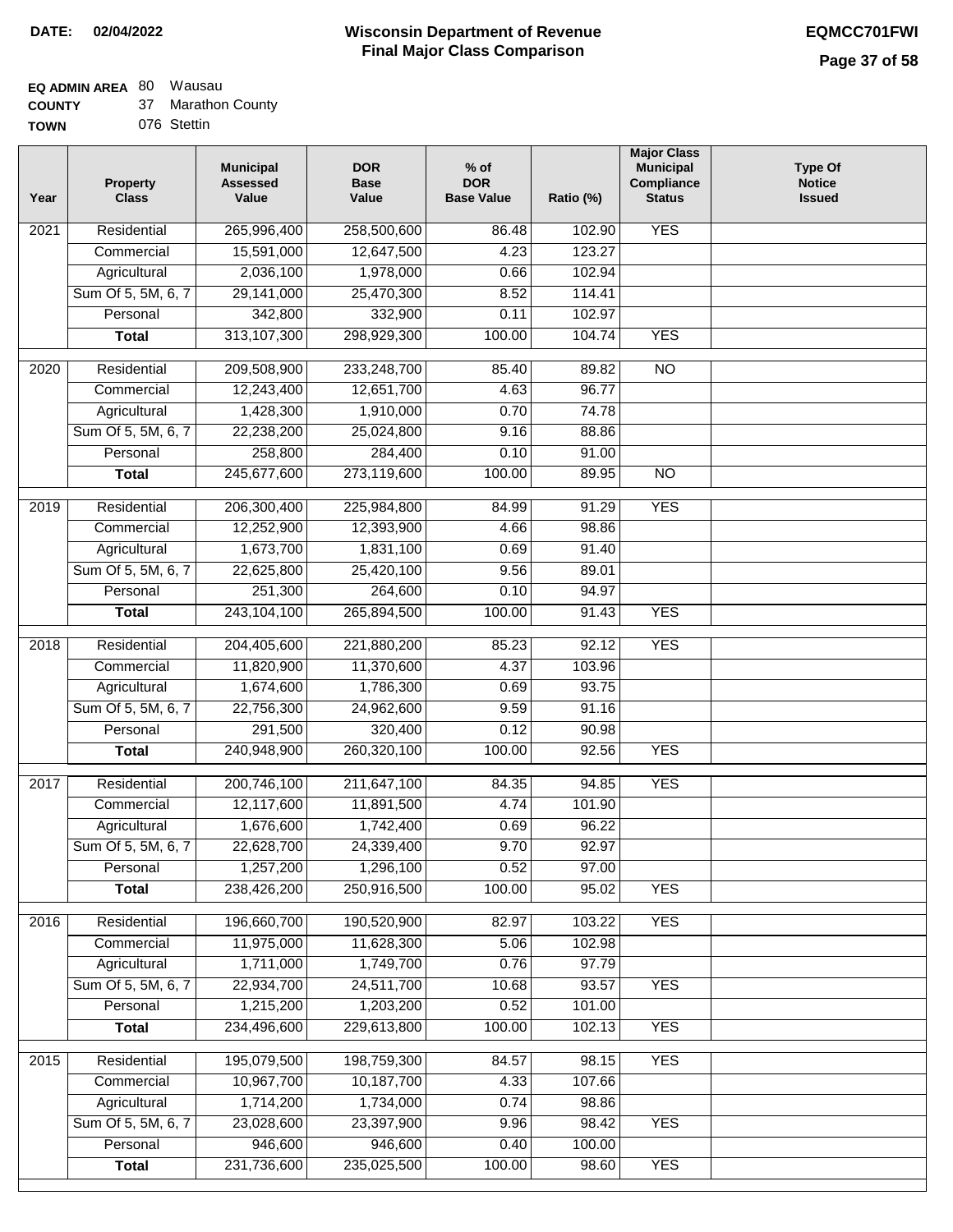**DATE: 02/04/2022**

# Wisconsin Department of Revenue
## Final Major Class Comparison

**EQMCC701FWI**

**EQ ADMIN AREA** 80 Wausau
**COUNTY** 37 Marathon County
**TOWN** 076 Stettin

| Year | Property Class | Municipal Assessed Value | DOR Base Value | % of DOR Base Value | Ratio (%) | Major Class Municipal Compliance Status | Type Of Notice Issued |
|---|---|---|---|---|---|---|---|
| 2021 | Residential | 265,996,400 | 258,500,600 | 86.48 | 102.90 | YES | |
| | Commercial | 15,591,000 | 12,647,500 | 4.23 | 123.27 | | |
| | Agricultural | 2,036,100 | 1,978,000 | 0.66 | 102.94 | | |
| | Sum Of 5, 5M, 6, 7 | 29,141,000 | 25,470,300 | 8.52 | 114.41 | | |
| | Personal | 342,800 | 332,900 | 0.11 | 102.97 | | |
| | **Total** | 313,107,300 | 298,929,300 | 100.00 | 104.74 | YES | |
| 2020 | Residential | 209,508,900 | 233,248,700 | 85.40 | 89.82 | NO | |
| | Commercial | 12,243,400 | 12,651,700 | 4.63 | 96.77 | | |
| | Agricultural | 1,428,300 | 1,910,000 | 0.70 | 74.78 | | |
| | Sum Of 5, 5M, 6, 7 | 22,238,200 | 25,024,800 | 9.16 | 88.86 | | |
| | Personal | 258,800 | 284,400 | 0.10 | 91.00 | | |
| | **Total** | 245,677,600 | 273,119,600 | 100.00 | 89.95 | NO | |
| 2019 | Residential | 206,300,400 | 225,984,800 | 84.99 | 91.29 | YES | |
| | Commercial | 12,252,900 | 12,393,900 | 4.66 | 98.86 | | |
| | Agricultural | 1,673,700 | 1,831,100 | 0.69 | 91.40 | | |
| | Sum Of 5, 5M, 6, 7 | 22,625,800 | 25,420,100 | 9.56 | 89.01 | | |
| | Personal | 251,300 | 264,600 | 0.10 | 94.97 | | |
| | **Total** | 243,104,100 | 265,894,500 | 100.00 | 91.43 | YES | |
| 2018 | Residential | 204,405,600 | 221,880,200 | 85.23 | 92.12 | YES | |
| | Commercial | 11,820,900 | 11,370,600 | 4.37 | 103.96 | | |
| | Agricultural | 1,674,600 | 1,786,300 | 0.69 | 93.75 | | |
| | Sum Of 5, 5M, 6, 7 | 22,756,300 | 24,962,600 | 9.59 | 91.16 | | |
| | Personal | 291,500 | 320,400 | 0.12 | 90.98 | | |
| | **Total** | 240,948,900 | 260,320,100 | 100.00 | 92.56 | YES | |
| 2017 | Residential | 200,746,100 | 211,647,100 | 84.35 | 94.85 | YES | |
| | Commercial | 12,117,600 | 11,891,500 | 4.74 | 101.90 | | |
| | Agricultural | 1,676,600 | 1,742,400 | 0.69 | 96.22 | | |
| | Sum Of 5, 5M, 6, 7 | 22,628,700 | 24,339,400 | 9.70 | 92.97 | | |
| | Personal | 1,257,200 | 1,296,100 | 0.52 | 97.00 | | |
| | **Total** | 238,426,200 | 250,916,500 | 100.00 | 95.02 | YES | |
| 2016 | Residential | 196,660,700 | 190,520,900 | 82.97 | 103.22 | YES | |
| | Commercial | 11,975,000 | 11,628,300 | 5.06 | 102.98 | | |
| | Agricultural | 1,711,000 | 1,749,700 | 0.76 | 97.79 | | |
| | Sum Of 5, 5M, 6, 7 | 22,934,700 | 24,511,700 | 10.68 | 93.57 | YES | |
| | Personal | 1,215,200 | 1,203,200 | 0.52 | 101.00 | | |
| | **Total** | 234,496,600 | 229,613,800 | 100.00 | 102.13 | YES | |
| 2015 | Residential | 195,079,500 | 198,759,300 | 84.57 | 98.15 | YES | |
| | Commercial | 10,967,700 | 10,187,700 | 4.33 | 107.66 | | |
| | Agricultural | 1,714,200 | 1,734,000 | 0.74 | 98.86 | | |
| | Sum Of 5, 5M, 6, 7 | 23,028,600 | 23,397,900 | 9.96 | 98.42 | YES | |
| | Personal | 946,600 | 946,600 | 0.40 | 100.00 | | |
| | **Total** | 231,736,600 | 235,025,500 | 100.00 | 98.60 | YES | |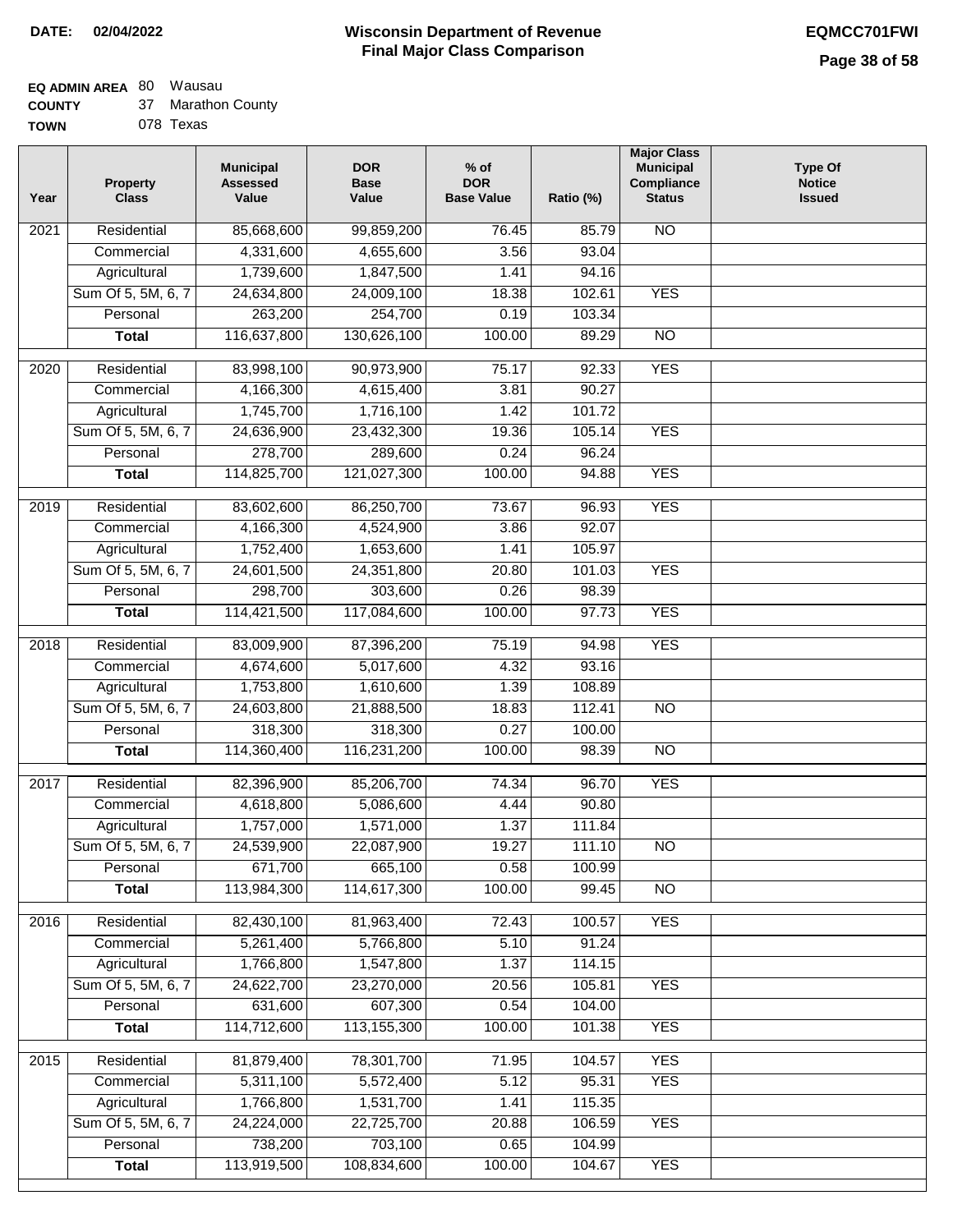**DATE:** 02/04/2022

# Wisconsin Department of Revenue
## Final Major Class Comparison

**EQMCC701FWI**

**EQ ADMIN AREA** 80 Wausau
**COUNTY** 37 Marathon County
**TOWN** 078 Texas

| Year | Property Class | Municipal Assessed Value | DOR Base Value | % of DOR Base Value | Ratio (%) | Major Class Municipal Compliance Status | Type Of Notice Issued |
|---|---|---|---|---|---|---|---|
| 2021 | Residential | 85,668,600 | 99,859,200 | 76.45 | 85.79 | NO | |
| | Commercial | 4,331,600 | 4,655,600 | 3.56 | 93.04 | | |
| | Agricultural | 1,739,600 | 1,847,500 | 1.41 | 94.16 | | |
| | Sum Of 5, 5M, 6, 7 | 24,634,800 | 24,009,100 | 18.38 | 102.61 | YES | |
| | Personal | 263,200 | 254,700 | 0.19 | 103.34 | | |
| | **Total** | 116,637,800 | 130,626,100 | 100.00 | 89.29 | NO | |
| 2020 | Residential | 83,998,100 | 90,973,900 | 75.17 | 92.33 | YES | |
| | Commercial | 4,166,300 | 4,615,400 | 3.81 | 90.27 | | |
| | Agricultural | 1,745,700 | 1,716,100 | 1.42 | 101.72 | | |
| | Sum Of 5, 5M, 6, 7 | 24,636,900 | 23,432,300 | 19.36 | 105.14 | YES | |
| | Personal | 278,700 | 289,600 | 0.24 | 96.24 | | |
| | **Total** | 114,825,700 | 121,027,300 | 100.00 | 94.88 | YES | |
| 2019 | Residential | 83,602,600 | 86,250,700 | 73.67 | 96.93 | YES | |
| | Commercial | 4,166,300 | 4,524,900 | 3.86 | 92.07 | | |
| | Agricultural | 1,752,400 | 1,653,600 | 1.41 | 105.97 | | |
| | Sum Of 5, 5M, 6, 7 | 24,601,500 | 24,351,800 | 20.80 | 101.03 | YES | |
| | Personal | 298,700 | 303,600 | 0.26 | 98.39 | | |
| | **Total** | 114,421,500 | 117,084,600 | 100.00 | 97.73 | YES | |
| 2018 | Residential | 83,009,900 | 87,396,200 | 75.19 | 94.98 | YES | |
| | Commercial | 4,674,600 | 5,017,600 | 4.32 | 93.16 | | |
| | Agricultural | 1,753,800 | 1,610,600 | 1.39 | 108.89 | | |
| | Sum Of 5, 5M, 6, 7 | 24,603,800 | 21,888,500 | 18.83 | 112.41 | NO | |
| | Personal | 318,300 | 318,300 | 0.27 | 100.00 | | |
| | **Total** | 114,360,400 | 116,231,200 | 100.00 | 98.39 | NO | |
| 2017 | Residential | 82,396,900 | 85,206,700 | 74.34 | 96.70 | YES | |
| | Commercial | 4,618,800 | 5,086,600 | 4.44 | 90.80 | | |
| | Agricultural | 1,757,000 | 1,571,000 | 1.37 | 111.84 | | |
| | Sum Of 5, 5M, 6, 7 | 24,539,900 | 22,087,900 | 19.27 | 111.10 | NO | |
| | Personal | 671,700 | 665,100 | 0.58 | 100.99 | | |
| | **Total** | 113,984,300 | 114,617,300 | 100.00 | 99.45 | NO | |
| 2016 | Residential | 82,430,100 | 81,963,400 | 72.43 | 100.57 | YES | |
| | Commercial | 5,261,400 | 5,766,800 | 5.10 | 91.24 | | |
| | Agricultural | 1,766,800 | 1,547,800 | 1.37 | 114.15 | | |
| | Sum Of 5, 5M, 6, 7 | 24,622,700 | 23,270,000 | 20.56 | 105.81 | YES | |
| | Personal | 631,600 | 607,300 | 0.54 | 104.00 | | |
| | **Total** | 114,712,600 | 113,155,300 | 100.00 | 101.38 | YES | |
| 2015 | Residential | 81,879,400 | 78,301,700 | 71.95 | 104.57 | YES | |
| | Commercial | 5,311,100 | 5,572,400 | 5.12 | 95.31 | YES | |
| | Agricultural | 1,766,800 | 1,531,700 | 1.41 | 115.35 | | |
| | Sum Of 5, 5M, 6, 7 | 24,224,000 | 22,725,700 | 20.88 | 106.59 | YES | |
| | Personal | 738,200 | 703,100 | 0.65 | 104.99 | | |
| | **Total** | 113,919,500 | 108,834,600 | 100.00 | 104.67 | YES | |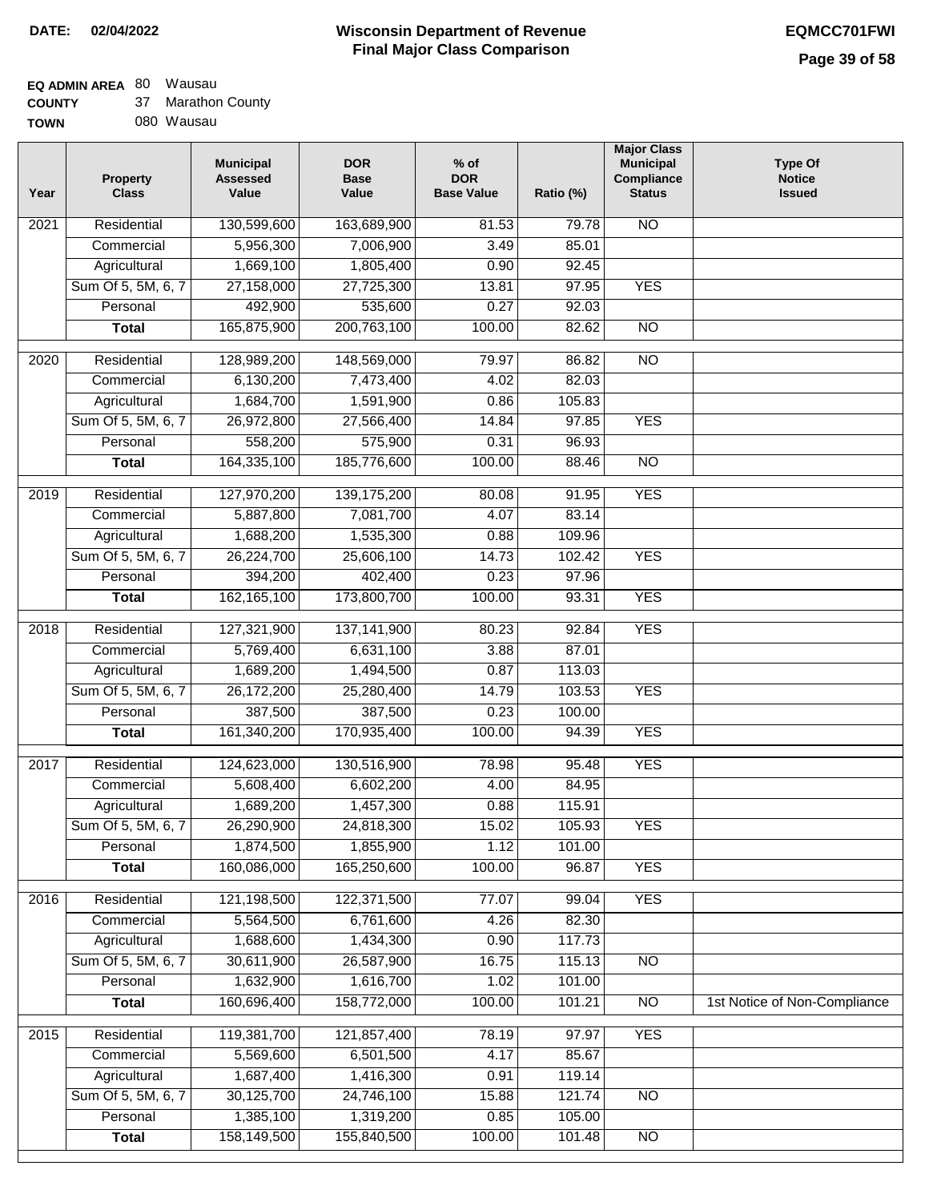**DATE:** 02/04/2022

# Wisconsin Department of Revenue
## Final Major Class Comparison

**EQMCC701FWI**

**EQ ADMIN AREA** 80 Wausau
**COUNTY** 37 Marathon County
**TOWN** 080 Wausau

| Year | Property Class | Municipal Assessed Value | DOR Base Value | % of DOR Base Value | Ratio (%) | Major Class Municipal Compliance Status | Type Of Notice Issued |
|---|---|---|---|---|---|---|---|
| 2021 | Residential | 130,599,600 | 163,689,900 | 81.53 | 79.78 | NO | |
| | Commercial | 5,956,300 | 7,006,900 | 3.49 | 85.01 | | |
| | Agricultural | 1,669,100 | 1,805,400 | 0.90 | 92.45 | | |
| | Sum Of 5, 5M, 6, 7 | 27,158,000 | 27,725,300 | 13.81 | 97.95 | YES | |
| | Personal | 492,900 | 535,600 | 0.27 | 92.03 | | |
| | **Total** | 165,875,900 | 200,763,100 | 100.00 | 82.62 | NO | |
| 2020 | Residential | 128,989,200 | 148,569,000 | 79.97 | 86.82 | NO | |
| | Commercial | 6,130,200 | 7,473,400 | 4.02 | 82.03 | | |
| | Agricultural | 1,684,700 | 1,591,900 | 0.86 | 105.83 | | |
| | Sum Of 5, 5M, 6, 7 | 26,972,800 | 27,566,400 | 14.84 | 97.85 | YES | |
| | Personal | 558,200 | 575,900 | 0.31 | 96.93 | | |
| | **Total** | 164,335,100 | 185,776,600 | 100.00 | 88.46 | NO | |
| 2019 | Residential | 127,970,200 | 139,175,200 | 80.08 | 91.95 | YES | |
| | Commercial | 5,887,800 | 7,081,700 | 4.07 | 83.14 | | |
| | Agricultural | 1,688,200 | 1,535,300 | 0.88 | 109.96 | | |
| | Sum Of 5, 5M, 6, 7 | 26,224,700 | 25,606,100 | 14.73 | 102.42 | YES | |
| | Personal | 394,200 | 402,400 | 0.23 | 97.96 | | |
| | **Total** | 162,165,100 | 173,800,700 | 100.00 | 93.31 | YES | |
| 2018 | Residential | 127,321,900 | 137,141,900 | 80.23 | 92.84 | YES | |
| | Commercial | 5,769,400 | 6,631,100 | 3.88 | 87.01 | | |
| | Agricultural | 1,689,200 | 1,494,500 | 0.87 | 113.03 | | |
| | Sum Of 5, 5M, 6, 7 | 26,172,200 | 25,280,400 | 14.79 | 103.53 | YES | |
| | Personal | 387,500 | 387,500 | 0.23 | 100.00 | | |
| | **Total** | 161,340,200 | 170,935,400 | 100.00 | 94.39 | YES | |
| 2017 | Residential | 124,623,000 | 130,516,900 | 78.98 | 95.48 | YES | |
| | Commercial | 5,608,400 | 6,602,200 | 4.00 | 84.95 | | |
| | Agricultural | 1,689,200 | 1,457,300 | 0.88 | 115.91 | | |
| | Sum Of 5, 5M, 6, 7 | 26,290,900 | 24,818,300 | 15.02 | 105.93 | YES | |
| | Personal | 1,874,500 | 1,855,900 | 1.12 | 101.00 | | |
| | **Total** | 160,086,000 | 165,250,600 | 100.00 | 96.87 | YES | |
| 2016 | Residential | 121,198,500 | 122,371,500 | 77.07 | 99.04 | YES | |
| | Commercial | 5,564,500 | 6,761,600 | 4.26 | 82.30 | | |
| | Agricultural | 1,688,600 | 1,434,300 | 0.90 | 117.73 | | |
| | Sum Of 5, 5M, 6, 7 | 30,611,900 | 26,587,900 | 16.75 | 115.13 | NO | |
| | Personal | 1,632,900 | 1,616,700 | 1.02 | 101.00 | | |
| | **Total** | 160,696,400 | 158,772,000 | 100.00 | 101.21 | NO | 1st Notice of Non-Compliance |
| 2015 | Residential | 119,381,700 | 121,857,400 | 78.19 | 97.97 | YES | |
| | Commercial | 5,569,600 | 6,501,500 | 4.17 | 85.67 | | |
| | Agricultural | 1,687,400 | 1,416,300 | 0.91 | 119.14 | | |
| | Sum Of 5, 5M, 6, 7 | 30,125,700 | 24,746,100 | 15.88 | 121.74 | NO | |
| | Personal | 1,385,100 | 1,319,200 | 0.85 | 105.00 | | |
| | **Total** | 158,149,500 | 155,840,500 | 100.00 | 101.48 | NO | |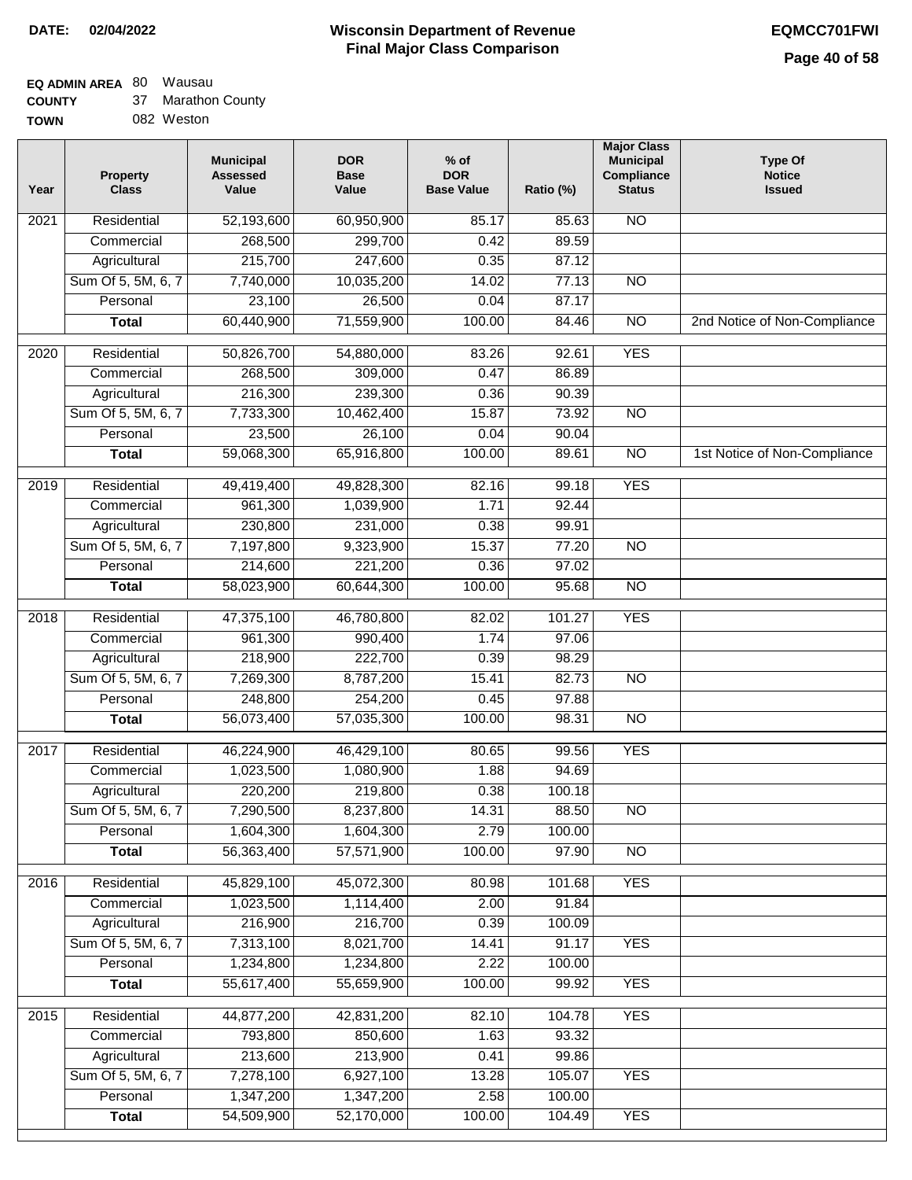**DATE: 02/04/2022**

# Wisconsin Department of Revenue
## Final Major Class Comparison

**EQMCC701FWI**

**EQ ADMIN AREA** 80 Wausau
**COUNTY** 37 Marathon County
**TOWN** 082 Weston

| Year | Property Class | Municipal Assessed Value | DOR Base Value | % of DOR Base Value | Ratio (%) | Major Class Municipal Compliance Status | Type Of Notice Issued |
|---|---|---|---|---|---|---|---|
| 2021 | Residential | 52,193,600 | 60,950,900 | 85.17 | 85.63 | NO | |
| | Commercial | 268,500 | 299,700 | 0.42 | 89.59 | | |
| | Agricultural | 215,700 | 247,600 | 0.35 | 87.12 | | |
| | Sum Of 5, 5M, 6, 7 | 7,740,000 | 10,035,200 | 14.02 | 77.13 | NO | |
| | Personal | 23,100 | 26,500 | 0.04 | 87.17 | | |
| | **Total** | 60,440,900 | 71,559,900 | 100.00 | 84.46 | NO | 2nd Notice of Non-Compliance |
| 2020 | Residential | 50,826,700 | 54,880,000 | 83.26 | 92.61 | YES | |
| | Commercial | 268,500 | 309,000 | 0.47 | 86.89 | | |
| | Agricultural | 216,300 | 239,300 | 0.36 | 90.39 | | |
| | Sum Of 5, 5M, 6, 7 | 7,733,300 | 10,462,400 | 15.87 | 73.92 | NO | |
| | Personal | 23,500 | 26,100 | 0.04 | 90.04 | | |
| | **Total** | 59,068,300 | 65,916,800 | 100.00 | 89.61 | NO | 1st Notice of Non-Compliance |
| 2019 | Residential | 49,419,400 | 49,828,300 | 82.16 | 99.18 | YES | |
| | Commercial | 961,300 | 1,039,900 | 1.71 | 92.44 | | |
| | Agricultural | 230,800 | 231,000 | 0.38 | 99.91 | | |
| | Sum Of 5, 5M, 6, 7 | 7,197,800 | 9,323,900 | 15.37 | 77.20 | NO | |
| | Personal | 214,600 | 221,200 | 0.36 | 97.02 | | |
| | **Total** | 58,023,900 | 60,644,300 | 100.00 | 95.68 | NO | |
| 2018 | Residential | 47,375,100 | 46,780,800 | 82.02 | 101.27 | YES | |
| | Commercial | 961,300 | 990,400 | 1.74 | 97.06 | | |
| | Agricultural | 218,900 | 222,700 | 0.39 | 98.29 | | |
| | Sum Of 5, 5M, 6, 7 | 7,269,300 | 8,787,200 | 15.41 | 82.73 | NO | |
| | Personal | 248,800 | 254,200 | 0.45 | 97.88 | | |
| | **Total** | 56,073,400 | 57,035,300 | 100.00 | 98.31 | NO | |
| 2017 | Residential | 46,224,900 | 46,429,100 | 80.65 | 99.56 | YES | |
| | Commercial | 1,023,500 | 1,080,900 | 1.88 | 94.69 | | |
| | Agricultural | 220,200 | 219,800 | 0.38 | 100.18 | | |
| | Sum Of 5, 5M, 6, 7 | 7,290,500 | 8,237,800 | 14.31 | 88.50 | NO | |
| | Personal | 1,604,300 | 1,604,300 | 2.79 | 100.00 | | |
| | **Total** | 56,363,400 | 57,571,900 | 100.00 | 97.90 | NO | |
| 2016 | Residential | 45,829,100 | 45,072,300 | 80.98 | 101.68 | YES | |
| | Commercial | 1,023,500 | 1,114,400 | 2.00 | 91.84 | | |
| | Agricultural | 216,900 | 216,700 | 0.39 | 100.09 | | |
| | Sum Of 5, 5M, 6, 7 | 7,313,100 | 8,021,700 | 14.41 | 91.17 | YES | |
| | Personal | 1,234,800 | 1,234,800 | 2.22 | 100.00 | | |
| | **Total** | 55,617,400 | 55,659,900 | 100.00 | 99.92 | YES | |
| 2015 | Residential | 44,877,200 | 42,831,200 | 82.10 | 104.78 | YES | |
| | Commercial | 793,800 | 850,600 | 1.63 | 93.32 | | |
| | Agricultural | 213,600 | 213,900 | 0.41 | 99.86 | | |
| | Sum Of 5, 5M, 6, 7 | 7,278,100 | 6,927,100 | 13.28 | 105.07 | YES | |
| | Personal | 1,347,200 | 1,347,200 | 2.58 | 100.00 | | |
| | **Total** | 54,509,900 | 52,170,000 | 100.00 | 104.49 | YES | |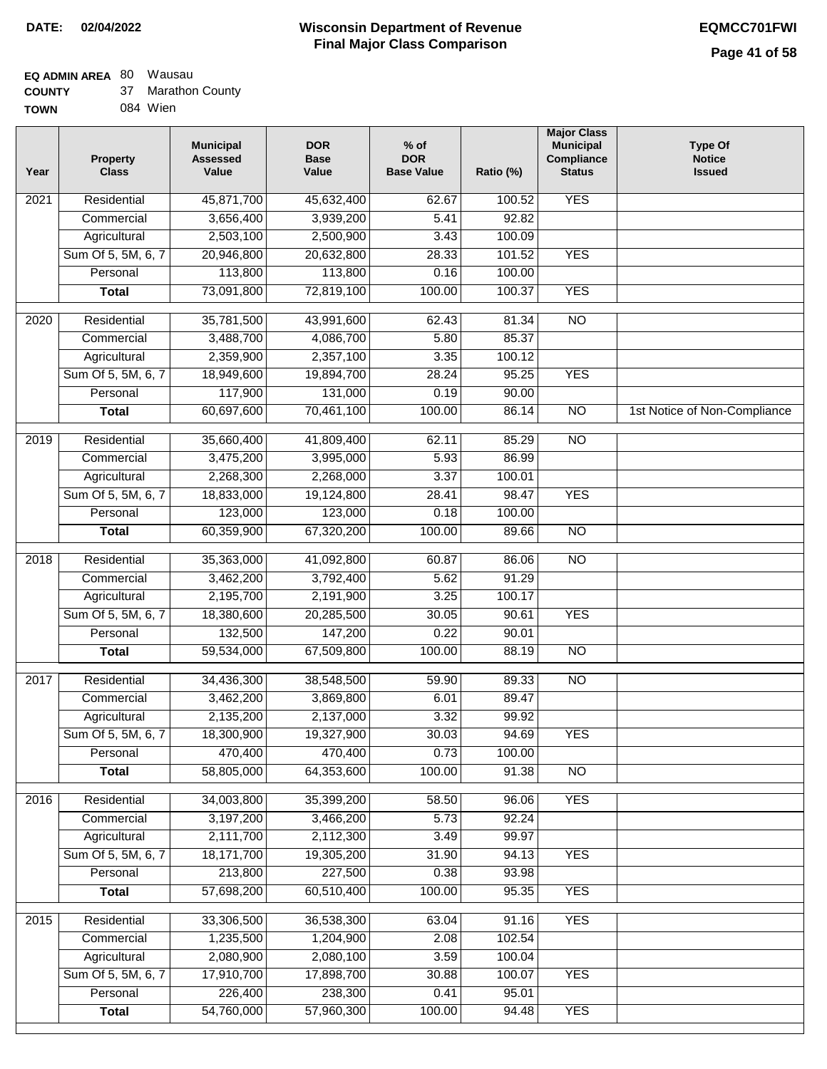**DATE:** 02/04/2022

# Wisconsin Department of Revenue
## Final Major Class Comparison

**EQMCC701FWI**

**EQ ADMIN AREA** 80 Wausau
**COUNTY** 37 Marathon County
**TOWN** 084 Wien

| Year | Property Class | Municipal Assessed Value | DOR Base Value | % of DOR Base Value | Ratio (%) | Major Class Municipal Compliance Status | Type Of Notice Issued |
|---|---|---|---|---|---|---|---|
| 2021 | Residential | 45,871,700 | 45,632,400 | 62.67 | 100.52 | YES | |
| | Commercial | 3,656,400 | 3,939,200 | 5.41 | 92.82 | | |
| | Agricultural | 2,503,100 | 2,500,900 | 3.43 | 100.09 | | |
| | Sum Of 5, 5M, 6, 7 | 20,946,800 | 20,632,800 | 28.33 | 101.52 | YES | |
| | Personal | 113,800 | 113,800 | 0.16 | 100.00 | | |
| | **Total** | 73,091,800 | 72,819,100 | 100.00 | 100.37 | YES | |
| 2020 | Residential | 35,781,500 | 43,991,600 | 62.43 | 81.34 | NO | |
| | Commercial | 3,488,700 | 4,086,700 | 5.80 | 85.37 | | |
| | Agricultural | 2,359,900 | 2,357,100 | 3.35 | 100.12 | | |
| | Sum Of 5, 5M, 6, 7 | 18,949,600 | 19,894,700 | 28.24 | 95.25 | YES | |
| | Personal | 117,900 | 131,000 | 0.19 | 90.00 | | |
| | **Total** | 60,697,600 | 70,461,100 | 100.00 | 86.14 | NO | 1st Notice of Non-Compliance |
| 2019 | Residential | 35,660,400 | 41,809,400 | 62.11 | 85.29 | NO | |
| | Commercial | 3,475,200 | 3,995,000 | 5.93 | 86.99 | | |
| | Agricultural | 2,268,300 | 2,268,000 | 3.37 | 100.01 | | |
| | Sum Of 5, 5M, 6, 7 | 18,833,000 | 19,124,800 | 28.41 | 98.47 | YES | |
| | Personal | 123,000 | 123,000 | 0.18 | 100.00 | | |
| | **Total** | 60,359,900 | 67,320,200 | 100.00 | 89.66 | NO | |
| 2018 | Residential | 35,363,000 | 41,092,800 | 60.87 | 86.06 | NO | |
| | Commercial | 3,462,200 | 3,792,400 | 5.62 | 91.29 | | |
| | Agricultural | 2,195,700 | 2,191,900 | 3.25 | 100.17 | | |
| | Sum Of 5, 5M, 6, 7 | 18,380,600 | 20,285,500 | 30.05 | 90.61 | YES | |
| | Personal | 132,500 | 147,200 | 0.22 | 90.01 | | |
| | **Total** | 59,534,000 | 67,509,800 | 100.00 | 88.19 | NO | |
| 2017 | Residential | 34,436,300 | 38,548,500 | 59.90 | 89.33 | NO | |
| | Commercial | 3,462,200 | 3,869,800 | 6.01 | 89.47 | | |
| | Agricultural | 2,135,200 | 2,137,000 | 3.32 | 99.92 | | |
| | Sum Of 5, 5M, 6, 7 | 18,300,900 | 19,327,900 | 30.03 | 94.69 | YES | |
| | Personal | 470,400 | 470,400 | 0.73 | 100.00 | | |
| | **Total** | 58,805,000 | 64,353,600 | 100.00 | 91.38 | NO | |
| 2016 | Residential | 34,003,800 | 35,399,200 | 58.50 | 96.06 | YES | |
| | Commercial | 3,197,200 | 3,466,200 | 5.73 | 92.24 | | |
| | Agricultural | 2,111,700 | 2,112,300 | 3.49 | 99.97 | | |
| | Sum Of 5, 5M, 6, 7 | 18,171,700 | 19,305,200 | 31.90 | 94.13 | YES | |
| | Personal | 213,800 | 227,500 | 0.38 | 93.98 | | |
| | **Total** | 57,698,200 | 60,510,400 | 100.00 | 95.35 | YES | |
| 2015 | Residential | 33,306,500 | 36,538,300 | 63.04 | 91.16 | YES | |
| | Commercial | 1,235,500 | 1,204,900 | 2.08 | 102.54 | | |
| | Agricultural | 2,080,900 | 2,080,100 | 3.59 | 100.04 | | |
| | Sum Of 5, 5M, 6, 7 | 17,910,700 | 17,898,700 | 30.88 | 100.07 | YES | |
| | Personal | 226,400 | 238,300 | 0.41 | 95.01 | | |
| | **Total** | 54,760,000 | 57,960,300 | 100.00 | 94.48 | YES | |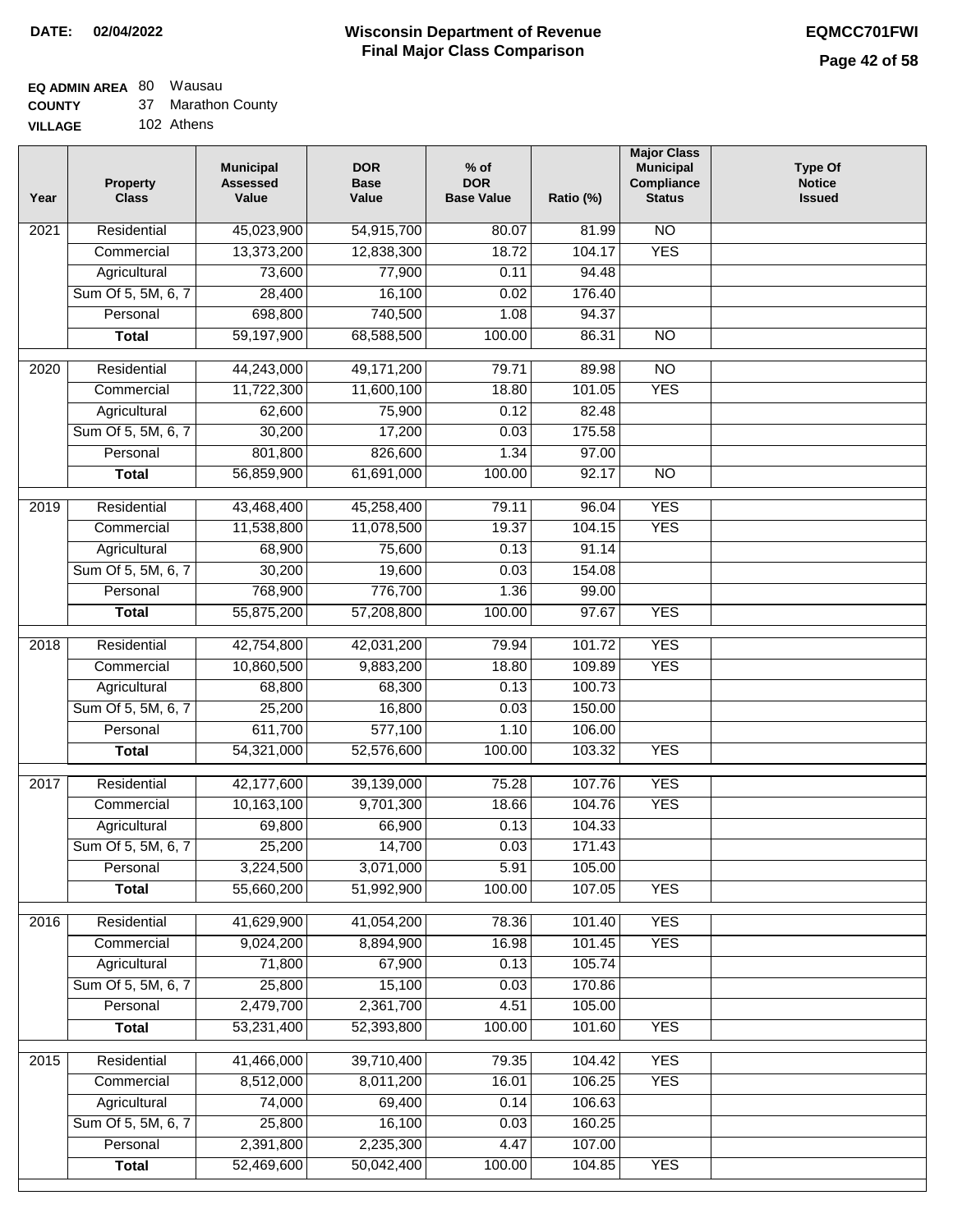**DATE: 02/04/2022**

# Wisconsin Department of Revenue
## Final Major Class Comparison

**EQMCC701FWI**

**EQ ADMIN AREA** 80 Wausau
**COUNTY** 37 Marathon County
**VILLAGE** 102 Athens

| Year | Property Class | Municipal Assessed Value | DOR Base Value | % of DOR Base Value | Ratio (%) | Major Class Municipal Compliance Status | Type Of Notice Issued |
|---|---|---|---|---|---|---|---|
| 2021 | Residential | 45,023,900 | 54,915,700 | 80.07 | 81.99 | NO | |
| | Commercial | 13,373,200 | 12,838,300 | 18.72 | 104.17 | YES | |
| | Agricultural | 73,600 | 77,900 | 0.11 | 94.48 | | |
| | Sum Of 5, 5M, 6, 7 | 28,400 | 16,100 | 0.02 | 176.40 | | |
| | Personal | 698,800 | 740,500 | 1.08 | 94.37 | | |
| | **Total** | 59,197,900 | 68,588,500 | 100.00 | 86.31 | NO | |
| 2020 | Residential | 44,243,000 | 49,171,200 | 79.71 | 89.98 | NO | |
| | Commercial | 11,722,300 | 11,600,100 | 18.80 | 101.05 | YES | |
| | Agricultural | 62,600 | 75,900 | 0.12 | 82.48 | | |
| | Sum Of 5, 5M, 6, 7 | 30,200 | 17,200 | 0.03 | 175.58 | | |
| | Personal | 801,800 | 826,600 | 1.34 | 97.00 | | |
| | **Total** | 56,859,900 | 61,691,000 | 100.00 | 92.17 | NO | |
| 2019 | Residential | 43,468,400 | 45,258,400 | 79.11 | 96.04 | YES | |
| | Commercial | 11,538,800 | 11,078,500 | 19.37 | 104.15 | YES | |
| | Agricultural | 68,900 | 75,600 | 0.13 | 91.14 | | |
| | Sum Of 5, 5M, 6, 7 | 30,200 | 19,600 | 0.03 | 154.08 | | |
| | Personal | 768,900 | 776,700 | 1.36 | 99.00 | | |
| | **Total** | 55,875,200 | 57,208,800 | 100.00 | 97.67 | YES | |
| 2018 | Residential | 42,754,800 | 42,031,200 | 79.94 | 101.72 | YES | |
| | Commercial | 10,860,500 | 9,883,200 | 18.80 | 109.89 | YES | |
| | Agricultural | 68,800 | 68,300 | 0.13 | 100.73 | | |
| | Sum Of 5, 5M, 6, 7 | 25,200 | 16,800 | 0.03 | 150.00 | | |
| | Personal | 611,700 | 577,100 | 1.10 | 106.00 | | |
| | **Total** | 54,321,000 | 52,576,600 | 100.00 | 103.32 | YES | |
| 2017 | Residential | 42,177,600 | 39,139,000 | 75.28 | 107.76 | YES | |
| | Commercial | 10,163,100 | 9,701,300 | 18.66 | 104.76 | YES | |
| | Agricultural | 69,800 | 66,900 | 0.13 | 104.33 | | |
| | Sum Of 5, 5M, 6, 7 | 25,200 | 14,700 | 0.03 | 171.43 | | |
| | Personal | 3,224,500 | 3,071,000 | 5.91 | 105.00 | | |
| | **Total** | 55,660,200 | 51,992,900 | 100.00 | 107.05 | YES | |
| 2016 | Residential | 41,629,900 | 41,054,200 | 78.36 | 101.40 | YES | |
| | Commercial | 9,024,200 | 8,894,900 | 16.98 | 101.45 | YES | |
| | Agricultural | 71,800 | 67,900 | 0.13 | 105.74 | | |
| | Sum Of 5, 5M, 6, 7 | 25,800 | 15,100 | 0.03 | 170.86 | | |
| | Personal | 2,479,700 | 2,361,700 | 4.51 | 105.00 | | |
| | **Total** | 53,231,400 | 52,393,800 | 100.00 | 101.60 | YES | |
| 2015 | Residential | 41,466,000 | 39,710,400 | 79.35 | 104.42 | YES | |
| | Commercial | 8,512,000 | 8,011,200 | 16.01 | 106.25 | YES | |
| | Agricultural | 74,000 | 69,400 | 0.14 | 106.63 | | |
| | Sum Of 5, 5M, 6, 7 | 25,800 | 16,100 | 0.03 | 160.25 | | |
| | Personal | 2,391,800 | 2,235,300 | 4.47 | 107.00 | | |
| | **Total** | 52,469,600 | 50,042,400 | 100.00 | 104.85 | YES | |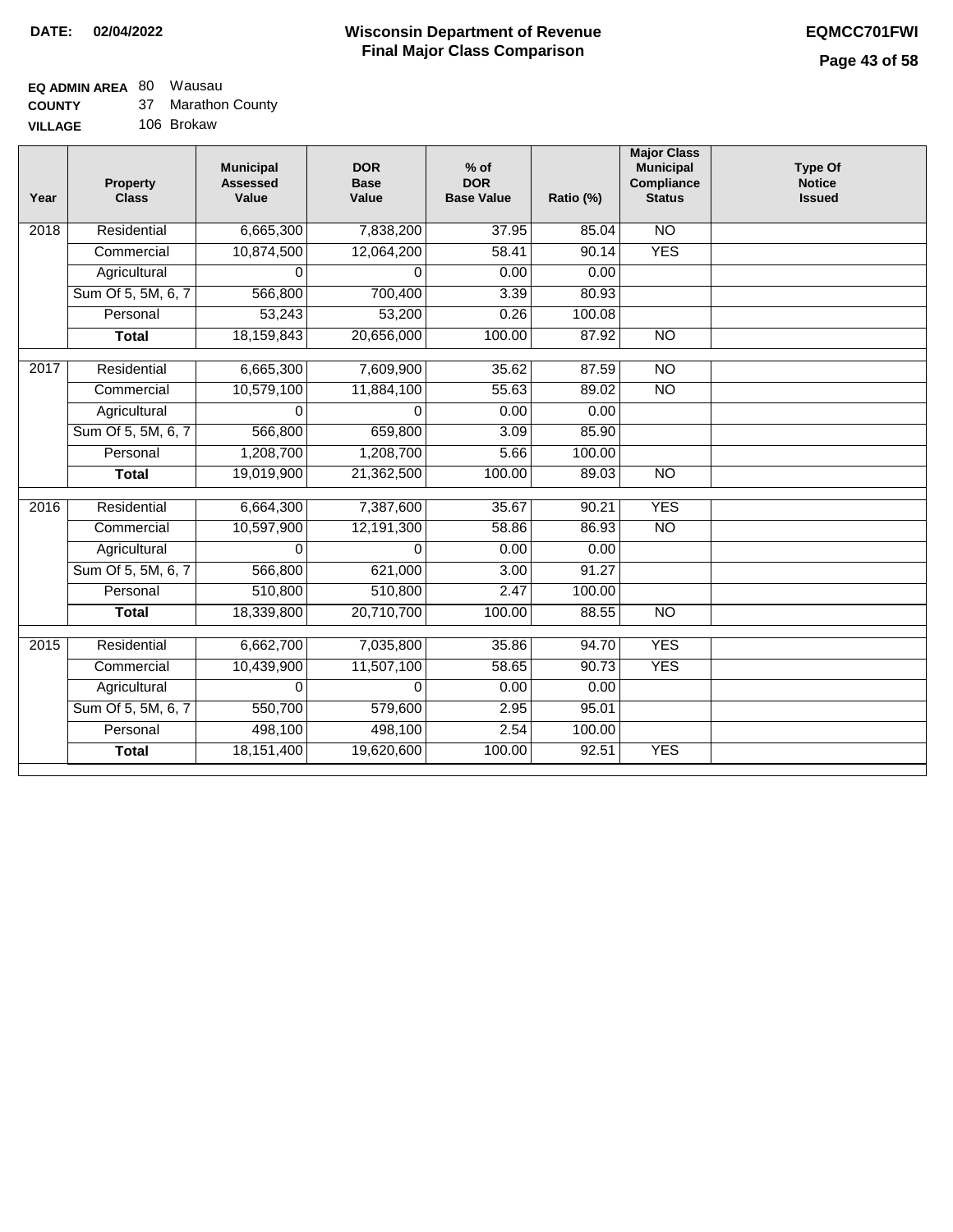**DATE: 02/04/2022**

# Wisconsin Department of Revenue
## Final Major Class Comparison

**EQMCC701FWI**

**EQ ADMIN AREA** 80 Wausau
**COUNTY** 37 Marathon County
**VILLAGE** 106 Brokaw

| Year | Property Class | Municipal Assessed Value | DOR Base Value | % of DOR Base Value | Ratio (%) | Major Class Municipal Compliance Status | Type Of Notice Issued |
|---|---|---|---|---|---|---|---|
| 2018 | Residential | 6,665,300 | 7,838,200 | 37.95 | 85.04 | NO | |
| | Commercial | 10,874,500 | 12,064,200 | 58.41 | 90.14 | YES | |
| | Agricultural | 0 | 0 | 0.00 | 0.00 | | |
| | Sum Of 5, 5M, 6, 7 | 566,800 | 700,400 | 3.39 | 80.93 | | |
| | Personal | 53,243 | 53,200 | 0.26 | 100.08 | | |
| | **Total** | 18,159,843 | 20,656,000 | 100.00 | 87.92 | NO | |
| 2017 | Residential | 6,665,300 | 7,609,900 | 35.62 | 87.59 | NO | |
| | Commercial | 10,579,100 | 11,884,100 | 55.63 | 89.02 | NO | |
| | Agricultural | 0 | 0 | 0.00 | 0.00 | | |
| | Sum Of 5, 5M, 6, 7 | 566,800 | 659,800 | 3.09 | 85.90 | | |
| | Personal | 1,208,700 | 1,208,700 | 5.66 | 100.00 | | |
| | **Total** | 19,019,900 | 21,362,500 | 100.00 | 89.03 | NO | |
| 2016 | Residential | 6,664,300 | 7,387,600 | 35.67 | 90.21 | YES | |
| | Commercial | 10,597,900 | 12,191,300 | 58.86 | 86.93 | NO | |
| | Agricultural | 0 | 0 | 0.00 | 0.00 | | |
| | Sum Of 5, 5M, 6, 7 | 566,800 | 621,000 | 3.00 | 91.27 | | |
| | Personal | 510,800 | 510,800 | 2.47 | 100.00 | | |
| | **Total** | 18,339,800 | 20,710,700 | 100.00 | 88.55 | NO | |
| 2015 | Residential | 6,662,700 | 7,035,800 | 35.86 | 94.70 | YES | |
| | Commercial | 10,439,900 | 11,507,100 | 58.65 | 90.73 | YES | |
| | Agricultural | 0 | 0 | 0.00 | 0.00 | | |
| | Sum Of 5, 5M, 6, 7 | 550,700 | 579,600 | 2.95 | 95.01 | | |
| | Personal | 498,100 | 498,100 | 2.54 | 100.00 | | |
| | **Total** | 18,151,400 | 19,620,600 | 100.00 | 92.51 | YES | |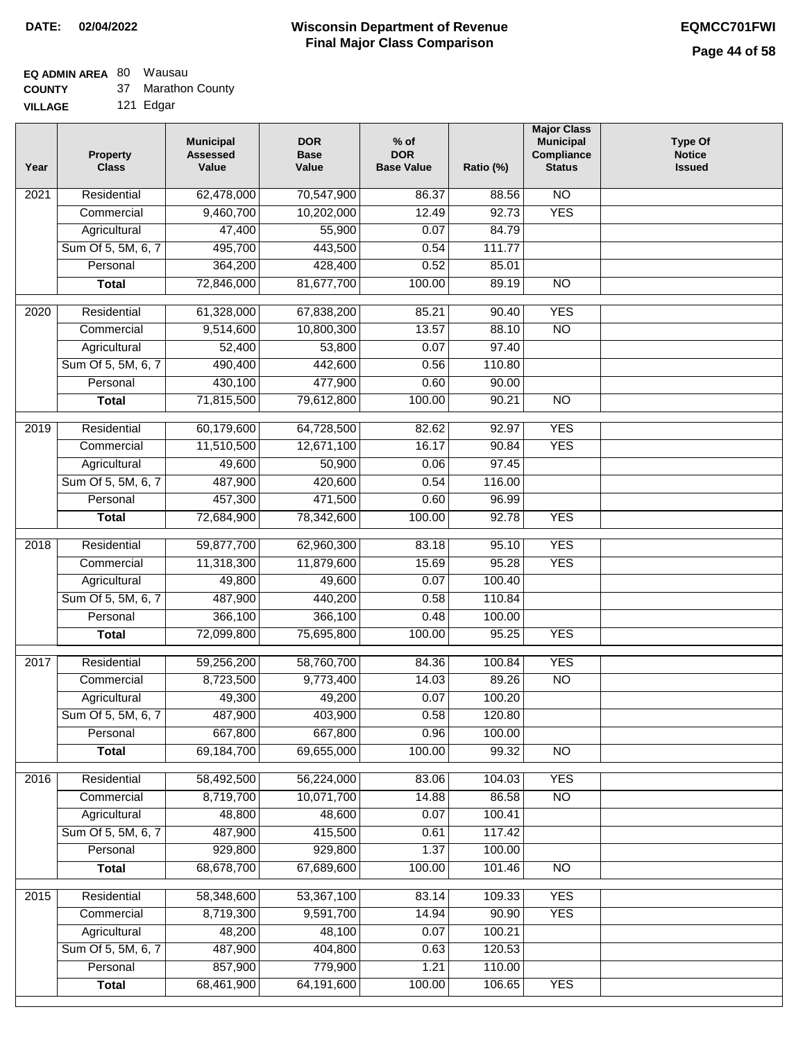**DATE: 02/04/2022**

# Wisconsin Department of Revenue
## Final Major Class Comparison

**EQMCC701FWI**

**EQ ADMIN AREA** 80 Wausau
**COUNTY** 37 Marathon County
**VILLAGE** 121 Edgar

| Year | Property Class | Municipal Assessed Value | DOR Base Value | % of DOR Base Value | Ratio (%) | Major Class Municipal Compliance Status | Type Of Notice Issued |
|---|---|---|---|---|---|---|---|
| 2021 | Residential | 62,478,000 | 70,547,900 | 86.37 | 88.56 | NO | |
| | Commercial | 9,460,700 | 10,202,000 | 12.49 | 92.73 | YES | |
| | Agricultural | 47,400 | 55,900 | 0.07 | 84.79 | | |
| | Sum Of 5, 5M, 6, 7 | 495,700 | 443,500 | 0.54 | 111.77 | | |
| | Personal | 364,200 | 428,400 | 0.52 | 85.01 | | |
| | **Total** | 72,846,000 | 81,677,700 | 100.00 | 89.19 | NO | |
| 2020 | Residential | 61,328,000 | 67,838,200 | 85.21 | 90.40 | YES | |
| | Commercial | 9,514,600 | 10,800,300 | 13.57 | 88.10 | NO | |
| | Agricultural | 52,400 | 53,800 | 0.07 | 97.40 | | |
| | Sum Of 5, 5M, 6, 7 | 490,400 | 442,600 | 0.56 | 110.80 | | |
| | Personal | 430,100 | 477,900 | 0.60 | 90.00 | | |
| | **Total** | 71,815,500 | 79,612,800 | 100.00 | 90.21 | NO | |
| 2019 | Residential | 60,179,600 | 64,728,500 | 82.62 | 92.97 | YES | |
| | Commercial | 11,510,500 | 12,671,100 | 16.17 | 90.84 | YES | |
| | Agricultural | 49,600 | 50,900 | 0.06 | 97.45 | | |
| | Sum Of 5, 5M, 6, 7 | 487,900 | 420,600 | 0.54 | 116.00 | | |
| | Personal | 457,300 | 471,500 | 0.60 | 96.99 | | |
| | **Total** | 72,684,900 | 78,342,600 | 100.00 | 92.78 | YES | |
| 2018 | Residential | 59,877,700 | 62,960,300 | 83.18 | 95.10 | YES | |
| | Commercial | 11,318,300 | 11,879,600 | 15.69 | 95.28 | YES | |
| | Agricultural | 49,800 | 49,600 | 0.07 | 100.40 | | |
| | Sum Of 5, 5M, 6, 7 | 487,900 | 440,200 | 0.58 | 110.84 | | |
| | Personal | 366,100 | 366,100 | 0.48 | 100.00 | | |
| | **Total** | 72,099,800 | 75,695,800 | 100.00 | 95.25 | YES | |
| 2017 | Residential | 59,256,200 | 58,760,700 | 84.36 | 100.84 | YES | |
| | Commercial | 8,723,500 | 9,773,400 | 14.03 | 89.26 | NO | |
| | Agricultural | 49,300 | 49,200 | 0.07 | 100.20 | | |
| | Sum Of 5, 5M, 6, 7 | 487,900 | 403,900 | 0.58 | 120.80 | | |
| | Personal | 667,800 | 667,800 | 0.96 | 100.00 | | |
| | **Total** | 69,184,700 | 69,655,000 | 100.00 | 99.32 | NO | |
| 2016 | Residential | 58,492,500 | 56,224,000 | 83.06 | 104.03 | YES | |
| | Commercial | 8,719,700 | 10,071,700 | 14.88 | 86.58 | NO | |
| | Agricultural | 48,800 | 48,600 | 0.07 | 100.41 | | |
| | Sum Of 5, 5M, 6, 7 | 487,900 | 415,500 | 0.61 | 117.42 | | |
| | Personal | 929,800 | 929,800 | 1.37 | 100.00 | | |
| | **Total** | 68,678,700 | 67,689,600 | 100.00 | 101.46 | NO | |
| 2015 | Residential | 58,348,600 | 53,367,100 | 83.14 | 109.33 | YES | |
| | Commercial | 8,719,300 | 9,591,700 | 14.94 | 90.90 | YES | |
| | Agricultural | 48,200 | 48,100 | 0.07 | 100.21 | | |
| | Sum Of 5, 5M, 6, 7 | 487,900 | 404,800 | 0.63 | 120.53 | | |
| | Personal | 857,900 | 779,900 | 1.21 | 110.00 | | |
| | **Total** | 68,461,900 | 64,191,600 | 100.00 | 106.65 | YES | |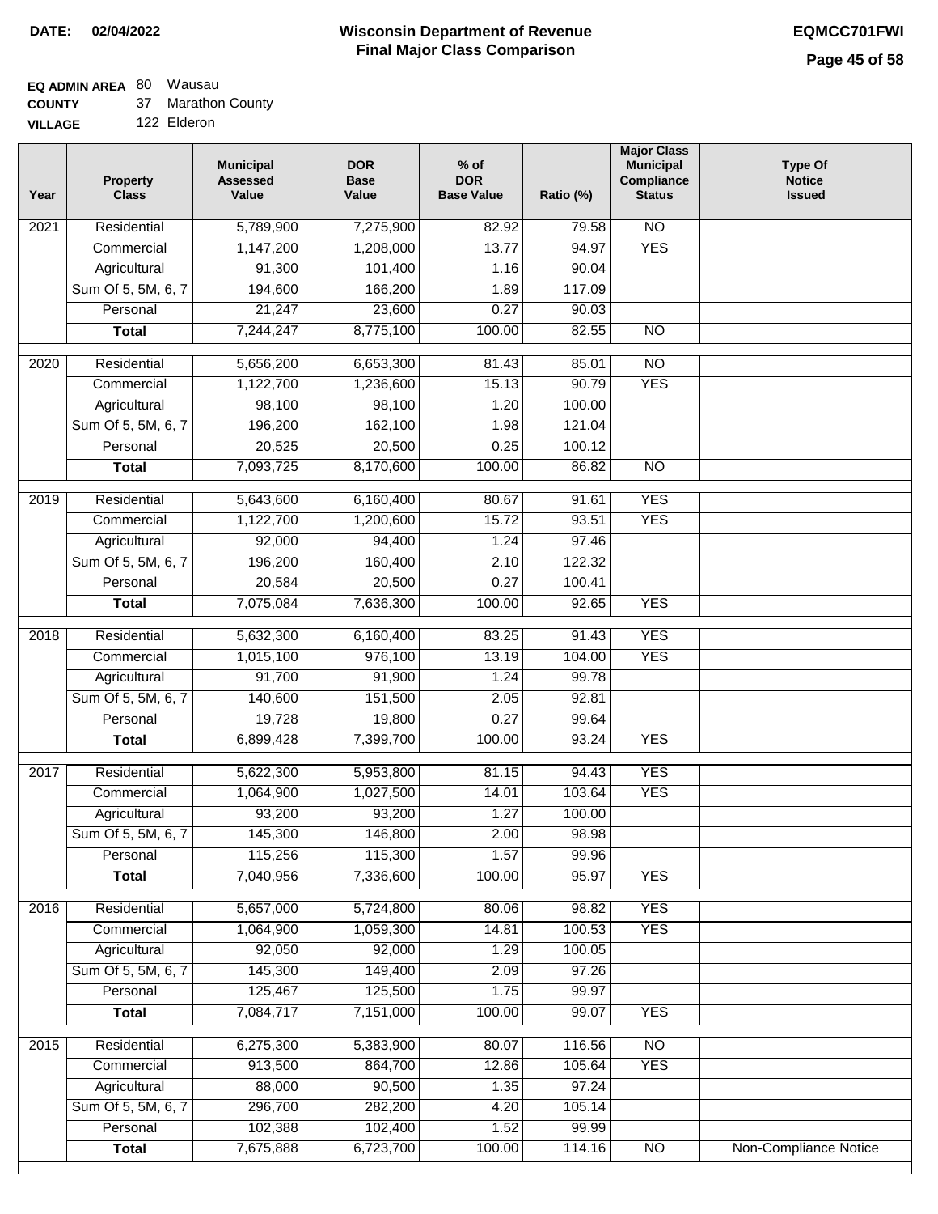**DATE:** 02/04/2022

# Wisconsin Department of Revenue
## Final Major Class Comparison

**EQMCC701FWI**

**EQ ADMIN AREA** 80 Wausau
**COUNTY** 37 Marathon County
**VILLAGE** 122 Elderon

| Year | Property Class | Municipal Assessed Value | DOR Base Value | % of DOR Base Value | Ratio (%) | Major Class Municipal Compliance Status | Type Of Notice Issued |
|---|---|---|---|---|---|---|---|
| 2021 | Residential | 5,789,900 | 7,275,900 | 82.92 | 79.58 | NO | |
| | Commercial | 1,147,200 | 1,208,000 | 13.77 | 94.97 | YES | |
| | Agricultural | 91,300 | 101,400 | 1.16 | 90.04 | | |
| | Sum Of 5, 5M, 6, 7 | 194,600 | 166,200 | 1.89 | 117.09 | | |
| | Personal | 21,247 | 23,600 | 0.27 | 90.03 | | |
| | **Total** | 7,244,247 | 8,775,100 | 100.00 | 82.55 | NO | |
| 2020 | Residential | 5,656,200 | 6,653,300 | 81.43 | 85.01 | NO | |
| | Commercial | 1,122,700 | 1,236,600 | 15.13 | 90.79 | YES | |
| | Agricultural | 98,100 | 98,100 | 1.20 | 100.00 | | |
| | Sum Of 5, 5M, 6, 7 | 196,200 | 162,100 | 1.98 | 121.04 | | |
| | Personal | 20,525 | 20,500 | 0.25 | 100.12 | | |
| | **Total** | 7,093,725 | 8,170,600 | 100.00 | 86.82 | NO | |
| 2019 | Residential | 5,643,600 | 6,160,400 | 80.67 | 91.61 | YES | |
| | Commercial | 1,122,700 | 1,200,600 | 15.72 | 93.51 | YES | |
| | Agricultural | 92,000 | 94,400 | 1.24 | 97.46 | | |
| | Sum Of 5, 5M, 6, 7 | 196,200 | 160,400 | 2.10 | 122.32 | | |
| | Personal | 20,584 | 20,500 | 0.27 | 100.41 | | |
| | **Total** | 7,075,084 | 7,636,300 | 100.00 | 92.65 | YES | |
| 2018 | Residential | 5,632,300 | 6,160,400 | 83.25 | 91.43 | YES | |
| | Commercial | 1,015,100 | 976,100 | 13.19 | 104.00 | YES | |
| | Agricultural | 91,700 | 91,900 | 1.24 | 99.78 | | |
| | Sum Of 5, 5M, 6, 7 | 140,600 | 151,500 | 2.05 | 92.81 | | |
| | Personal | 19,728 | 19,800 | 0.27 | 99.64 | | |
| | **Total** | 6,899,428 | 7,399,700 | 100.00 | 93.24 | YES | |
| 2017 | Residential | 5,622,300 | 5,953,800 | 81.15 | 94.43 | YES | |
| | Commercial | 1,064,900 | 1,027,500 | 14.01 | 103.64 | YES | |
| | Agricultural | 93,200 | 93,200 | 1.27 | 100.00 | | |
| | Sum Of 5, 5M, 6, 7 | 145,300 | 146,800 | 2.00 | 98.98 | | |
| | Personal | 115,256 | 115,300 | 1.57 | 99.96 | | |
| | **Total** | 7,040,956 | 7,336,600 | 100.00 | 95.97 | YES | |
| 2016 | Residential | 5,657,000 | 5,724,800 | 80.06 | 98.82 | YES | |
| | Commercial | 1,064,900 | 1,059,300 | 14.81 | 100.53 | YES | |
| | Agricultural | 92,050 | 92,000 | 1.29 | 100.05 | | |
| | Sum Of 5, 5M, 6, 7 | 145,300 | 149,400 | 2.09 | 97.26 | | |
| | Personal | 125,467 | 125,500 | 1.75 | 99.97 | | |
| | **Total** | 7,084,717 | 7,151,000 | 100.00 | 99.07 | YES | |
| 2015 | Residential | 6,275,300 | 5,383,900 | 80.07 | 116.56 | NO | |
| | Commercial | 913,500 | 864,700 | 12.86 | 105.64 | YES | |
| | Agricultural | 88,000 | 90,500 | 1.35 | 97.24 | | |
| | Sum Of 5, 5M, 6, 7 | 296,700 | 282,200 | 4.20 | 105.14 | | |
| | Personal | 102,388 | 102,400 | 1.52 | 99.99 | | |
| | **Total** | 7,675,888 | 6,723,700 | 100.00 | 114.16 | NO | Non-Compliance Notice |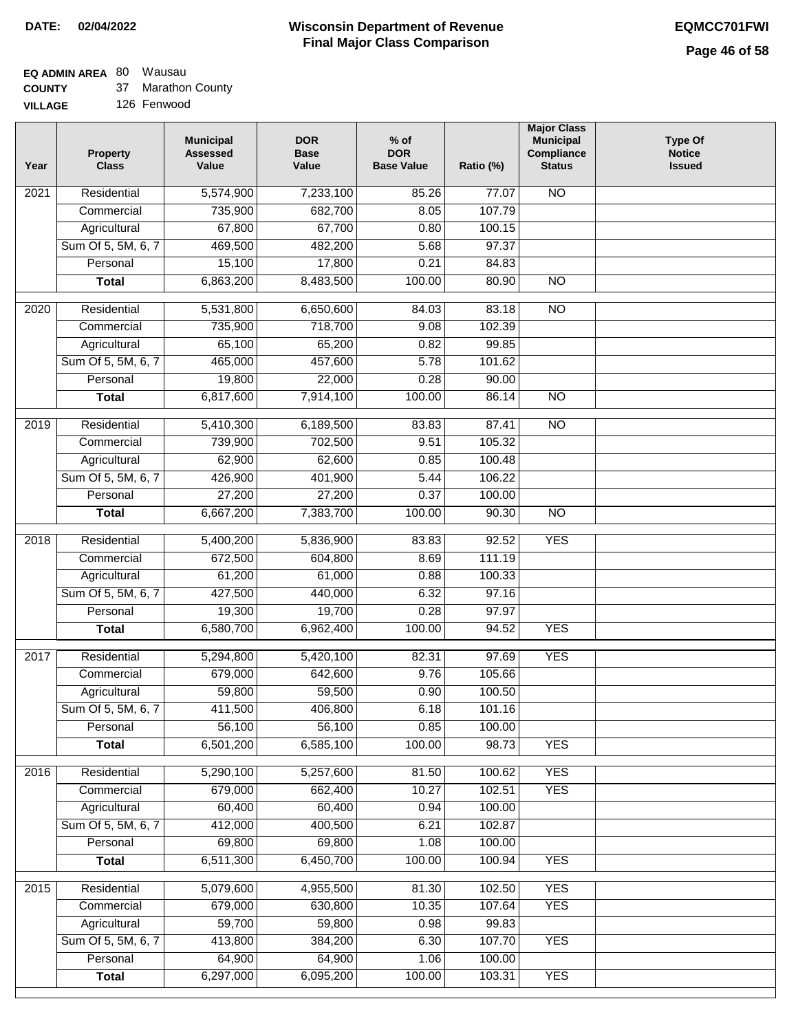**DATE:** 02/04/2022

# Wisconsin Department of Revenue
## Final Major Class Comparison

**EQMCC701FWI**

**EQ ADMIN AREA** 80 Wausau
**COUNTY** 37 Marathon County
**VILLAGE** 126 Fenwood

| Year | Property Class | Municipal Assessed Value | DOR Base Value | % of DOR Base Value | Ratio (%) | Major Class Municipal Compliance Status | Type Of Notice Issued |
|---|---|---|---|---|---|---|---|
| 2021 | Residential | 5,574,900 | 7,233,100 | 85.26 | 77.07 | NO | |
| | Commercial | 735,900 | 682,700 | 8.05 | 107.79 | | |
| | Agricultural | 67,800 | 67,700 | 0.80 | 100.15 | | |
| | Sum Of 5, 5M, 6, 7 | 469,500 | 482,200 | 5.68 | 97.37 | | |
| | Personal | 15,100 | 17,800 | 0.21 | 84.83 | | |
| | **Total** | 6,863,200 | 8,483,500 | 100.00 | 80.90 | NO | |
| 2020 | Residential | 5,531,800 | 6,650,600 | 84.03 | 83.18 | NO | |
| | Commercial | 735,900 | 718,700 | 9.08 | 102.39 | | |
| | Agricultural | 65,100 | 65,200 | 0.82 | 99.85 | | |
| | Sum Of 5, 5M, 6, 7 | 465,000 | 457,600 | 5.78 | 101.62 | | |
| | Personal | 19,800 | 22,000 | 0.28 | 90.00 | | |
| | **Total** | 6,817,600 | 7,914,100 | 100.00 | 86.14 | NO | |
| 2019 | Residential | 5,410,300 | 6,189,500 | 83.83 | 87.41 | NO | |
| | Commercial | 739,900 | 702,500 | 9.51 | 105.32 | | |
| | Agricultural | 62,900 | 62,600 | 0.85 | 100.48 | | |
| | Sum Of 5, 5M, 6, 7 | 426,900 | 401,900 | 5.44 | 106.22 | | |
| | Personal | 27,200 | 27,200 | 0.37 | 100.00 | | |
| | **Total** | 6,667,200 | 7,383,700 | 100.00 | 90.30 | NO | |
| 2018 | Residential | 5,400,200 | 5,836,900 | 83.83 | 92.52 | YES | |
| | Commercial | 672,500 | 604,800 | 8.69 | 111.19 | | |
| | Agricultural | 61,200 | 61,000 | 0.88 | 100.33 | | |
| | Sum Of 5, 5M, 6, 7 | 427,500 | 440,000 | 6.32 | 97.16 | | |
| | Personal | 19,300 | 19,700 | 0.28 | 97.97 | | |
| | **Total** | 6,580,700 | 6,962,400 | 100.00 | 94.52 | YES | |
| 2017 | Residential | 5,294,800 | 5,420,100 | 82.31 | 97.69 | YES | |
| | Commercial | 679,000 | 642,600 | 9.76 | 105.66 | | |
| | Agricultural | 59,800 | 59,500 | 0.90 | 100.50 | | |
| | Sum Of 5, 5M, 6, 7 | 411,500 | 406,800 | 6.18 | 101.16 | | |
| | Personal | 56,100 | 56,100 | 0.85 | 100.00 | | |
| | **Total** | 6,501,200 | 6,585,100 | 100.00 | 98.73 | YES | |
| 2016 | Residential | 5,290,100 | 5,257,600 | 81.50 | 100.62 | YES | |
| | Commercial | 679,000 | 662,400 | 10.27 | 102.51 | YES | |
| | Agricultural | 60,400 | 60,400 | 0.94 | 100.00 | | |
| | Sum Of 5, 5M, 6, 7 | 412,000 | 400,500 | 6.21 | 102.87 | | |
| | Personal | 69,800 | 69,800 | 1.08 | 100.00 | | |
| | **Total** | 6,511,300 | 6,450,700 | 100.00 | 100.94 | YES | |
| 2015 | Residential | 5,079,600 | 4,955,500 | 81.30 | 102.50 | YES | |
| | Commercial | 679,000 | 630,800 | 10.35 | 107.64 | YES | |
| | Agricultural | 59,700 | 59,800 | 0.98 | 99.83 | | |
| | Sum Of 5, 5M, 6, 7 | 413,800 | 384,200 | 6.30 | 107.70 | YES | |
| | Personal | 64,900 | 64,900 | 1.06 | 100.00 | | |
| | **Total** | 6,297,000 | 6,095,200 | 100.00 | 103.31 | YES | |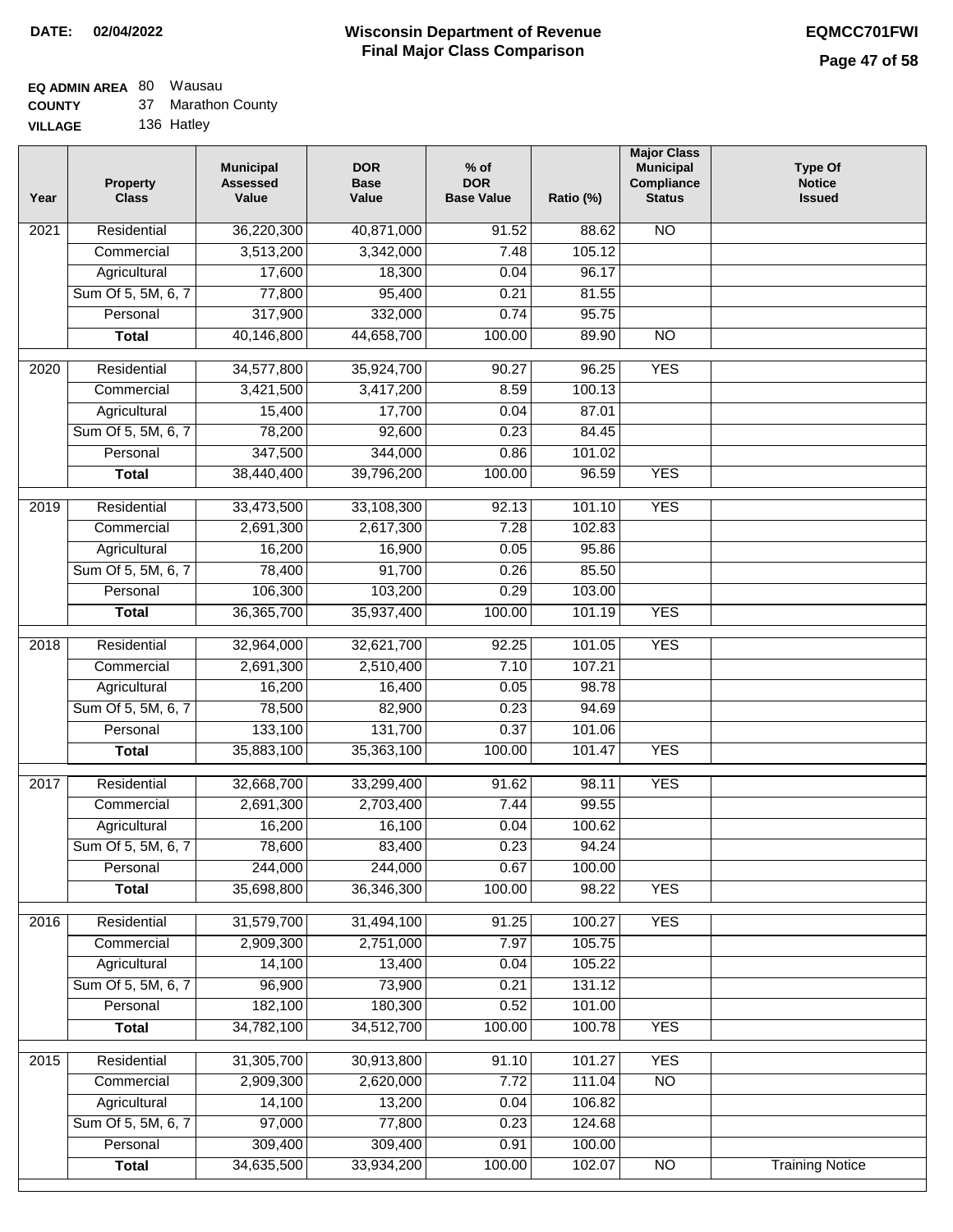**DATE: 02/04/2022**

# Wisconsin Department of Revenue
## Final Major Class Comparison

**EQMCC701FWI**

**EQ ADMIN AREA** 80 Wausau
**COUNTY** 37 Marathon County
**VILLAGE** 136 Hatley

| Year | Property Class | Municipal Assessed Value | DOR Base Value | % of DOR Base Value | Ratio (%) | Major Class Municipal Compliance Status | Type Of Notice Issued |
|---|---|---|---|---|---|---|---|
| 2021 | Residential | 36,220,300 | 40,871,000 | 91.52 | 88.62 | NO | |
| | Commercial | 3,513,200 | 3,342,000 | 7.48 | 105.12 | | |
| | Agricultural | 17,600 | 18,300 | 0.04 | 96.17 | | |
| | Sum Of 5, 5M, 6, 7 | 77,800 | 95,400 | 0.21 | 81.55 | | |
| | Personal | 317,900 | 332,000 | 0.74 | 95.75 | | |
| | **Total** | 40,146,800 | 44,658,700 | 100.00 | 89.90 | NO | |
| 2020 | Residential | 34,577,800 | 35,924,700 | 90.27 | 96.25 | YES | |
| | Commercial | 3,421,500 | 3,417,200 | 8.59 | 100.13 | | |
| | Agricultural | 15,400 | 17,700 | 0.04 | 87.01 | | |
| | Sum Of 5, 5M, 6, 7 | 78,200 | 92,600 | 0.23 | 84.45 | | |
| | Personal | 347,500 | 344,000 | 0.86 | 101.02 | | |
| | **Total** | 38,440,400 | 39,796,200 | 100.00 | 96.59 | YES | |
| 2019 | Residential | 33,473,500 | 33,108,300 | 92.13 | 101.10 | YES | |
| | Commercial | 2,691,300 | 2,617,300 | 7.28 | 102.83 | | |
| | Agricultural | 16,200 | 16,900 | 0.05 | 95.86 | | |
| | Sum Of 5, 5M, 6, 7 | 78,400 | 91,700 | 0.26 | 85.50 | | |
| | Personal | 106,300 | 103,200 | 0.29 | 103.00 | | |
| | **Total** | 36,365,700 | 35,937,400 | 100.00 | 101.19 | YES | |
| 2018 | Residential | 32,964,000 | 32,621,700 | 92.25 | 101.05 | YES | |
| | Commercial | 2,691,300 | 2,510,400 | 7.10 | 107.21 | | |
| | Agricultural | 16,200 | 16,400 | 0.05 | 98.78 | | |
| | Sum Of 5, 5M, 6, 7 | 78,500 | 82,900 | 0.23 | 94.69 | | |
| | Personal | 133,100 | 131,700 | 0.37 | 101.06 | | |
| | **Total** | 35,883,100 | 35,363,100 | 100.00 | 101.47 | YES | |
| 2017 | Residential | 32,668,700 | 33,299,400 | 91.62 | 98.11 | YES | |
| | Commercial | 2,691,300 | 2,703,400 | 7.44 | 99.55 | | |
| | Agricultural | 16,200 | 16,100 | 0.04 | 100.62 | | |
| | Sum Of 5, 5M, 6, 7 | 78,600 | 83,400 | 0.23 | 94.24 | | |
| | Personal | 244,000 | 244,000 | 0.67 | 100.00 | | |
| | **Total** | 35,698,800 | 36,346,300 | 100.00 | 98.22 | YES | |
| 2016 | Residential | 31,579,700 | 31,494,100 | 91.25 | 100.27 | YES | |
| | Commercial | 2,909,300 | 2,751,000 | 7.97 | 105.75 | | |
| | Agricultural | 14,100 | 13,400 | 0.04 | 105.22 | | |
| | Sum Of 5, 5M, 6, 7 | 96,900 | 73,900 | 0.21 | 131.12 | | |
| | Personal | 182,100 | 180,300 | 0.52 | 101.00 | | |
| | **Total** | 34,782,100 | 34,512,700 | 100.00 | 100.78 | YES | |
| 2015 | Residential | 31,305,700 | 30,913,800 | 91.10 | 101.27 | YES | |
| | Commercial | 2,909,300 | 2,620,000 | 7.72 | 111.04 | NO | |
| | Agricultural | 14,100 | 13,200 | 0.04 | 106.82 | | |
| | Sum Of 5, 5M, 6, 7 | 97,000 | 77,800 | 0.23 | 124.68 | | |
| | Personal | 309,400 | 309,400 | 0.91 | 100.00 | | |
| | **Total** | 34,635,500 | 33,934,200 | 100.00 | 102.07 | NO | Training Notice |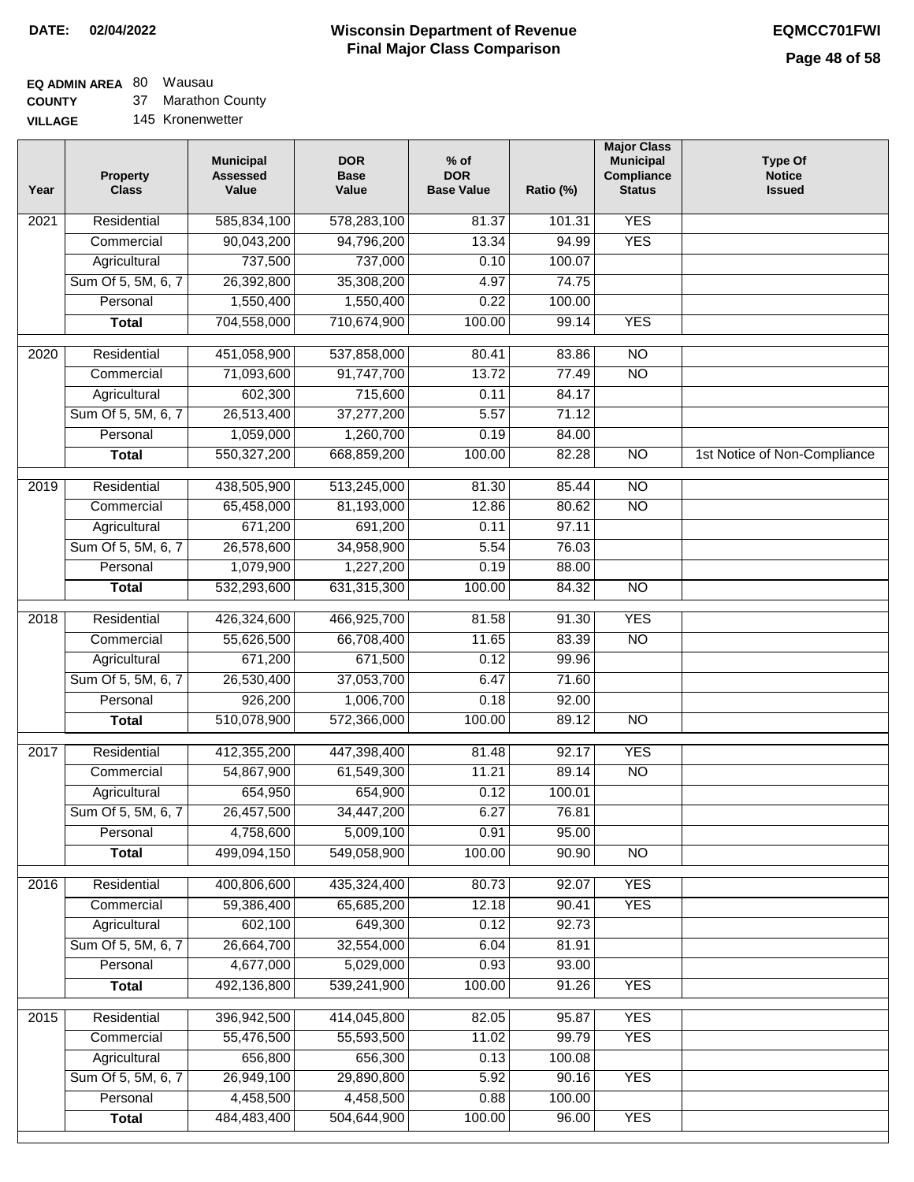**DATE: 02/04/2022**

# Wisconsin Department of Revenue
## Final Major Class Comparison

**EQMCC701FWI**

**EQ ADMIN AREA** 80 Wausau
**COUNTY** 37 Marathon County
**VILLAGE** 145 Kronenwetter

| Year | Property Class | Municipal Assessed Value | DOR Base Value | % of DOR Base Value | Ratio (%) | Major Class Municipal Compliance Status | Type Of Notice Issued |
|---|---|---|---|---|---|---|---|
| 2021 | Residential | 585,834,100 | 578,283,100 | 81.37 | 101.31 | YES | |
| | Commercial | 90,043,200 | 94,796,200 | 13.34 | 94.99 | YES | |
| | Agricultural | 737,500 | 737,000 | 0.10 | 100.07 | | |
| | Sum Of 5, 5M, 6, 7 | 26,392,800 | 35,308,200 | 4.97 | 74.75 | | |
| | Personal | 1,550,400 | 1,550,400 | 0.22 | 100.00 | | |
| | **Total** | 704,558,000 | 710,674,900 | 100.00 | 99.14 | YES | |
| 2020 | Residential | 451,058,900 | 537,858,000 | 80.41 | 83.86 | NO | |
| | Commercial | 71,093,600 | 91,747,700 | 13.72 | 77.49 | NO | |
| | Agricultural | 602,300 | 715,600 | 0.11 | 84.17 | | |
| | Sum Of 5, 5M, 6, 7 | 26,513,400 | 37,277,200 | 5.57 | 71.12 | | |
| | Personal | 1,059,000 | 1,260,700 | 0.19 | 84.00 | | |
| | **Total** | 550,327,200 | 668,859,200 | 100.00 | 82.28 | NO | 1st Notice of Non-Compliance |
| 2019 | Residential | 438,505,900 | 513,245,000 | 81.30 | 85.44 | NO | |
| | Commercial | 65,458,000 | 81,193,000 | 12.86 | 80.62 | NO | |
| | Agricultural | 671,200 | 691,200 | 0.11 | 97.11 | | |
| | Sum Of 5, 5M, 6, 7 | 26,578,600 | 34,958,900 | 5.54 | 76.03 | | |
| | Personal | 1,079,900 | 1,227,200 | 0.19 | 88.00 | | |
| | **Total** | 532,293,600 | 631,315,300 | 100.00 | 84.32 | NO | |
| 2018 | Residential | 426,324,600 | 466,925,700 | 81.58 | 91.30 | YES | |
| | Commercial | 55,626,500 | 66,708,400 | 11.65 | 83.39 | NO | |
| | Agricultural | 671,200 | 671,500 | 0.12 | 99.96 | | |
| | Sum Of 5, 5M, 6, 7 | 26,530,400 | 37,053,700 | 6.47 | 71.60 | | |
| | Personal | 926,200 | 1,006,700 | 0.18 | 92.00 | | |
| | **Total** | 510,078,900 | 572,366,000 | 100.00 | 89.12 | NO | |
| 2017 | Residential | 412,355,200 | 447,398,400 | 81.48 | 92.17 | YES | |
| | Commercial | 54,867,900 | 61,549,300 | 11.21 | 89.14 | NO | |
| | Agricultural | 654,950 | 654,900 | 0.12 | 100.01 | | |
| | Sum Of 5, 5M, 6, 7 | 26,457,500 | 34,447,200 | 6.27 | 76.81 | | |
| | Personal | 4,758,600 | 5,009,100 | 0.91 | 95.00 | | |
| | **Total** | 499,094,150 | 549,058,900 | 100.00 | 90.90 | NO | |
| 2016 | Residential | 400,806,600 | 435,324,400 | 80.73 | 92.07 | YES | |
| | Commercial | 59,386,400 | 65,685,200 | 12.18 | 90.41 | YES | |
| | Agricultural | 602,100 | 649,300 | 0.12 | 92.73 | | |
| | Sum Of 5, 5M, 6, 7 | 26,664,700 | 32,554,000 | 6.04 | 81.91 | | |
| | Personal | 4,677,000 | 5,029,000 | 0.93 | 93.00 | | |
| | **Total** | 492,136,800 | 539,241,900 | 100.00 | 91.26 | YES | |
| 2015 | Residential | 396,942,500 | 414,045,800 | 82.05 | 95.87 | YES | |
| | Commercial | 55,476,500 | 55,593,500 | 11.02 | 99.79 | YES | |
| | Agricultural | 656,800 | 656,300 | 0.13 | 100.08 | | |
| | Sum Of 5, 5M, 6, 7 | 26,949,100 | 29,890,800 | 5.92 | 90.16 | YES | |
| | Personal | 4,458,500 | 4,458,500 | 0.88 | 100.00 | | |
| | **Total** | 484,483,400 | 504,644,900 | 100.00 | 96.00 | YES | |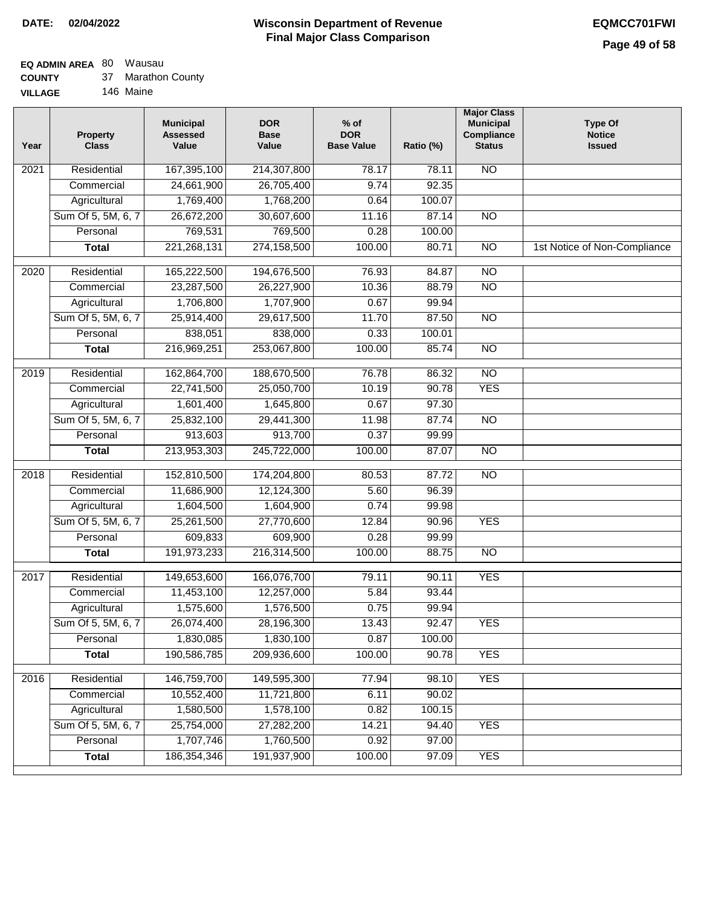**DATE:** 02/04/2022

# Wisconsin Department of Revenue
## Final Major Class Comparison

**EQMCC701FWI**

**EQ ADMIN AREA** 80 Wausau
**COUNTY** 37 Marathon County
**VILLAGE** 146 Maine

| Year | Property Class | Municipal Assessed Value | DOR Base Value | % of DOR Base Value | Ratio (%) | Major Class Municipal Compliance Status | Type Of Notice Issued |
|---|---|---|---|---|---|---|---|
| 2021 | Residential | 167,395,100 | 214,307,800 | 78.17 | 78.11 | NO | |
| | Commercial | 24,661,900 | 26,705,400 | 9.74 | 92.35 | | |
| | Agricultural | 1,769,400 | 1,768,200 | 0.64 | 100.07 | | |
| | Sum Of 5, 5M, 6, 7 | 26,672,200 | 30,607,600 | 11.16 | 87.14 | NO | |
| | Personal | 769,531 | 769,500 | 0.28 | 100.00 | | |
| | **Total** | 221,268,131 | 274,158,500 | 100.00 | 80.71 | NO | 1st Notice of Non-Compliance |
| 2020 | Residential | 165,222,500 | 194,676,500 | 76.93 | 84.87 | NO | |
| | Commercial | 23,287,500 | 26,227,900 | 10.36 | 88.79 | NO | |
| | Agricultural | 1,706,800 | 1,707,900 | 0.67 | 99.94 | | |
| | Sum Of 5, 5M, 6, 7 | 25,914,400 | 29,617,500 | 11.70 | 87.50 | NO | |
| | Personal | 838,051 | 838,000 | 0.33 | 100.01 | | |
| | **Total** | 216,969,251 | 253,067,800 | 100.00 | 85.74 | NO | |
| 2019 | Residential | 162,864,700 | 188,670,500 | 76.78 | 86.32 | NO | |
| | Commercial | 22,741,500 | 25,050,700 | 10.19 | 90.78 | YES | |
| | Agricultural | 1,601,400 | 1,645,800 | 0.67 | 97.30 | | |
| | Sum Of 5, 5M, 6, 7 | 25,832,100 | 29,441,300 | 11.98 | 87.74 | NO | |
| | Personal | 913,603 | 913,700 | 0.37 | 99.99 | | |
| | **Total** | 213,953,303 | 245,722,000 | 100.00 | 87.07 | NO | |
| 2018 | Residential | 152,810,500 | 174,204,800 | 80.53 | 87.72 | NO | |
| | Commercial | 11,686,900 | 12,124,300 | 5.60 | 96.39 | | |
| | Agricultural | 1,604,500 | 1,604,900 | 0.74 | 99.98 | | |
| | Sum Of 5, 5M, 6, 7 | 25,261,500 | 27,770,600 | 12.84 | 90.96 | YES | |
| | Personal | 609,833 | 609,900 | 0.28 | 99.99 | | |
| | **Total** | 191,973,233 | 216,314,500 | 100.00 | 88.75 | NO | |
| 2017 | Residential | 149,653,600 | 166,076,700 | 79.11 | 90.11 | YES | |
| | Commercial | 11,453,100 | 12,257,000 | 5.84 | 93.44 | | |
| | Agricultural | 1,575,600 | 1,576,500 | 0.75 | 99.94 | | |
| | Sum Of 5, 5M, 6, 7 | 26,074,400 | 28,196,300 | 13.43 | 92.47 | YES | |
| | Personal | 1,830,085 | 1,830,100 | 0.87 | 100.00 | | |
| | **Total** | 190,586,785 | 209,936,600 | 100.00 | 90.78 | YES | |
| 2016 | Residential | 146,759,700 | 149,595,300 | 77.94 | 98.10 | YES | |
| | Commercial | 10,552,400 | 11,721,800 | 6.11 | 90.02 | | |
| | Agricultural | 1,580,500 | 1,578,100 | 0.82 | 100.15 | | |
| | Sum Of 5, 5M, 6, 7 | 25,754,000 | 27,282,200 | 14.21 | 94.40 | YES | |
| | Personal | 1,707,746 | 1,760,500 | 0.92 | 97.00 | | |
| | **Total** | 186,354,346 | 191,937,900 | 100.00 | 97.09 | YES | |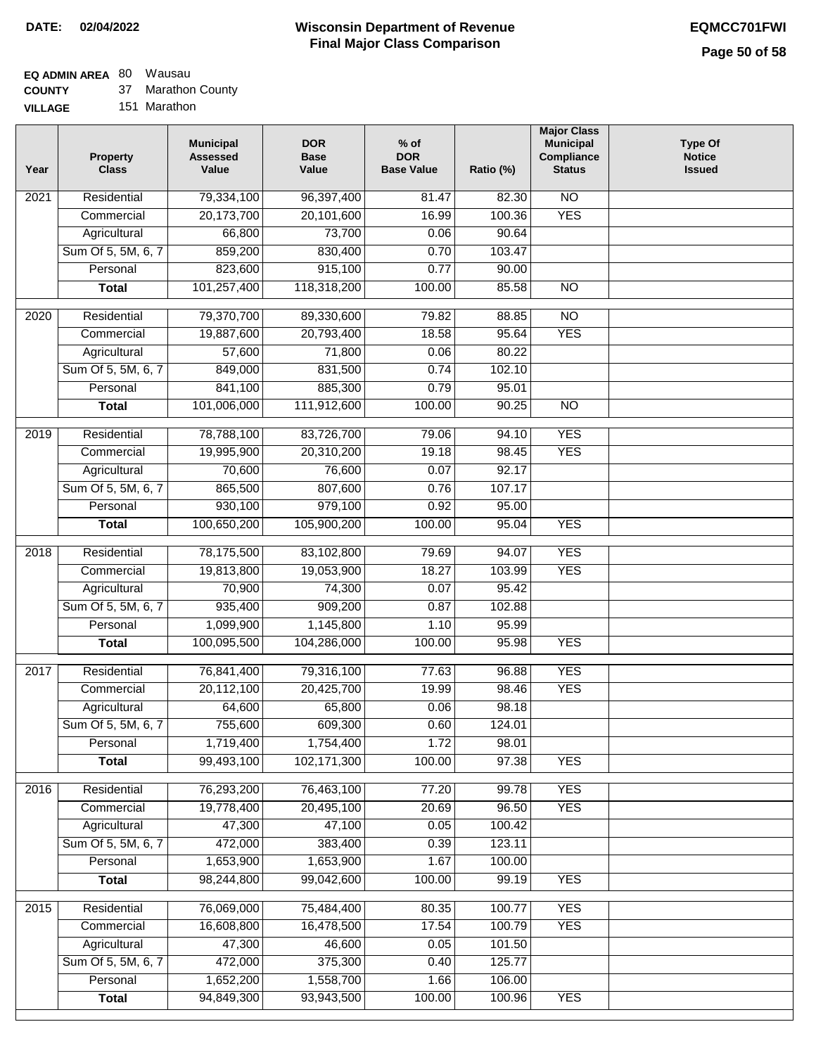**DATE: 02/04/2022**

# Wisconsin Department of Revenue
## Final Major Class Comparison

**EQMCC701FWI**

**EQ ADMIN AREA** 80 Wausau
**COUNTY** 37 Marathon County
**VILLAGE** 151 Marathon

| Year | Property Class | Municipal Assessed Value | DOR Base Value | % of DOR Base Value | Ratio (%) | Major Class Municipal Compliance Status | Type Of Notice Issued |
|---|---|---|---|---|---|---|---|
| 2021 | Residential | 79,334,100 | 96,397,400 | 81.47 | 82.30 | NO | |
| | Commercial | 20,173,700 | 20,101,600 | 16.99 | 100.36 | YES | |
| | Agricultural | 66,800 | 73,700 | 0.06 | 90.64 | | |
| | Sum Of 5, 5M, 6, 7 | 859,200 | 830,400 | 0.70 | 103.47 | | |
| | Personal | 823,600 | 915,100 | 0.77 | 90.00 | | |
| | **Total** | 101,257,400 | 118,318,200 | 100.00 | 85.58 | NO | |
| 2020 | Residential | 79,370,700 | 89,330,600 | 79.82 | 88.85 | NO | |
| | Commercial | 19,887,600 | 20,793,400 | 18.58 | 95.64 | YES | |
| | Agricultural | 57,600 | 71,800 | 0.06 | 80.22 | | |
| | Sum Of 5, 5M, 6, 7 | 849,000 | 831,500 | 0.74 | 102.10 | | |
| | Personal | 841,100 | 885,300 | 0.79 | 95.01 | | |
| | **Total** | 101,006,000 | 111,912,600 | 100.00 | 90.25 | NO | |
| 2019 | Residential | 78,788,100 | 83,726,700 | 79.06 | 94.10 | YES | |
| | Commercial | 19,995,900 | 20,310,200 | 19.18 | 98.45 | YES | |
| | Agricultural | 70,600 | 76,600 | 0.07 | 92.17 | | |
| | Sum Of 5, 5M, 6, 7 | 865,500 | 807,600 | 0.76 | 107.17 | | |
| | Personal | 930,100 | 979,100 | 0.92 | 95.00 | | |
| | **Total** | 100,650,200 | 105,900,200 | 100.00 | 95.04 | YES | |
| 2018 | Residential | 78,175,500 | 83,102,800 | 79.69 | 94.07 | YES | |
| | Commercial | 19,813,800 | 19,053,900 | 18.27 | 103.99 | YES | |
| | Agricultural | 70,900 | 74,300 | 0.07 | 95.42 | | |
| | Sum Of 5, 5M, 6, 7 | 935,400 | 909,200 | 0.87 | 102.88 | | |
| | Personal | 1,099,900 | 1,145,800 | 1.10 | 95.99 | | |
| | **Total** | 100,095,500 | 104,286,000 | 100.00 | 95.98 | YES | |
| 2017 | Residential | 76,841,400 | 79,316,100 | 77.63 | 96.88 | YES | |
| | Commercial | 20,112,100 | 20,425,700 | 19.99 | 98.46 | YES | |
| | Agricultural | 64,600 | 65,800 | 0.06 | 98.18 | | |
| | Sum Of 5, 5M, 6, 7 | 755,600 | 609,300 | 0.60 | 124.01 | | |
| | Personal | 1,719,400 | 1,754,400 | 1.72 | 98.01 | | |
| | **Total** | 99,493,100 | 102,171,300 | 100.00 | 97.38 | YES | |
| 2016 | Residential | 76,293,200 | 76,463,100 | 77.20 | 99.78 | YES | |
| | Commercial | 19,778,400 | 20,495,100 | 20.69 | 96.50 | YES | |
| | Agricultural | 47,300 | 47,100 | 0.05 | 100.42 | | |
| | Sum Of 5, 5M, 6, 7 | 472,000 | 383,400 | 0.39 | 123.11 | | |
| | Personal | 1,653,900 | 1,653,900 | 1.67 | 100.00 | | |
| | **Total** | 98,244,800 | 99,042,600 | 100.00 | 99.19 | YES | |
| 2015 | Residential | 76,069,000 | 75,484,400 | 80.35 | 100.77 | YES | |
| | Commercial | 16,608,800 | 16,478,500 | 17.54 | 100.79 | YES | |
| | Agricultural | 47,300 | 46,600 | 0.05 | 101.50 | | |
| | Sum Of 5, 5M, 6, 7 | 472,000 | 375,300 | 0.40 | 125.77 | | |
| | Personal | 1,652,200 | 1,558,700 | 1.66 | 106.00 | | |
| | **Total** | 94,849,300 | 93,943,500 | 100.00 | 100.96 | YES | |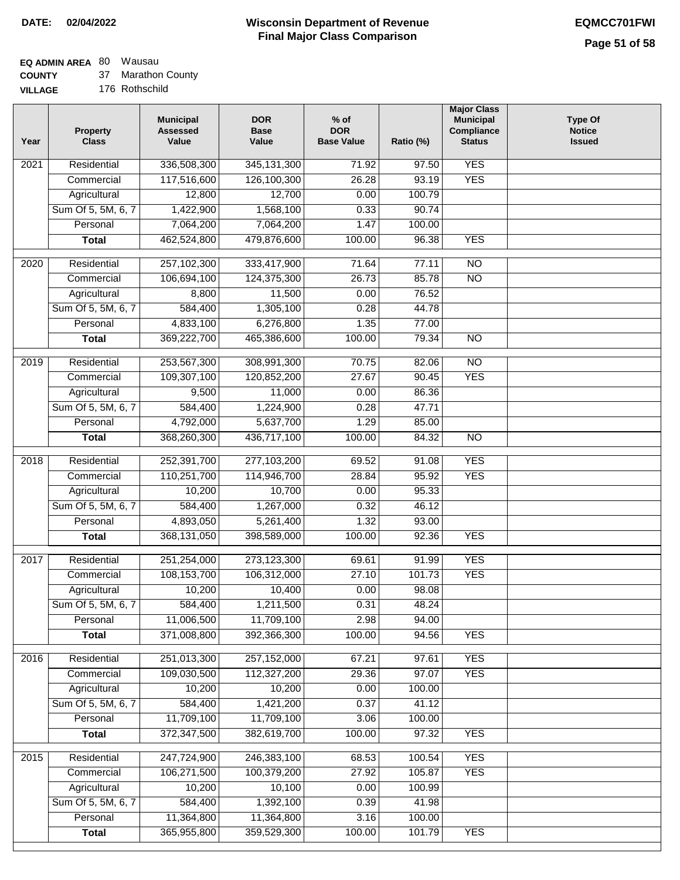**DATE: 02/04/2022**

# Wisconsin Department of Revenue
## Final Major Class Comparison

**EQMCC701FWI**

**EQ ADMIN AREA** 80 Wausau
**COUNTY** 37 Marathon County
**VILLAGE** 176 Rothschild

| Year | Property Class | Municipal Assessed Value | DOR Base Value | % of DOR Base Value | Ratio (%) | Major Class Municipal Compliance Status | Type Of Notice Issued |
|---|---|---|---|---|---|---|---|
| 2021 | Residential | 336,508,300 | 345,131,300 | 71.92 | 97.50 | YES | |
| | Commercial | 117,516,600 | 126,100,300 | 26.28 | 93.19 | YES | |
| | Agricultural | 12,800 | 12,700 | 0.00 | 100.79 | | |
| | Sum Of 5, 5M, 6, 7 | 1,422,900 | 1,568,100 | 0.33 | 90.74 | | |
| | Personal | 7,064,200 | 7,064,200 | 1.47 | 100.00 | | |
| | **Total** | 462,524,800 | 479,876,600 | 100.00 | 96.38 | YES | |
| 2020 | Residential | 257,102,300 | 333,417,900 | 71.64 | 77.11 | NO | |
| | Commercial | 106,694,100 | 124,375,300 | 26.73 | 85.78 | NO | |
| | Agricultural | 8,800 | 11,500 | 0.00 | 76.52 | | |
| | Sum Of 5, 5M, 6, 7 | 584,400 | 1,305,100 | 0.28 | 44.78 | | |
| | Personal | 4,833,100 | 6,276,800 | 1.35 | 77.00 | | |
| | **Total** | 369,222,700 | 465,386,600 | 100.00 | 79.34 | NO | |
| 2019 | Residential | 253,567,300 | 308,991,300 | 70.75 | 82.06 | NO | |
| | Commercial | 109,307,100 | 120,852,200 | 27.67 | 90.45 | YES | |
| | Agricultural | 9,500 | 11,000 | 0.00 | 86.36 | | |
| | Sum Of 5, 5M, 6, 7 | 584,400 | 1,224,900 | 0.28 | 47.71 | | |
| | Personal | 4,792,000 | 5,637,700 | 1.29 | 85.00 | | |
| | **Total** | 368,260,300 | 436,717,100 | 100.00 | 84.32 | NO | |
| 2018 | Residential | 252,391,700 | 277,103,200 | 69.52 | 91.08 | YES | |
| | Commercial | 110,251,700 | 114,946,700 | 28.84 | 95.92 | YES | |
| | Agricultural | 10,200 | 10,700 | 0.00 | 95.33 | | |
| | Sum Of 5, 5M, 6, 7 | 584,400 | 1,267,000 | 0.32 | 46.12 | | |
| | Personal | 4,893,050 | 5,261,400 | 1.32 | 93.00 | | |
| | **Total** | 368,131,050 | 398,589,000 | 100.00 | 92.36 | YES | |
| 2017 | Residential | 251,254,000 | 273,123,300 | 69.61 | 91.99 | YES | |
| | Commercial | 108,153,700 | 106,312,000 | 27.10 | 101.73 | YES | |
| | Agricultural | 10,200 | 10,400 | 0.00 | 98.08 | | |
| | Sum Of 5, 5M, 6, 7 | 584,400 | 1,211,500 | 0.31 | 48.24 | | |
| | Personal | 11,006,500 | 11,709,100 | 2.98 | 94.00 | | |
| | **Total** | 371,008,800 | 392,366,300 | 100.00 | 94.56 | YES | |
| 2016 | Residential | 251,013,300 | 257,152,000 | 67.21 | 97.61 | YES | |
| | Commercial | 109,030,500 | 112,327,200 | 29.36 | 97.07 | YES | |
| | Agricultural | 10,200 | 10,200 | 0.00 | 100.00 | | |
| | Sum Of 5, 5M, 6, 7 | 584,400 | 1,421,200 | 0.37 | 41.12 | | |
| | Personal | 11,709,100 | 11,709,100 | 3.06 | 100.00 | | |
| | **Total** | 372,347,500 | 382,619,700 | 100.00 | 97.32 | YES | |
| 2015 | Residential | 247,724,900 | 246,383,100 | 68.53 | 100.54 | YES | |
| | Commercial | 106,271,500 | 100,379,200 | 27.92 | 105.87 | YES | |
| | Agricultural | 10,200 | 10,100 | 0.00 | 100.99 | | |
| | Sum Of 5, 5M, 6, 7 | 584,400 | 1,392,100 | 0.39 | 41.98 | | |
| | Personal | 11,364,800 | 11,364,800 | 3.16 | 100.00 | | |
| | **Total** | 365,955,800 | 359,529,300 | 100.00 | 101.79 | YES | |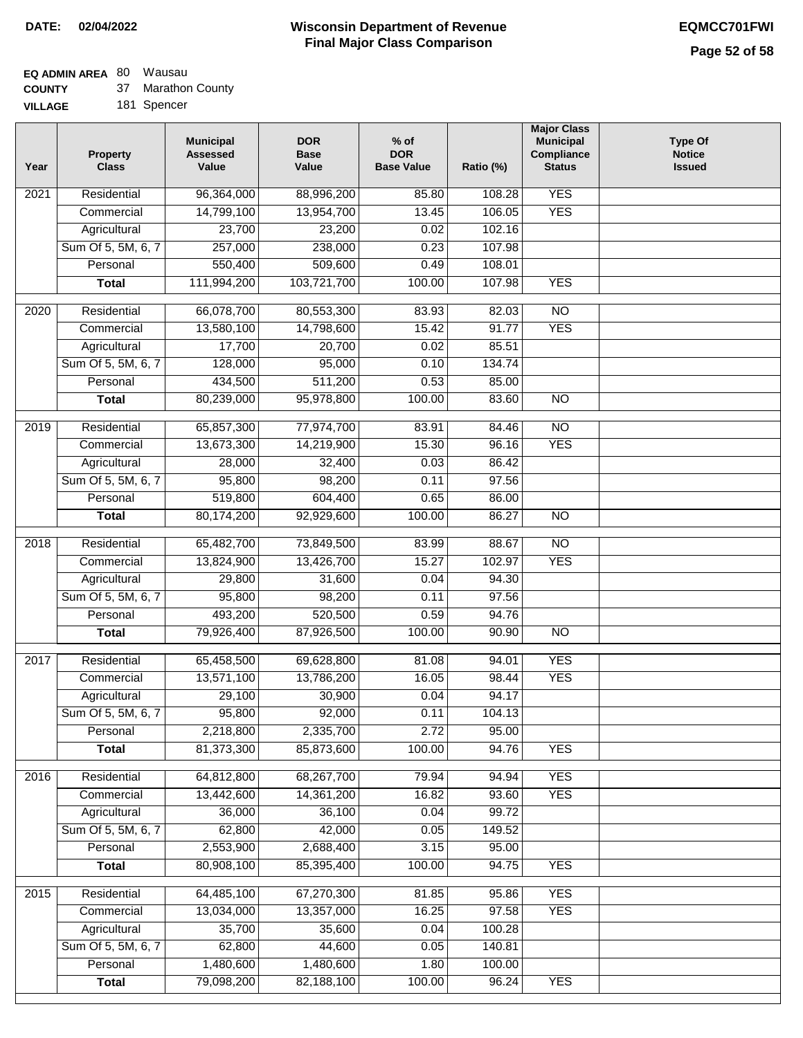**DATE: 02/04/2022**

# Wisconsin Department of Revenue
## Final Major Class Comparison

**EQMCC701FWI**

**EQ ADMIN AREA** 80 Wausau
**COUNTY** 37 Marathon County
**VILLAGE** 181 Spencer

| Year | Property Class | Municipal Assessed Value | DOR Base Value | % of DOR Base Value | Ratio (%) | Major Class Municipal Compliance Status | Type Of Notice Issued |
|---|---|---|---|---|---|---|---|
| 2021 | Residential | 96,364,000 | 88,996,200 | 85.80 | 108.28 | YES | |
| | Commercial | 14,799,100 | 13,954,700 | 13.45 | 106.05 | YES | |
| | Agricultural | 23,700 | 23,200 | 0.02 | 102.16 | | |
| | Sum Of 5, 5M, 6, 7 | 257,000 | 238,000 | 0.23 | 107.98 | | |
| | Personal | 550,400 | 509,600 | 0.49 | 108.01 | | |
| | **Total** | 111,994,200 | 103,721,700 | 100.00 | 107.98 | YES | |
| 2020 | Residential | 66,078,700 | 80,553,300 | 83.93 | 82.03 | NO | |
| | Commercial | 13,580,100 | 14,798,600 | 15.42 | 91.77 | YES | |
| | Agricultural | 17,700 | 20,700 | 0.02 | 85.51 | | |
| | Sum Of 5, 5M, 6, 7 | 128,000 | 95,000 | 0.10 | 134.74 | | |
| | Personal | 434,500 | 511,200 | 0.53 | 85.00 | | |
| | **Total** | 80,239,000 | 95,978,800 | 100.00 | 83.60 | NO | |
| 2019 | Residential | 65,857,300 | 77,974,700 | 83.91 | 84.46 | NO | |
| | Commercial | 13,673,300 | 14,219,900 | 15.30 | 96.16 | YES | |
| | Agricultural | 28,000 | 32,400 | 0.03 | 86.42 | | |
| | Sum Of 5, 5M, 6, 7 | 95,800 | 98,200 | 0.11 | 97.56 | | |
| | Personal | 519,800 | 604,400 | 0.65 | 86.00 | | |
| | **Total** | 80,174,200 | 92,929,600 | 100.00 | 86.27 | NO | |
| 2018 | Residential | 65,482,700 | 73,849,500 | 83.99 | 88.67 | NO | |
| | Commercial | 13,824,900 | 13,426,700 | 15.27 | 102.97 | YES | |
| | Agricultural | 29,800 | 31,600 | 0.04 | 94.30 | | |
| | Sum Of 5, 5M, 6, 7 | 95,800 | 98,200 | 0.11 | 97.56 | | |
| | Personal | 493,200 | 520,500 | 0.59 | 94.76 | | |
| | **Total** | 79,926,400 | 87,926,500 | 100.00 | 90.90 | NO | |
| 2017 | Residential | 65,458,500 | 69,628,800 | 81.08 | 94.01 | YES | |
| | Commercial | 13,571,100 | 13,786,200 | 16.05 | 98.44 | YES | |
| | Agricultural | 29,100 | 30,900 | 0.04 | 94.17 | | |
| | Sum Of 5, 5M, 6, 7 | 95,800 | 92,000 | 0.11 | 104.13 | | |
| | Personal | 2,218,800 | 2,335,700 | 2.72 | 95.00 | | |
| | **Total** | 81,373,300 | 85,873,600 | 100.00 | 94.76 | YES | |
| 2016 | Residential | 64,812,800 | 68,267,700 | 79.94 | 94.94 | YES | |
| | Commercial | 13,442,600 | 14,361,200 | 16.82 | 93.60 | YES | |
| | Agricultural | 36,000 | 36,100 | 0.04 | 99.72 | | |
| | Sum Of 5, 5M, 6, 7 | 62,800 | 42,000 | 0.05 | 149.52 | | |
| | Personal | 2,553,900 | 2,688,400 | 3.15 | 95.00 | | |
| | **Total** | 80,908,100 | 85,395,400 | 100.00 | 94.75 | YES | |
| 2015 | Residential | 64,485,100 | 67,270,300 | 81.85 | 95.86 | YES | |
| | Commercial | 13,034,000 | 13,357,000 | 16.25 | 97.58 | YES | |
| | Agricultural | 35,700 | 35,600 | 0.04 | 100.28 | | |
| | Sum Of 5, 5M, 6, 7 | 62,800 | 44,600 | 0.05 | 140.81 | | |
| | Personal | 1,480,600 | 1,480,600 | 1.80 | 100.00 | | |
| | **Total** | 79,098,200 | 82,188,100 | 100.00 | 96.24 | YES | |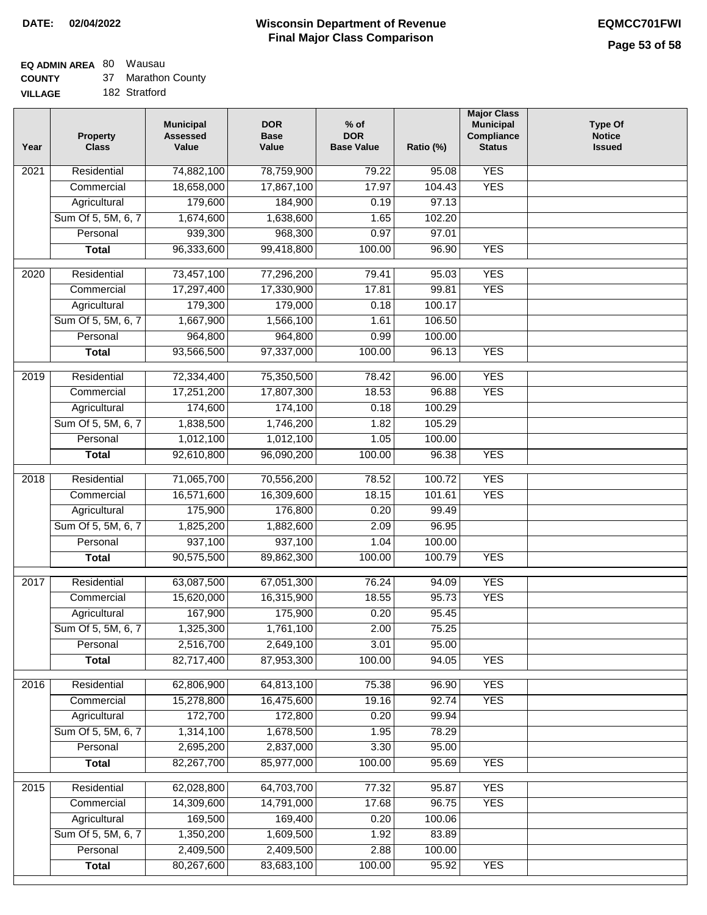**DATE: 02/04/2022**

# Wisconsin Department of Revenue
## Final Major Class Comparison

**EQMCC701FWI**

**EQ ADMIN AREA** 80 Wausau
**COUNTY** 37 Marathon County
**VILLAGE** 182 Stratford

| Year | Property Class | Municipal Assessed Value | DOR Base Value | % of DOR Base Value | Ratio (%) | Major Class Municipal Compliance Status | Type Of Notice Issued |
|---|---|---|---|---|---|---|---|
| 2021 | Residential | 74,882,100 | 78,759,900 | 79.22 | 95.08 | YES | |
| | Commercial | 18,658,000 | 17,867,100 | 17.97 | 104.43 | YES | |
| | Agricultural | 179,600 | 184,900 | 0.19 | 97.13 | | |
| | Sum Of 5, 5M, 6, 7 | 1,674,600 | 1,638,600 | 1.65 | 102.20 | | |
| | Personal | 939,300 | 968,300 | 0.97 | 97.01 | | |
| | **Total** | 96,333,600 | 99,418,800 | 100.00 | 96.90 | YES | |
| 2020 | Residential | 73,457,100 | 77,296,200 | 79.41 | 95.03 | YES | |
| | Commercial | 17,297,400 | 17,330,900 | 17.81 | 99.81 | YES | |
| | Agricultural | 179,300 | 179,000 | 0.18 | 100.17 | | |
| | Sum Of 5, 5M, 6, 7 | 1,667,900 | 1,566,100 | 1.61 | 106.50 | | |
| | Personal | 964,800 | 964,800 | 0.99 | 100.00 | | |
| | **Total** | 93,566,500 | 97,337,000 | 100.00 | 96.13 | YES | |
| 2019 | Residential | 72,334,400 | 75,350,500 | 78.42 | 96.00 | YES | |
| | Commercial | 17,251,200 | 17,807,300 | 18.53 | 96.88 | YES | |
| | Agricultural | 174,600 | 174,100 | 0.18 | 100.29 | | |
| | Sum Of 5, 5M, 6, 7 | 1,838,500 | 1,746,200 | 1.82 | 105.29 | | |
| | Personal | 1,012,100 | 1,012,100 | 1.05 | 100.00 | | |
| | **Total** | 92,610,800 | 96,090,200 | 100.00 | 96.38 | YES | |
| 2018 | Residential | 71,065,700 | 70,556,200 | 78.52 | 100.72 | YES | |
| | Commercial | 16,571,600 | 16,309,600 | 18.15 | 101.61 | YES | |
| | Agricultural | 175,900 | 176,800 | 0.20 | 99.49 | | |
| | Sum Of 5, 5M, 6, 7 | 1,825,200 | 1,882,600 | 2.09 | 96.95 | | |
| | Personal | 937,100 | 937,100 | 1.04 | 100.00 | | |
| | **Total** | 90,575,500 | 89,862,300 | 100.00 | 100.79 | YES | |
| 2017 | Residential | 63,087,500 | 67,051,300 | 76.24 | 94.09 | YES | |
| | Commercial | 15,620,000 | 16,315,900 | 18.55 | 95.73 | YES | |
| | Agricultural | 167,900 | 175,900 | 0.20 | 95.45 | | |
| | Sum Of 5, 5M, 6, 7 | 1,325,300 | 1,761,100 | 2.00 | 75.25 | | |
| | Personal | 2,516,700 | 2,649,100 | 3.01 | 95.00 | | |
| | **Total** | 82,717,400 | 87,953,300 | 100.00 | 94.05 | YES | |
| 2016 | Residential | 62,806,900 | 64,813,100 | 75.38 | 96.90 | YES | |
| | Commercial | 15,278,800 | 16,475,600 | 19.16 | 92.74 | YES | |
| | Agricultural | 172,700 | 172,800 | 0.20 | 99.94 | | |
| | Sum Of 5, 5M, 6, 7 | 1,314,100 | 1,678,500 | 1.95 | 78.29 | | |
| | Personal | 2,695,200 | 2,837,000 | 3.30 | 95.00 | | |
| | **Total** | 82,267,700 | 85,977,000 | 100.00 | 95.69 | YES | |
| 2015 | Residential | 62,028,800 | 64,703,700 | 77.32 | 95.87 | YES | |
| | Commercial | 14,309,600 | 14,791,000 | 17.68 | 96.75 | YES | |
| | Agricultural | 169,500 | 169,400 | 0.20 | 100.06 | | |
| | Sum Of 5, 5M, 6, 7 | 1,350,200 | 1,609,500 | 1.92 | 83.89 | | |
| | Personal | 2,409,500 | 2,409,500 | 2.88 | 100.00 | | |
| | **Total** | 80,267,600 | 83,683,100 | 100.00 | 95.92 | YES | |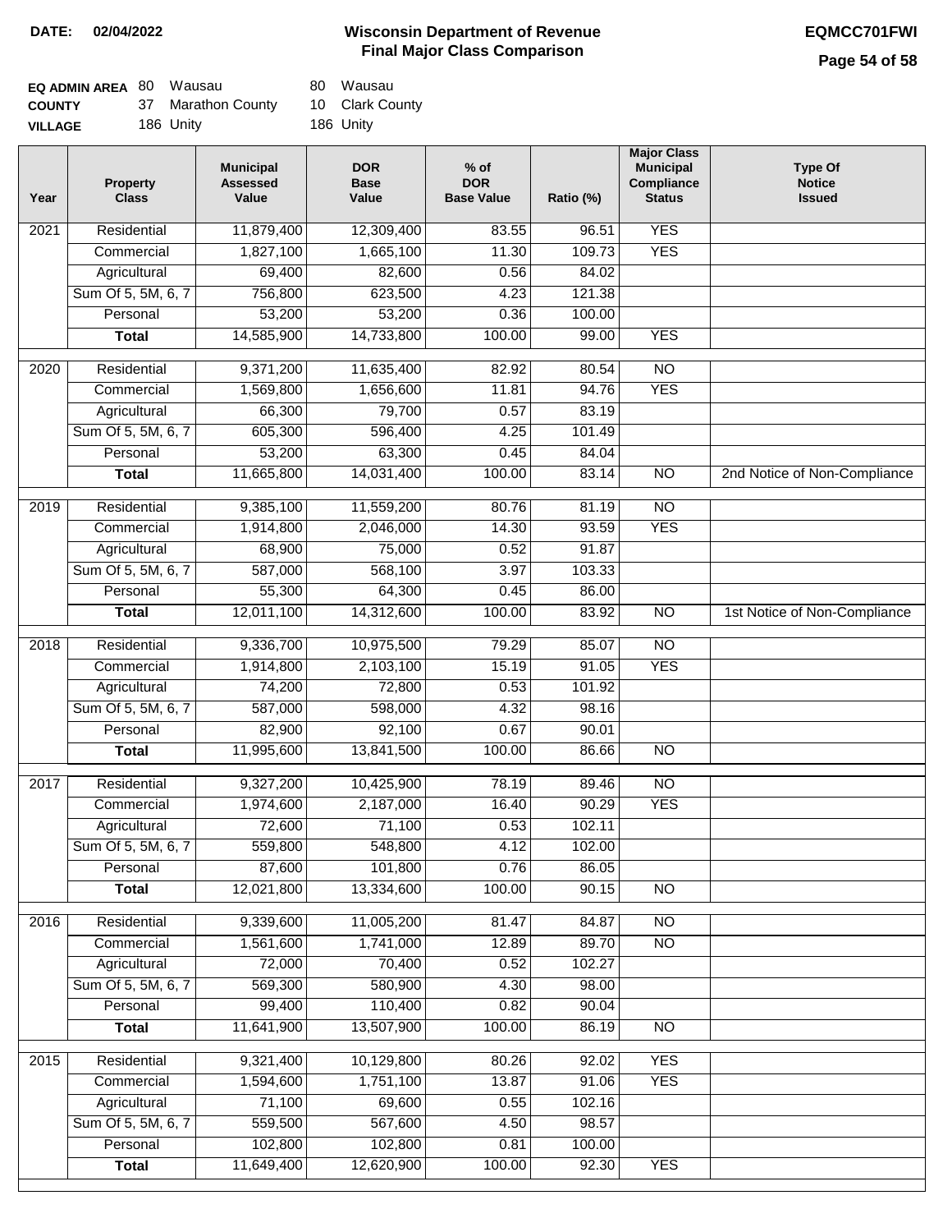**DATE: 02/04/2022**

# Wisconsin Department of Revenue
## Final Major Class Comparison

**EQMCC701FWI**

| | | | | |
|---|---|---|---|---|
| **EQ ADMIN AREA** | 80 | Wausau | 80 | Wausau |
| **COUNTY** | 37 | Marathon County | 10 | Clark County |
| **VILLAGE** | 186 | Unity | 186 | Unity |

| Year | Property Class | Municipal Assessed Value | DOR Base Value | % of DOR Base Value | Ratio (%) | Major Class Municipal Compliance Status | Type Of Notice Issued |
|---|---|---|---|---|---|---|---|
| 2021 | Residential | 11,879,400 | 12,309,400 | 83.55 | 96.51 | YES | |
| | Commercial | 1,827,100 | 1,665,100 | 11.30 | 109.73 | YES | |
| | Agricultural | 69,400 | 82,600 | 0.56 | 84.02 | | |
| | Sum Of 5, 5M, 6, 7 | 756,800 | 623,500 | 4.23 | 121.38 | | |
| | Personal | 53,200 | 53,200 | 0.36 | 100.00 | | |
| | **Total** | 14,585,900 | 14,733,800 | 100.00 | 99.00 | YES | |
| 2020 | Residential | 9,371,200 | 11,635,400 | 82.92 | 80.54 | NO | |
| | Commercial | 1,569,800 | 1,656,600 | 11.81 | 94.76 | YES | |
| | Agricultural | 66,300 | 79,700 | 0.57 | 83.19 | | |
| | Sum Of 5, 5M, 6, 7 | 605,300 | 596,400 | 4.25 | 101.49 | | |
| | Personal | 53,200 | 63,300 | 0.45 | 84.04 | | |
| | **Total** | 11,665,800 | 14,031,400 | 100.00 | 83.14 | NO | 2nd Notice of Non-Compliance |
| 2019 | Residential | 9,385,100 | 11,559,200 | 80.76 | 81.19 | NO | |
| | Commercial | 1,914,800 | 2,046,000 | 14.30 | 93.59 | YES | |
| | Agricultural | 68,900 | 75,000 | 0.52 | 91.87 | | |
| | Sum Of 5, 5M, 6, 7 | 587,000 | 568,100 | 3.97 | 103.33 | | |
| | Personal | 55,300 | 64,300 | 0.45 | 86.00 | | |
| | **Total** | 12,011,100 | 14,312,600 | 100.00 | 83.92 | NO | 1st Notice of Non-Compliance |
| 2018 | Residential | 9,336,700 | 10,975,500 | 79.29 | 85.07 | NO | |
| | Commercial | 1,914,800 | 2,103,100 | 15.19 | 91.05 | YES | |
| | Agricultural | 74,200 | 72,800 | 0.53 | 101.92 | | |
| | Sum Of 5, 5M, 6, 7 | 587,000 | 598,000 | 4.32 | 98.16 | | |
| | Personal | 82,900 | 92,100 | 0.67 | 90.01 | | |
| | **Total** | 11,995,600 | 13,841,500 | 100.00 | 86.66 | NO | |
| 2017 | Residential | 9,327,200 | 10,425,900 | 78.19 | 89.46 | NO | |
| | Commercial | 1,974,600 | 2,187,000 | 16.40 | 90.29 | YES | |
| | Agricultural | 72,600 | 71,100 | 0.53 | 102.11 | | |
| | Sum Of 5, 5M, 6, 7 | 559,800 | 548,800 | 4.12 | 102.00 | | |
| | Personal | 87,600 | 101,800 | 0.76 | 86.05 | | |
| | **Total** | 12,021,800 | 13,334,600 | 100.00 | 90.15 | NO | |
| 2016 | Residential | 9,339,600 | 11,005,200 | 81.47 | 84.87 | NO | |
| | Commercial | 1,561,600 | 1,741,000 | 12.89 | 89.70 | NO | |
| | Agricultural | 72,000 | 70,400 | 0.52 | 102.27 | | |
| | Sum Of 5, 5M, 6, 7 | 569,300 | 580,900 | 4.30 | 98.00 | | |
| | Personal | 99,400 | 110,400 | 0.82 | 90.04 | | |
| | **Total** | 11,641,900 | 13,507,900 | 100.00 | 86.19 | NO | |
| 2015 | Residential | 9,321,400 | 10,129,800 | 80.26 | 92.02 | YES | |
| | Commercial | 1,594,600 | 1,751,100 | 13.87 | 91.06 | YES | |
| | Agricultural | 71,100 | 69,600 | 0.55 | 102.16 | | |
| | Sum Of 5, 5M, 6, 7 | 559,500 | 567,600 | 4.50 | 98.57 | | |
| | Personal | 102,800 | 102,800 | 0.81 | 100.00 | | |
| | **Total** | 11,649,400 | 12,620,900 | 100.00 | 92.30 | YES | |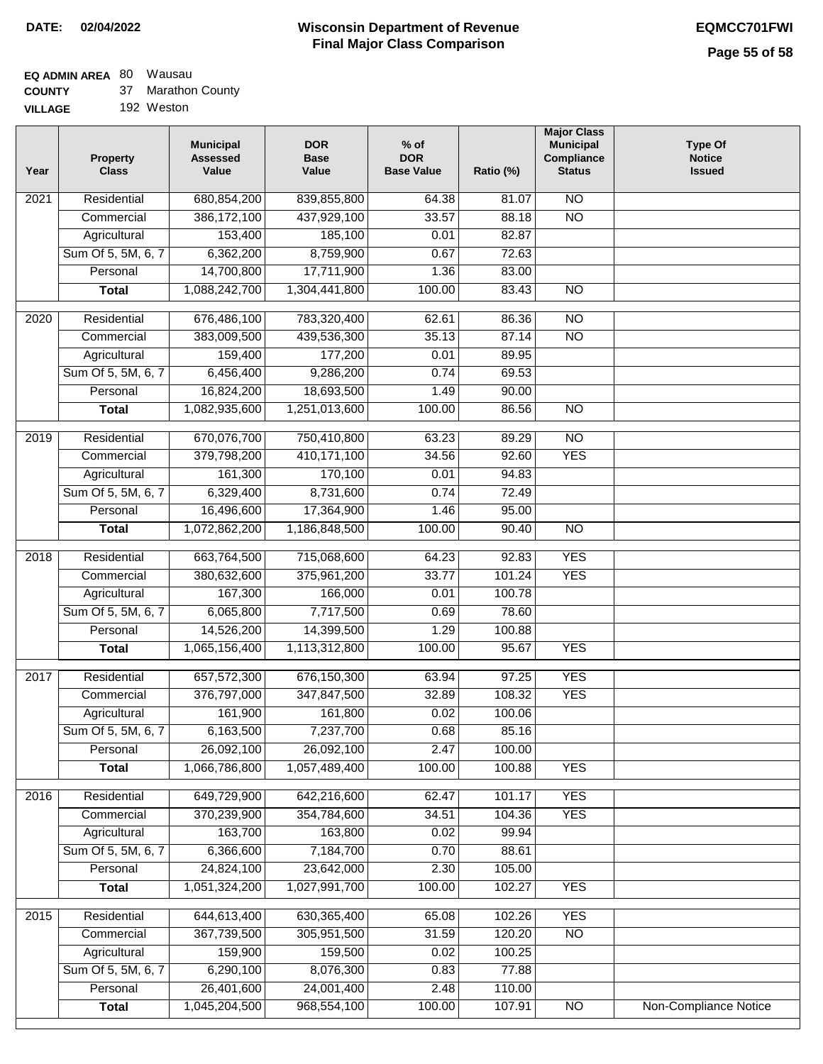**DATE: 02/04/2022**

# Wisconsin Department of Revenue
## Final Major Class Comparison

**EQMCC701FWI**

**EQ ADMIN AREA** 80 Wausau
**COUNTY** 37 Marathon County
**VILLAGE** 192 Weston

| Year | Property Class | Municipal Assessed Value | DOR Base Value | % of DOR Base Value | Ratio (%) | Major Class Municipal Compliance Status | Type Of Notice Issued |
|---|---|---|---|---|---|---|---|
| 2021 | Residential | 680,854,200 | 839,855,800 | 64.38 | 81.07 | NO | |
| | Commercial | 386,172,100 | 437,929,100 | 33.57 | 88.18 | NO | |
| | Agricultural | 153,400 | 185,100 | 0.01 | 82.87 | | |
| | Sum Of 5, 5M, 6, 7 | 6,362,200 | 8,759,900 | 0.67 | 72.63 | | |
| | Personal | 14,700,800 | 17,711,900 | 1.36 | 83.00 | | |
| | **Total** | 1,088,242,700 | 1,304,441,800 | 100.00 | 83.43 | NO | |
| 2020 | Residential | 676,486,100 | 783,320,400 | 62.61 | 86.36 | NO | |
| | Commercial | 383,009,500 | 439,536,300 | 35.13 | 87.14 | NO | |
| | Agricultural | 159,400 | 177,200 | 0.01 | 89.95 | | |
| | Sum Of 5, 5M, 6, 7 | 6,456,400 | 9,286,200 | 0.74 | 69.53 | | |
| | Personal | 16,824,200 | 18,693,500 | 1.49 | 90.00 | | |
| | **Total** | 1,082,935,600 | 1,251,013,600 | 100.00 | 86.56 | NO | |
| 2019 | Residential | 670,076,700 | 750,410,800 | 63.23 | 89.29 | NO | |
| | Commercial | 379,798,200 | 410,171,100 | 34.56 | 92.60 | YES | |
| | Agricultural | 161,300 | 170,100 | 0.01 | 94.83 | | |
| | Sum Of 5, 5M, 6, 7 | 6,329,400 | 8,731,600 | 0.74 | 72.49 | | |
| | Personal | 16,496,600 | 17,364,900 | 1.46 | 95.00 | | |
| | **Total** | 1,072,862,200 | 1,186,848,500 | 100.00 | 90.40 | NO | |
| 2018 | Residential | 663,764,500 | 715,068,600 | 64.23 | 92.83 | YES | |
| | Commercial | 380,632,600 | 375,961,200 | 33.77 | 101.24 | YES | |
| | Agricultural | 167,300 | 166,000 | 0.01 | 100.78 | | |
| | Sum Of 5, 5M, 6, 7 | 6,065,800 | 7,717,500 | 0.69 | 78.60 | | |
| | Personal | 14,526,200 | 14,399,500 | 1.29 | 100.88 | | |
| | **Total** | 1,065,156,400 | 1,113,312,800 | 100.00 | 95.67 | YES | |
| 2017 | Residential | 657,572,300 | 676,150,300 | 63.94 | 97.25 | YES | |
| | Commercial | 376,797,000 | 347,847,500 | 32.89 | 108.32 | YES | |
| | Agricultural | 161,900 | 161,800 | 0.02 | 100.06 | | |
| | Sum Of 5, 5M, 6, 7 | 6,163,500 | 7,237,700 | 0.68 | 85.16 | | |
| | Personal | 26,092,100 | 26,092,100 | 2.47 | 100.00 | | |
| | **Total** | 1,066,786,800 | 1,057,489,400 | 100.00 | 100.88 | YES | |
| 2016 | Residential | 649,729,900 | 642,216,600 | 62.47 | 101.17 | YES | |
| | Commercial | 370,239,900 | 354,784,600 | 34.51 | 104.36 | YES | |
| | Agricultural | 163,700 | 163,800 | 0.02 | 99.94 | | |
| | Sum Of 5, 5M, 6, 7 | 6,366,600 | 7,184,700 | 0.70 | 88.61 | | |
| | Personal | 24,824,100 | 23,642,000 | 2.30 | 105.00 | | |
| | **Total** | 1,051,324,200 | 1,027,991,700 | 100.00 | 102.27 | YES | |
| 2015 | Residential | 644,613,400 | 630,365,400 | 65.08 | 102.26 | YES | |
| | Commercial | 367,739,500 | 305,951,500 | 31.59 | 120.20 | NO | |
| | Agricultural | 159,900 | 159,500 | 0.02 | 100.25 | | |
| | Sum Of 5, 5M, 6, 7 | 6,290,100 | 8,076,300 | 0.83 | 77.88 | | |
| | Personal | 26,401,600 | 24,001,400 | 2.48 | 110.00 | | |
| | **Total** | 1,045,204,500 | 968,554,100 | 100.00 | 107.91 | NO | Non-Compliance Notice |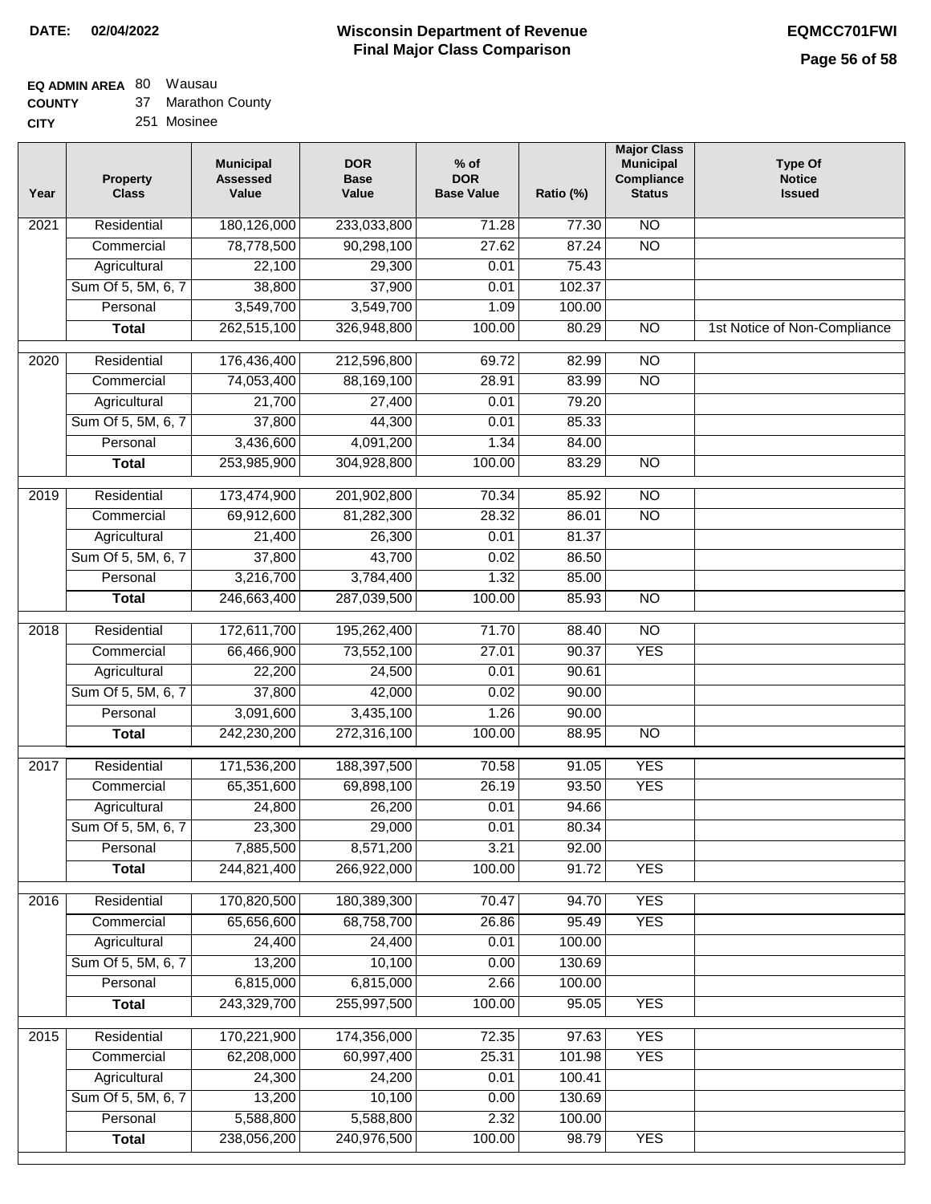**DATE: 02/04/2022**

# Wisconsin Department of Revenue
## Final Major Class Comparison

**EQMCC701FWI**

**EQ ADMIN AREA** 80 Wausau
**COUNTY** 37 Marathon County
**CITY** 251 Mosinee

| Year | Property Class | Municipal Assessed Value | DOR Base Value | % of DOR Base Value | Ratio (%) | Major Class Municipal Compliance Status | Type Of Notice Issued |
|---|---|---|---|---|---|---|---|
| 2021 | Residential | 180,126,000 | 233,033,800 | 71.28 | 77.30 | NO | |
| | Commercial | 78,778,500 | 90,298,100 | 27.62 | 87.24 | NO | |
| | Agricultural | 22,100 | 29,300 | 0.01 | 75.43 | | |
| | Sum Of 5, 5M, 6, 7 | 38,800 | 37,900 | 0.01 | 102.37 | | |
| | Personal | 3,549,700 | 3,549,700 | 1.09 | 100.00 | | |
| | **Total** | 262,515,100 | 326,948,800 | 100.00 | 80.29 | NO | 1st Notice of Non-Compliance |
| 2020 | Residential | 176,436,400 | 212,596,800 | 69.72 | 82.99 | NO | |
| | Commercial | 74,053,400 | 88,169,100 | 28.91 | 83.99 | NO | |
| | Agricultural | 21,700 | 27,400 | 0.01 | 79.20 | | |
| | Sum Of 5, 5M, 6, 7 | 37,800 | 44,300 | 0.01 | 85.33 | | |
| | Personal | 3,436,600 | 4,091,200 | 1.34 | 84.00 | | |
| | **Total** | 253,985,900 | 304,928,800 | 100.00 | 83.29 | NO | |
| 2019 | Residential | 173,474,900 | 201,902,800 | 70.34 | 85.92 | NO | |
| | Commercial | 69,912,600 | 81,282,300 | 28.32 | 86.01 | NO | |
| | Agricultural | 21,400 | 26,300 | 0.01 | 81.37 | | |
| | Sum Of 5, 5M, 6, 7 | 37,800 | 43,700 | 0.02 | 86.50 | | |
| | Personal | 3,216,700 | 3,784,400 | 1.32 | 85.00 | | |
| | **Total** | 246,663,400 | 287,039,500 | 100.00 | 85.93 | NO | |
| 2018 | Residential | 172,611,700 | 195,262,400 | 71.70 | 88.40 | NO | |
| | Commercial | 66,466,900 | 73,552,100 | 27.01 | 90.37 | YES | |
| | Agricultural | 22,200 | 24,500 | 0.01 | 90.61 | | |
| | Sum Of 5, 5M, 6, 7 | 37,800 | 42,000 | 0.02 | 90.00 | | |
| | Personal | 3,091,600 | 3,435,100 | 1.26 | 90.00 | | |
| | **Total** | 242,230,200 | 272,316,100 | 100.00 | 88.95 | NO | |
| 2017 | Residential | 171,536,200 | 188,397,500 | 70.58 | 91.05 | YES | |
| | Commercial | 65,351,600 | 69,898,100 | 26.19 | 93.50 | YES | |
| | Agricultural | 24,800 | 26,200 | 0.01 | 94.66 | | |
| | Sum Of 5, 5M, 6, 7 | 23,300 | 29,000 | 0.01 | 80.34 | | |
| | Personal | 7,885,500 | 8,571,200 | 3.21 | 92.00 | | |
| | **Total** | 244,821,400 | 266,922,000 | 100.00 | 91.72 | YES | |
| 2016 | Residential | 170,820,500 | 180,389,300 | 70.47 | 94.70 | YES | |
| | Commercial | 65,656,600 | 68,758,700 | 26.86 | 95.49 | YES | |
| | Agricultural | 24,400 | 24,400 | 0.01 | 100.00 | | |
| | Sum Of 5, 5M, 6, 7 | 13,200 | 10,100 | 0.00 | 130.69 | | |
| | Personal | 6,815,000 | 6,815,000 | 2.66 | 100.00 | | |
| | **Total** | 243,329,700 | 255,997,500 | 100.00 | 95.05 | YES | |
| 2015 | Residential | 170,221,900 | 174,356,000 | 72.35 | 97.63 | YES | |
| | Commercial | 62,208,000 | 60,997,400 | 25.31 | 101.98 | YES | |
| | Agricultural | 24,300 | 24,200 | 0.01 | 100.41 | | |
| | Sum Of 5, 5M, 6, 7 | 13,200 | 10,100 | 0.00 | 130.69 | | |
| | Personal | 5,588,800 | 5,588,800 | 2.32 | 100.00 | | |
| | **Total** | 238,056,200 | 240,976,500 | 100.00 | 98.79 | YES | |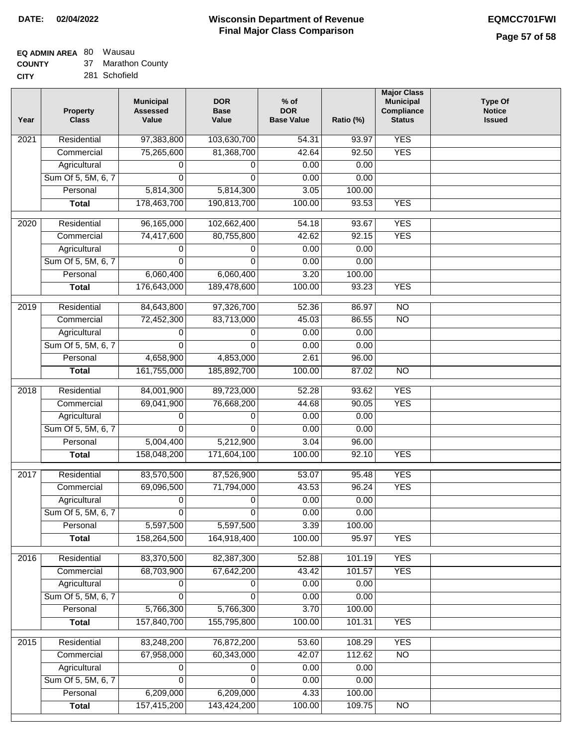**DATE: 02/04/2022**

# Wisconsin Department of Revenue
## Final Major Class Comparison

**EQMCC701FWI**

**EQ ADMIN AREA** 80 Wausau
**COUNTY** 37 Marathon County
**CITY** 281 Schofield

| Year | Property Class | Municipal Assessed Value | DOR Base Value | % of DOR Base Value | Ratio (%) | Major Class Municipal Compliance Status | Type Of Notice Issued |
|---|---|---|---|---|---|---|---|
| 2021 | Residential | 97,383,800 | 103,630,700 | 54.31 | 93.97 | YES | |
| | Commercial | 75,265,600 | 81,368,700 | 42.64 | 92.50 | YES | |
| | Agricultural | 0 | 0 | 0.00 | 0.00 | | |
| | Sum Of 5, 5M, 6, 7 | 0 | 0 | 0.00 | 0.00 | | |
| | Personal | 5,814,300 | 5,814,300 | 3.05 | 100.00 | | |
| | **Total** | 178,463,700 | 190,813,700 | 100.00 | 93.53 | YES | |
| 2020 | Residential | 96,165,000 | 102,662,400 | 54.18 | 93.67 | YES | |
| | Commercial | 74,417,600 | 80,755,800 | 42.62 | 92.15 | YES | |
| | Agricultural | 0 | 0 | 0.00 | 0.00 | | |
| | Sum Of 5, 5M, 6, 7 | 0 | 0 | 0.00 | 0.00 | | |
| | Personal | 6,060,400 | 6,060,400 | 3.20 | 100.00 | | |
| | **Total** | 176,643,000 | 189,478,600 | 100.00 | 93.23 | YES | |
| 2019 | Residential | 84,643,800 | 97,326,700 | 52.36 | 86.97 | NO | |
| | Commercial | 72,452,300 | 83,713,000 | 45.03 | 86.55 | NO | |
| | Agricultural | 0 | 0 | 0.00 | 0.00 | | |
| | Sum Of 5, 5M, 6, 7 | 0 | 0 | 0.00 | 0.00 | | |
| | Personal | 4,658,900 | 4,853,000 | 2.61 | 96.00 | | |
| | **Total** | 161,755,000 | 185,892,700 | 100.00 | 87.02 | NO | |
| 2018 | Residential | 84,001,900 | 89,723,000 | 52.28 | 93.62 | YES | |
| | Commercial | 69,041,900 | 76,668,200 | 44.68 | 90.05 | YES | |
| | Agricultural | 0 | 0 | 0.00 | 0.00 | | |
| | Sum Of 5, 5M, 6, 7 | 0 | 0 | 0.00 | 0.00 | | |
| | Personal | 5,004,400 | 5,212,900 | 3.04 | 96.00 | | |
| | **Total** | 158,048,200 | 171,604,100 | 100.00 | 92.10 | YES | |
| 2017 | Residential | 83,570,500 | 87,526,900 | 53.07 | 95.48 | YES | |
| | Commercial | 69,096,500 | 71,794,000 | 43.53 | 96.24 | YES | |
| | Agricultural | 0 | 0 | 0.00 | 0.00 | | |
| | Sum Of 5, 5M, 6, 7 | 0 | 0 | 0.00 | 0.00 | | |
| | Personal | 5,597,500 | 5,597,500 | 3.39 | 100.00 | | |
| | **Total** | 158,264,500 | 164,918,400 | 100.00 | 95.97 | YES | |
| 2016 | Residential | 83,370,500 | 82,387,300 | 52.88 | 101.19 | YES | |
| | Commercial | 68,703,900 | 67,642,200 | 43.42 | 101.57 | YES | |
| | Agricultural | 0 | 0 | 0.00 | 0.00 | | |
| | Sum Of 5, 5M, 6, 7 | 0 | 0 | 0.00 | 0.00 | | |
| | Personal | 5,766,300 | 5,766,300 | 3.70 | 100.00 | | |
| | **Total** | 157,840,700 | 155,795,800 | 100.00 | 101.31 | YES | |
| 2015 | Residential | 83,248,200 | 76,872,200 | 53.60 | 108.29 | YES | |
| | Commercial | 67,958,000 | 60,343,000 | 42.07 | 112.62 | NO | |
| | Agricultural | 0 | 0 | 0.00 | 0.00 | | |
| | Sum Of 5, 5M, 6, 7 | 0 | 0 | 0.00 | 0.00 | | |
| | Personal | 6,209,000 | 6,209,000 | 4.33 | 100.00 | | |
| | **Total** | 157,415,200 | 143,424,200 | 100.00 | 109.75 | NO | |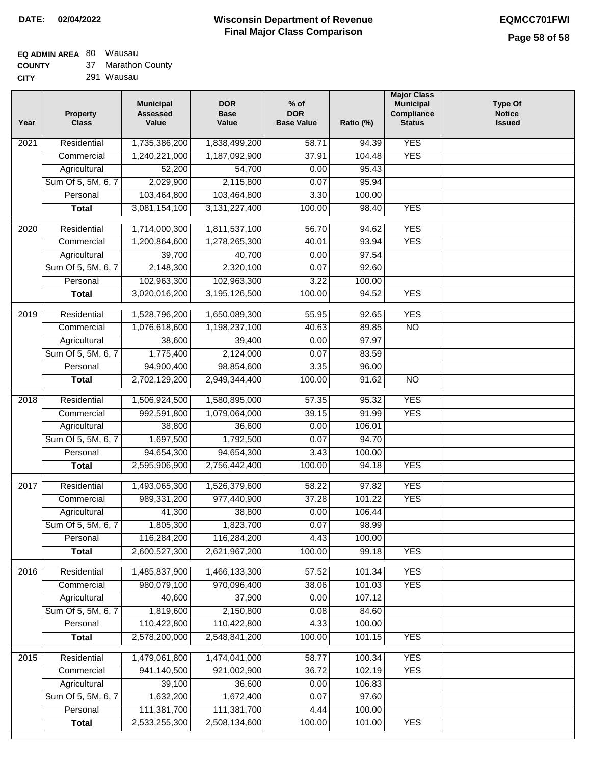**DATE: 02/04/2022**

# Wisconsin Department of Revenue
## Final Major Class Comparison

**EQMCC701FWI**

**EQ ADMIN AREA** 80 Wausau
**COUNTY** 37 Marathon County
**CITY** 291 Wausau

| Year | Property Class | Municipal Assessed Value | DOR Base Value | % of DOR Base Value | Ratio (%) | Major Class Municipal Compliance Status | Type Of Notice Issued |
|---|---|---|---|---|---|---|---|
| 2021 | Residential | 1,735,386,200 | 1,838,499,200 | 58.71 | 94.39 | YES | |
| | Commercial | 1,240,221,000 | 1,187,092,900 | 37.91 | 104.48 | YES | |
| | Agricultural | 52,200 | 54,700 | 0.00 | 95.43 | | |
| | Sum Of 5, 5M, 6, 7 | 2,029,900 | 2,115,800 | 0.07 | 95.94 | | |
| | Personal | 103,464,800 | 103,464,800 | 3.30 | 100.00 | | |
| | **Total** | 3,081,154,100 | 3,131,227,400 | 100.00 | 98.40 | YES | |
| 2020 | Residential | 1,714,000,300 | 1,811,537,100 | 56.70 | 94.62 | YES | |
| | Commercial | 1,200,864,600 | 1,278,265,300 | 40.01 | 93.94 | YES | |
| | Agricultural | 39,700 | 40,700 | 0.00 | 97.54 | | |
| | Sum Of 5, 5M, 6, 7 | 2,148,300 | 2,320,100 | 0.07 | 92.60 | | |
| | Personal | 102,963,300 | 102,963,300 | 3.22 | 100.00 | | |
| | **Total** | 3,020,016,200 | 3,195,126,500 | 100.00 | 94.52 | YES | |
| 2019 | Residential | 1,528,796,200 | 1,650,089,300 | 55.95 | 92.65 | YES | |
| | Commercial | 1,076,618,600 | 1,198,237,100 | 40.63 | 89.85 | NO | |
| | Agricultural | 38,600 | 39,400 | 0.00 | 97.97 | | |
| | Sum Of 5, 5M, 6, 7 | 1,775,400 | 2,124,000 | 0.07 | 83.59 | | |
| | Personal | 94,900,400 | 98,854,600 | 3.35 | 96.00 | | |
| | **Total** | 2,702,129,200 | 2,949,344,400 | 100.00 | 91.62 | NO | |
| 2018 | Residential | 1,506,924,500 | 1,580,895,000 | 57.35 | 95.32 | YES | |
| | Commercial | 992,591,800 | 1,079,064,000 | 39.15 | 91.99 | YES | |
| | Agricultural | 38,800 | 36,600 | 0.00 | 106.01 | | |
| | Sum Of 5, 5M, 6, 7 | 1,697,500 | 1,792,500 | 0.07 | 94.70 | | |
| | Personal | 94,654,300 | 94,654,300 | 3.43 | 100.00 | | |
| | **Total** | 2,595,906,900 | 2,756,442,400 | 100.00 | 94.18 | YES | |
| 2017 | Residential | 1,493,065,300 | 1,526,379,600 | 58.22 | 97.82 | YES | |
| | Commercial | 989,331,200 | 977,440,900 | 37.28 | 101.22 | YES | |
| | Agricultural | 41,300 | 38,800 | 0.00 | 106.44 | | |
| | Sum Of 5, 5M, 6, 7 | 1,805,300 | 1,823,700 | 0.07 | 98.99 | | |
| | Personal | 116,284,200 | 116,284,200 | 4.43 | 100.00 | | |
| | **Total** | 2,600,527,300 | 2,621,967,200 | 100.00 | 99.18 | YES | |
| 2016 | Residential | 1,485,837,900 | 1,466,133,300 | 57.52 | 101.34 | YES | |
| | Commercial | 980,079,100 | 970,096,400 | 38.06 | 101.03 | YES | |
| | Agricultural | 40,600 | 37,900 | 0.00 | 107.12 | | |
| | Sum Of 5, 5M, 6, 7 | 1,819,600 | 2,150,800 | 0.08 | 84.60 | | |
| | Personal | 110,422,800 | 110,422,800 | 4.33 | 100.00 | | |
| | **Total** | 2,578,200,000 | 2,548,841,200 | 100.00 | 101.15 | YES | |
| 2015 | Residential | 1,479,061,800 | 1,474,041,000 | 58.77 | 100.34 | YES | |
| | Commercial | 941,140,500 | 921,002,900 | 36.72 | 102.19 | YES | |
| | Agricultural | 39,100 | 36,600 | 0.00 | 106.83 | | |
| | Sum Of 5, 5M, 6, 7 | 1,632,200 | 1,672,400 | 0.07 | 97.60 | | |
| | Personal | 111,381,700 | 111,381,700 | 4.44 | 100.00 | | |
| | **Total** | 2,533,255,300 | 2,508,134,600 | 100.00 | 101.00 | YES | |